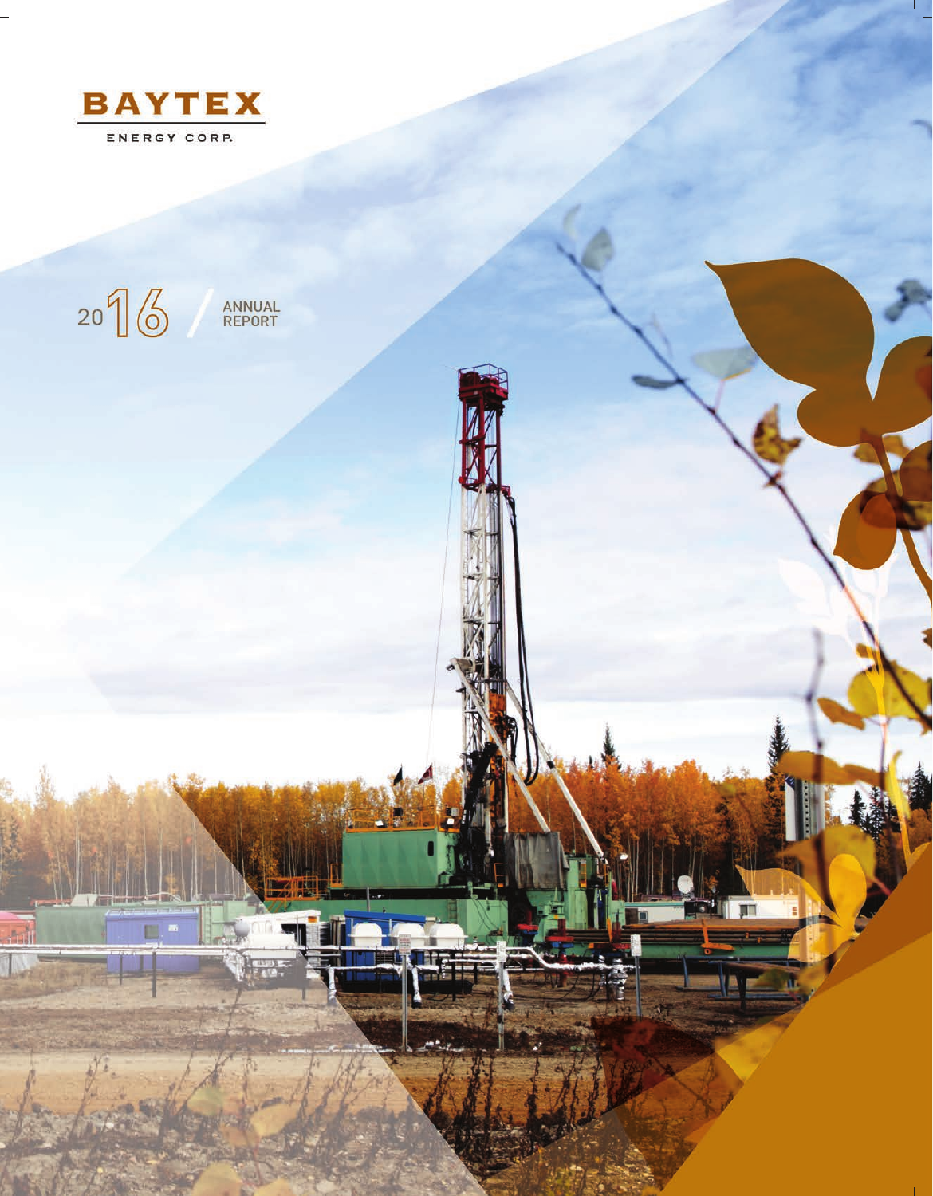# BAYTEX

ENERGY CORP.

2016 / ANNUAL REPORT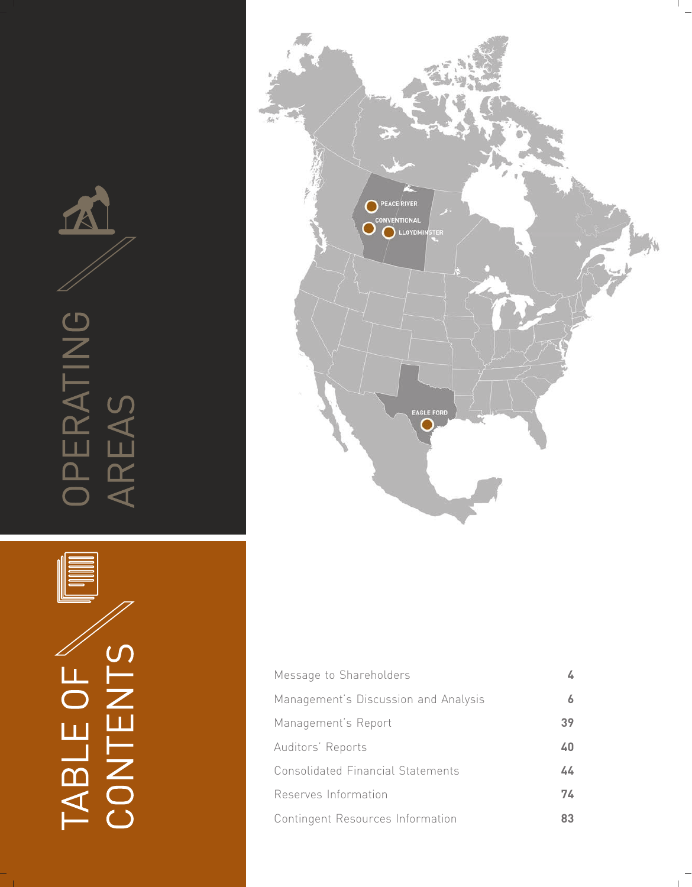# OPERATING AREAS

PEACE RIVER

CONVENTIONAL

LLOYDMINSTER

EAGLE FORD

# TABLE OF CONTENTS

| Section | Page |
|---|---|
| Message to Shareholders | 4 |
| Management's Discussion and Analysis | 6 |
| Management's Report | 39 |
| Auditors' Reports | 40 |
| Consolidated Financial Statements | 44 |
| Reserves Information | 74 |
| Contingent Resources Information | 83 |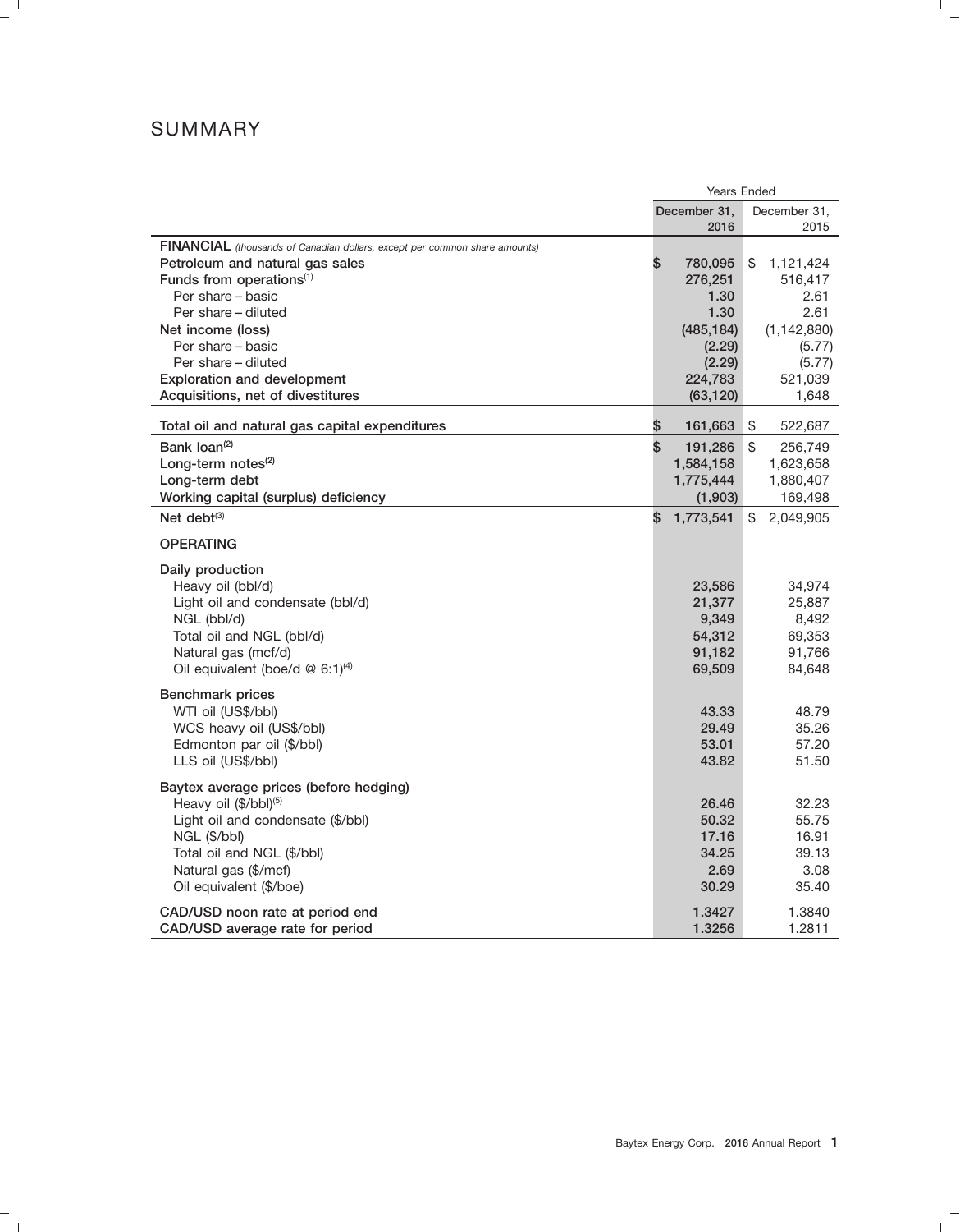# SUMMARY

| | Years Ended | |
|---|---|---|
| | December 31, 2016 | December 31, 2015 |
| **FINANCIAL** *(thousands of Canadian dollars, except per common share amounts)* | | |
| Petroleum and natural gas sales | $ 780,095 | $ 1,121,424 |
| Funds from operations[1] | 276,251 | 516,417 |
| Per share – basic | 1.30 | 2.61 |
| Per share – diluted | 1.30 | 2.61 |
| Net income (loss) | (485,184) | (1,142,880) |
| Per share – basic | (2.29) | (5.77) |
| Per share – diluted | (2.29) | (5.77) |
| Exploration and development | 224,783 | 521,039 |
| Acquisitions, net of divestitures | (63,120) | 1,648 |
| Total oil and natural gas capital expenditures | $ 161,663 | $ 522,687 |
| Bank loan[2] | $ 191,286 | $ 256,749 |
| Long-term notes[2] | 1,584,158 | 1,623,658 |
| Long-term debt | 1,775,444 | 1,880,407 |
| Working capital (surplus) deficiency | (1,903) | 169,498 |
| Net debt[3] | $ 1,773,541 | $ 2,049,905 |
| **OPERATING** | | |
| Daily production | | |
| Heavy oil (bbl/d) | 23,586 | 34,974 |
| Light oil and condensate (bbl/d) | 21,377 | 25,887 |
| NGL (bbl/d) | 9,349 | 8,492 |
| Total oil and NGL (bbl/d) | 54,312 | 69,353 |
| Natural gas (mcf/d) | 91,182 | 91,766 |
| Oil equivalent (boe/d @ 6:1)[4] | 69,509 | 84,648 |
| Benchmark prices | | |
| WTI oil (US$/bbl) | 43.33 | 48.79 |
| WCS heavy oil (US$/bbl) | 29.49 | 35.26 |
| Edmonton par oil ($/bbl) | 53.01 | 57.20 |
| LLS oil (US$/bbl) | 43.82 | 51.50 |
| Baytex average prices (before hedging) | | |
| Heavy oil ($/bbl)[5] | 26.46 | 32.23 |
| Light oil and condensate ($/bbl) | 50.32 | 55.75 |
| NGL ($/bbl) | 17.16 | 16.91 |
| Total oil and NGL ($/bbl) | 34.25 | 39.13 |
| Natural gas ($/mcf) | 2.69 | 3.08 |
| Oil equivalent ($/boe) | 30.29 | 35.40 |
| CAD/USD noon rate at period end | 1.3427 | 1.3840 |
| CAD/USD average rate for period | 1.3256 | 1.2811 |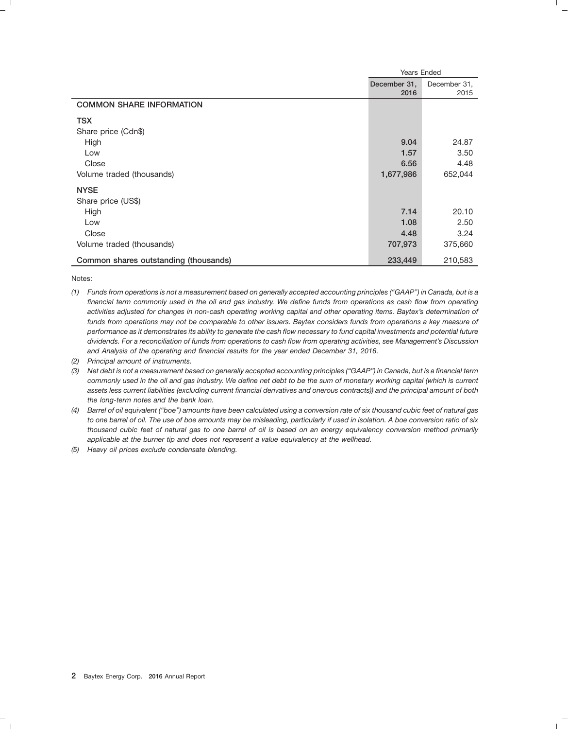| | Years Ended | |
|---|---|---|
| | **December 31, 2016** | December 31, 2015 |
| **COMMON SHARE INFORMATION** | | |
| **TSX** | | |
| Share price (Cdn$) | | |
| High | **9.04** | 24.87 |
| Low | **1.57** | 3.50 |
| Close | **6.56** | 4.48 |
| Volume traded (thousands) | **1,677,986** | 652,044 |
| **NYSE** | | |
| Share price (US$) | | |
| High | **7.14** | 20.10 |
| Low | **1.08** | 2.50 |
| Close | **4.48** | 3.24 |
| Volume traded (thousands) | **707,973** | 375,660 |
| **Common shares outstanding (thousands)** | **233,449** | 210,583 |

Notes:

*(1) Funds from operations is not a measurement based on generally accepted accounting principles ("GAAP") in Canada, but is a financial term commonly used in the oil and gas industry. We define funds from operations as cash flow from operating activities adjusted for changes in non-cash operating working capital and other operating items. Baytex's determination of funds from operations may not be comparable to other issuers. Baytex considers funds from operations a key measure of performance as it demonstrates its ability to generate the cash flow necessary to fund capital investments and potential future dividends. For a reconciliation of funds from operations to cash flow from operating activities, see Management's Discussion and Analysis of the operating and financial results for the year ended December 31, 2016.*

*(2) Principal amount of instruments.*

*(3) Net debt is not a measurement based on generally accepted accounting principles ("GAAP") in Canada, but is a financial term commonly used in the oil and gas industry. We define net debt to be the sum of monetary working capital (which is current assets less current liabilities (excluding current financial derivatives and onerous contracts)) and the principal amount of both the long-term notes and the bank loan.*

*(4) Barrel of oil equivalent ("boe") amounts have been calculated using a conversion rate of six thousand cubic feet of natural gas to one barrel of oil. The use of boe amounts may be misleading, particularly if used in isolation. A boe conversion ratio of six thousand cubic feet of natural gas to one barrel of oil is based on an energy equivalency conversion method primarily applicable at the burner tip and does not represent a value equivalency at the wellhead.*

*(5) Heavy oil prices exclude condensate blending.*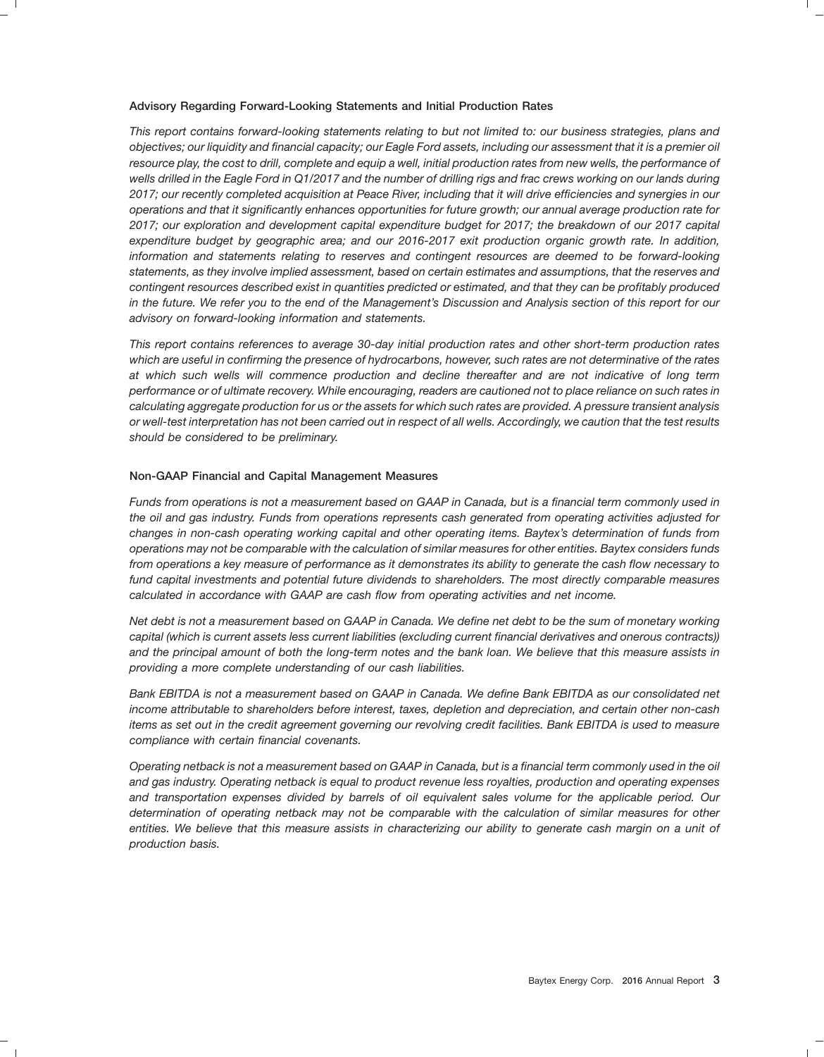### Advisory Regarding Forward-Looking Statements and Initial Production Rates

*This report contains forward-looking statements relating to but not limited to: our business strategies, plans and objectives; our liquidity and financial capacity; our Eagle Ford assets, including our assessment that it is a premier oil resource play, the cost to drill, complete and equip a well, initial production rates from new wells, the performance of wells drilled in the Eagle Ford in Q1/2017 and the number of drilling rigs and frac crews working on our lands during 2017; our recently completed acquisition at Peace River, including that it will drive efficiencies and synergies in our operations and that it significantly enhances opportunities for future growth; our annual average production rate for 2017; our exploration and development capital expenditure budget for 2017; the breakdown of our 2017 capital expenditure budget by geographic area; and our 2016-2017 exit production organic growth rate. In addition, information and statements relating to reserves and contingent resources are deemed to be forward-looking statements, as they involve implied assessment, based on certain estimates and assumptions, that the reserves and contingent resources described exist in quantities predicted or estimated, and that they can be profitably produced in the future. We refer you to the end of the Management's Discussion and Analysis section of this report for our advisory on forward-looking information and statements.*

*This report contains references to average 30-day initial production rates and other short-term production rates which are useful in confirming the presence of hydrocarbons, however, such rates are not determinative of the rates at which such wells will commence production and decline thereafter and are not indicative of long term performance or of ultimate recovery. While encouraging, readers are cautioned not to place reliance on such rates in calculating aggregate production for us or the assets for which such rates are provided. A pressure transient analysis or well-test interpretation has not been carried out in respect of all wells. Accordingly, we caution that the test results should be considered to be preliminary.*

### Non-GAAP Financial and Capital Management Measures

*Funds from operations is not a measurement based on GAAP in Canada, but is a financial term commonly used in the oil and gas industry. Funds from operations represents cash generated from operating activities adjusted for changes in non-cash operating working capital and other operating items. Baytex's determination of funds from operations may not be comparable with the calculation of similar measures for other entities. Baytex considers funds from operations a key measure of performance as it demonstrates its ability to generate the cash flow necessary to fund capital investments and potential future dividends to shareholders. The most directly comparable measures calculated in accordance with GAAP are cash flow from operating activities and net income.*

*Net debt is not a measurement based on GAAP in Canada. We define net debt to be the sum of monetary working capital (which is current assets less current liabilities (excluding current financial derivatives and onerous contracts)) and the principal amount of both the long-term notes and the bank loan. We believe that this measure assists in providing a more complete understanding of our cash liabilities.*

*Bank EBITDA is not a measurement based on GAAP in Canada. We define Bank EBITDA as our consolidated net income attributable to shareholders before interest, taxes, depletion and depreciation, and certain other non-cash items as set out in the credit agreement governing our revolving credit facilities. Bank EBITDA is used to measure compliance with certain financial covenants.*

*Operating netback is not a measurement based on GAAP in Canada, but is a financial term commonly used in the oil and gas industry. Operating netback is equal to product revenue less royalties, production and operating expenses and transportation expenses divided by barrels of oil equivalent sales volume for the applicable period. Our determination of operating netback may not be comparable with the calculation of similar measures for other entities. We believe that this measure assists in characterizing our ability to generate cash margin on a unit of production basis.*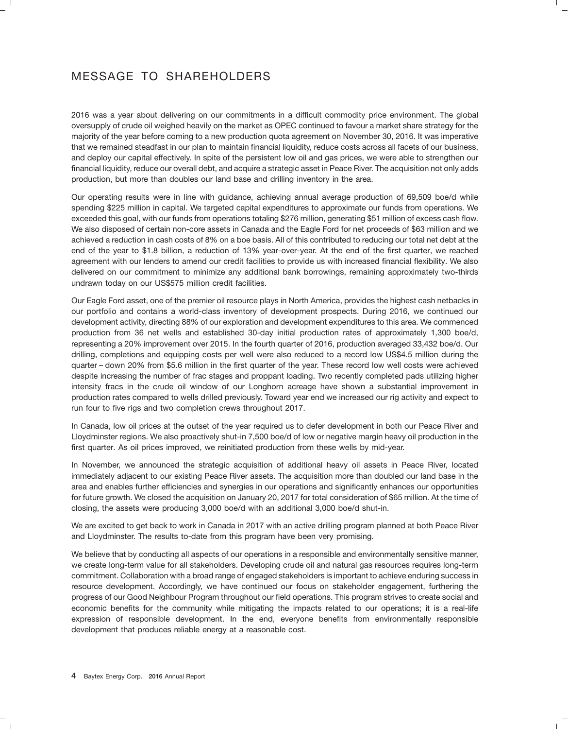# MESSAGE TO SHAREHOLDERS

2016 was a year about delivering on our commitments in a difficult commodity price environment. The global oversupply of crude oil weighed heavily on the market as OPEC continued to favour a market share strategy for the majority of the year before coming to a new production quota agreement on November 30, 2016. It was imperative that we remained steadfast in our plan to maintain financial liquidity, reduce costs across all facets of our business, and deploy our capital effectively. In spite of the persistent low oil and gas prices, we were able to strengthen our financial liquidity, reduce our overall debt, and acquire a strategic asset in Peace River. The acquisition not only adds production, but more than doubles our land base and drilling inventory in the area.

Our operating results were in line with guidance, achieving annual average production of 69,509 boe/d while spending $225 million in capital. We targeted capital expenditures to approximate our funds from operations. We exceeded this goal, with our funds from operations totaling $276 million, generating $51 million of excess cash flow. We also disposed of certain non-core assets in Canada and the Eagle Ford for net proceeds of $63 million and we achieved a reduction in cash costs of 8% on a boe basis. All of this contributed to reducing our total net debt at the end of the year to $1.8 billion, a reduction of 13% year-over-year. At the end of the first quarter, we reached agreement with our lenders to amend our credit facilities to provide us with increased financial flexibility. We also delivered on our commitment to minimize any additional bank borrowings, remaining approximately two-thirds undrawn today on our US$575 million credit facilities.

Our Eagle Ford asset, one of the premier oil resource plays in North America, provides the highest cash netbacks in our portfolio and contains a world-class inventory of development prospects. During 2016, we continued our development activity, directing 88% of our exploration and development expenditures to this area. We commenced production from 36 net wells and established 30-day initial production rates of approximately 1,300 boe/d, representing a 20% improvement over 2015. In the fourth quarter of 2016, production averaged 33,432 boe/d. Our drilling, completions and equipping costs per well were also reduced to a record low US$4.5 million during the quarter – down 20% from $5.6 million in the first quarter of the year. These record low well costs were achieved despite increasing the number of frac stages and proppant loading. Two recently completed pads utilizing higher intensity fracs in the crude oil window of our Longhorn acreage have shown a substantial improvement in production rates compared to wells drilled previously. Toward year end we increased our rig activity and expect to run four to five rigs and two completion crews throughout 2017.

In Canada, low oil prices at the outset of the year required us to defer development in both our Peace River and Lloydminster regions. We also proactively shut-in 7,500 boe/d of low or negative margin heavy oil production in the first quarter. As oil prices improved, we reinitiated production from these wells by mid-year.

In November, we announced the strategic acquisition of additional heavy oil assets in Peace River, located immediately adjacent to our existing Peace River assets. The acquisition more than doubled our land base in the area and enables further efficiencies and synergies in our operations and significantly enhances our opportunities for future growth. We closed the acquisition on January 20, 2017 for total consideration of $65 million. At the time of closing, the assets were producing 3,000 boe/d with an additional 3,000 boe/d shut-in.

We are excited to get back to work in Canada in 2017 with an active drilling program planned at both Peace River and Lloydminster. The results to-date from this program have been very promising.

We believe that by conducting all aspects of our operations in a responsible and environmentally sensitive manner, we create long-term value for all stakeholders. Developing crude oil and natural gas resources requires long-term commitment. Collaboration with a broad range of engaged stakeholders is important to achieve enduring success in resource development. Accordingly, we have continued our focus on stakeholder engagement, furthering the progress of our Good Neighbour Program throughout our field operations. This program strives to create social and economic benefits for the community while mitigating the impacts related to our operations; it is a real-life expression of responsible development. In the end, everyone benefits from environmentally responsible development that produces reliable energy at a reasonable cost.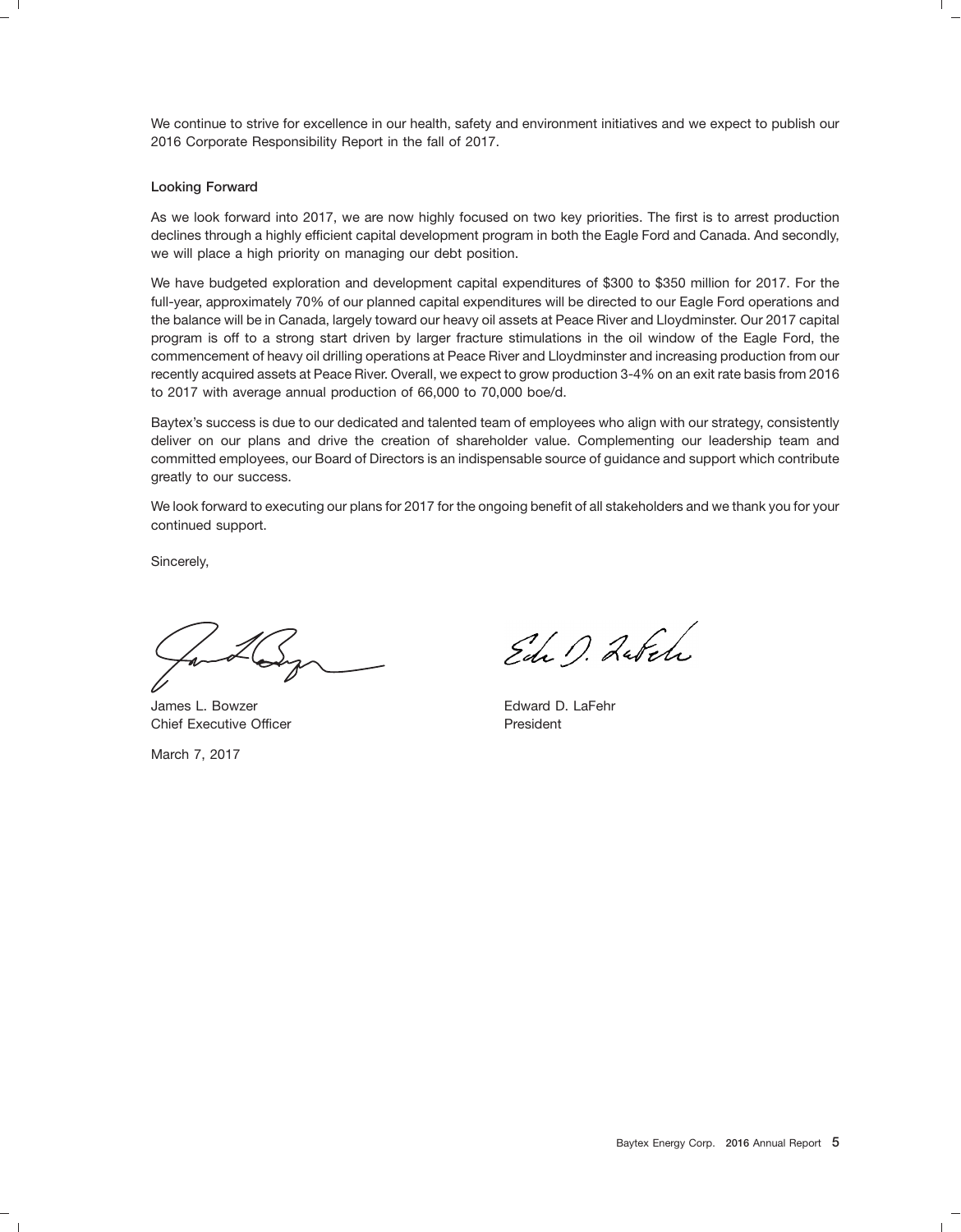We continue to strive for excellence in our health, safety and environment initiatives and we expect to publish our 2016 Corporate Responsibility Report in the fall of 2017.

**Looking Forward**

As we look forward into 2017, we are now highly focused on two key priorities. The first is to arrest production declines through a highly efficient capital development program in both the Eagle Ford and Canada. And secondly, we will place a high priority on managing our debt position.

We have budgeted exploration and development capital expenditures of $300 to $350 million for 2017. For the full-year, approximately 70% of our planned capital expenditures will be directed to our Eagle Ford operations and the balance will be in Canada, largely toward our heavy oil assets at Peace River and Lloydminster. Our 2017 capital program is off to a strong start driven by larger fracture stimulations in the oil window of the Eagle Ford, the commencement of heavy oil drilling operations at Peace River and Lloydminster and increasing production from our recently acquired assets at Peace River. Overall, we expect to grow production 3-4% on an exit rate basis from 2016 to 2017 with average annual production of 66,000 to 70,000 boe/d.

Baytex's success is due to our dedicated and talented team of employees who align with our strategy, consistently deliver on our plans and drive the creation of shareholder value. Complementing our leadership team and committed employees, our Board of Directors is an indispensable source of guidance and support which contribute greatly to our success.

We look forward to executing our plans for 2017 for the ongoing benefit of all stakeholders and we thank you for your continued support.

Sincerely,

James L. Bowzer
Chief Executive Officer

Edward D. LaFehr
President

March 7, 2017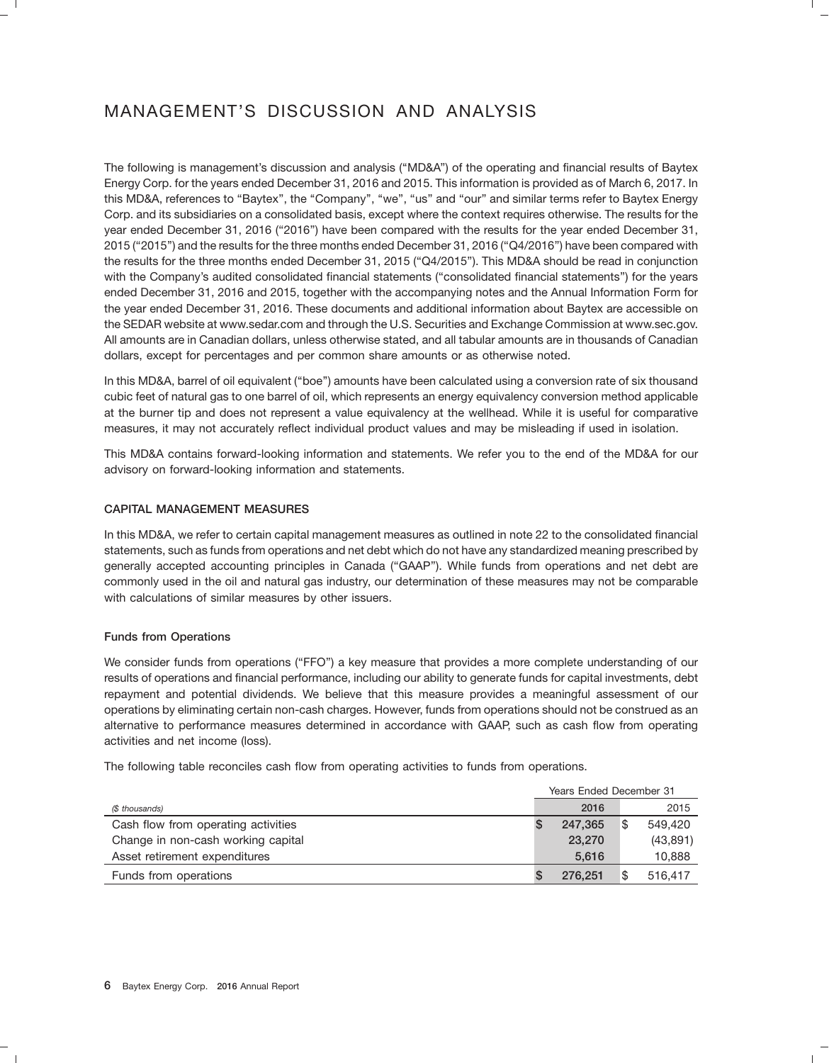# MANAGEMENT'S DISCUSSION AND ANALYSIS

The following is management's discussion and analysis ("MD&A") of the operating and financial results of Baytex Energy Corp. for the years ended December 31, 2016 and 2015. This information is provided as of March 6, 2017. In this MD&A, references to "Baytex", the "Company", "we", "us" and "our" and similar terms refer to Baytex Energy Corp. and its subsidiaries on a consolidated basis, except where the context requires otherwise. The results for the year ended December 31, 2016 ("2016") have been compared with the results for the year ended December 31, 2015 ("2015") and the results for the three months ended December 31, 2016 ("Q4/2016") have been compared with the results for the three months ended December 31, 2015 ("Q4/2015"). This MD&A should be read in conjunction with the Company's audited consolidated financial statements ("consolidated financial statements") for the years ended December 31, 2016 and 2015, together with the accompanying notes and the Annual Information Form for the year ended December 31, 2016. These documents and additional information about Baytex are accessible on the SEDAR website at www.sedar.com and through the U.S. Securities and Exchange Commission at www.sec.gov. All amounts are in Canadian dollars, unless otherwise stated, and all tabular amounts are in thousands of Canadian dollars, except for percentages and per common share amounts or as otherwise noted.

In this MD&A, barrel of oil equivalent ("boe") amounts have been calculated using a conversion rate of six thousand cubic feet of natural gas to one barrel of oil, which represents an energy equivalency conversion method applicable at the burner tip and does not represent a value equivalency at the wellhead. While it is useful for comparative measures, it may not accurately reflect individual product values and may be misleading if used in isolation.

This MD&A contains forward-looking information and statements. We refer you to the end of the MD&A for our advisory on forward-looking information and statements.

## CAPITAL MANAGEMENT MEASURES

In this MD&A, we refer to certain capital management measures as outlined in note 22 to the consolidated financial statements, such as funds from operations and net debt which do not have any standardized meaning prescribed by generally accepted accounting principles in Canada ("GAAP"). While funds from operations and net debt are commonly used in the oil and natural gas industry, our determination of these measures may not be comparable with calculations of similar measures by other issuers.

### Funds from Operations

We consider funds from operations ("FFO") a key measure that provides a more complete understanding of our results of operations and financial performance, including our ability to generate funds for capital investments, debt repayment and potential dividends. We believe that this measure provides a meaningful assessment of our operations by eliminating certain non-cash charges. However, funds from operations should not be construed as an alternative to performance measures determined in accordance with GAAP, such as cash flow from operating activities and net income (loss).

The following table reconciles cash flow from operating activities to funds from operations.

| | Years Ended December 31 | |
|---|---|---|
| *($ thousands)* | **2016** | 2015 |
| Cash flow from operating activities | **$ 247,365** | $ 549,420 |
| Change in non-cash working capital | **23,270** | (43,891) |
| Asset retirement expenditures | **5,616** | 10,888 |
| Funds from operations | **$ 276,251** | $ 516,417 |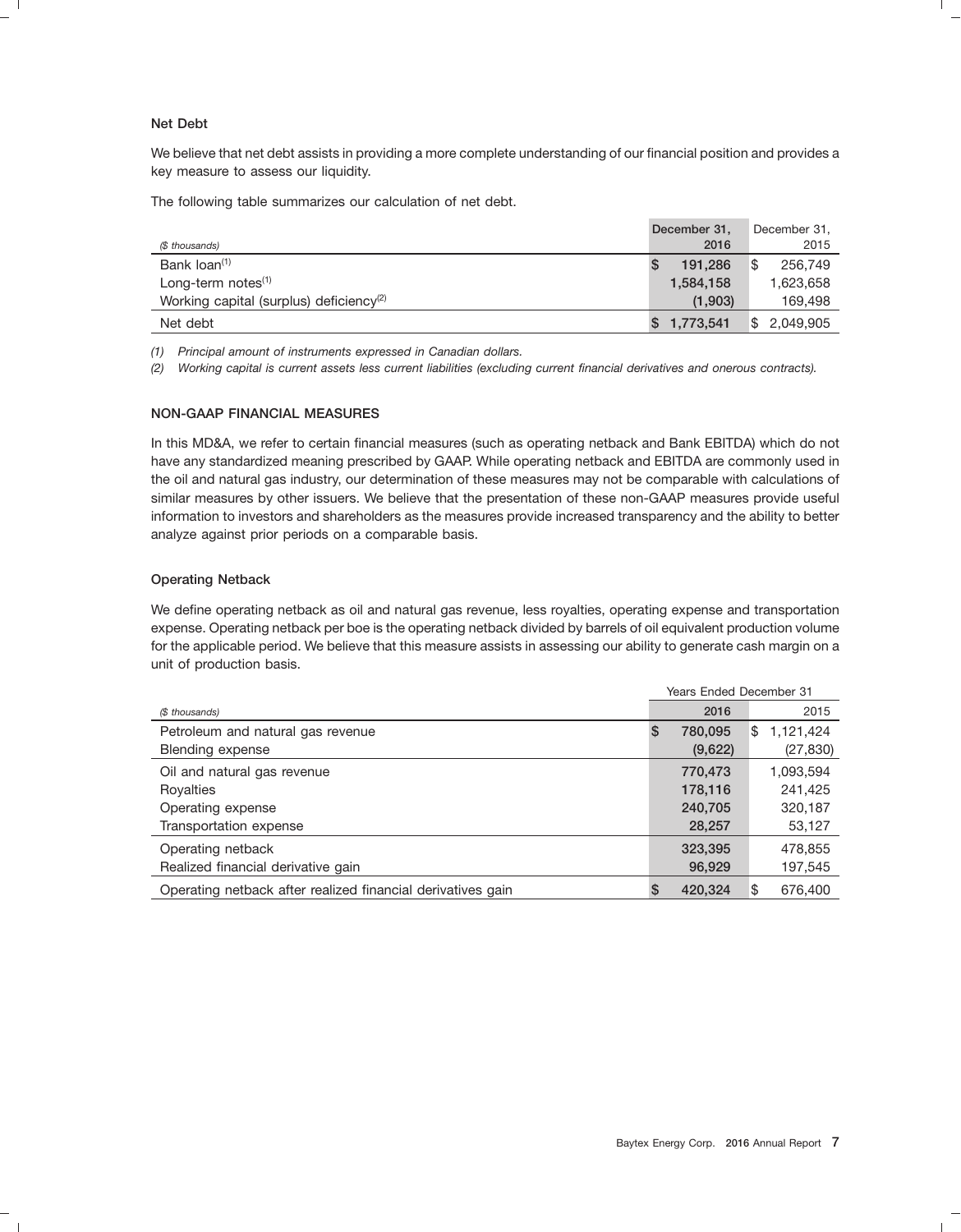### Net Debt

We believe that net debt assists in providing a more complete understanding of our financial position and provides a key measure to assess our liquidity.

The following table summarizes our calculation of net debt.

| ($ thousands) | December 31, 2016 | December 31, 2015 |
|---|---|---|
| Bank loan[(1)] | $ 191,286 | $ 256,749 |
| Long-term notes[(1)] | 1,584,158 | 1,623,658 |
| Working capital (surplus) deficiency[(2)] | (1,903) | 169,498 |
| Net debt | $ 1,773,541 | $ 2,049,905 |

*(1) Principal amount of instruments expressed in Canadian dollars.*

*(2) Working capital is current assets less current liabilities (excluding current financial derivatives and onerous contracts).*

## NON-GAAP FINANCIAL MEASURES

In this MD&A, we refer to certain financial measures (such as operating netback and Bank EBITDA) which do not have any standardized meaning prescribed by GAAP. While operating netback and EBITDA are commonly used in the oil and natural gas industry, our determination of these measures may not be comparable with calculations of similar measures by other issuers. We believe that the presentation of these non-GAAP measures provide useful information to investors and shareholders as the measures provide increased transparency and the ability to better analyze against prior periods on a comparable basis.

### Operating Netback

We define operating netback as oil and natural gas revenue, less royalties, operating expense and transportation expense. Operating netback per boe is the operating netback divided by barrels of oil equivalent production volume for the applicable period. We believe that this measure assists in assessing our ability to generate cash margin on a unit of production basis.

| | Years Ended December 31 | |
|---|---|---|
| ($ thousands) | 2016 | 2015 |
| Petroleum and natural gas revenue | $ 780,095 | $ 1,121,424 |
| Blending expense | (9,622) | (27,830) |
| Oil and natural gas revenue | 770,473 | 1,093,594 |
| Royalties | 178,116 | 241,425 |
| Operating expense | 240,705 | 320,187 |
| Transportation expense | 28,257 | 53,127 |
| Operating netback | 323,395 | 478,855 |
| Realized financial derivative gain | 96,929 | 197,545 |
| Operating netback after realized financial derivatives gain | $ 420,324 | $ 676,400 |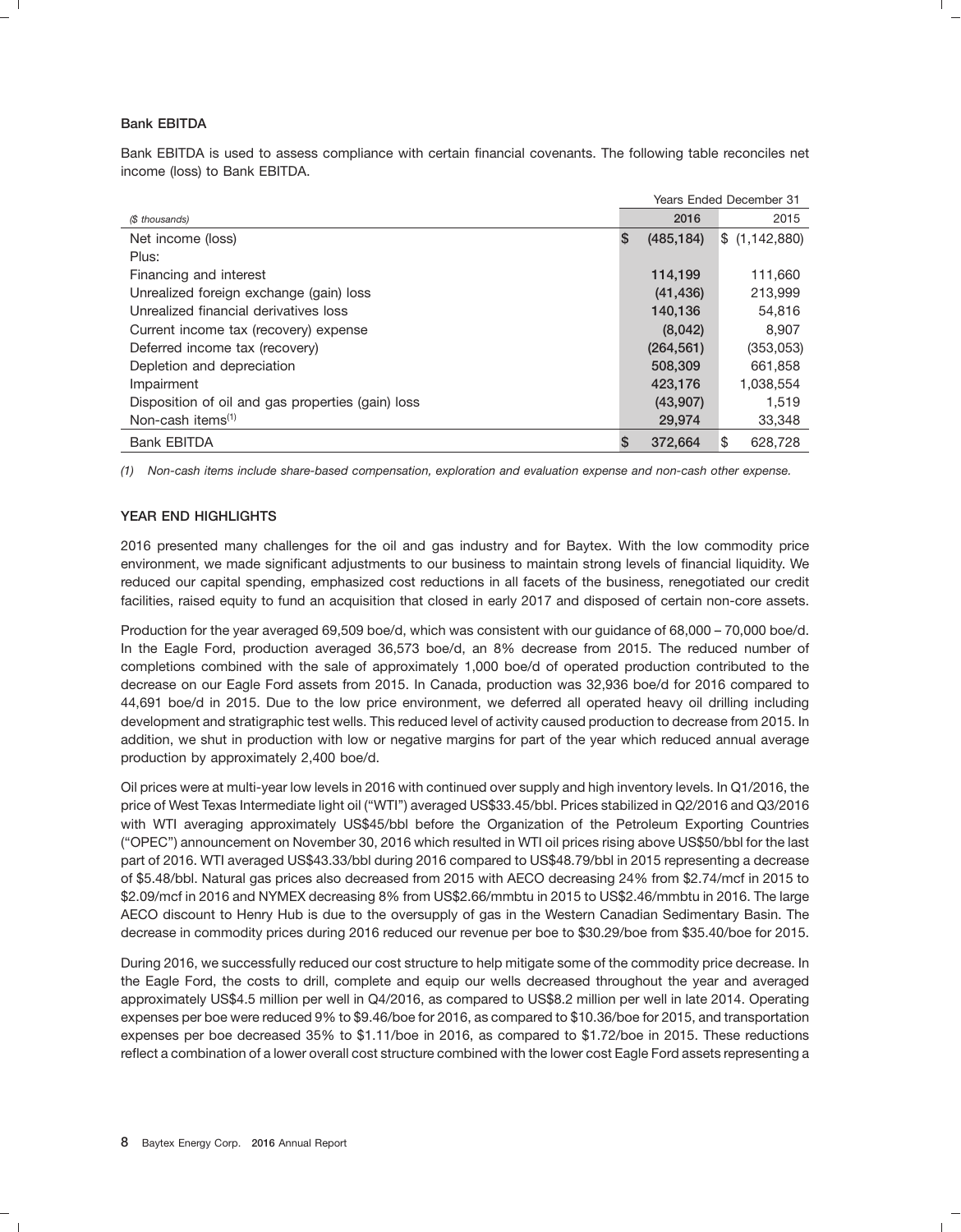### Bank EBITDA

Bank EBITDA is used to assess compliance with certain financial covenants. The following table reconciles net income (loss) to Bank EBITDA.

| | Years Ended December 31 | |
|---|---|---|
| *($ thousands)* | 2016 | 2015 |
| Net income (loss) | $ (485,184) | $ (1,142,880) |
| Plus: | | |
| Financing and interest | 114,199 | 111,660 |
| Unrealized foreign exchange (gain) loss | (41,436) | 213,999 |
| Unrealized financial derivatives loss | 140,136 | 54,816 |
| Current income tax (recovery) expense | (8,042) | 8,907 |
| Deferred income tax (recovery) | (264,561) | (353,053) |
| Depletion and depreciation | 508,309 | 661,858 |
| Impairment | 423,176 | 1,038,554 |
| Disposition of oil and gas properties (gain) loss | (43,907) | 1,519 |
| Non-cash items[(1)] | 29,974 | 33,348 |
| Bank EBITDA | $ 372,664 | $ 628,728 |

*(1) Non-cash items include share-based compensation, exploration and evaluation expense and non-cash other expense.*

### YEAR END HIGHLIGHTS

2016 presented many challenges for the oil and gas industry and for Baytex. With the low commodity price environment, we made significant adjustments to our business to maintain strong levels of financial liquidity. We reduced our capital spending, emphasized cost reductions in all facets of the business, renegotiated our credit facilities, raised equity to fund an acquisition that closed in early 2017 and disposed of certain non-core assets.

Production for the year averaged 69,509 boe/d, which was consistent with our guidance of 68,000 – 70,000 boe/d. In the Eagle Ford, production averaged 36,573 boe/d, an 8% decrease from 2015. The reduced number of completions combined with the sale of approximately 1,000 boe/d of operated production contributed to the decrease on our Eagle Ford assets from 2015. In Canada, production was 32,936 boe/d for 2016 compared to 44,691 boe/d in 2015. Due to the low price environment, we deferred all operated heavy oil drilling including development and stratigraphic test wells. This reduced level of activity caused production to decrease from 2015. In addition, we shut in production with low or negative margins for part of the year which reduced annual average production by approximately 2,400 boe/d.

Oil prices were at multi-year low levels in 2016 with continued over supply and high inventory levels. In Q1/2016, the price of West Texas Intermediate light oil ("WTI") averaged US$33.45/bbl. Prices stabilized in Q2/2016 and Q3/2016 with WTI averaging approximately US$45/bbl before the Organization of the Petroleum Exporting Countries ("OPEC") announcement on November 30, 2016 which resulted in WTI oil prices rising above US$50/bbl for the last part of 2016. WTI averaged US$43.33/bbl during 2016 compared to US$48.79/bbl in 2015 representing a decrease of $5.48/bbl. Natural gas prices also decreased from 2015 with AECO decreasing 24% from $2.74/mcf in 2015 to $2.09/mcf in 2016 and NYMEX decreasing 8% from US$2.66/mmbtu in 2015 to US$2.46/mmbtu in 2016. The large AECO discount to Henry Hub is due to the oversupply of gas in the Western Canadian Sedimentary Basin. The decrease in commodity prices during 2016 reduced our revenue per boe to $30.29/boe from $35.40/boe for 2015.

During 2016, we successfully reduced our cost structure to help mitigate some of the commodity price decrease. In the Eagle Ford, the costs to drill, complete and equip our wells decreased throughout the year and averaged approximately US$4.5 million per well in Q4/2016, as compared to US$8.2 million per well in late 2014. Operating expenses per boe were reduced 9% to $9.46/boe for 2016, as compared to $10.36/boe for 2015, and transportation expenses per boe decreased 35% to $1.11/boe in 2016, as compared to $1.72/boe in 2015. These reductions reflect a combination of a lower overall cost structure combined with the lower cost Eagle Ford assets representing a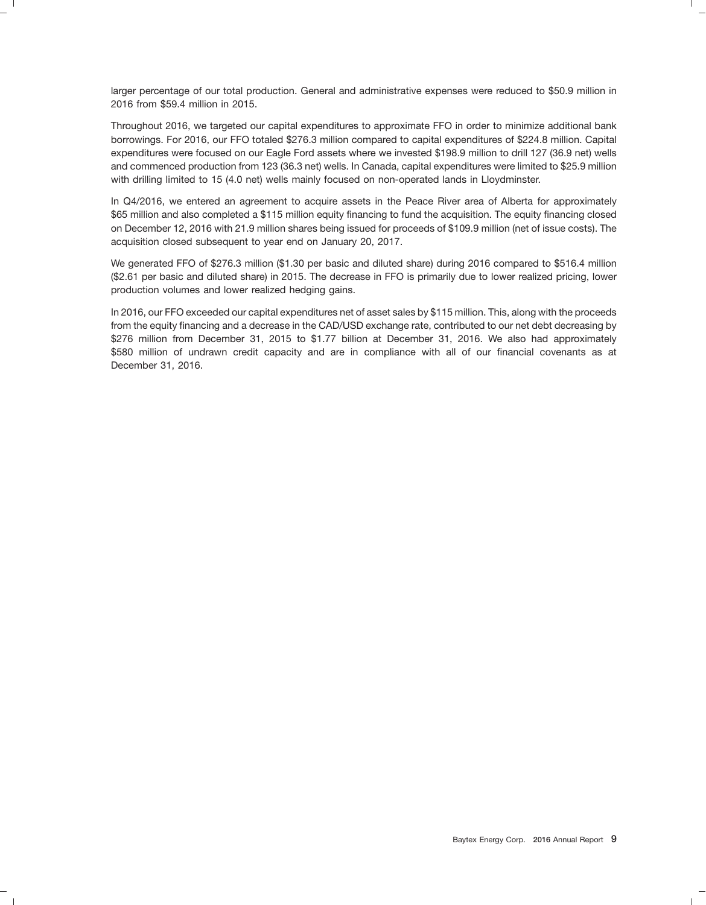larger percentage of our total production. General and administrative expenses were reduced to $50.9 million in 2016 from $59.4 million in 2015.

Throughout 2016, we targeted our capital expenditures to approximate FFO in order to minimize additional bank borrowings. For 2016, our FFO totaled $276.3 million compared to capital expenditures of $224.8 million. Capital expenditures were focused on our Eagle Ford assets where we invested $198.9 million to drill 127 (36.9 net) wells and commenced production from 123 (36.3 net) wells. In Canada, capital expenditures were limited to $25.9 million with drilling limited to 15 (4.0 net) wells mainly focused on non-operated lands in Lloydminster.

In Q4/2016, we entered an agreement to acquire assets in the Peace River area of Alberta for approximately $65 million and also completed a $115 million equity financing to fund the acquisition. The equity financing closed on December 12, 2016 with 21.9 million shares being issued for proceeds of $109.9 million (net of issue costs). The acquisition closed subsequent to year end on January 20, 2017.

We generated FFO of $276.3 million ($1.30 per basic and diluted share) during 2016 compared to $516.4 million ($2.61 per basic and diluted share) in 2015. The decrease in FFO is primarily due to lower realized pricing, lower production volumes and lower realized hedging gains.

In 2016, our FFO exceeded our capital expenditures net of asset sales by $115 million. This, along with the proceeds from the equity financing and a decrease in the CAD/USD exchange rate, contributed to our net debt decreasing by $276 million from December 31, 2015 to $1.77 billion at December 31, 2016. We also had approximately $580 million of undrawn credit capacity and are in compliance with all of our financial covenants as at December 31, 2016.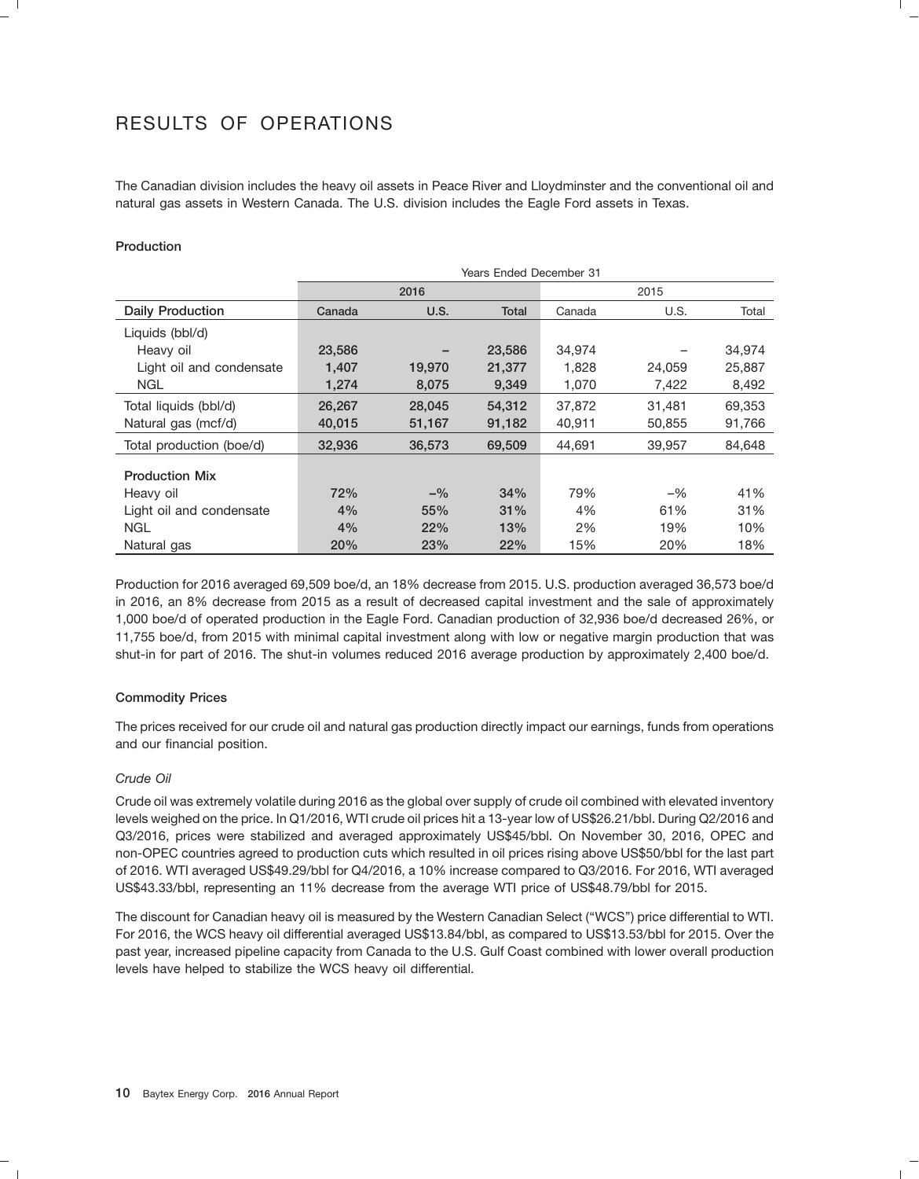# RESULTS OF OPERATIONS

The Canadian division includes the heavy oil assets in Peace River and Lloydminster and the conventional oil and natural gas assets in Western Canada. The U.S. division includes the Eagle Ford assets in Texas.

### Production

| | Years Ended December 31 | | | | | |
|---|---|---|---|---|---|---|
| | 2016 | | | 2015 | | |
| **Daily Production** | Canada | U.S. | Total | Canada | U.S. | Total |
| Liquids (bbl/d) | | | | | | |
| Heavy oil | 23,586 | – | 23,586 | 34,974 | – | 34,974 |
| Light oil and condensate | 1,407 | 19,970 | 21,377 | 1,828 | 24,059 | 25,887 |
| NGL | 1,274 | 8,075 | 9,349 | 1,070 | 7,422 | 8,492 |
| Total liquids (bbl/d) | 26,267 | 28,045 | 54,312 | 37,872 | 31,481 | 69,353 |
| Natural gas (mcf/d) | 40,015 | 51,167 | 91,182 | 40,911 | 50,855 | 91,766 |
| Total production (boe/d) | 32,936 | 36,573 | 69,509 | 44,691 | 39,957 | 84,648 |
| **Production Mix** | | | | | | |
| Heavy oil | 72% | –% | 34% | 79% | –% | 41% |
| Light oil and condensate | 4% | 55% | 31% | 4% | 61% | 31% |
| NGL | 4% | 22% | 13% | 2% | 19% | 10% |
| Natural gas | 20% | 23% | 22% | 15% | 20% | 18% |

Production for 2016 averaged 69,509 boe/d, an 18% decrease from 2015. U.S. production averaged 36,573 boe/d in 2016, an 8% decrease from 2015 as a result of decreased capital investment and the sale of approximately 1,000 boe/d of operated production in the Eagle Ford. Canadian production of 32,936 boe/d decreased 26%, or 11,755 boe/d, from 2015 with minimal capital investment along with low or negative margin production that was shut-in for part of 2016. The shut-in volumes reduced 2016 average production by approximately 2,400 boe/d.

### Commodity Prices

The prices received for our crude oil and natural gas production directly impact our earnings, funds from operations and our financial position.

*Crude Oil*

Crude oil was extremely volatile during 2016 as the global over supply of crude oil combined with elevated inventory levels weighed on the price. In Q1/2016, WTI crude oil prices hit a 13-year low of US$26.21/bbl. During Q2/2016 and Q3/2016, prices were stabilized and averaged approximately US$45/bbl. On November 30, 2016, OPEC and non-OPEC countries agreed to production cuts which resulted in oil prices rising above US$50/bbl for the last part of 2016. WTI averaged US$49.29/bbl for Q4/2016, a 10% increase compared to Q3/2016. For 2016, WTI averaged US$43.33/bbl, representing an 11% decrease from the average WTI price of US$48.79/bbl for 2015.

The discount for Canadian heavy oil is measured by the Western Canadian Select ("WCS") price differential to WTI. For 2016, the WCS heavy oil differential averaged US$13.84/bbl, as compared to US$13.53/bbl for 2015. Over the past year, increased pipeline capacity from Canada to the U.S. Gulf Coast combined with lower overall production levels have helped to stabilize the WCS heavy oil differential.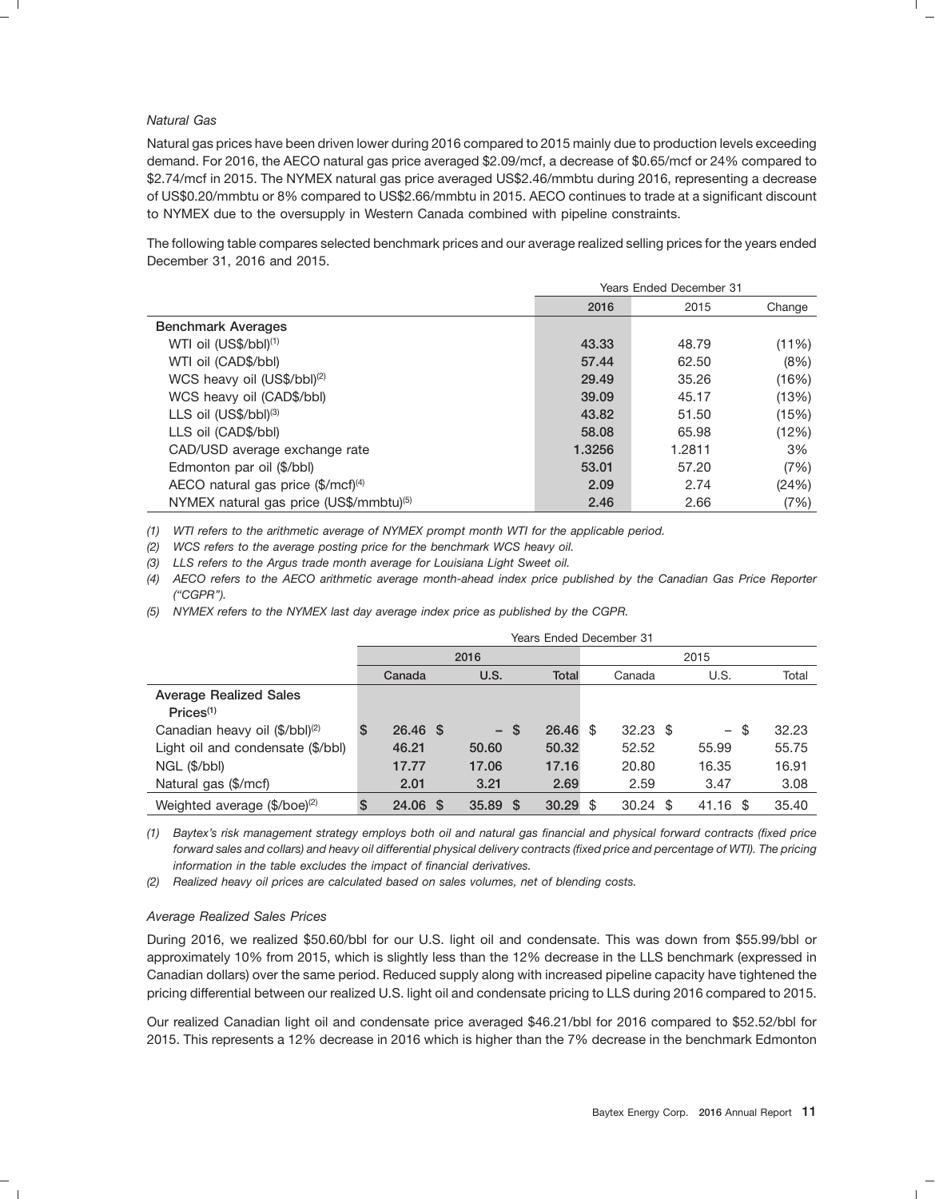*Natural Gas*

Natural gas prices have been driven lower during 2016 compared to 2015 mainly due to production levels exceeding demand. For 2016, the AECO natural gas price averaged \$2.09/mcf, a decrease of \$0.65/mcf or 24% compared to \$2.74/mcf in 2015. The NYMEX natural gas price averaged US\$2.46/mmbtu during 2016, representing a decrease of US\$0.20/mmbtu or 8% compared to US\$2.66/mmbtu in 2015. AECO continues to trade at a significant discount to NYMEX due to the oversupply in Western Canada combined with pipeline constraints.

The following table compares selected benchmark prices and our average realized selling prices for the years ended December 31, 2016 and 2015.

| | Years Ended December 31 | | |
|---|---|---|---|
| | **2016** | 2015 | Change |
| **Benchmark Averages** | | | |
| WTI oil (US\$/bbl)[1] | **43.33** | 48.79 | (11%) |
| WTI oil (CAD\$/bbl) | **57.44** | 62.50 | (8%) |
| WCS heavy oil (US\$/bbl)[2] | **29.49** | 35.26 | (16%) |
| WCS heavy oil (CAD\$/bbl) | **39.09** | 45.17 | (13%) |
| LLS oil (US\$/bbl)[3] | **43.82** | 51.50 | (15%) |
| LLS oil (CAD\$/bbl) | **58.08** | 65.98 | (12%) |
| CAD/USD average exchange rate | **1.3256** | 1.2811 | 3% |
| Edmonton par oil (\$/bbl) | **53.01** | 57.20 | (7%) |
| AECO natural gas price (\$/mcf)[4] | **2.09** | 2.74 | (24%) |
| NYMEX natural gas price (US\$/mmbtu)[5] | **2.46** | 2.66 | (7%) |

*(1) WTI refers to the arithmetic average of NYMEX prompt month WTI for the applicable period.*

*(2) WCS refers to the average posting price for the benchmark WCS heavy oil.*

*(3) LLS refers to the Argus trade month average for Louisiana Light Sweet oil.*

*(4) AECO refers to the AECO arithmetic average month-ahead index price published by the Canadian Gas Price Reporter ("CGPR").*

*(5) NYMEX refers to the NYMEX last day average index price as published by the CGPR.*

| | Years Ended December 31 | | | | | |
|---|---|---|---|---|---|---|
| | **2016** | | | 2015 | | |
| | **Canada** | **U.S.** | **Total** | Canada | U.S. | Total |
| **Average Realized Sales Prices**[1] | | | | | | |
| Canadian heavy oil (\$/bbl)[2] | **\$ 26.46** | **\$ –** | **\$ 26.46** | \$ 32.23 | \$ – | \$ 32.23 |
| Light oil and condensate (\$/bbl) | **46.21** | **50.60** | **50.32** | 52.52 | 55.99 | 55.75 |
| NGL (\$/bbl) | **17.77** | **17.06** | **17.16** | 20.80 | 16.35 | 16.91 |
| Natural gas (\$/mcf) | **2.01** | **3.21** | **2.69** | 2.59 | 3.47 | 3.08 |
| Weighted average (\$/boe)[2] | **\$ 24.06** | **\$ 35.89** | **\$ 30.29** | \$ 30.24 | \$ 41.16 | \$ 35.40 |

*(1) Baytex's risk management strategy employs both oil and natural gas financial and physical forward contracts (fixed price forward sales and collars) and heavy oil differential physical delivery contracts (fixed price and percentage of WTI). The pricing information in the table excludes the impact of financial derivatives.*

*(2) Realized heavy oil prices are calculated based on sales volumes, net of blending costs.*

*Average Realized Sales Prices*

During 2016, we realized \$50.60/bbl for our U.S. light oil and condensate. This was down from \$55.99/bbl or approximately 10% from 2015, which is slightly less than the 12% decrease in the LLS benchmark (expressed in Canadian dollars) over the same period. Reduced supply along with increased pipeline capacity have tightened the pricing differential between our realized U.S. light oil and condensate pricing to LLS during 2016 compared to 2015.

Our realized Canadian light oil and condensate price averaged \$46.21/bbl for 2016 compared to \$52.52/bbl for 2015. This represents a 12% decrease in 2016 which is higher than the 7% decrease in the benchmark Edmonton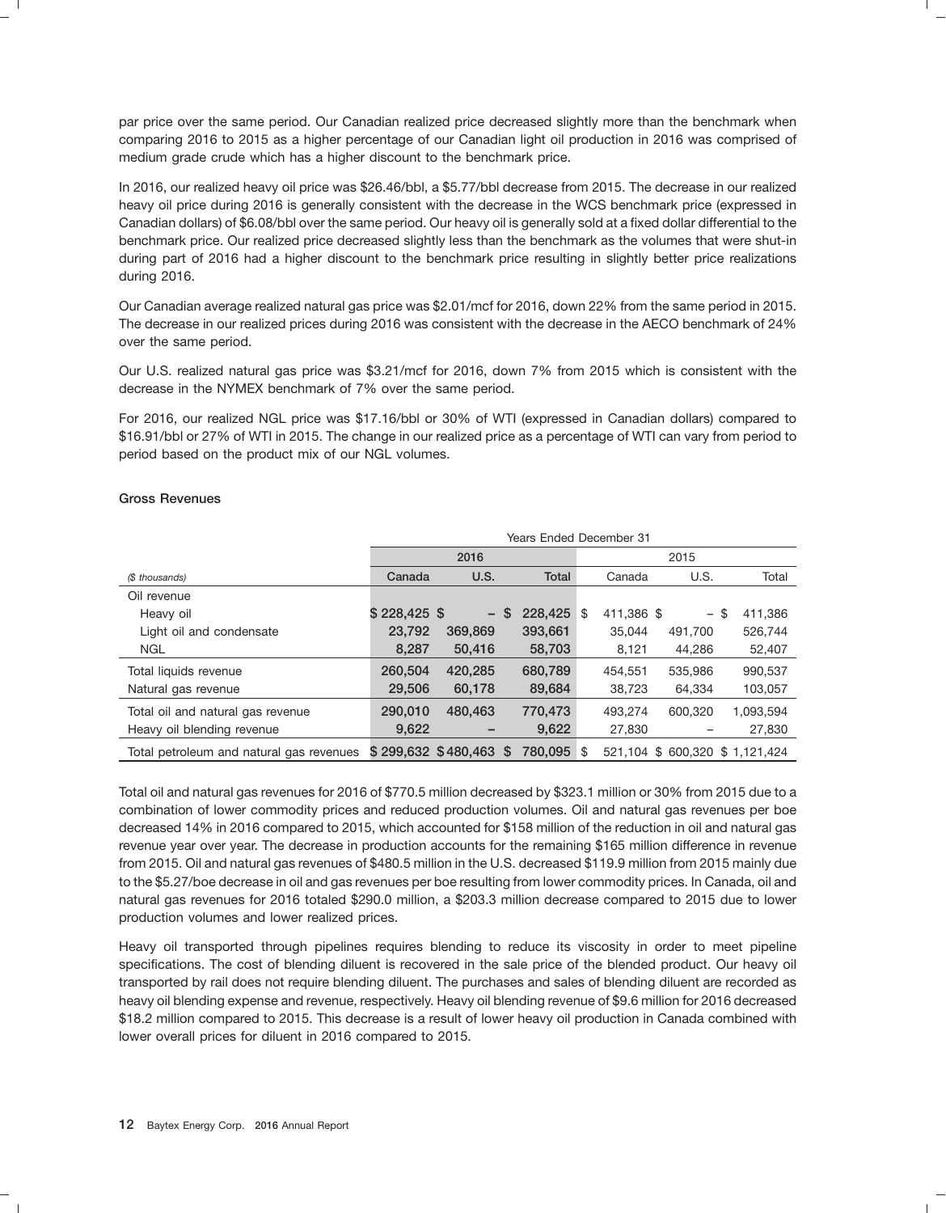par price over the same period. Our Canadian realized price decreased slightly more than the benchmark when comparing 2016 to 2015 as a higher percentage of our Canadian light oil production in 2016 was comprised of medium grade crude which has a higher discount to the benchmark price.

In 2016, our realized heavy oil price was $26.46/bbl, a $5.77/bbl decrease from 2015. The decrease in our realized heavy oil price during 2016 is generally consistent with the decrease in the WCS benchmark price (expressed in Canadian dollars) of $6.08/bbl over the same period. Our heavy oil is generally sold at a fixed dollar differential to the benchmark price. Our realized price decreased slightly less than the benchmark as the volumes that were shut-in during part of 2016 had a higher discount to the benchmark price resulting in slightly better price realizations during 2016.

Our Canadian average realized natural gas price was $2.01/mcf for 2016, down 22% from the same period in 2015. The decrease in our realized prices during 2016 was consistent with the decrease in the AECO benchmark of 24% over the same period.

Our U.S. realized natural gas price was $3.21/mcf for 2016, down 7% from 2015 which is consistent with the decrease in the NYMEX benchmark of 7% over the same period.

For 2016, our realized NGL price was $17.16/bbl or 30% of WTI (expressed in Canadian dollars) compared to $16.91/bbl or 27% of WTI in 2015. The change in our realized price as a percentage of WTI can vary from period to period based on the product mix of our NGL volumes.

### Gross Revenues

| | Years Ended December 31 | | | | | |
|---|---|---|---|---|---|---|
| | 2016 | | | 2015 | | |
| *($ thousands)* | Canada | U.S. | Total | Canada | U.S. | Total |
| Oil revenue | | | | | | |
| Heavy oil | $ 228,425 | $ – | $ 228,425 | $ 411,386 | $ – | $ 411,386 |
| Light oil and condensate | 23,792 | 369,869 | 393,661 | 35,044 | 491,700 | 526,744 |
| NGL | 8,287 | 50,416 | 58,703 | 8,121 | 44,286 | 52,407 |
| Total liquids revenue | 260,504 | 420,285 | 680,789 | 454,551 | 535,986 | 990,537 |
| Natural gas revenue | 29,506 | 60,178 | 89,684 | 38,723 | 64,334 | 103,057 |
| Total oil and natural gas revenue | 290,010 | 480,463 | 770,473 | 493,274 | 600,320 | 1,093,594 |
| Heavy oil blending revenue | 9,622 | – | 9,622 | 27,830 | – | 27,830 |
| Total petroleum and natural gas revenues | $ 299,632 | $ 480,463 | $ 780,095 | $ 521,104 | $ 600,320 | $ 1,121,424 |

Total oil and natural gas revenues for 2016 of $770.5 million decreased by $323.1 million or 30% from 2015 due to a combination of lower commodity prices and reduced production volumes. Oil and natural gas revenues per boe decreased 14% in 2016 compared to 2015, which accounted for $158 million of the reduction in oil and natural gas revenue year over year. The decrease in production accounts for the remaining $165 million difference in revenue from 2015. Oil and natural gas revenues of $480.5 million in the U.S. decreased $119.9 million from 2015 mainly due to the $5.27/boe decrease in oil and gas revenues per boe resulting from lower commodity prices. In Canada, oil and natural gas revenues for 2016 totaled $290.0 million, a $203.3 million decrease compared to 2015 due to lower production volumes and lower realized prices.

Heavy oil transported through pipelines requires blending to reduce its viscosity in order to meet pipeline specifications. The cost of blending diluent is recovered in the sale price of the blended product. Our heavy oil transported by rail does not require blending diluent. The purchases and sales of blending diluent are recorded as heavy oil blending expense and revenue, respectively. Heavy oil blending revenue of $9.6 million for 2016 decreased $18.2 million compared to 2015. This decrease is a result of lower heavy oil production in Canada combined with lower overall prices for diluent in 2016 compared to 2015.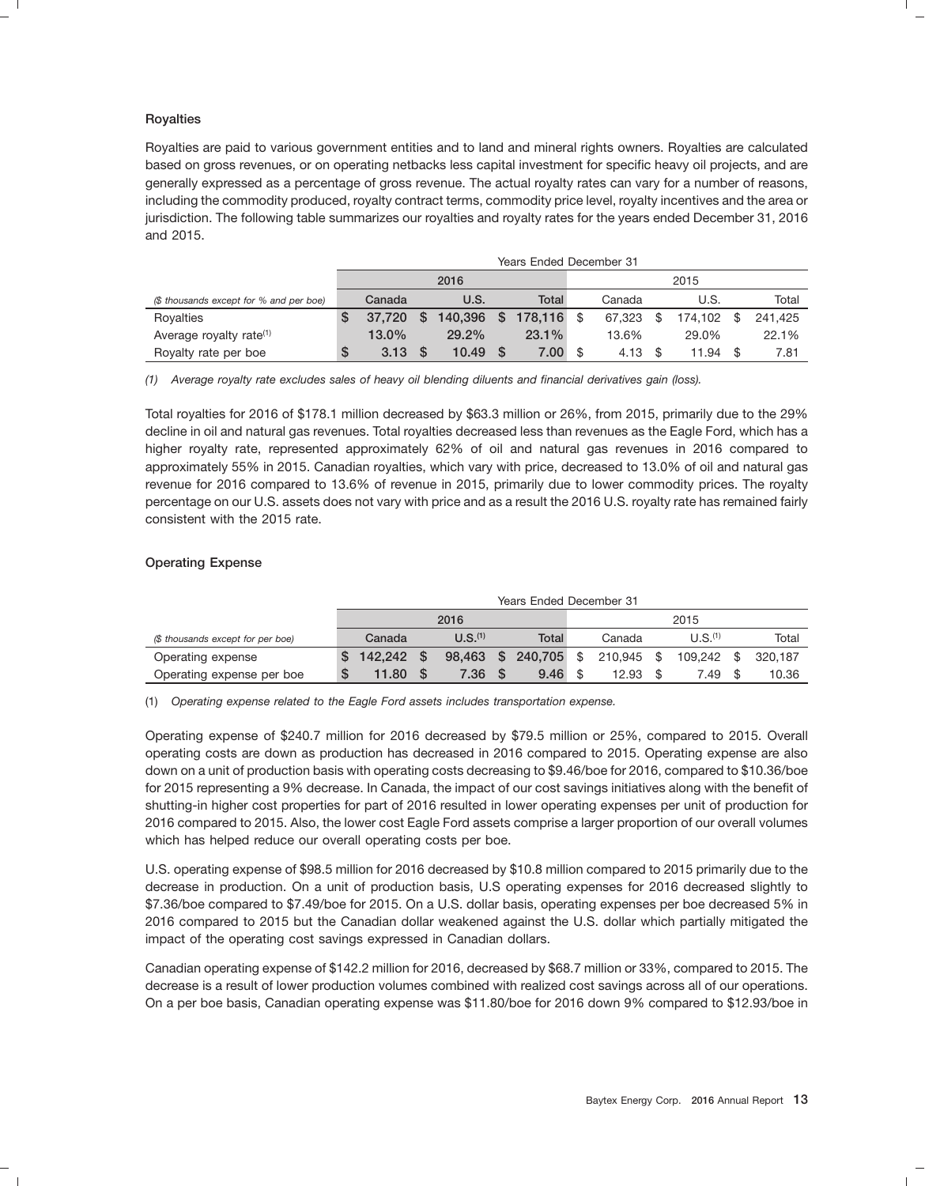### Royalties

Royalties are paid to various government entities and to land and mineral rights owners. Royalties are calculated based on gross revenues, or on operating netbacks less capital investment for specific heavy oil projects, and are generally expressed as a percentage of gross revenue. The actual royalty rates can vary for a number of reasons, including the commodity produced, royalty contract terms, commodity price level, royalty incentives and the area or jurisdiction. The following table summarizes our royalties and royalty rates for the years ended December 31, 2016 and 2015.

| | Years Ended December 31 | | | | | |
|---|---|---|---|---|---|---|
| | 2016 | | | 2015 | | |
| *($ thousands except for % and per boe)* | **Canada** | **U.S.** | **Total** | Canada | U.S. | Total |
| Royalties | **$ 37,720** | **$ 140,396** | **$ 178,116** | $ 67,323 | $ 174,102 | $ 241,425 |
| Average royalty rate[(1)] | **13.0%** | **29.2%** | **23.1%** | 13.6% | 29.0% | 22.1% |
| Royalty rate per boe | **$ 3.13** | **$ 10.49** | **$ 7.00** | $ 4.13 | $ 11.94 | $ 7.81 |

*(1) Average royalty rate excludes sales of heavy oil blending diluents and financial derivatives gain (loss).*

Total royalties for 2016 of $178.1 million decreased by $63.3 million or 26%, from 2015, primarily due to the 29% decline in oil and natural gas revenues. Total royalties decreased less than revenues as the Eagle Ford, which has a higher royalty rate, represented approximately 62% of oil and natural gas revenues in 2016 compared to approximately 55% in 2015. Canadian royalties, which vary with price, decreased to 13.0% of oil and natural gas revenue for 2016 compared to 13.6% of revenue in 2015, primarily due to lower commodity prices. The royalty percentage on our U.S. assets does not vary with price and as a result the 2016 U.S. royalty rate has remained fairly consistent with the 2015 rate.

### Operating Expense

| | Years Ended December 31 | | | | | |
|---|---|---|---|---|---|---|
| | 2016 | | | 2015 | | |
| *($ thousands except for per boe)* | **Canada** | **U.S.[(1)]** | **Total** | Canada | U.S.[(1)] | Total |
| Operating expense | **$ 142,242** | **$ 98,463** | **$ 240,705** | $ 210,945 | $ 109,242 | $ 320,187 |
| Operating expense per boe | **$ 11.80** | **$ 7.36** | **$ 9.46** | $ 12.93 | $ 7.49 | $ 10.36 |

(1) *Operating expense related to the Eagle Ford assets includes transportation expense.*

Operating expense of $240.7 million for 2016 decreased by $79.5 million or 25%, compared to 2015. Overall operating costs are down as production has decreased in 2016 compared to 2015. Operating expense are also down on a unit of production basis with operating costs decreasing to $9.46/boe for 2016, compared to $10.36/boe for 2015 representing a 9% decrease. In Canada, the impact of our cost savings initiatives along with the benefit of shutting-in higher cost properties for part of 2016 resulted in lower operating expenses per unit of production for 2016 compared to 2015. Also, the lower cost Eagle Ford assets comprise a larger proportion of our overall volumes which has helped reduce our overall operating costs per boe.

U.S. operating expense of $98.5 million for 2016 decreased by $10.8 million compared to 2015 primarily due to the decrease in production. On a unit of production basis, U.S operating expenses for 2016 decreased slightly to $7.36/boe compared to $7.49/boe for 2015. On a U.S. dollar basis, operating expenses per boe decreased 5% in 2016 compared to 2015 but the Canadian dollar weakened against the U.S. dollar which partially mitigated the impact of the operating cost savings expressed in Canadian dollars.

Canadian operating expense of $142.2 million for 2016, decreased by $68.7 million or 33%, compared to 2015. The decrease is a result of lower production volumes combined with realized cost savings across all of our operations. On a per boe basis, Canadian operating expense was $11.80/boe for 2016 down 9% compared to $12.93/boe in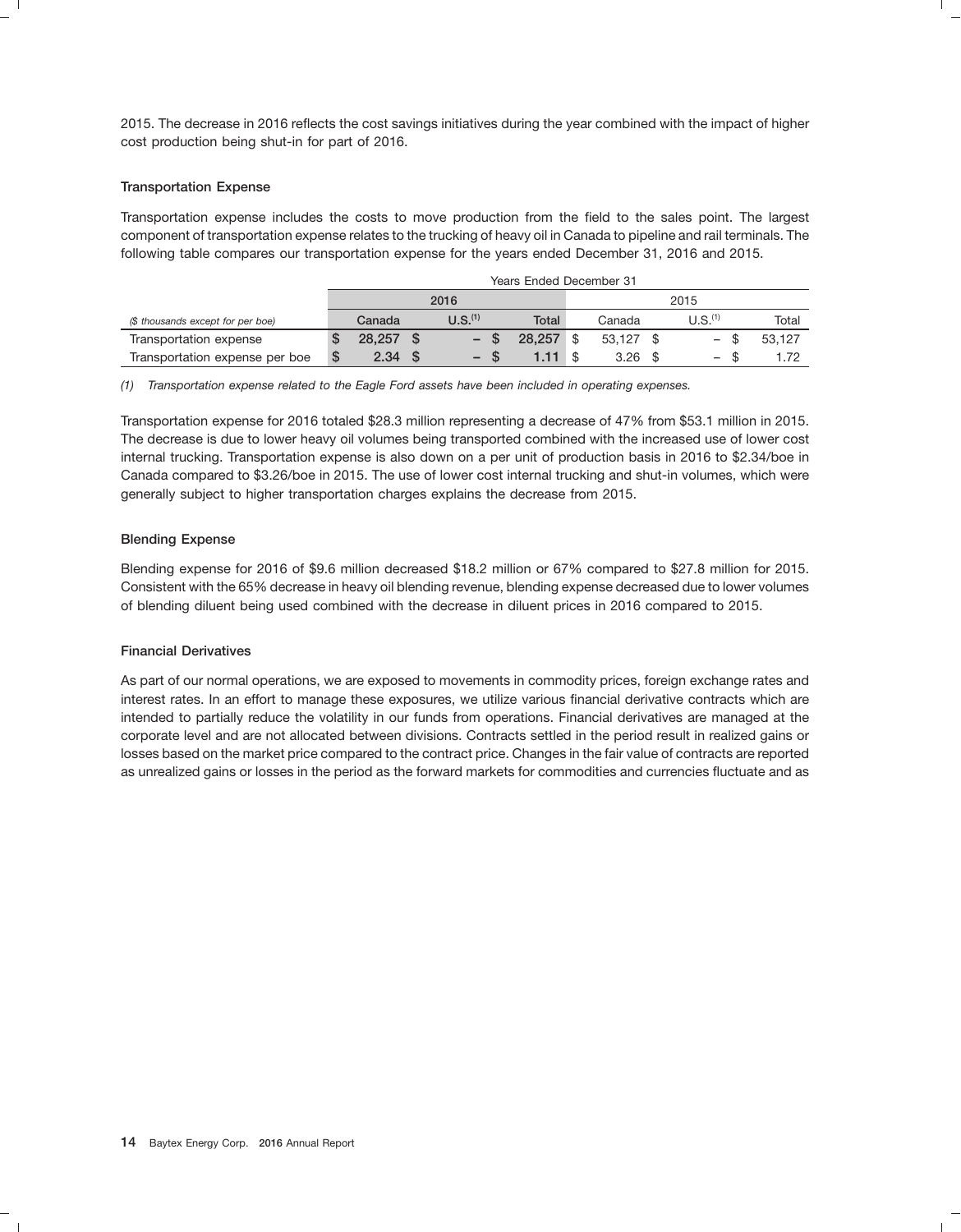2015. The decrease in 2016 reflects the cost savings initiatives during the year combined with the impact of higher cost production being shut-in for part of 2016.

### Transportation Expense

Transportation expense includes the costs to move production from the field to the sales point. The largest component of transportation expense relates to the trucking of heavy oil in Canada to pipeline and rail terminals. The following table compares our transportation expense for the years ended December 31, 2016 and 2015.

| | Years Ended December 31 | | | | | |
|---|---|---|---|---|---|---|
| | 2016 | | | 2015 | | |
| *($ thousands except for per boe)* | Canada | U.S.[1] | Total | Canada | U.S.[1] | Total |
| Transportation expense | $ 28,257 | $ – | $ 28,257 | $ 53,127 | $ – | $ 53,127 |
| Transportation expense per boe | $ 2.34 | $ – | $ 1.11 | $ 3.26 | $ – | $ 1.72 |

*(1) Transportation expense related to the Eagle Ford assets have been included in operating expenses.*

Transportation expense for 2016 totaled $28.3 million representing a decrease of 47% from $53.1 million in 2015. The decrease is due to lower heavy oil volumes being transported combined with the increased use of lower cost internal trucking. Transportation expense is also down on a per unit of production basis in 2016 to $2.34/boe in Canada compared to $3.26/boe in 2015. The use of lower cost internal trucking and shut-in volumes, which were generally subject to higher transportation charges explains the decrease from 2015.

### Blending Expense

Blending expense for 2016 of $9.6 million decreased $18.2 million or 67% compared to $27.8 million for 2015. Consistent with the 65% decrease in heavy oil blending revenue, blending expense decreased due to lower volumes of blending diluent being used combined with the decrease in diluent prices in 2016 compared to 2015.

### Financial Derivatives

As part of our normal operations, we are exposed to movements in commodity prices, foreign exchange rates and interest rates. In an effort to manage these exposures, we utilize various financial derivative contracts which are intended to partially reduce the volatility in our funds from operations. Financial derivatives are managed at the corporate level and are not allocated between divisions. Contracts settled in the period result in realized gains or losses based on the market price compared to the contract price. Changes in the fair value of contracts are reported as unrealized gains or losses in the period as the forward markets for commodities and currencies fluctuate and as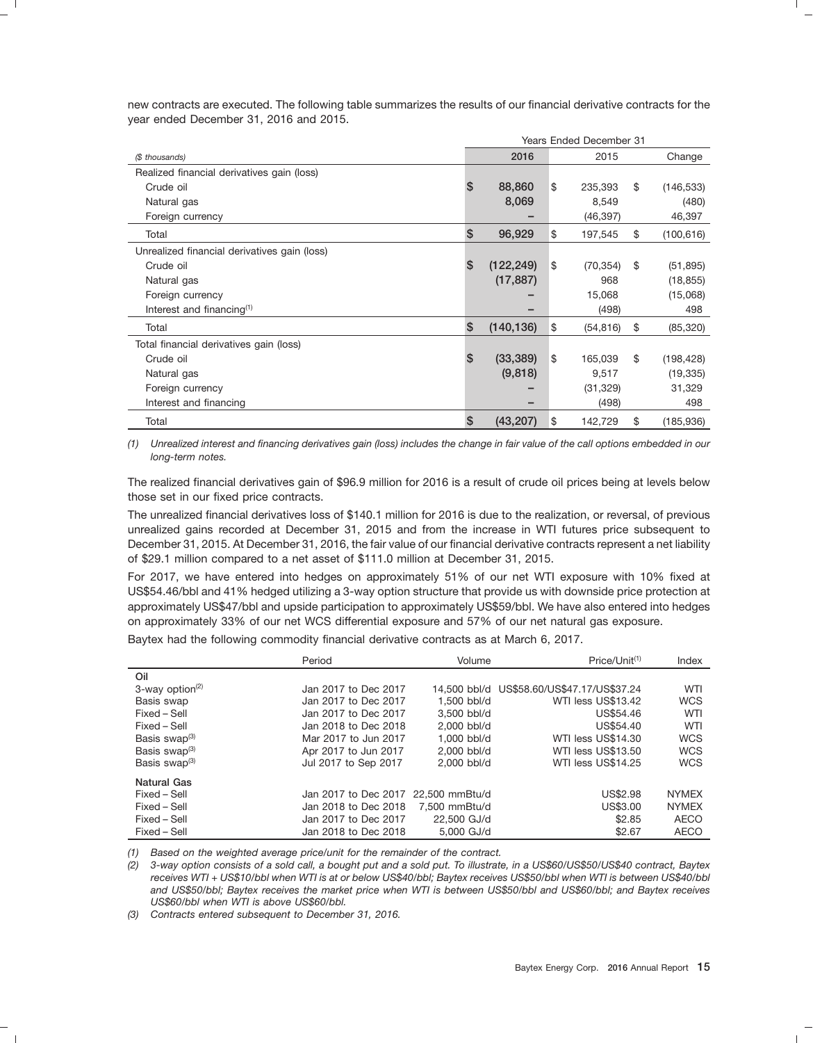new contracts are executed. The following table summarizes the results of our financial derivative contracts for the year ended December 31, 2016 and 2015.

| | Years Ended December 31 | | |
|---|---|---|---|
| *($ thousands)* | 2016 | 2015 | Change |
| Realized financial derivatives gain (loss) | | | |
| Crude oil | $ 88,860 | $ 235,393 | $ (146,533) |
| Natural gas | 8,069 | 8,549 | (480) |
| Foreign currency | – | (46,397) | 46,397 |
| Total | $ 96,929 | $ 197,545 | $ (100,616) |
| Unrealized financial derivatives gain (loss) | | | |
| Crude oil | $ (122,249) | $ (70,354) | $ (51,895) |
| Natural gas | (17,887) | 968 | (18,855) |
| Foreign currency | – | 15,068 | (15,068) |
| Interest and financing[(1)] | – | (498) | 498 |
| Total | $ (140,136) | $ (54,816) | $ (85,320) |
| Total financial derivatives gain (loss) | | | |
| Crude oil | $ (33,389) | $ 165,039 | $ (198,428) |
| Natural gas | (9,818) | 9,517 | (19,335) |
| Foreign currency | – | (31,329) | 31,329 |
| Interest and financing | – | (498) | 498 |
| Total | $ (43,207) | $ 142,729 | $ (185,936) |

*(1) Unrealized interest and financing derivatives gain (loss) includes the change in fair value of the call options embedded in our long-term notes.*

The realized financial derivatives gain of $96.9 million for 2016 is a result of crude oil prices being at levels below those set in our fixed price contracts.

The unrealized financial derivatives loss of $140.1 million for 2016 is due to the realization, or reversal, of previous unrealized gains recorded at December 31, 2015 and from the increase in WTI futures price subsequent to December 31, 2015. At December 31, 2016, the fair value of our financial derivative contracts represent a net liability of $29.1 million compared to a net asset of $111.0 million at December 31, 2015.

For 2017, we have entered into hedges on approximately 51% of our net WTI exposure with 10% fixed at US$54.46/bbl and 41% hedged utilizing a 3-way option structure that provide us with downside price protection at approximately US$47/bbl and upside participation to approximately US$59/bbl. We have also entered into hedges on approximately 33% of our net WCS differential exposure and 57% of our net natural gas exposure.

Baytex had the following commodity financial derivative contracts as at March 6, 2017.

| | Period | Volume | Price/Unit[(1)] | Index |
|---|---|---|---|---|
| **Oil** | | | | |
| 3-way option[(2)] | Jan 2017 to Dec 2017 | 14,500 bbl/d | US$58.60/US$47.17/US$37.24 | WTI |
| Basis swap | Jan 2017 to Dec 2017 | 1,500 bbl/d | WTI less US$13.42 | WCS |
| Fixed – Sell | Jan 2017 to Dec 2017 | 3,500 bbl/d | US$54.46 | WTI |
| Fixed – Sell | Jan 2018 to Dec 2018 | 2,000 bbl/d | US$54.40 | WTI |
| Basis swap[(3)] | Mar 2017 to Jun 2017 | 1,000 bbl/d | WTI less US$14.30 | WCS |
| Basis swap[(3)] | Apr 2017 to Jun 2017 | 2,000 bbl/d | WTI less US$13.50 | WCS |
| Basis swap[(3)] | Jul 2017 to Sep 2017 | 2,000 bbl/d | WTI less US$14.25 | WCS |
| **Natural Gas** | | | | |
| Fixed – Sell | Jan 2017 to Dec 2017 | 22,500 mmBtu/d | US$2.98 | NYMEX |
| Fixed – Sell | Jan 2018 to Dec 2018 | 7,500 mmBtu/d | US$3.00 | NYMEX |
| Fixed – Sell | Jan 2017 to Dec 2017 | 22,500 GJ/d | $2.85 | AECO |
| Fixed – Sell | Jan 2018 to Dec 2018 | 5,000 GJ/d | $2.67 | AECO |

*(1) Based on the weighted average price/unit for the remainder of the contract.*

*(2) 3-way option consists of a sold call, a bought put and a sold put. To illustrate, in a US$60/US$50/US$40 contract, Baytex receives WTI + US$10/bbl when WTI is at or below US$40/bbl; Baytex receives US$50/bbl when WTI is between US$40/bbl and US$50/bbl; Baytex receives the market price when WTI is between US$50/bbl and US$60/bbl; and Baytex receives US$60/bbl when WTI is above US$60/bbl.*

*(3) Contracts entered subsequent to December 31, 2016.*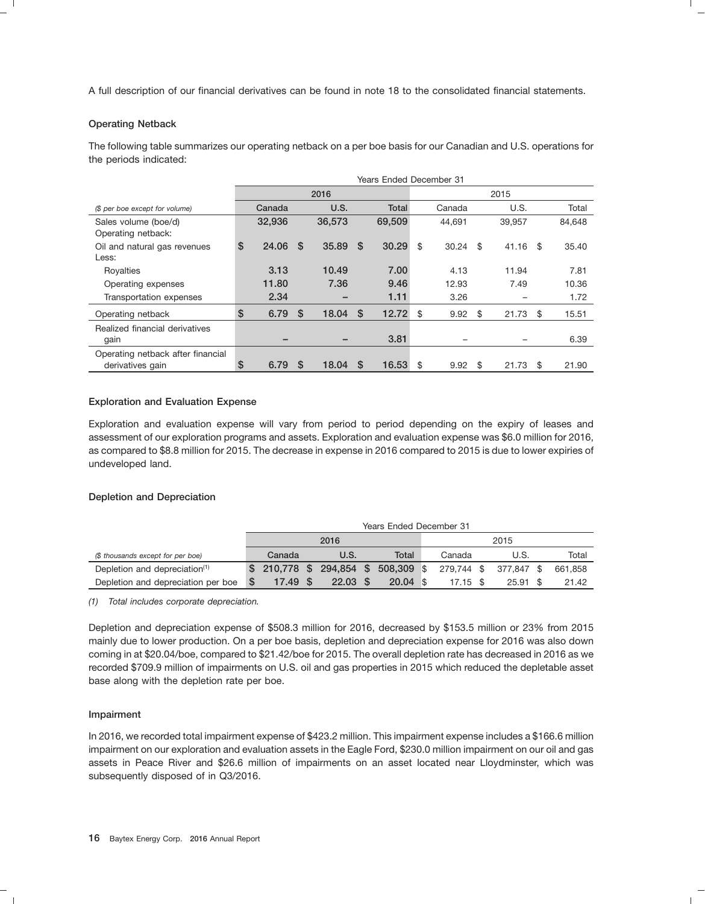A full description of our financial derivatives can be found in note 18 to the consolidated financial statements.

### Operating Netback

The following table summarizes our operating netback on a per boe basis for our Canadian and U.S. operations for the periods indicated:

| | Years Ended December 31 | | | | | |
|---|---|---|---|---|---|---|
| | 2016 | | | 2015 | | |
| *($ per boe except for volume)* | Canada | U.S. | Total | Canada | U.S. | Total |
| Sales volume (boe/d) | 32,936 | 36,573 | 69,509 | 44,691 | 39,957 | 84,648 |
| Operating netback: | | | | | | |
| Oil and natural gas revenues | $ 24.06 | $ 35.89 | $ 30.29 | $ 30.24 | $ 41.16 | $ 35.40 |
| Less: | | | | | | |
| Royalties | 3.13 | 10.49 | 7.00 | 4.13 | 11.94 | 7.81 |
| Operating expenses | 11.80 | 7.36 | 9.46 | 12.93 | 7.49 | 10.36 |
| Transportation expenses | 2.34 | – | 1.11 | 3.26 | – | 1.72 |
| Operating netback | $ 6.79 | $ 18.04 | $ 12.72 | $ 9.92 | $ 21.73 | $ 15.51 |
| Realized financial derivatives gain | – | – | 3.81 | – | – | 6.39 |
| Operating netback after financial derivatives gain | $ 6.79 | $ 18.04 | $ 16.53 | $ 9.92 | $ 21.73 | $ 21.90 |

### Exploration and Evaluation Expense

Exploration and evaluation expense will vary from period to period depending on the expiry of leases and assessment of our exploration programs and assets. Exploration and evaluation expense was $6.0 million for 2016, as compared to $8.8 million for 2015. The decrease in expense in 2016 compared to 2015 is due to lower expiries of undeveloped land.

### Depletion and Depreciation

| | Years Ended December 31 | | | | | |
|---|---|---|---|---|---|---|
| | 2016 | | | 2015 | | |
| *($ thousands except for per boe)* | Canada | U.S. | Total | Canada | U.S. | Total |
| Depletion and depreciation[1] | $ 210,778 | $ 294,854 | $ 508,309 | $ 279,744 | $ 377,847 | $ 661,858 |
| Depletion and depreciation per boe | $ 17.49 | $ 22.03 | $ 20.04 | $ 17.15 | $ 25.91 | $ 21.42 |

*(1) Total includes corporate depreciation.*

Depletion and depreciation expense of $508.3 million for 2016, decreased by $153.5 million or 23% from 2015 mainly due to lower production. On a per boe basis, depletion and depreciation expense for 2016 was also down coming in at $20.04/boe, compared to $21.42/boe for 2015. The overall depletion rate has decreased in 2016 as we recorded $709.9 million of impairments on U.S. oil and gas properties in 2015 which reduced the depletable asset base along with the depletion rate per boe.

### Impairment

In 2016, we recorded total impairment expense of $423.2 million. This impairment expense includes a $166.6 million impairment on our exploration and evaluation assets in the Eagle Ford, $230.0 million impairment on our oil and gas assets in Peace River and $26.6 million of impairments on an asset located near Lloydminster, which was subsequently disposed of in Q3/2016.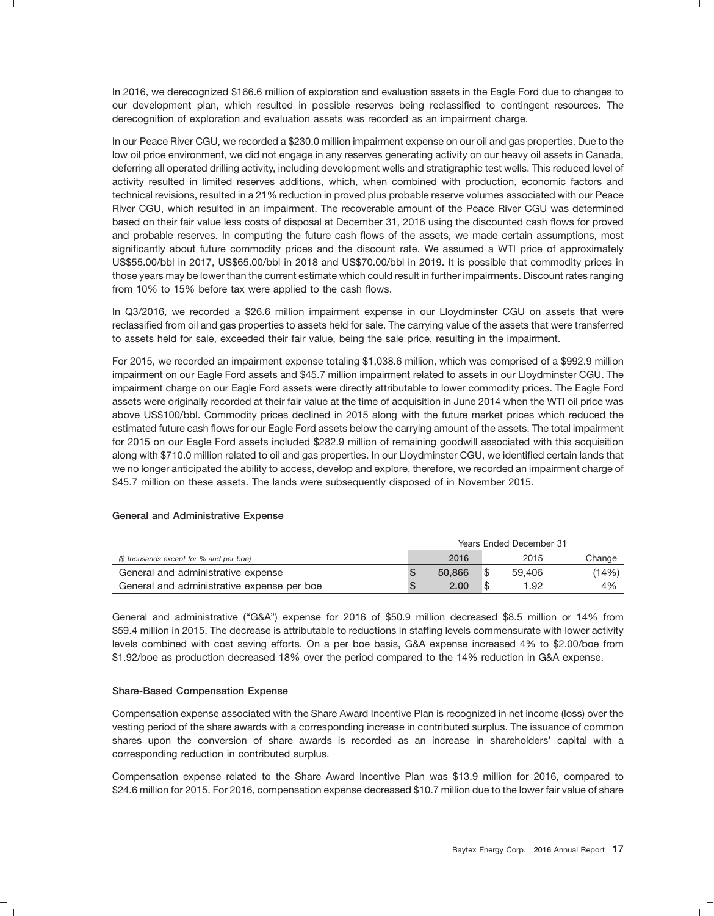In 2016, we derecognized $166.6 million of exploration and evaluation assets in the Eagle Ford due to changes to our development plan, which resulted in possible reserves being reclassified to contingent resources. The derecognition of exploration and evaluation assets was recorded as an impairment charge.

In our Peace River CGU, we recorded a $230.0 million impairment expense on our oil and gas properties. Due to the low oil price environment, we did not engage in any reserves generating activity on our heavy oil assets in Canada, deferring all operated drilling activity, including development wells and stratigraphic test wells. This reduced level of activity resulted in limited reserves additions, which, when combined with production, economic factors and technical revisions, resulted in a 21% reduction in proved plus probable reserve volumes associated with our Peace River CGU, which resulted in an impairment. The recoverable amount of the Peace River CGU was determined based on their fair value less costs of disposal at December 31, 2016 using the discounted cash flows for proved and probable reserves. In computing the future cash flows of the assets, we made certain assumptions, most significantly about future commodity prices and the discount rate. We assumed a WTI price of approximately US$55.00/bbl in 2017, US$65.00/bbl in 2018 and US$70.00/bbl in 2019. It is possible that commodity prices in those years may be lower than the current estimate which could result in further impairments. Discount rates ranging from 10% to 15% before tax were applied to the cash flows.

In Q3/2016, we recorded a $26.6 million impairment expense in our Lloydminster CGU on assets that were reclassified from oil and gas properties to assets held for sale. The carrying value of the assets that were transferred to assets held for sale, exceeded their fair value, being the sale price, resulting in the impairment.

For 2015, we recorded an impairment expense totaling $1,038.6 million, which was comprised of a $992.9 million impairment on our Eagle Ford assets and $45.7 million impairment related to assets in our Lloydminster CGU. The impairment charge on our Eagle Ford assets were directly attributable to lower commodity prices. The Eagle Ford assets were originally recorded at their fair value at the time of acquisition in June 2014 when the WTI oil price was above US$100/bbl. Commodity prices declined in 2015 along with the future market prices which reduced the estimated future cash flows for our Eagle Ford assets below the carrying amount of the assets. The total impairment for 2015 on our Eagle Ford assets included $282.9 million of remaining goodwill associated with this acquisition along with $710.0 million related to oil and gas properties. In our Lloydminster CGU, we identified certain lands that we no longer anticipated the ability to access, develop and explore, therefore, we recorded an impairment charge of $45.7 million on these assets. The lands were subsequently disposed of in November 2015.

## General and Administrative Expense

| | Years Ended December 31 | | |
|---|---|---|---|
| *($ thousands except for % and per boe)* | **2016** | 2015 | Change |
| General and administrative expense | **$ 50,866** | $ 59,406 | (14%) |
| General and administrative expense per boe | **$ 2.00** | $ 1.92 | 4% |

General and administrative ("G&A") expense for 2016 of $50.9 million decreased $8.5 million or 14% from $59.4 million in 2015. The decrease is attributable to reductions in staffing levels commensurate with lower activity levels combined with cost saving efforts. On a per boe basis, G&A expense increased 4% to $2.00/boe from $1.92/boe as production decreased 18% over the period compared to the 14% reduction in G&A expense.

## Share-Based Compensation Expense

Compensation expense associated with the Share Award Incentive Plan is recognized in net income (loss) over the vesting period of the share awards with a corresponding increase in contributed surplus. The issuance of common shares upon the conversion of share awards is recorded as an increase in shareholders' capital with a corresponding reduction in contributed surplus.

Compensation expense related to the Share Award Incentive Plan was $13.9 million for 2016, compared to $24.6 million for 2015. For 2016, compensation expense decreased $10.7 million due to the lower fair value of share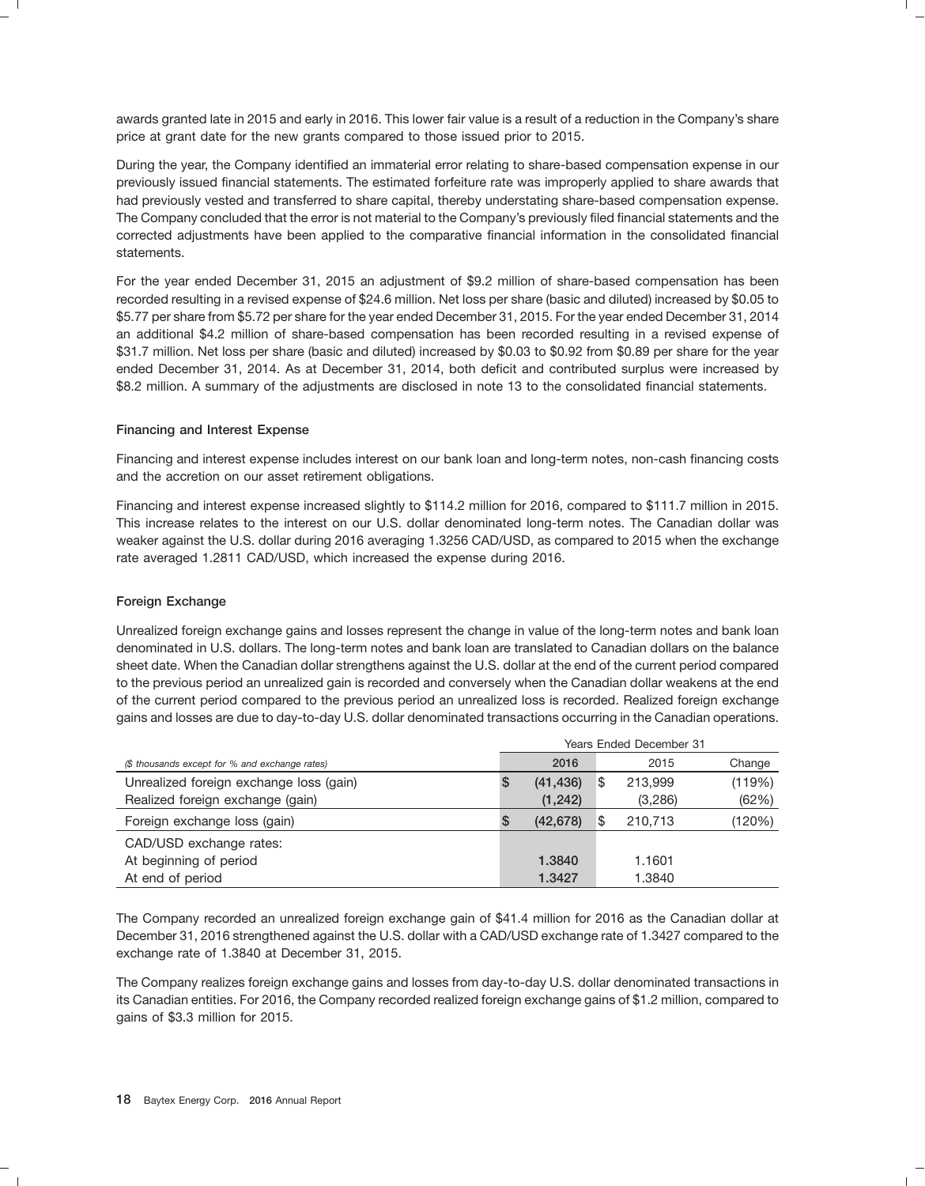awards granted late in 2015 and early in 2016. This lower fair value is a result of a reduction in the Company's share price at grant date for the new grants compared to those issued prior to 2015.

During the year, the Company identified an immaterial error relating to share-based compensation expense in our previously issued financial statements. The estimated forfeiture rate was improperly applied to share awards that had previously vested and transferred to share capital, thereby understating share-based compensation expense. The Company concluded that the error is not material to the Company's previously filed financial statements and the corrected adjustments have been applied to the comparative financial information in the consolidated financial statements.

For the year ended December 31, 2015 an adjustment of $9.2 million of share-based compensation has been recorded resulting in a revised expense of $24.6 million. Net loss per share (basic and diluted) increased by $0.05 to $5.77 per share from $5.72 per share for the year ended December 31, 2015. For the year ended December 31, 2014 an additional $4.2 million of share-based compensation has been recorded resulting in a revised expense of $31.7 million. Net loss per share (basic and diluted) increased by $0.03 to $0.92 from $0.89 per share for the year ended December 31, 2014. As at December 31, 2014, both deficit and contributed surplus were increased by $8.2 million. A summary of the adjustments are disclosed in note 13 to the consolidated financial statements.

**Financing and Interest Expense**

Financing and interest expense includes interest on our bank loan and long-term notes, non-cash financing costs and the accretion on our asset retirement obligations.

Financing and interest expense increased slightly to $114.2 million for 2016, compared to $111.7 million in 2015. This increase relates to the interest on our U.S. dollar denominated long-term notes. The Canadian dollar was weaker against the U.S. dollar during 2016 averaging 1.3256 CAD/USD, as compared to 2015 when the exchange rate averaged 1.2811 CAD/USD, which increased the expense during 2016.

**Foreign Exchange**

Unrealized foreign exchange gains and losses represent the change in value of the long-term notes and bank loan denominated in U.S. dollars. The long-term notes and bank loan are translated to Canadian dollars on the balance sheet date. When the Canadian dollar strengthens against the U.S. dollar at the end of the current period compared to the previous period an unrealized gain is recorded and conversely when the Canadian dollar weakens at the end of the current period compared to the previous period an unrealized loss is recorded. Realized foreign exchange gains and losses are due to day-to-day U.S. dollar denominated transactions occurring in the Canadian operations.

| | Years Ended December 31 | | |
|---|---|---|---|
| *($ thousands except for % and exchange rates)* | **2016** | 2015 | Change |
| Unrealized foreign exchange loss (gain) | **$ (41,436)** | $ 213,999 | (119%) |
| Realized foreign exchange (gain) | **(1,242)** | (3,286) | (62%) |
| Foreign exchange loss (gain) | **$ (42,678)** | $ 210,713 | (120%) |
| CAD/USD exchange rates: | | | |
| At beginning of period | **1.3840** | 1.1601 | |
| At end of period | **1.3427** | 1.3840 | |

The Company recorded an unrealized foreign exchange gain of $41.4 million for 2016 as the Canadian dollar at December 31, 2016 strengthened against the U.S. dollar with a CAD/USD exchange rate of 1.3427 compared to the exchange rate of 1.3840 at December 31, 2015.

The Company realizes foreign exchange gains and losses from day-to-day U.S. dollar denominated transactions in its Canadian entities. For 2016, the Company recorded realized foreign exchange gains of $1.2 million, compared to gains of $3.3 million for 2015.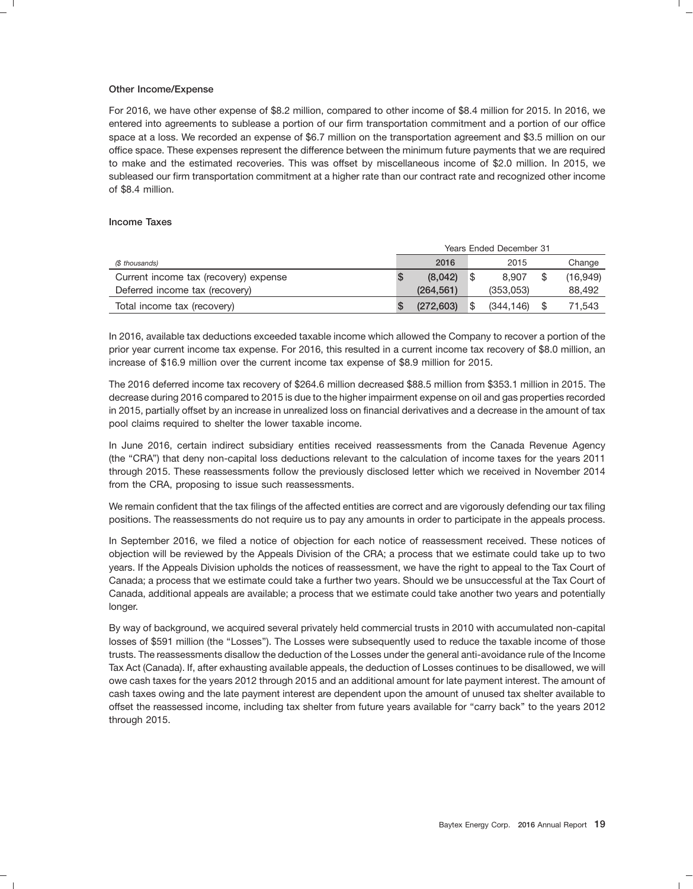### Other Income/Expense

For 2016, we have other expense of $8.2 million, compared to other income of $8.4 million for 2015. In 2016, we entered into agreements to sublease a portion of our firm transportation commitment and a portion of our office space at a loss. We recorded an expense of $6.7 million on the transportation agreement and $3.5 million on our office space. These expenses represent the difference between the minimum future payments that we are required to make and the estimated recoveries. This was offset by miscellaneous income of $2.0 million. In 2015, we subleased our firm transportation commitment at a higher rate than our contract rate and recognized other income of $8.4 million.

### Income Taxes

| | Years Ended December 31 | | |
|---|---|---|---|
| *($ thousands)* | 2016 | 2015 | Change |
| Current income tax (recovery) expense | $ (8,042) | $ 8,907 | $ (16,949) |
| Deferred income tax (recovery) | (264,561) | (353,053) | 88,492 |
| Total income tax (recovery) | $ (272,603) | $ (344,146) | $ 71,543 |

In 2016, available tax deductions exceeded taxable income which allowed the Company to recover a portion of the prior year current income tax expense. For 2016, this resulted in a current income tax recovery of $8.0 million, an increase of $16.9 million over the current income tax expense of $8.9 million for 2015.

The 2016 deferred income tax recovery of $264.6 million decreased $88.5 million from $353.1 million in 2015. The decrease during 2016 compared to 2015 is due to the higher impairment expense on oil and gas properties recorded in 2015, partially offset by an increase in unrealized loss on financial derivatives and a decrease in the amount of tax pool claims required to shelter the lower taxable income.

In June 2016, certain indirect subsidiary entities received reassessments from the Canada Revenue Agency (the "CRA") that deny non-capital loss deductions relevant to the calculation of income taxes for the years 2011 through 2015. These reassessments follow the previously disclosed letter which we received in November 2014 from the CRA, proposing to issue such reassessments.

We remain confident that the tax filings of the affected entities are correct and are vigorously defending our tax filing positions. The reassessments do not require us to pay any amounts in order to participate in the appeals process.

In September 2016, we filed a notice of objection for each notice of reassessment received. These notices of objection will be reviewed by the Appeals Division of the CRA; a process that we estimate could take up to two years. If the Appeals Division upholds the notices of reassessment, we have the right to appeal to the Tax Court of Canada; a process that we estimate could take a further two years. Should we be unsuccessful at the Tax Court of Canada, additional appeals are available; a process that we estimate could take another two years and potentially longer.

By way of background, we acquired several privately held commercial trusts in 2010 with accumulated non-capital losses of $591 million (the "Losses"). The Losses were subsequently used to reduce the taxable income of those trusts. The reassessments disallow the deduction of the Losses under the general anti-avoidance rule of the Income Tax Act (Canada). If, after exhausting available appeals, the deduction of Losses continues to be disallowed, we will owe cash taxes for the years 2012 through 2015 and an additional amount for late payment interest. The amount of cash taxes owing and the late payment interest are dependent upon the amount of unused tax shelter available to offset the reassessed income, including tax shelter from future years available for "carry back" to the years 2012 through 2015.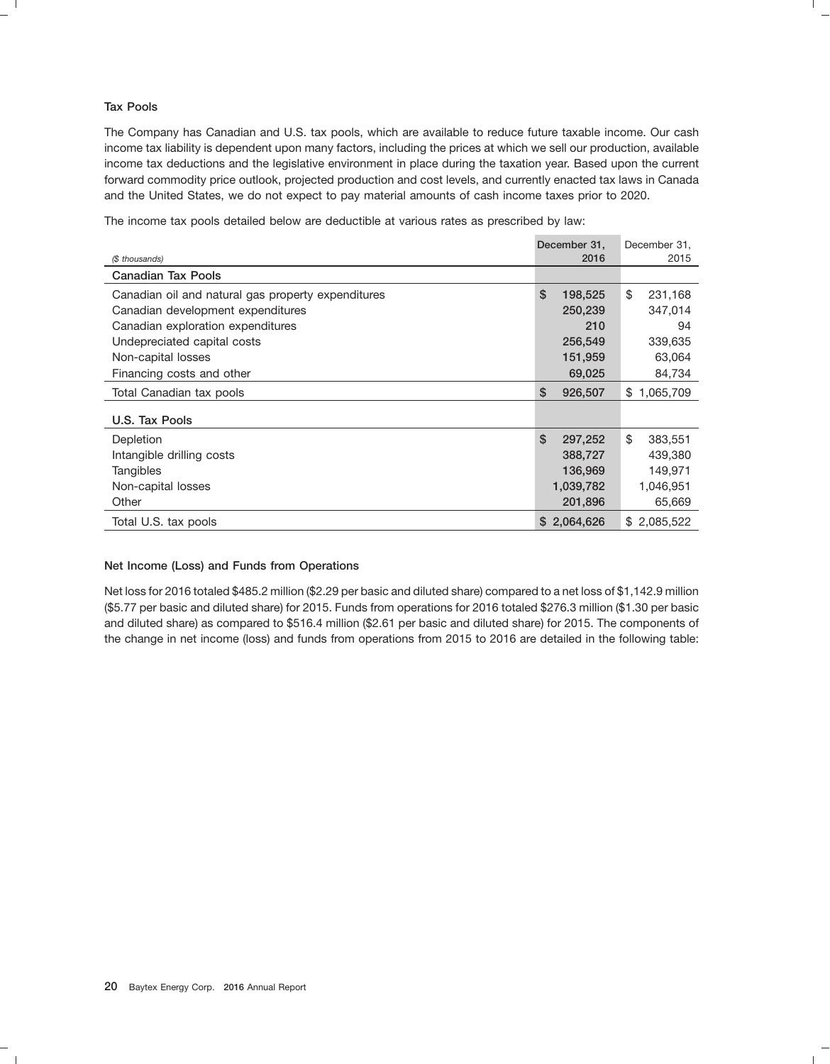### Tax Pools

The Company has Canadian and U.S. tax pools, which are available to reduce future taxable income. Our cash income tax liability is dependent upon many factors, including the prices at which we sell our production, available income tax deductions and the legislative environment in place during the taxation year. Based upon the current forward commodity price outlook, projected production and cost levels, and currently enacted tax laws in Canada and the United States, we do not expect to pay material amounts of cash income taxes prior to 2020.

The income tax pools detailed below are deductible at various rates as prescribed by law:

| *($ thousands)* | December 31, 2016 | December 31, 2015 |
|---|---|---|
| **Canadian Tax Pools** | | |
| Canadian oil and natural gas property expenditures | $ 198,525 | $ 231,168 |
| Canadian development expenditures | 250,239 | 347,014 |
| Canadian exploration expenditures | 210 | 94 |
| Undepreciated capital costs | 256,549 | 339,635 |
| Non-capital losses | 151,959 | 63,064 |
| Financing costs and other | 69,025 | 84,734 |
| Total Canadian tax pools | $ 926,507 | $ 1,065,709 |
| **U.S. Tax Pools** | | |
| Depletion | $ 297,252 | $ 383,551 |
| Intangible drilling costs | 388,727 | 439,380 |
| Tangibles | 136,969 | 149,971 |
| Non-capital losses | 1,039,782 | 1,046,951 |
| Other | 201,896 | 65,669 |
| Total U.S. tax pools | $ 2,064,626 | $ 2,085,522 |

### Net Income (Loss) and Funds from Operations

Net loss for 2016 totaled $485.2 million ($2.29 per basic and diluted share) compared to a net loss of $1,142.9 million ($5.77 per basic and diluted share) for 2015. Funds from operations for 2016 totaled $276.3 million ($1.30 per basic and diluted share) as compared to $516.4 million ($2.61 per basic and diluted share) for 2015. The components of the change in net income (loss) and funds from operations from 2015 to 2016 are detailed in the following table: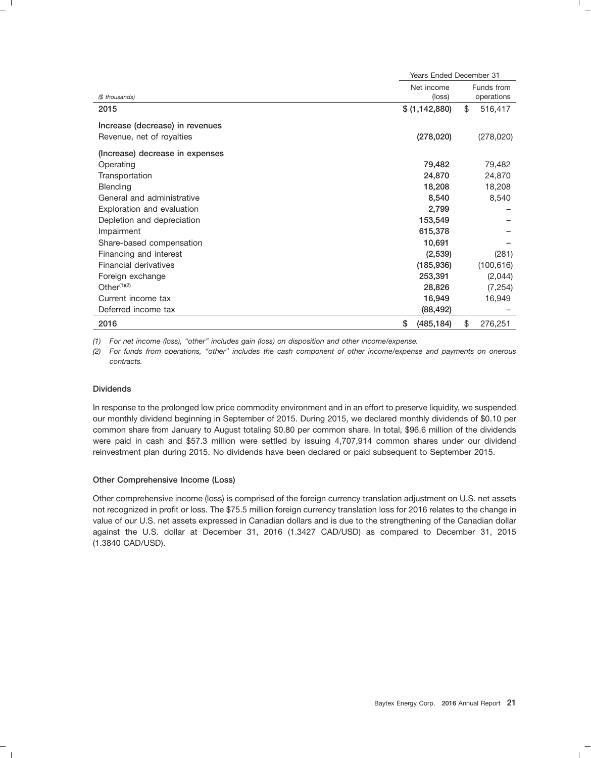| ($ thousands) | Years Ended December 31 | |
|---|---|---|
| | Net income (loss) | Funds from operations |
| **2015** | $ (1,142,880) | $ 516,417 |
| **Increase (decrease) in revenues** | | |
| Revenue, net of royalties | **(278,020)** | (278,020) |
| **(Increase) decrease in expenses** | | |
| Operating | **79,482** | 79,482 |
| Transportation | **24,870** | 24,870 |
| Blending | **18,208** | 18,208 |
| General and administrative | **8,540** | 8,540 |
| Exploration and evaluation | **2,799** | – |
| Depletion and depreciation | **153,549** | – |
| Impairment | **615,378** | – |
| Share-based compensation | **10,691** | – |
| Financing and interest | **(2,539)** | (281) |
| Financial derivatives | **(185,936)** | (100,616) |
| Foreign exchange | **253,391** | (2,044) |
| Other[(1)(2)] | **28,826** | (7,254) |
| Current income tax | **16,949** | 16,949 |
| Deferred income tax | **(88,492)** | – |
| **2016** | **$ (485,184)** | **$ 276,251** |

*(1) For net income (loss), "other" includes gain (loss) on disposition and other income/expense.*

*(2) For funds from operations, "other" includes the cash component of other income/expense and payments on onerous contracts.*

### Dividends

In response to the prolonged low price commodity environment and in an effort to preserve liquidity, we suspended our monthly dividend beginning in September of 2015. During 2015, we declared monthly dividends of $0.10 per common share from January to August totaling $0.80 per common share. In total, $96.6 million of the dividends were paid in cash and $57.3 million were settled by issuing 4,707,914 common shares under our dividend reinvestment plan during 2015. No dividends have been declared or paid subsequent to September 2015.

### Other Comprehensive Income (Loss)

Other comprehensive income (loss) is comprised of the foreign currency translation adjustment on U.S. net assets not recognized in profit or loss. The $75.5 million foreign currency translation loss for 2016 relates to the change in value of our U.S. net assets expressed in Canadian dollars and is due to the strengthening of the Canadian dollar against the U.S. dollar at December 31, 2016 (1.3427 CAD/USD) as compared to December 31, 2015 (1.3840 CAD/USD).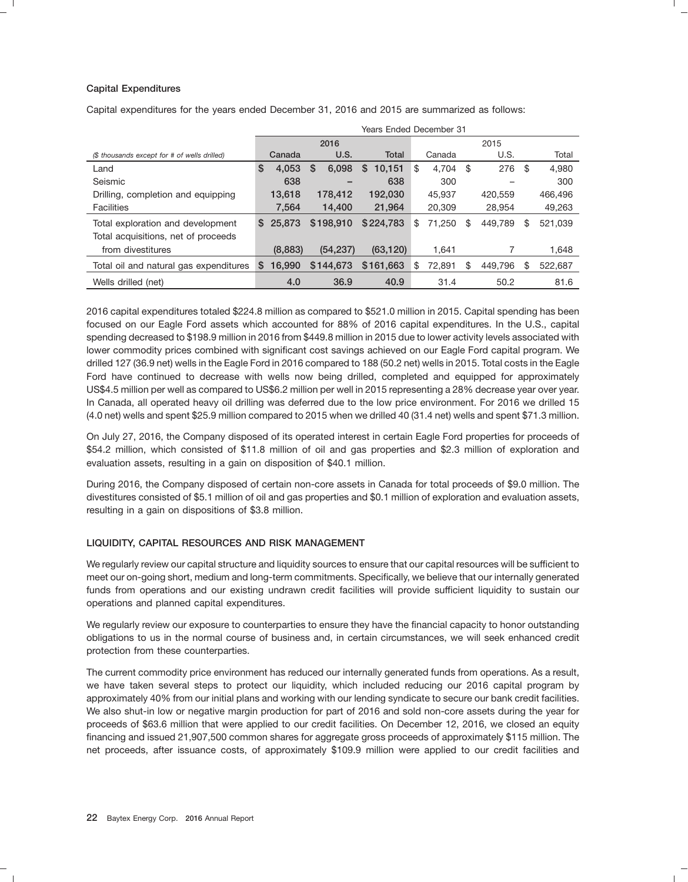### Capital Expenditures

Capital expenditures for the years ended December 31, 2016 and 2015 are summarized as follows:

| | Years Ended December 31 | | | | | |
|---|---|---|---|---|---|---|
| | 2016 | | | 2015 | | |
| *($ thousands except for # of wells drilled)* | **Canada** | **U.S.** | **Total** | Canada | U.S. | Total |
| Land | **$ 4,053** | **$ 6,098** | **$ 10,151** | $ 4,704 | $ 276 | $ 4,980 |
| Seismic | **638** | **–** | **638** | 300 | – | 300 |
| Drilling, completion and equipping | **13,618** | **178,412** | **192,030** | 45,937 | 420,559 | 466,496 |
| Facilities | **7,564** | **14,400** | **21,964** | 20,309 | 28,954 | 49,263 |
| Total exploration and development | **$ 25,873** | **$198,910** | **$224,783** | $ 71,250 | $ 449,789 | $ 521,039 |
| Total acquisitions, net of proceeds from divestitures | **(8,883)** | **(54,237)** | **(63,120)** | 1,641 | 7 | 1,648 |
| Total oil and natural gas expenditures | **$ 16,990** | **$144,673** | **$161,663** | $ 72,891 | $ 449,796 | $ 522,687 |
| Wells drilled (net) | **4.0** | **36.9** | **40.9** | 31.4 | 50.2 | 81.6 |

2016 capital expenditures totaled $224.8 million as compared to $521.0 million in 2015. Capital spending has been focused on our Eagle Ford assets which accounted for 88% of 2016 capital expenditures. In the U.S., capital spending decreased to $198.9 million in 2016 from $449.8 million in 2015 due to lower activity levels associated with lower commodity prices combined with significant cost savings achieved on our Eagle Ford capital program. We drilled 127 (36.9 net) wells in the Eagle Ford in 2016 compared to 188 (50.2 net) wells in 2015. Total costs in the Eagle Ford have continued to decrease with wells now being drilled, completed and equipped for approximately US$4.5 million per well as compared to US$6.2 million per well in 2015 representing a 28% decrease year over year. In Canada, all operated heavy oil drilling was deferred due to the low price environment. For 2016 we drilled 15 (4.0 net) wells and spent $25.9 million compared to 2015 when we drilled 40 (31.4 net) wells and spent $71.3 million.

On July 27, 2016, the Company disposed of its operated interest in certain Eagle Ford properties for proceeds of $54.2 million, which consisted of $11.8 million of oil and gas properties and $2.3 million of exploration and evaluation assets, resulting in a gain on disposition of $40.1 million.

During 2016, the Company disposed of certain non-core assets in Canada for total proceeds of $9.0 million. The divestitures consisted of $5.1 million of oil and gas properties and $0.1 million of exploration and evaluation assets, resulting in a gain on dispositions of $3.8 million.

## LIQUIDITY, CAPITAL RESOURCES AND RISK MANAGEMENT

We regularly review our capital structure and liquidity sources to ensure that our capital resources will be sufficient to meet our on-going short, medium and long-term commitments. Specifically, we believe that our internally generated funds from operations and our existing undrawn credit facilities will provide sufficient liquidity to sustain our operations and planned capital expenditures.

We regularly review our exposure to counterparties to ensure they have the financial capacity to honor outstanding obligations to us in the normal course of business and, in certain circumstances, we will seek enhanced credit protection from these counterparties.

The current commodity price environment has reduced our internally generated funds from operations. As a result, we have taken several steps to protect our liquidity, which included reducing our 2016 capital program by approximately 40% from our initial plans and working with our lending syndicate to secure our bank credit facilities. We also shut-in low or negative margin production for part of 2016 and sold non-core assets during the year for proceeds of $63.6 million that were applied to our credit facilities. On December 12, 2016, we closed an equity financing and issued 21,907,500 common shares for aggregate gross proceeds of approximately $115 million. The net proceeds, after issuance costs, of approximately $109.9 million were applied to our credit facilities and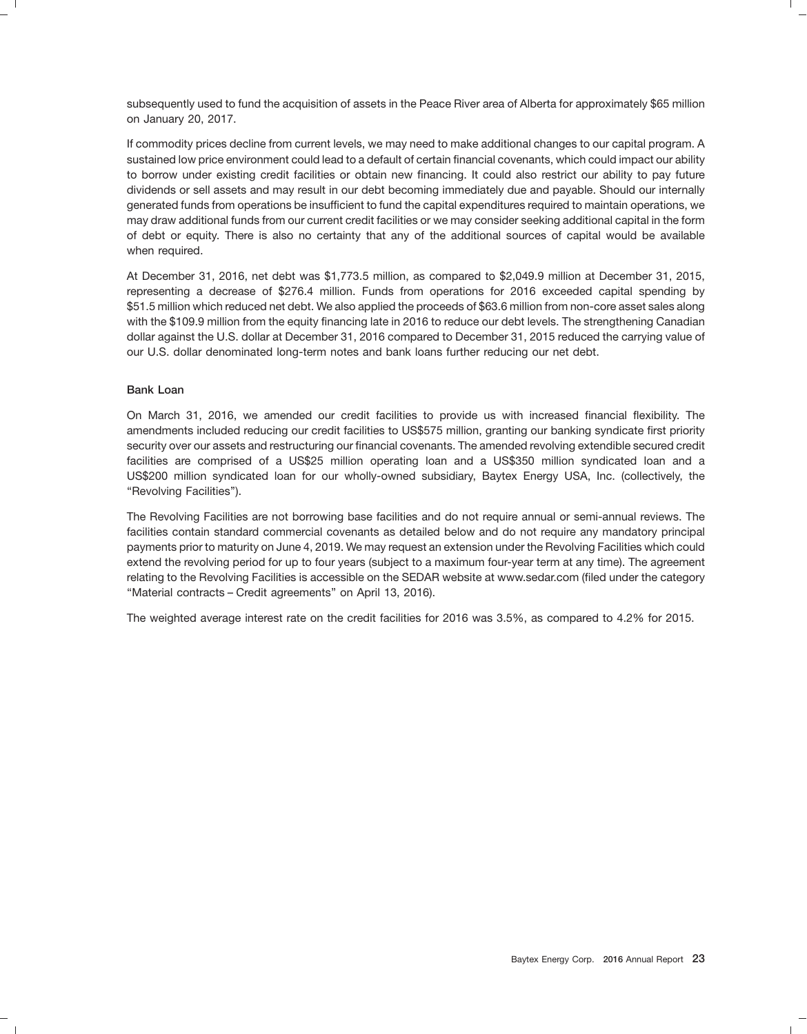subsequently used to fund the acquisition of assets in the Peace River area of Alberta for approximately $65 million on January 20, 2017.

If commodity prices decline from current levels, we may need to make additional changes to our capital program. A sustained low price environment could lead to a default of certain financial covenants, which could impact our ability to borrow under existing credit facilities or obtain new financing. It could also restrict our ability to pay future dividends or sell assets and may result in our debt becoming immediately due and payable. Should our internally generated funds from operations be insufficient to fund the capital expenditures required to maintain operations, we may draw additional funds from our current credit facilities or we may consider seeking additional capital in the form of debt or equity. There is also no certainty that any of the additional sources of capital would be available when required.

At December 31, 2016, net debt was $1,773.5 million, as compared to $2,049.9 million at December 31, 2015, representing a decrease of $276.4 million. Funds from operations for 2016 exceeded capital spending by $51.5 million which reduced net debt. We also applied the proceeds of $63.6 million from non-core asset sales along with the $109.9 million from the equity financing late in 2016 to reduce our debt levels. The strengthening Canadian dollar against the U.S. dollar at December 31, 2016 compared to December 31, 2015 reduced the carrying value of our U.S. dollar denominated long-term notes and bank loans further reducing our net debt.

### Bank Loan

On March 31, 2016, we amended our credit facilities to provide us with increased financial flexibility. The amendments included reducing our credit facilities to US$575 million, granting our banking syndicate first priority security over our assets and restructuring our financial covenants. The amended revolving extendible secured credit facilities are comprised of a US$25 million operating loan and a US$350 million syndicated loan and a US$200 million syndicated loan for our wholly-owned subsidiary, Baytex Energy USA, Inc. (collectively, the "Revolving Facilities").

The Revolving Facilities are not borrowing base facilities and do not require annual or semi-annual reviews. The facilities contain standard commercial covenants as detailed below and do not require any mandatory principal payments prior to maturity on June 4, 2019. We may request an extension under the Revolving Facilities which could extend the revolving period for up to four years (subject to a maximum four-year term at any time). The agreement relating to the Revolving Facilities is accessible on the SEDAR website at www.sedar.com (filed under the category "Material contracts – Credit agreements" on April 13, 2016).

The weighted average interest rate on the credit facilities for 2016 was 3.5%, as compared to 4.2% for 2015.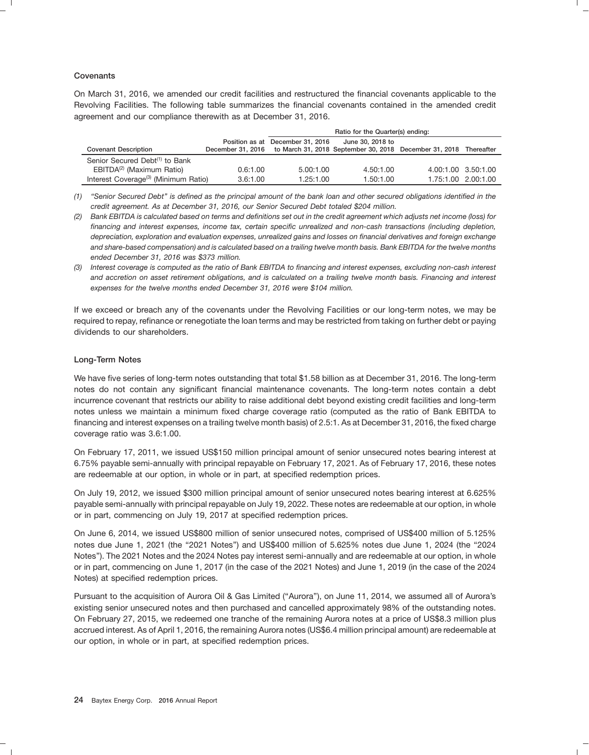### Covenants

On March 31, 2016, we amended our credit facilities and restructured the financial covenants applicable to the Revolving Facilities. The following table summarizes the financial covenants contained in the amended credit agreement and our compliance therewith as at December 31, 2016.

| | | Ratio for the Quarter(s) ending: | | | |
|---|---|---|---|---|---|
| Covenant Description | Position as at December 31, 2016 | December 31, 2016 to March 31, 2018 | June 30, 2018 to September 30, 2018 | December 31, 2018 | Thereafter |
| Senior Secured Debt[1] to Bank EBITDA[2] (Maximum Ratio) | 0.6:1.00 | 5.00:1.00 | 4.50:1.00 | 4.00:1.00 | 3.50:1.00 |
| Interest Coverage[3] (Minimum Ratio) | 3.6:1.00 | 1.25:1.00 | 1.50:1.00 | 1.75:1.00 | 2.00:1.00 |

*(1) "Senior Secured Debt" is defined as the principal amount of the bank loan and other secured obligations identified in the credit agreement. As at December 31, 2016, our Senior Secured Debt totaled \$204 million.*

*(2) Bank EBITDA is calculated based on terms and definitions set out in the credit agreement which adjusts net income (loss) for financing and interest expenses, income tax, certain specific unrealized and non-cash transactions (including depletion, depreciation, exploration and evaluation expenses, unrealized gains and losses on financial derivatives and foreign exchange and share-based compensation) and is calculated based on a trailing twelve month basis. Bank EBITDA for the twelve months ended December 31, 2016 was \$373 million.*

*(3) Interest coverage is computed as the ratio of Bank EBITDA to financing and interest expenses, excluding non-cash interest and accretion on asset retirement obligations, and is calculated on a trailing twelve month basis. Financing and interest expenses for the twelve months ended December 31, 2016 were \$104 million.*

If we exceed or breach any of the covenants under the Revolving Facilities or our long-term notes, we may be required to repay, refinance or renegotiate the loan terms and may be restricted from taking on further debt or paying dividends to our shareholders.

### Long-Term Notes

We have five series of long-term notes outstanding that total \$1.58 billion as at December 31, 2016. The long-term notes do not contain any significant financial maintenance covenants. The long-term notes contain a debt incurrence covenant that restricts our ability to raise additional debt beyond existing credit facilities and long-term notes unless we maintain a minimum fixed charge coverage ratio (computed as the ratio of Bank EBITDA to financing and interest expenses on a trailing twelve month basis) of 2.5:1. As at December 31, 2016, the fixed charge coverage ratio was 3.6:1.00.

On February 17, 2011, we issued US\$150 million principal amount of senior unsecured notes bearing interest at 6.75% payable semi-annually with principal repayable on February 17, 2021. As of February 17, 2016, these notes are redeemable at our option, in whole or in part, at specified redemption prices.

On July 19, 2012, we issued \$300 million principal amount of senior unsecured notes bearing interest at 6.625% payable semi-annually with principal repayable on July 19, 2022. These notes are redeemable at our option, in whole or in part, commencing on July 19, 2017 at specified redemption prices.

On June 6, 2014, we issued US\$800 million of senior unsecured notes, comprised of US\$400 million of 5.125% notes due June 1, 2021 (the "2021 Notes") and US\$400 million of 5.625% notes due June 1, 2024 (the "2024 Notes"). The 2021 Notes and the 2024 Notes pay interest semi-annually and are redeemable at our option, in whole or in part, commencing on June 1, 2017 (in the case of the 2021 Notes) and June 1, 2019 (in the case of the 2024 Notes) at specified redemption prices.

Pursuant to the acquisition of Aurora Oil & Gas Limited ("Aurora"), on June 11, 2014, we assumed all of Aurora's existing senior unsecured notes and then purchased and cancelled approximately 98% of the outstanding notes. On February 27, 2015, we redeemed one tranche of the remaining Aurora notes at a price of US\$8.3 million plus accrued interest. As of April 1, 2016, the remaining Aurora notes (US\$6.4 million principal amount) are redeemable at our option, in whole or in part, at specified redemption prices.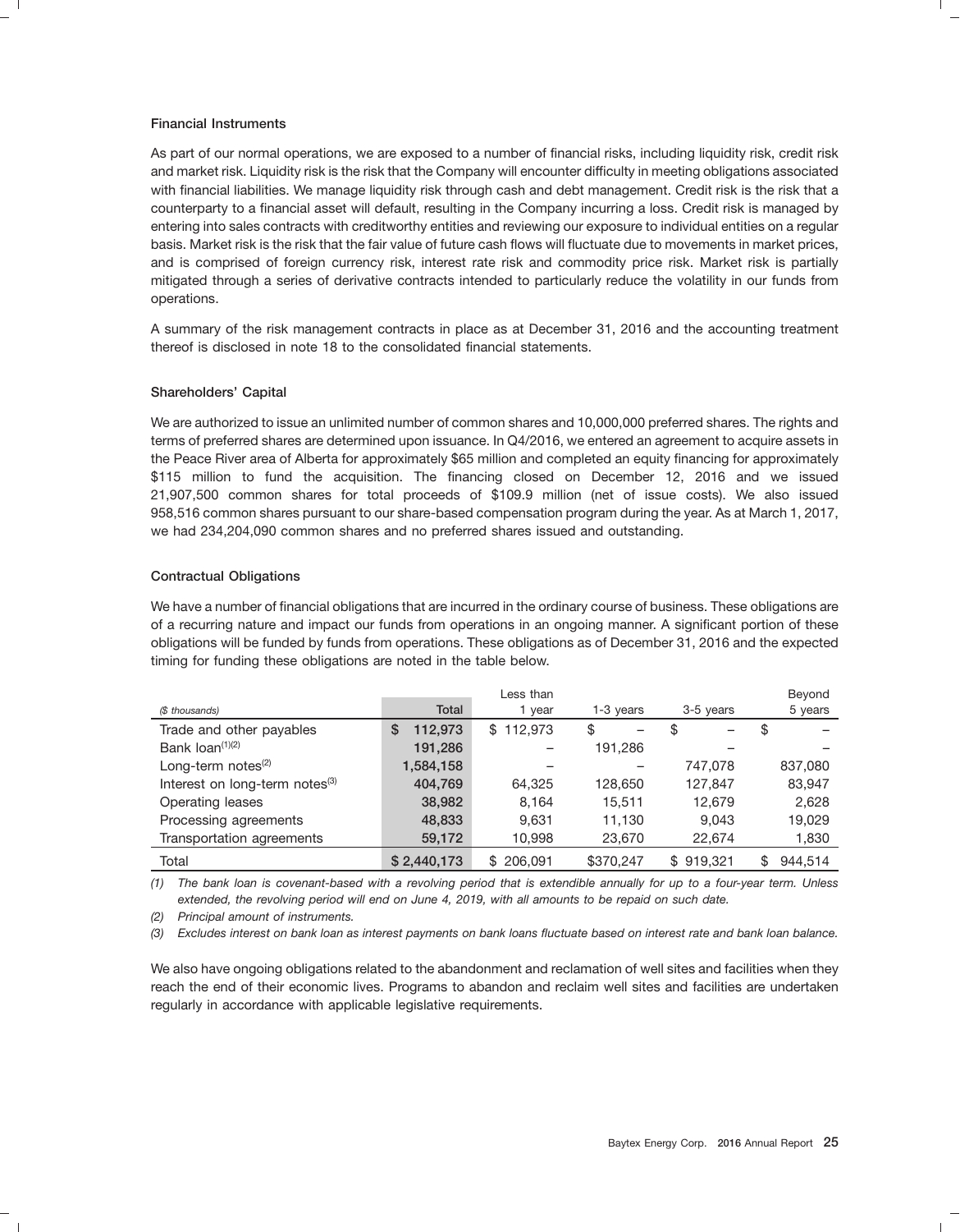### Financial Instruments

As part of our normal operations, we are exposed to a number of financial risks, including liquidity risk, credit risk and market risk. Liquidity risk is the risk that the Company will encounter difficulty in meeting obligations associated with financial liabilities. We manage liquidity risk through cash and debt management. Credit risk is the risk that a counterparty to a financial asset will default, resulting in the Company incurring a loss. Credit risk is managed by entering into sales contracts with creditworthy entities and reviewing our exposure to individual entities on a regular basis. Market risk is the risk that the fair value of future cash flows will fluctuate due to movements in market prices, and is comprised of foreign currency risk, interest rate risk and commodity price risk. Market risk is partially mitigated through a series of derivative contracts intended to particularly reduce the volatility in our funds from operations.

A summary of the risk management contracts in place as at December 31, 2016 and the accounting treatment thereof is disclosed in note 18 to the consolidated financial statements.

### Shareholders' Capital

We are authorized to issue an unlimited number of common shares and 10,000,000 preferred shares. The rights and terms of preferred shares are determined upon issuance. In Q4/2016, we entered an agreement to acquire assets in the Peace River area of Alberta for approximately $65 million and completed an equity financing for approximately $115 million to fund the acquisition. The financing closed on December 12, 2016 and we issued 21,907,500 common shares for total proceeds of $109.9 million (net of issue costs). We also issued 958,516 common shares pursuant to our share-based compensation program during the year. As at March 1, 2017, we had 234,204,090 common shares and no preferred shares issued and outstanding.

### Contractual Obligations

We have a number of financial obligations that are incurred in the ordinary course of business. These obligations are of a recurring nature and impact our funds from operations in an ongoing manner. A significant portion of these obligations will be funded by funds from operations. These obligations as of December 31, 2016 and the expected timing for funding these obligations are noted in the table below.

| *($ thousands)* | **Total** | Less than 1 year | 1-3 years | 3-5 years | Beyond 5 years |
|---|---|---|---|---|---|
| Trade and other payables | **$ 112,973** | $ 112,973 | $ – | $ – | $ – |
| Bank loan[(1)(2)] | **191,286** | – | 191,286 | – | – |
| Long-term notes[(2)] | **1,584,158** | – | – | 747,078 | 837,080 |
| Interest on long-term notes[(3)] | **404,769** | 64,325 | 128,650 | 127,847 | 83,947 |
| Operating leases | **38,982** | 8,164 | 15,511 | 12,679 | 2,628 |
| Processing agreements | **48,833** | 9,631 | 11,130 | 9,043 | 19,029 |
| Transportation agreements | **59,172** | 10,998 | 23,670 | 22,674 | 1,830 |
| Total | **$ 2,440,173** | $ 206,091 | $370,247 | $ 919,321 | $ 944,514 |

*(1) The bank loan is covenant-based with a revolving period that is extendible annually for up to a four-year term. Unless extended, the revolving period will end on June 4, 2019, with all amounts to be repaid on such date.*

*(2) Principal amount of instruments.*

*(3) Excludes interest on bank loan as interest payments on bank loans fluctuate based on interest rate and bank loan balance.*

We also have ongoing obligations related to the abandonment and reclamation of well sites and facilities when they reach the end of their economic lives. Programs to abandon and reclaim well sites and facilities are undertaken regularly in accordance with applicable legislative requirements.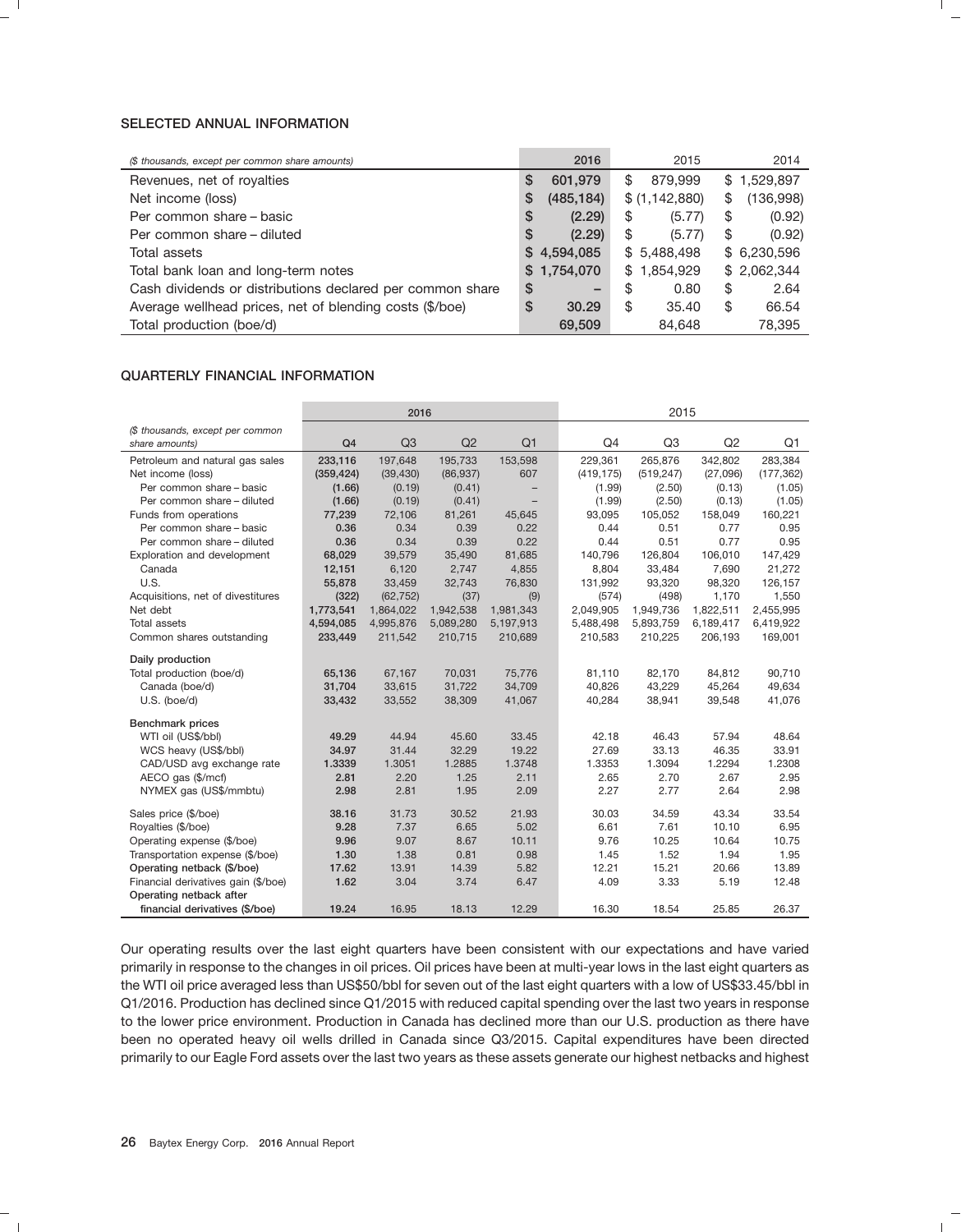## SELECTED ANNUAL INFORMATION

| ($ thousands, except per common share amounts) | 2016 | 2015 | 2014 |
|---|---|---|---|
| Revenues, net of royalties | $ 601,979 | $ 879,999 | $ 1,529,897 |
| Net income (loss) | $ (485,184) | $ (1,142,880) | $ (136,998) |
| Per common share – basic | $ (2.29) | $ (5.77) | $ (0.92) |
| Per common share – diluted | $ (2.29) | $ (5.77) | $ (0.92) |
| Total assets | $ 4,594,085 | $ 5,488,498 | $ 6,230,596 |
| Total bank loan and long-term notes | $ 1,754,070 | $ 1,854,929 | $ 2,062,344 |
| Cash dividends or distributions declared per common share | $ – | $ 0.80 | $ 2.64 |
| Average wellhead prices, net of blending costs ($/boe) | $ 30.29 | $ 35.40 | $ 66.54 |
| Total production (boe/d) | 69,509 | 84,648 | 78,395 |

## QUARTERLY FINANCIAL INFORMATION

| | 2016 | | | | 2015 | | | |
|---|---|---|---|---|---|---|---|---|
| ($ thousands, except per common share amounts) | Q4 | Q3 | Q2 | Q1 | Q4 | Q3 | Q2 | Q1 |
| Petroleum and natural gas sales | 233,116 | 197,648 | 195,733 | 153,598 | 229,361 | 265,876 | 342,802 | 283,384 |
| Net income (loss) | (359,424) | (39,430) | (86,937) | 607 | (419,175) | (519,247) | (27,096) | (177,362) |
| Per common share – basic | (1.66) | (0.19) | (0.41) | – | (1.99) | (2.50) | (0.13) | (1.05) |
| Per common share – diluted | (1.66) | (0.19) | (0.41) | – | (1.99) | (2.50) | (0.13) | (1.05) |
| Funds from operations | 77,239 | 72,106 | 81,261 | 45,645 | 93,095 | 105,052 | 158,049 | 160,221 |
| Per common share – basic | 0.36 | 0.34 | 0.39 | 0.22 | 0.44 | 0.51 | 0.77 | 0.95 |
| Per common share – diluted | 0.36 | 0.34 | 0.39 | 0.22 | 0.44 | 0.51 | 0.77 | 0.95 |
| Exploration and development | 68,029 | 39,579 | 35,490 | 81,685 | 140,796 | 126,804 | 106,010 | 147,429 |
| Canada | 12,151 | 6,120 | 2,747 | 4,855 | 8,804 | 33,484 | 7,690 | 21,272 |
| U.S. | 55,878 | 33,459 | 32,743 | 76,830 | 131,992 | 93,320 | 98,320 | 126,157 |
| Acquisitions, net of divestitures | (322) | (62,752) | (37) | (9) | (574) | (498) | 1,170 | 1,550 |
| Net debt | 1,773,541 | 1,864,022 | 1,942,538 | 1,981,343 | 2,049,905 | 1,949,736 | 1,822,511 | 2,455,995 |
| Total assets | 4,594,085 | 4,995,876 | 5,089,280 | 5,197,913 | 5,488,498 | 5,893,759 | 6,189,417 | 6,419,922 |
| Common shares outstanding | 233,449 | 211,542 | 210,715 | 210,689 | 210,583 | 210,225 | 206,193 | 169,001 |
| **Daily production** | | | | | | | | |
| Total production (boe/d) | 65,136 | 67,167 | 70,031 | 75,776 | 81,110 | 82,170 | 84,812 | 90,710 |
| Canada (boe/d) | 31,704 | 33,615 | 31,722 | 34,709 | 40,826 | 43,229 | 45,264 | 49,634 |
| U.S. (boe/d) | 33,432 | 33,552 | 38,309 | 41,067 | 40,284 | 38,941 | 39,548 | 41,076 |
| **Benchmark prices** | | | | | | | | |
| WTI oil (US$/bbl) | 49.29 | 44.94 | 45.60 | 33.45 | 42.18 | 46.43 | 57.94 | 48.64 |
| WCS heavy (US$/bbl) | 34.97 | 31.44 | 32.29 | 19.22 | 27.69 | 33.13 | 46.35 | 33.91 |
| CAD/USD avg exchange rate | 1.3339 | 1.3051 | 1.2885 | 1.3748 | 1.3353 | 1.3094 | 1.2294 | 1.2308 |
| AECO gas ($/mcf) | 2.81 | 2.20 | 1.25 | 2.11 | 2.65 | 2.70 | 2.67 | 2.95 |
| NYMEX gas (US$/mmbtu) | 2.98 | 2.81 | 1.95 | 2.09 | 2.27 | 2.77 | 2.64 | 2.98 |
| Sales price ($/boe) | 38.16 | 31.73 | 30.52 | 21.93 | 30.03 | 34.59 | 43.34 | 33.54 |
| Royalties ($/boe) | 9.28 | 7.37 | 6.65 | 5.02 | 6.61 | 7.61 | 10.10 | 6.95 |
| Operating expense ($/boe) | 9.96 | 9.07 | 8.67 | 10.11 | 9.76 | 10.25 | 10.64 | 10.75 |
| Transportation expense ($/boe) | 1.30 | 1.38 | 0.81 | 0.98 | 1.45 | 1.52 | 1.94 | 1.95 |
| **Operating netback ($/boe)** | 17.62 | 13.91 | 14.39 | 5.82 | 12.21 | 15.21 | 20.66 | 13.89 |
| Financial derivatives gain ($/boe) | 1.62 | 3.04 | 3.74 | 6.47 | 4.09 | 3.33 | 5.19 | 12.48 |
| **Operating netback after financial derivatives ($/boe)** | 19.24 | 16.95 | 18.13 | 12.29 | 16.30 | 18.54 | 25.85 | 26.37 |

Our operating results over the last eight quarters have been consistent with our expectations and have varied primarily in response to the changes in oil prices. Oil prices have been at multi-year lows in the last eight quarters as the WTI oil price averaged less than US$50/bbl for seven out of the last eight quarters with a low of US$33.45/bbl in Q1/2016. Production has declined since Q1/2015 with reduced capital spending over the last two years in response to the lower price environment. Production in Canada has declined more than our U.S. production as there have been no operated heavy oil wells drilled in Canada since Q3/2015. Capital expenditures have been directed primarily to our Eagle Ford assets over the last two years as these assets generate our highest netbacks and highest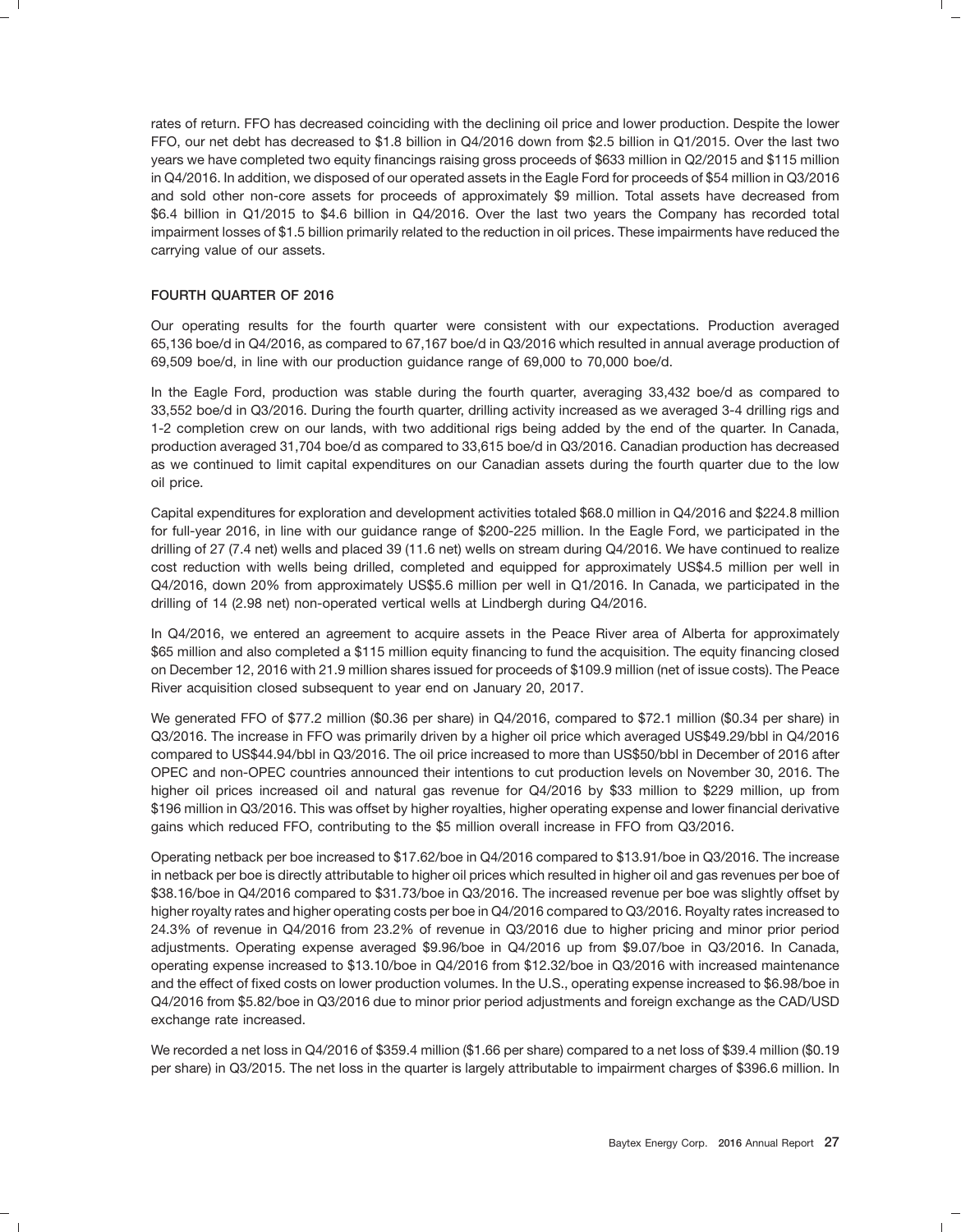rates of return. FFO has decreased coinciding with the declining oil price and lower production. Despite the lower FFO, our net debt has decreased to $1.8 billion in Q4/2016 down from $2.5 billion in Q1/2015. Over the last two years we have completed two equity financings raising gross proceeds of $633 million in Q2/2015 and $115 million in Q4/2016. In addition, we disposed of our operated assets in the Eagle Ford for proceeds of $54 million in Q3/2016 and sold other non-core assets for proceeds of approximately $9 million. Total assets have decreased from $6.4 billion in Q1/2015 to $4.6 billion in Q4/2016. Over the last two years the Company has recorded total impairment losses of $1.5 billion primarily related to the reduction in oil prices. These impairments have reduced the carrying value of our assets.

## FOURTH QUARTER OF 2016

Our operating results for the fourth quarter were consistent with our expectations. Production averaged 65,136 boe/d in Q4/2016, as compared to 67,167 boe/d in Q3/2016 which resulted in annual average production of 69,509 boe/d, in line with our production guidance range of 69,000 to 70,000 boe/d.

In the Eagle Ford, production was stable during the fourth quarter, averaging 33,432 boe/d as compared to 33,552 boe/d in Q3/2016. During the fourth quarter, drilling activity increased as we averaged 3-4 drilling rigs and 1-2 completion crew on our lands, with two additional rigs being added by the end of the quarter. In Canada, production averaged 31,704 boe/d as compared to 33,615 boe/d in Q3/2016. Canadian production has decreased as we continued to limit capital expenditures on our Canadian assets during the fourth quarter due to the low oil price.

Capital expenditures for exploration and development activities totaled $68.0 million in Q4/2016 and $224.8 million for full-year 2016, in line with our guidance range of $200-225 million. In the Eagle Ford, we participated in the drilling of 27 (7.4 net) wells and placed 39 (11.6 net) wells on stream during Q4/2016. We have continued to realize cost reduction with wells being drilled, completed and equipped for approximately US$4.5 million per well in Q4/2016, down 20% from approximately US$5.6 million per well in Q1/2016. In Canada, we participated in the drilling of 14 (2.98 net) non-operated vertical wells at Lindbergh during Q4/2016.

In Q4/2016, we entered an agreement to acquire assets in the Peace River area of Alberta for approximately $65 million and also completed a $115 million equity financing to fund the acquisition. The equity financing closed on December 12, 2016 with 21.9 million shares issued for proceeds of $109.9 million (net of issue costs). The Peace River acquisition closed subsequent to year end on January 20, 2017.

We generated FFO of $77.2 million ($0.36 per share) in Q4/2016, compared to $72.1 million ($0.34 per share) in Q3/2016. The increase in FFO was primarily driven by a higher oil price which averaged US$49.29/bbl in Q4/2016 compared to US$44.94/bbl in Q3/2016. The oil price increased to more than US$50/bbl in December of 2016 after OPEC and non-OPEC countries announced their intentions to cut production levels on November 30, 2016. The higher oil prices increased oil and natural gas revenue for Q4/2016 by $33 million to $229 million, up from $196 million in Q3/2016. This was offset by higher royalties, higher operating expense and lower financial derivative gains which reduced FFO, contributing to the $5 million overall increase in FFO from Q3/2016.

Operating netback per boe increased to $17.62/boe in Q4/2016 compared to $13.91/boe in Q3/2016. The increase in netback per boe is directly attributable to higher oil prices which resulted in higher oil and gas revenues per boe of $38.16/boe in Q4/2016 compared to $31.73/boe in Q3/2016. The increased revenue per boe was slightly offset by higher royalty rates and higher operating costs per boe in Q4/2016 compared to Q3/2016. Royalty rates increased to 24.3% of revenue in Q4/2016 from 23.2% of revenue in Q3/2016 due to higher pricing and minor prior period adjustments. Operating expense averaged $9.96/boe in Q4/2016 up from $9.07/boe in Q3/2016. In Canada, operating expense increased to $13.10/boe in Q4/2016 from $12.32/boe in Q3/2016 with increased maintenance and the effect of fixed costs on lower production volumes. In the U.S., operating expense increased to $6.98/boe in Q4/2016 from $5.82/boe in Q3/2016 due to minor prior period adjustments and foreign exchange as the CAD/USD exchange rate increased.

We recorded a net loss in Q4/2016 of $359.4 million ($1.66 per share) compared to a net loss of $39.4 million ($0.19 per share) in Q3/2015. The net loss in the quarter is largely attributable to impairment charges of $396.6 million. In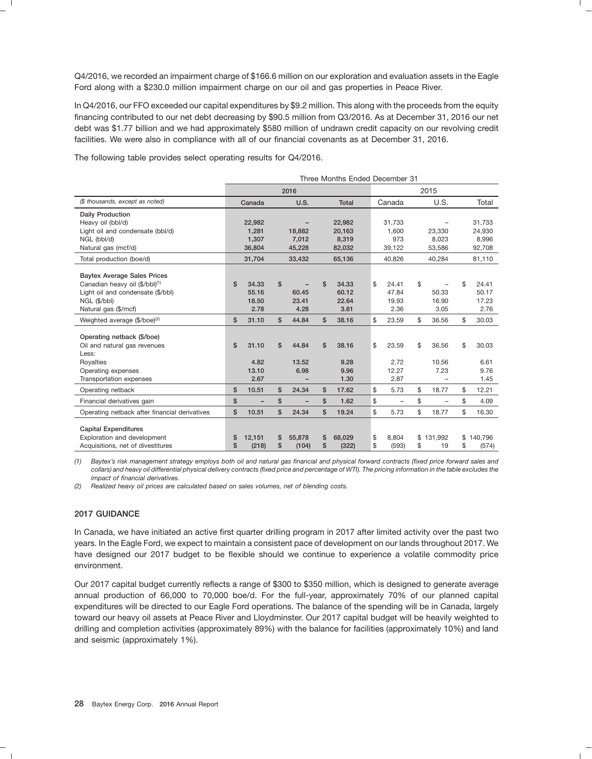Q4/2016, we recorded an impairment charge of $166.6 million on our exploration and evaluation assets in the Eagle Ford along with a $230.0 million impairment charge on our oil and gas properties in Peace River.

In Q4/2016, our FFO exceeded our capital expenditures by $9.2 million. This along with the proceeds from the equity financing contributed to our net debt decreasing by $90.5 million from Q3/2016. As at December 31, 2016 our net debt was $1.77 billion and we had approximately $580 million of undrawn credit capacity on our revolving credit facilities. We were also in compliance with all of our financial covenants as at December 31, 2016.

The following table provides select operating results for Q4/2016.

| | Three Months Ended December 31 | | | | | |
|---|---|---|---|---|---|---|
| | 2016 | | | 2015 | | |
| *($ thousands, except as noted)* | Canada | U.S. | Total | Canada | U.S. | Total |
| **Daily Production** | | | | | | |
| Heavy oil (bbl/d) | 22,982 | – | 22,982 | 31,733 | – | 31,733 |
| Light oil and condensate (bbl/d) | 1,281 | 18,882 | 20,163 | 1,600 | 23,330 | 24,930 |
| NGL (bbl/d) | 1,307 | 7,012 | 8,319 | 973 | 8,023 | 8,996 |
| Natural gas (mcf/d) | 36,804 | 45,228 | 82,032 | 39,122 | 53,586 | 92,708 |
| Total production (boe/d) | 31,704 | 33,432 | 65,136 | 40,826 | 40,284 | 81,110 |
| **Baytex Average Sales Prices** | | | | | | |
| Canadian heavy oil ($/bbl)[1] | $ 34.33 | $ – | $ 34.33 | $ 24.41 | $ – | $ 24.41 |
| Light oil and condensate ($/bbl) | 55.16 | 60.45 | 60.12 | 47.84 | 50.33 | 50.17 |
| NGL ($/bbl) | 18.50 | 23.41 | 22.64 | 19.93 | 16.90 | 17.23 |
| Natural gas ($/mcf) | 2.78 | 4.28 | 3.61 | 2.36 | 3.05 | 2.76 |
| Weighted average ($/boe)[2] | $ 31.10 | $ 44.84 | $ 38.16 | $ 23.59 | $ 36.56 | $ 30.03 |
| **Operating netback ($/boe)** | | | | | | |
| Oil and natural gas revenues | $ 31.10 | $ 44.84 | $ 38.16 | $ 23.59 | $ 36.56 | $ 30.03 |
| Less: | | | | | | |
| Royalties | 4.82 | 13.52 | 9.28 | 2.72 | 10.56 | 6.61 |
| Operating expenses | 13.10 | 6.98 | 9.96 | 12.27 | 7.23 | 9.76 |
| Transportation expenses | 2.67 | – | 1.30 | 2.87 | – | 1.45 |
| Operating netback | $ 10.51 | $ 24.34 | $ 17.62 | $ 5.73 | $ 18.77 | $ 12.21 |
| Financial derivatives gain | $ – | $ – | $ 1.62 | $ – | $ – | $ 4.09 |
| Operating netback after financial derivatives | $ 10.51 | $ 24.34 | $ 19.24 | $ 5.73 | $ 18.77 | $ 16.30 |
| **Capital Expenditures** | | | | | | |
| Exploration and development | $ 12,151 | $ 55,878 | $ 68,029 | $ 8,804 | $ 131,992 | $ 140,796 |
| Acquisitions, net of divestitures | $ (218) | $ (104) | $ (322) | $ (593) | $ 19 | $ (574) |

*(1) Baytex's risk management strategy employs both oil and natural gas financial and physical forward contracts (fixed price forward sales and collars) and heavy oil differential physical delivery contracts (fixed price and percentage of WTI). The pricing information in the table excludes the impact of financial derivatives.*

*(2) Realized heavy oil prices are calculated based on sales volumes, net of blending costs.*

## 2017 GUIDANCE

In Canada, we have initiated an active first quarter drilling program in 2017 after limited activity over the past two years. In the Eagle Ford, we expect to maintain a consistent pace of development on our lands throughout 2017. We have designed our 2017 budget to be flexible should we continue to experience a volatile commodity price environment.

Our 2017 capital budget currently reflects a range of $300 to $350 million, which is designed to generate average annual production of 66,000 to 70,000 boe/d. For the full-year, approximately 70% of our planned capital expenditures will be directed to our Eagle Ford operations. The balance of the spending will be in Canada, largely toward our heavy oil assets at Peace River and Lloydminster. Our 2017 capital budget will be heavily weighted to drilling and completion activities (approximately 89%) with the balance for facilities (approximately 10%) and land and seismic (approximately 1%).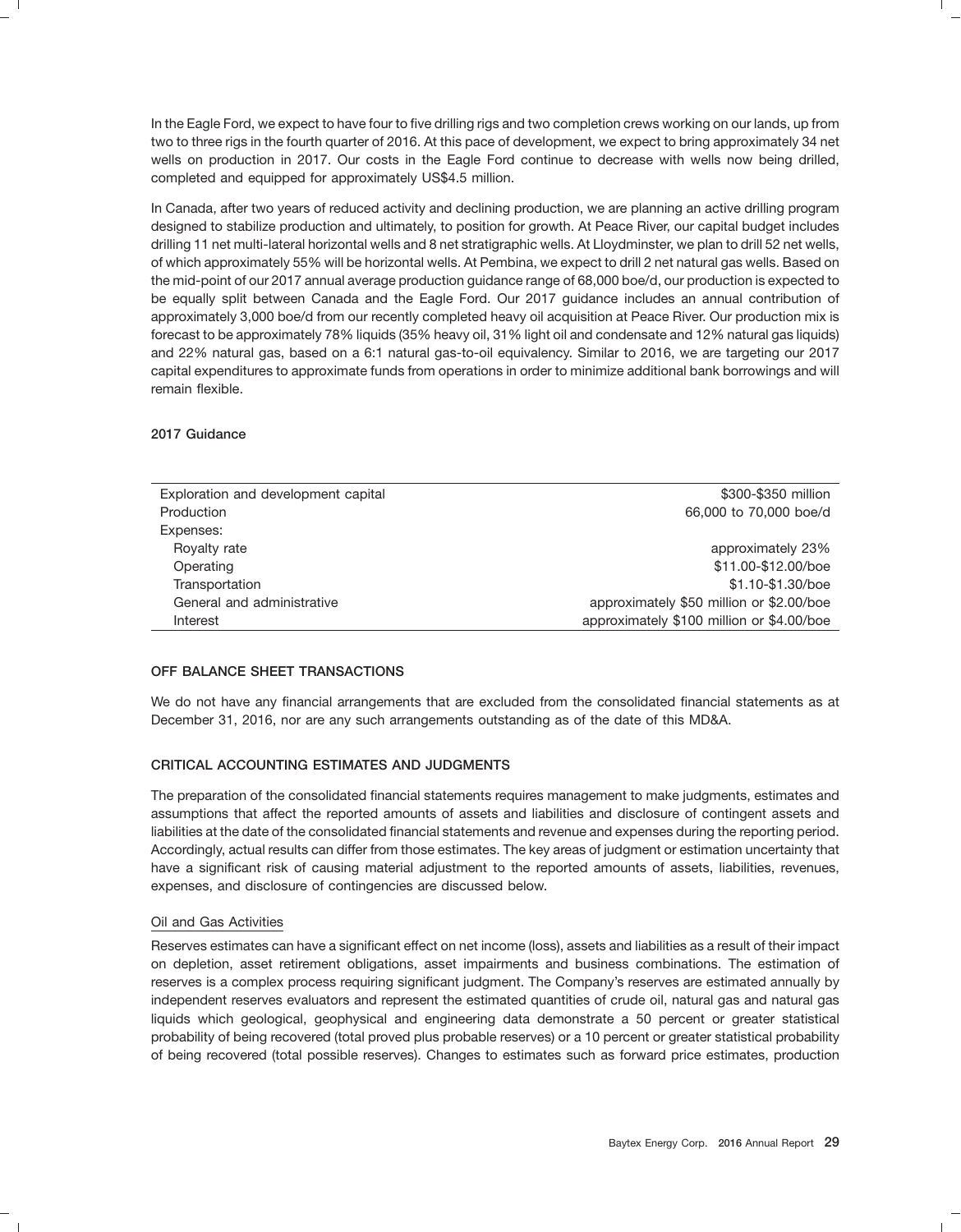In the Eagle Ford, we expect to have four to five drilling rigs and two completion crews working on our lands, up from two to three rigs in the fourth quarter of 2016. At this pace of development, we expect to bring approximately 34 net wells on production in 2017. Our costs in the Eagle Ford continue to decrease with wells now being drilled, completed and equipped for approximately US$4.5 million.

In Canada, after two years of reduced activity and declining production, we are planning an active drilling program designed to stabilize production and ultimately, to position for growth. At Peace River, our capital budget includes drilling 11 net multi-lateral horizontal wells and 8 net stratigraphic wells. At Lloydminster, we plan to drill 52 net wells, of which approximately 55% will be horizontal wells. At Pembina, we expect to drill 2 net natural gas wells. Based on the mid-point of our 2017 annual average production guidance range of 68,000 boe/d, our production is expected to be equally split between Canada and the Eagle Ford. Our 2017 guidance includes an annual contribution of approximately 3,000 boe/d from our recently completed heavy oil acquisition at Peace River. Our production mix is forecast to be approximately 78% liquids (35% heavy oil, 31% light oil and condensate and 12% natural gas liquids) and 22% natural gas, based on a 6:1 natural gas-to-oil equivalency. Similar to 2016, we are targeting our 2017 capital expenditures to approximate funds from operations in order to minimize additional bank borrowings and will remain flexible.

**2017 Guidance**

| | |
|---|---|
| Exploration and development capital | \$300-\$350 million |
| Production | 66,000 to 70,000 boe/d |
| Expenses: | |
| Royalty rate | approximately 23% |
| Operating | \$11.00-\$12.00/boe |
| Transportation | \$1.10-\$1.30/boe |
| General and administrative | approximately \$50 million or \$2.00/boe |
| Interest | approximately \$100 million or \$4.00/boe |

## OFF BALANCE SHEET TRANSACTIONS

We do not have any financial arrangements that are excluded from the consolidated financial statements as at December 31, 2016, nor are any such arrangements outstanding as of the date of this MD&A.

## CRITICAL ACCOUNTING ESTIMATES AND JUDGMENTS

The preparation of the consolidated financial statements requires management to make judgments, estimates and assumptions that affect the reported amounts of assets and liabilities and disclosure of contingent assets and liabilities at the date of the consolidated financial statements and revenue and expenses during the reporting period. Accordingly, actual results can differ from those estimates. The key areas of judgment or estimation uncertainty that have a significant risk of causing material adjustment to the reported amounts of assets, liabilities, revenues, expenses, and disclosure of contingencies are discussed below.

### Oil and Gas Activities

Reserves estimates can have a significant effect on net income (loss), assets and liabilities as a result of their impact on depletion, asset retirement obligations, asset impairments and business combinations. The estimation of reserves is a complex process requiring significant judgment. The Company's reserves are estimated annually by independent reserves evaluators and represent the estimated quantities of crude oil, natural gas and natural gas liquids which geological, geophysical and engineering data demonstrate a 50 percent or greater statistical probability of being recovered (total proved plus probable reserves) or a 10 percent or greater statistical probability of being recovered (total possible reserves). Changes to estimates such as forward price estimates, production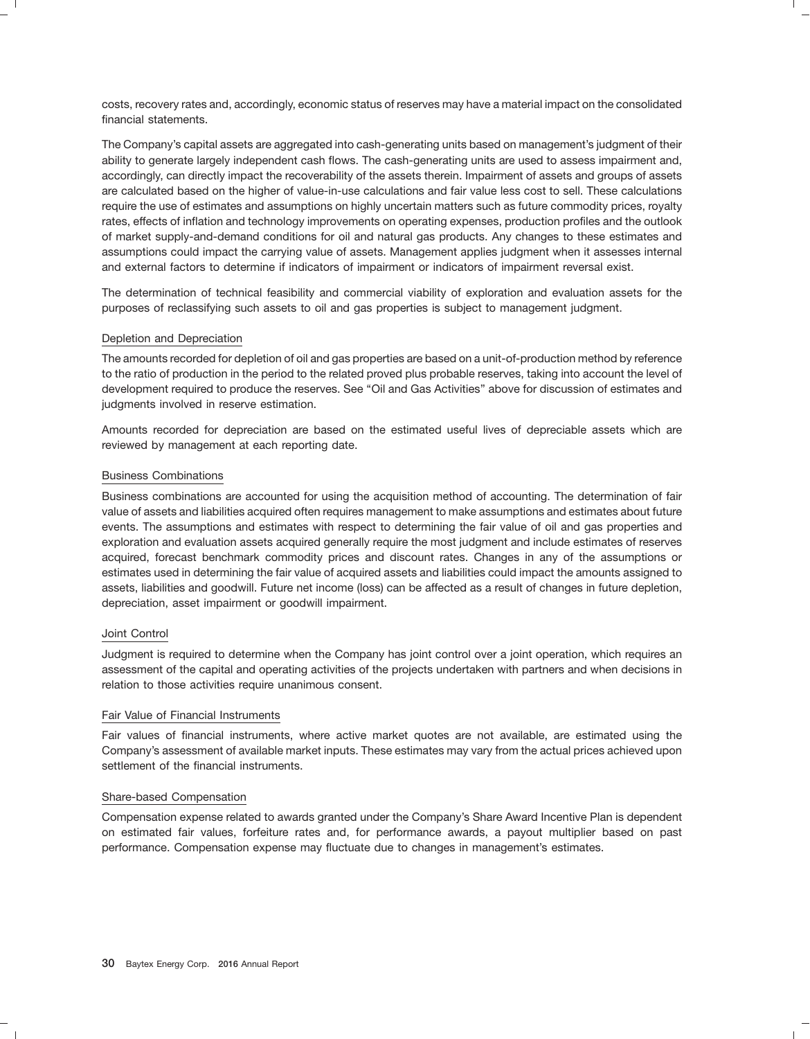costs, recovery rates and, accordingly, economic status of reserves may have a material impact on the consolidated financial statements.

The Company's capital assets are aggregated into cash-generating units based on management's judgment of their ability to generate largely independent cash flows. The cash-generating units are used to assess impairment and, accordingly, can directly impact the recoverability of the assets therein. Impairment of assets and groups of assets are calculated based on the higher of value-in-use calculations and fair value less cost to sell. These calculations require the use of estimates and assumptions on highly uncertain matters such as future commodity prices, royalty rates, effects of inflation and technology improvements on operating expenses, production profiles and the outlook of market supply-and-demand conditions for oil and natural gas products. Any changes to these estimates and assumptions could impact the carrying value of assets. Management applies judgment when it assesses internal and external factors to determine if indicators of impairment or indicators of impairment reversal exist.

The determination of technical feasibility and commercial viability of exploration and evaluation assets for the purposes of reclassifying such assets to oil and gas properties is subject to management judgment.

### Depletion and Depreciation

The amounts recorded for depletion of oil and gas properties are based on a unit-of-production method by reference to the ratio of production in the period to the related proved plus probable reserves, taking into account the level of development required to produce the reserves. See "Oil and Gas Activities" above for discussion of estimates and judgments involved in reserve estimation.

Amounts recorded for depreciation are based on the estimated useful lives of depreciable assets which are reviewed by management at each reporting date.

### Business Combinations

Business combinations are accounted for using the acquisition method of accounting. The determination of fair value of assets and liabilities acquired often requires management to make assumptions and estimates about future events. The assumptions and estimates with respect to determining the fair value of oil and gas properties and exploration and evaluation assets acquired generally require the most judgment and include estimates of reserves acquired, forecast benchmark commodity prices and discount rates. Changes in any of the assumptions or estimates used in determining the fair value of acquired assets and liabilities could impact the amounts assigned to assets, liabilities and goodwill. Future net income (loss) can be affected as a result of changes in future depletion, depreciation, asset impairment or goodwill impairment.

### Joint Control

Judgment is required to determine when the Company has joint control over a joint operation, which requires an assessment of the capital and operating activities of the projects undertaken with partners and when decisions in relation to those activities require unanimous consent.

### Fair Value of Financial Instruments

Fair values of financial instruments, where active market quotes are not available, are estimated using the Company's assessment of available market inputs. These estimates may vary from the actual prices achieved upon settlement of the financial instruments.

### Share-based Compensation

Compensation expense related to awards granted under the Company's Share Award Incentive Plan is dependent on estimated fair values, forfeiture rates and, for performance awards, a payout multiplier based on past performance. Compensation expense may fluctuate due to changes in management's estimates.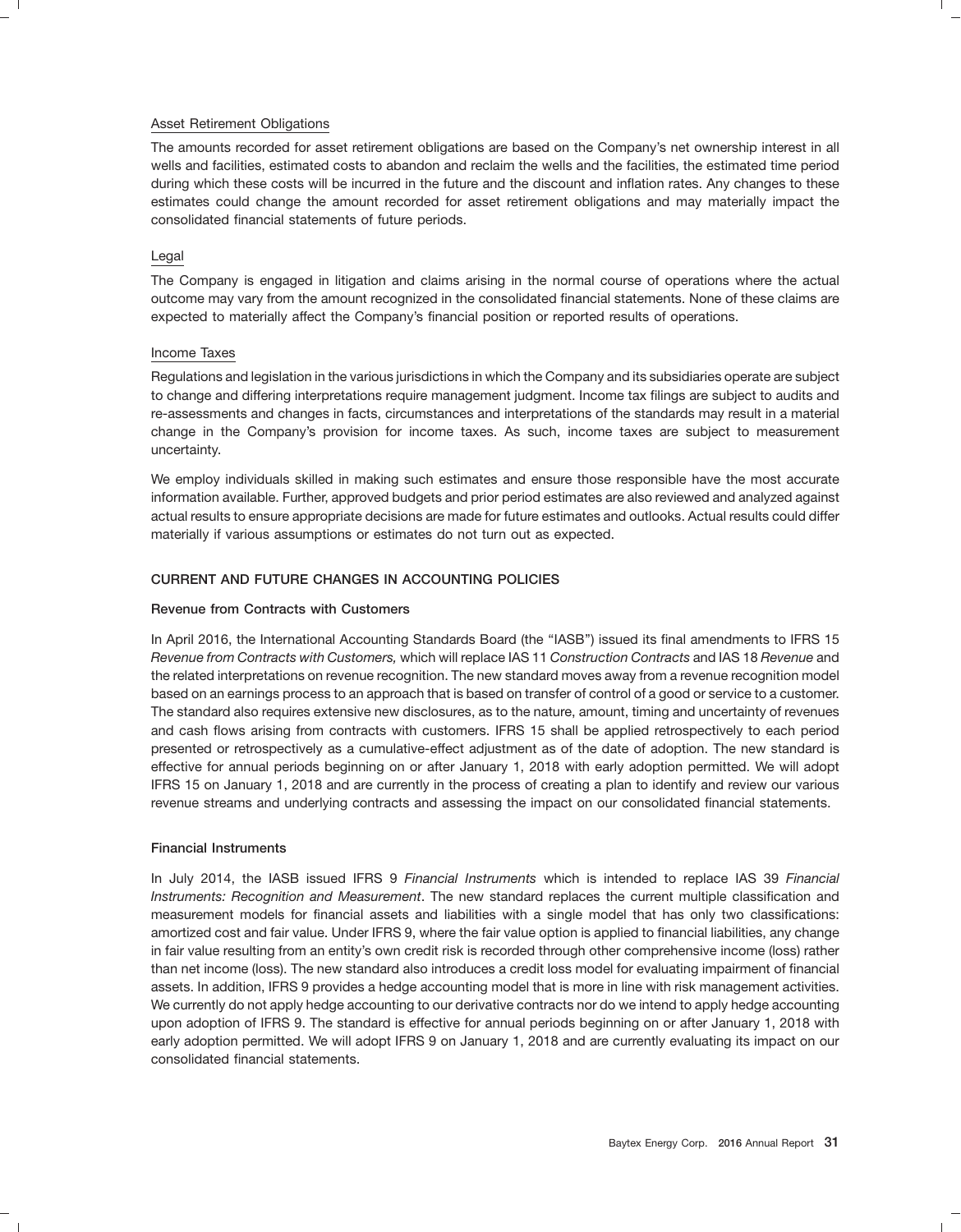### Asset Retirement Obligations

The amounts recorded for asset retirement obligations are based on the Company's net ownership interest in all wells and facilities, estimated costs to abandon and reclaim the wells and the facilities, the estimated time period during which these costs will be incurred in the future and the discount and inflation rates. Any changes to these estimates could change the amount recorded for asset retirement obligations and may materially impact the consolidated financial statements of future periods.

### Legal

The Company is engaged in litigation and claims arising in the normal course of operations where the actual outcome may vary from the amount recognized in the consolidated financial statements. None of these claims are expected to materially affect the Company's financial position or reported results of operations.

### Income Taxes

Regulations and legislation in the various jurisdictions in which the Company and its subsidiaries operate are subject to change and differing interpretations require management judgment. Income tax filings are subject to audits and re-assessments and changes in facts, circumstances and interpretations of the standards may result in a material change in the Company's provision for income taxes. As such, income taxes are subject to measurement uncertainty.

We employ individuals skilled in making such estimates and ensure those responsible have the most accurate information available. Further, approved budgets and prior period estimates are also reviewed and analyzed against actual results to ensure appropriate decisions are made for future estimates and outlooks. Actual results could differ materially if various assumptions or estimates do not turn out as expected.

## CURRENT AND FUTURE CHANGES IN ACCOUNTING POLICIES

### Revenue from Contracts with Customers

In April 2016, the International Accounting Standards Board (the "IASB") issued its final amendments to IFRS 15 *Revenue from Contracts with Customers,* which will replace IAS 11 *Construction Contracts* and IAS 18 *Revenue* and the related interpretations on revenue recognition. The new standard moves away from a revenue recognition model based on an earnings process to an approach that is based on transfer of control of a good or service to a customer. The standard also requires extensive new disclosures, as to the nature, amount, timing and uncertainty of revenues and cash flows arising from contracts with customers. IFRS 15 shall be applied retrospectively to each period presented or retrospectively as a cumulative-effect adjustment as of the date of adoption. The new standard is effective for annual periods beginning on or after January 1, 2018 with early adoption permitted. We will adopt IFRS 15 on January 1, 2018 and are currently in the process of creating a plan to identify and review our various revenue streams and underlying contracts and assessing the impact on our consolidated financial statements.

### Financial Instruments

In July 2014, the IASB issued IFRS 9 *Financial Instruments* which is intended to replace IAS 39 *Financial Instruments: Recognition and Measurement*. The new standard replaces the current multiple classification and measurement models for financial assets and liabilities with a single model that has only two classifications: amortized cost and fair value. Under IFRS 9, where the fair value option is applied to financial liabilities, any change in fair value resulting from an entity's own credit risk is recorded through other comprehensive income (loss) rather than net income (loss). The new standard also introduces a credit loss model for evaluating impairment of financial assets. In addition, IFRS 9 provides a hedge accounting model that is more in line with risk management activities. We currently do not apply hedge accounting to our derivative contracts nor do we intend to apply hedge accounting upon adoption of IFRS 9. The standard is effective for annual periods beginning on or after January 1, 2018 with early adoption permitted. We will adopt IFRS 9 on January 1, 2018 and are currently evaluating its impact on our consolidated financial statements.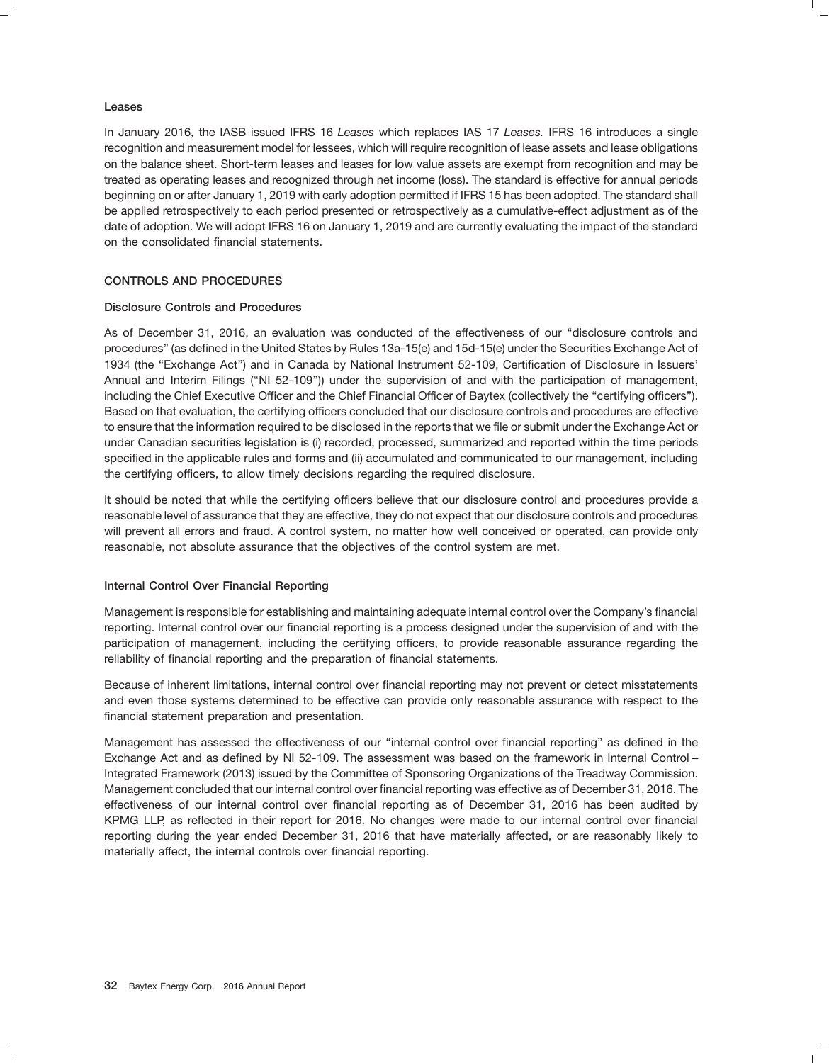### Leases

In January 2016, the IASB issued IFRS 16 *Leases* which replaces IAS 17 *Leases.* IFRS 16 introduces a single recognition and measurement model for lessees, which will require recognition of lease assets and lease obligations on the balance sheet. Short-term leases and leases for low value assets are exempt from recognition and may be treated as operating leases and recognized through net income (loss). The standard is effective for annual periods beginning on or after January 1, 2019 with early adoption permitted if IFRS 15 has been adopted. The standard shall be applied retrospectively to each period presented or retrospectively as a cumulative-effect adjustment as of the date of adoption. We will adopt IFRS 16 on January 1, 2019 and are currently evaluating the impact of the standard on the consolidated financial statements.

## CONTROLS AND PROCEDURES

### Disclosure Controls and Procedures

As of December 31, 2016, an evaluation was conducted of the effectiveness of our "disclosure controls and procedures" (as defined in the United States by Rules 13a-15(e) and 15d-15(e) under the Securities Exchange Act of 1934 (the "Exchange Act") and in Canada by National Instrument 52-109, Certification of Disclosure in Issuers' Annual and Interim Filings ("NI 52-109")) under the supervision of and with the participation of management, including the Chief Executive Officer and the Chief Financial Officer of Baytex (collectively the "certifying officers"). Based on that evaluation, the certifying officers concluded that our disclosure controls and procedures are effective to ensure that the information required to be disclosed in the reports that we file or submit under the Exchange Act or under Canadian securities legislation is (i) recorded, processed, summarized and reported within the time periods specified in the applicable rules and forms and (ii) accumulated and communicated to our management, including the certifying officers, to allow timely decisions regarding the required disclosure.

It should be noted that while the certifying officers believe that our disclosure control and procedures provide a reasonable level of assurance that they are effective, they do not expect that our disclosure controls and procedures will prevent all errors and fraud. A control system, no matter how well conceived or operated, can provide only reasonable, not absolute assurance that the objectives of the control system are met.

### Internal Control Over Financial Reporting

Management is responsible for establishing and maintaining adequate internal control over the Company's financial reporting. Internal control over our financial reporting is a process designed under the supervision of and with the participation of management, including the certifying officers, to provide reasonable assurance regarding the reliability of financial reporting and the preparation of financial statements.

Because of inherent limitations, internal control over financial reporting may not prevent or detect misstatements and even those systems determined to be effective can provide only reasonable assurance with respect to the financial statement preparation and presentation.

Management has assessed the effectiveness of our "internal control over financial reporting" as defined in the Exchange Act and as defined by NI 52-109. The assessment was based on the framework in Internal Control – Integrated Framework (2013) issued by the Committee of Sponsoring Organizations of the Treadway Commission. Management concluded that our internal control over financial reporting was effective as of December 31, 2016. The effectiveness of our internal control over financial reporting as of December 31, 2016 has been audited by KPMG LLP, as reflected in their report for 2016. No changes were made to our internal control over financial reporting during the year ended December 31, 2016 that have materially affected, or are reasonably likely to materially affect, the internal controls over financial reporting.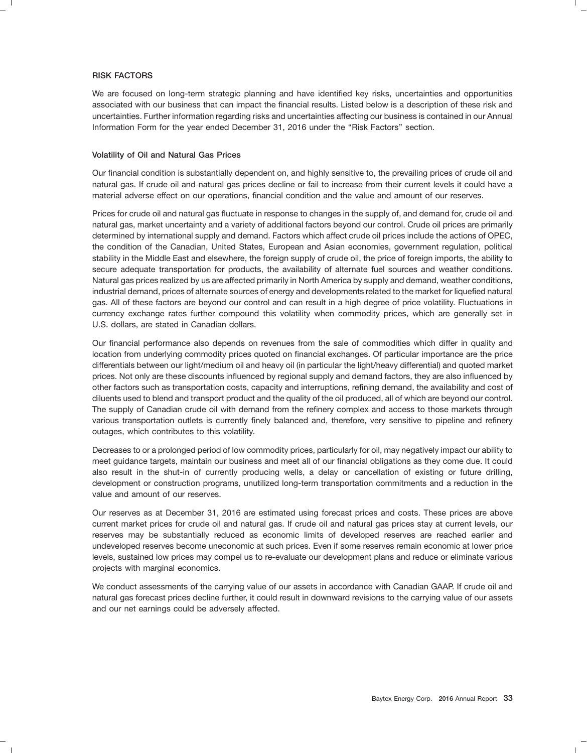## RISK FACTORS

We are focused on long-term strategic planning and have identified key risks, uncertainties and opportunities associated with our business that can impact the financial results. Listed below is a description of these risk and uncertainties. Further information regarding risks and uncertainties affecting our business is contained in our Annual Information Form for the year ended December 31, 2016 under the "Risk Factors" section.

### Volatility of Oil and Natural Gas Prices

Our financial condition is substantially dependent on, and highly sensitive to, the prevailing prices of crude oil and natural gas. If crude oil and natural gas prices decline or fail to increase from their current levels it could have a material adverse effect on our operations, financial condition and the value and amount of our reserves.

Prices for crude oil and natural gas fluctuate in response to changes in the supply of, and demand for, crude oil and natural gas, market uncertainty and a variety of additional factors beyond our control. Crude oil prices are primarily determined by international supply and demand. Factors which affect crude oil prices include the actions of OPEC, the condition of the Canadian, United States, European and Asian economies, government regulation, political stability in the Middle East and elsewhere, the foreign supply of crude oil, the price of foreign imports, the ability to secure adequate transportation for products, the availability of alternate fuel sources and weather conditions. Natural gas prices realized by us are affected primarily in North America by supply and demand, weather conditions, industrial demand, prices of alternate sources of energy and developments related to the market for liquefied natural gas. All of these factors are beyond our control and can result in a high degree of price volatility. Fluctuations in currency exchange rates further compound this volatility when commodity prices, which are generally set in U.S. dollars, are stated in Canadian dollars.

Our financial performance also depends on revenues from the sale of commodities which differ in quality and location from underlying commodity prices quoted on financial exchanges. Of particular importance are the price differentials between our light/medium oil and heavy oil (in particular the light/heavy differential) and quoted market prices. Not only are these discounts influenced by regional supply and demand factors, they are also influenced by other factors such as transportation costs, capacity and interruptions, refining demand, the availability and cost of diluents used to blend and transport product and the quality of the oil produced, all of which are beyond our control. The supply of Canadian crude oil with demand from the refinery complex and access to those markets through various transportation outlets is currently finely balanced and, therefore, very sensitive to pipeline and refinery outages, which contributes to this volatility.

Decreases to or a prolonged period of low commodity prices, particularly for oil, may negatively impact our ability to meet guidance targets, maintain our business and meet all of our financial obligations as they come due. It could also result in the shut-in of currently producing wells, a delay or cancellation of existing or future drilling, development or construction programs, unutilized long-term transportation commitments and a reduction in the value and amount of our reserves.

Our reserves as at December 31, 2016 are estimated using forecast prices and costs. These prices are above current market prices for crude oil and natural gas. If crude oil and natural gas prices stay at current levels, our reserves may be substantially reduced as economic limits of developed reserves are reached earlier and undeveloped reserves become uneconomic at such prices. Even if some reserves remain economic at lower price levels, sustained low prices may compel us to re-evaluate our development plans and reduce or eliminate various projects with marginal economics.

We conduct assessments of the carrying value of our assets in accordance with Canadian GAAP. If crude oil and natural gas forecast prices decline further, it could result in downward revisions to the carrying value of our assets and our net earnings could be adversely affected.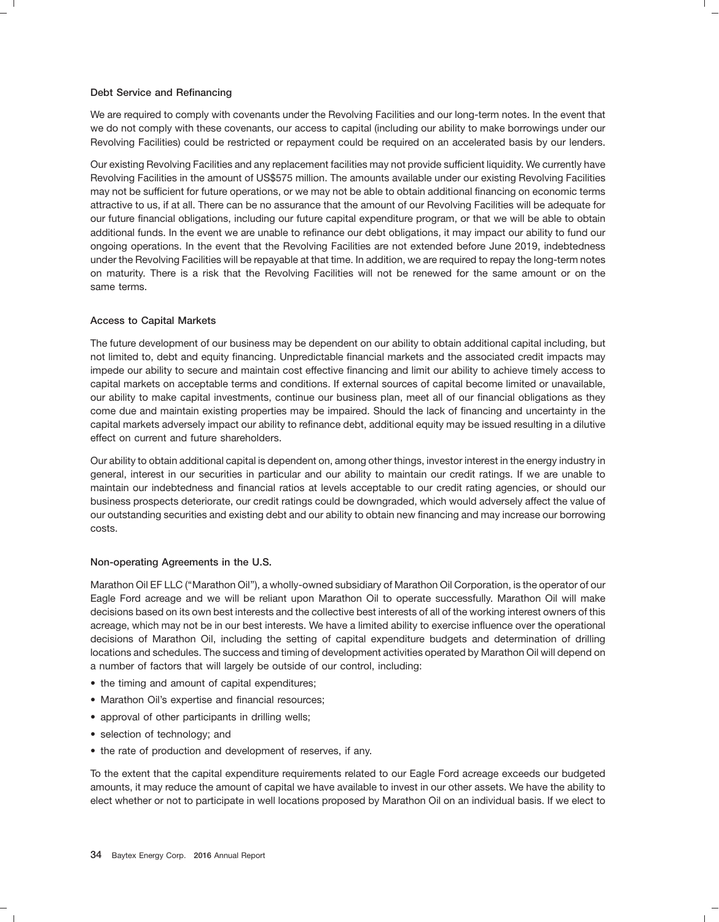### Debt Service and Refinancing

We are required to comply with covenants under the Revolving Facilities and our long-term notes. In the event that we do not comply with these covenants, our access to capital (including our ability to make borrowings under our Revolving Facilities) could be restricted or repayment could be required on an accelerated basis by our lenders.

Our existing Revolving Facilities and any replacement facilities may not provide sufficient liquidity. We currently have Revolving Facilities in the amount of US$575 million. The amounts available under our existing Revolving Facilities may not be sufficient for future operations, or we may not be able to obtain additional financing on economic terms attractive to us, if at all. There can be no assurance that the amount of our Revolving Facilities will be adequate for our future financial obligations, including our future capital expenditure program, or that we will be able to obtain additional funds. In the event we are unable to refinance our debt obligations, it may impact our ability to fund our ongoing operations. In the event that the Revolving Facilities are not extended before June 2019, indebtedness under the Revolving Facilities will be repayable at that time. In addition, we are required to repay the long-term notes on maturity. There is a risk that the Revolving Facilities will not be renewed for the same amount or on the same terms.

### Access to Capital Markets

The future development of our business may be dependent on our ability to obtain additional capital including, but not limited to, debt and equity financing. Unpredictable financial markets and the associated credit impacts may impede our ability to secure and maintain cost effective financing and limit our ability to achieve timely access to capital markets on acceptable terms and conditions. If external sources of capital become limited or unavailable, our ability to make capital investments, continue our business plan, meet all of our financial obligations as they come due and maintain existing properties may be impaired. Should the lack of financing and uncertainty in the capital markets adversely impact our ability to refinance debt, additional equity may be issued resulting in a dilutive effect on current and future shareholders.

Our ability to obtain additional capital is dependent on, among other things, investor interest in the energy industry in general, interest in our securities in particular and our ability to maintain our credit ratings. If we are unable to maintain our indebtedness and financial ratios at levels acceptable to our credit rating agencies, or should our business prospects deteriorate, our credit ratings could be downgraded, which would adversely affect the value of our outstanding securities and existing debt and our ability to obtain new financing and may increase our borrowing costs.

### Non-operating Agreements in the U.S.

Marathon Oil EF LLC ("Marathon Oil"), a wholly-owned subsidiary of Marathon Oil Corporation, is the operator of our Eagle Ford acreage and we will be reliant upon Marathon Oil to operate successfully. Marathon Oil will make decisions based on its own best interests and the collective best interests of all of the working interest owners of this acreage, which may not be in our best interests. We have a limited ability to exercise influence over the operational decisions of Marathon Oil, including the setting of capital expenditure budgets and determination of drilling locations and schedules. The success and timing of development activities operated by Marathon Oil will depend on a number of factors that will largely be outside of our control, including:

- the timing and amount of capital expenditures;
- Marathon Oil's expertise and financial resources;
- approval of other participants in drilling wells;
- selection of technology; and
- the rate of production and development of reserves, if any.

To the extent that the capital expenditure requirements related to our Eagle Ford acreage exceeds our budgeted amounts, it may reduce the amount of capital we have available to invest in our other assets. We have the ability to elect whether or not to participate in well locations proposed by Marathon Oil on an individual basis. If we elect to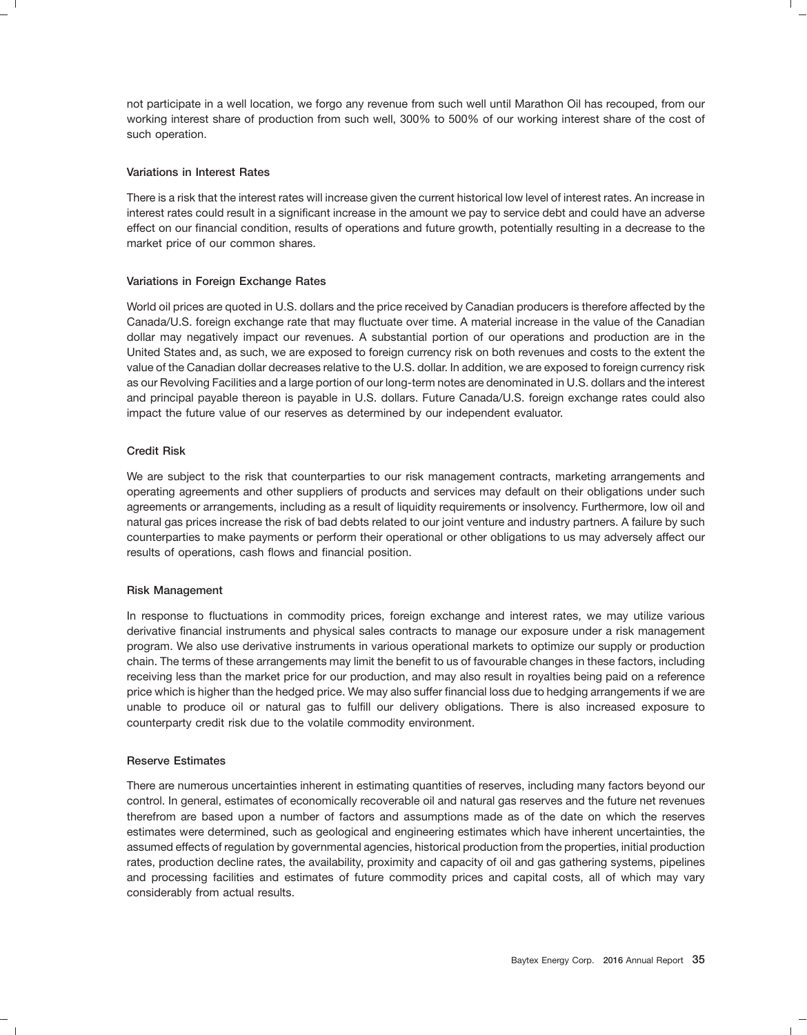not participate in a well location, we forgo any revenue from such well until Marathon Oil has recouped, from our working interest share of production from such well, 300% to 500% of our working interest share of the cost of such operation.

### Variations in Interest Rates

There is a risk that the interest rates will increase given the current historical low level of interest rates. An increase in interest rates could result in a significant increase in the amount we pay to service debt and could have an adverse effect on our financial condition, results of operations and future growth, potentially resulting in a decrease to the market price of our common shares.

### Variations in Foreign Exchange Rates

World oil prices are quoted in U.S. dollars and the price received by Canadian producers is therefore affected by the Canada/U.S. foreign exchange rate that may fluctuate over time. A material increase in the value of the Canadian dollar may negatively impact our revenues. A substantial portion of our operations and production are in the United States and, as such, we are exposed to foreign currency risk on both revenues and costs to the extent the value of the Canadian dollar decreases relative to the U.S. dollar. In addition, we are exposed to foreign currency risk as our Revolving Facilities and a large portion of our long-term notes are denominated in U.S. dollars and the interest and principal payable thereon is payable in U.S. dollars. Future Canada/U.S. foreign exchange rates could also impact the future value of our reserves as determined by our independent evaluator.

### Credit Risk

We are subject to the risk that counterparties to our risk management contracts, marketing arrangements and operating agreements and other suppliers of products and services may default on their obligations under such agreements or arrangements, including as a result of liquidity requirements or insolvency. Furthermore, low oil and natural gas prices increase the risk of bad debts related to our joint venture and industry partners. A failure by such counterparties to make payments or perform their operational or other obligations to us may adversely affect our results of operations, cash flows and financial position.

### Risk Management

In response to fluctuations in commodity prices, foreign exchange and interest rates, we may utilize various derivative financial instruments and physical sales contracts to manage our exposure under a risk management program. We also use derivative instruments in various operational markets to optimize our supply or production chain. The terms of these arrangements may limit the benefit to us of favourable changes in these factors, including receiving less than the market price for our production, and may also result in royalties being paid on a reference price which is higher than the hedged price. We may also suffer financial loss due to hedging arrangements if we are unable to produce oil or natural gas to fulfill our delivery obligations. There is also increased exposure to counterparty credit risk due to the volatile commodity environment.

### Reserve Estimates

There are numerous uncertainties inherent in estimating quantities of reserves, including many factors beyond our control. In general, estimates of economically recoverable oil and natural gas reserves and the future net revenues therefrom are based upon a number of factors and assumptions made as of the date on which the reserves estimates were determined, such as geological and engineering estimates which have inherent uncertainties, the assumed effects of regulation by governmental agencies, historical production from the properties, initial production rates, production decline rates, the availability, proximity and capacity of oil and gas gathering systems, pipelines and processing facilities and estimates of future commodity prices and capital costs, all of which may vary considerably from actual results.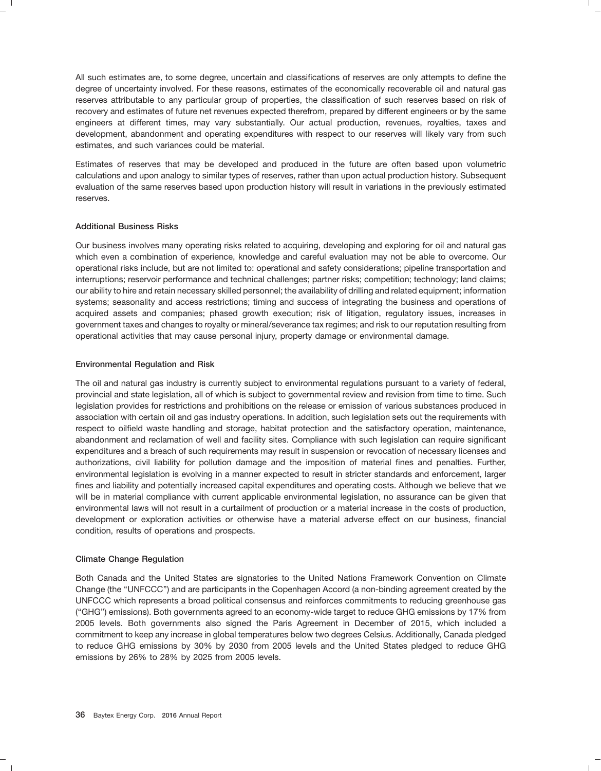All such estimates are, to some degree, uncertain and classifications of reserves are only attempts to define the degree of uncertainty involved. For these reasons, estimates of the economically recoverable oil and natural gas reserves attributable to any particular group of properties, the classification of such reserves based on risk of recovery and estimates of future net revenues expected therefrom, prepared by different engineers or by the same engineers at different times, may vary substantially. Our actual production, revenues, royalties, taxes and development, abandonment and operating expenditures with respect to our reserves will likely vary from such estimates, and such variances could be material.

Estimates of reserves that may be developed and produced in the future are often based upon volumetric calculations and upon analogy to similar types of reserves, rather than upon actual production history. Subsequent evaluation of the same reserves based upon production history will result in variations in the previously estimated reserves.

### Additional Business Risks

Our business involves many operating risks related to acquiring, developing and exploring for oil and natural gas which even a combination of experience, knowledge and careful evaluation may not be able to overcome. Our operational risks include, but are not limited to: operational and safety considerations; pipeline transportation and interruptions; reservoir performance and technical challenges; partner risks; competition; technology; land claims; our ability to hire and retain necessary skilled personnel; the availability of drilling and related equipment; information systems; seasonality and access restrictions; timing and success of integrating the business and operations of acquired assets and companies; phased growth execution; risk of litigation, regulatory issues, increases in government taxes and changes to royalty or mineral/severance tax regimes; and risk to our reputation resulting from operational activities that may cause personal injury, property damage or environmental damage.

### Environmental Regulation and Risk

The oil and natural gas industry is currently subject to environmental regulations pursuant to a variety of federal, provincial and state legislation, all of which is subject to governmental review and revision from time to time. Such legislation provides for restrictions and prohibitions on the release or emission of various substances produced in association with certain oil and gas industry operations. In addition, such legislation sets out the requirements with respect to oilfield waste handling and storage, habitat protection and the satisfactory operation, maintenance, abandonment and reclamation of well and facility sites. Compliance with such legislation can require significant expenditures and a breach of such requirements may result in suspension or revocation of necessary licenses and authorizations, civil liability for pollution damage and the imposition of material fines and penalties. Further, environmental legislation is evolving in a manner expected to result in stricter standards and enforcement, larger fines and liability and potentially increased capital expenditures and operating costs. Although we believe that we will be in material compliance with current applicable environmental legislation, no assurance can be given that environmental laws will not result in a curtailment of production or a material increase in the costs of production, development or exploration activities or otherwise have a material adverse effect on our business, financial condition, results of operations and prospects.

### Climate Change Regulation

Both Canada and the United States are signatories to the United Nations Framework Convention on Climate Change (the "UNFCCC") and are participants in the Copenhagen Accord (a non-binding agreement created by the UNFCCC which represents a broad political consensus and reinforces commitments to reducing greenhouse gas ("GHG") emissions). Both governments agreed to an economy-wide target to reduce GHG emissions by 17% from 2005 levels. Both governments also signed the Paris Agreement in December of 2015, which included a commitment to keep any increase in global temperatures below two degrees Celsius. Additionally, Canada pledged to reduce GHG emissions by 30% by 2030 from 2005 levels and the United States pledged to reduce GHG emissions by 26% to 28% by 2025 from 2005 levels.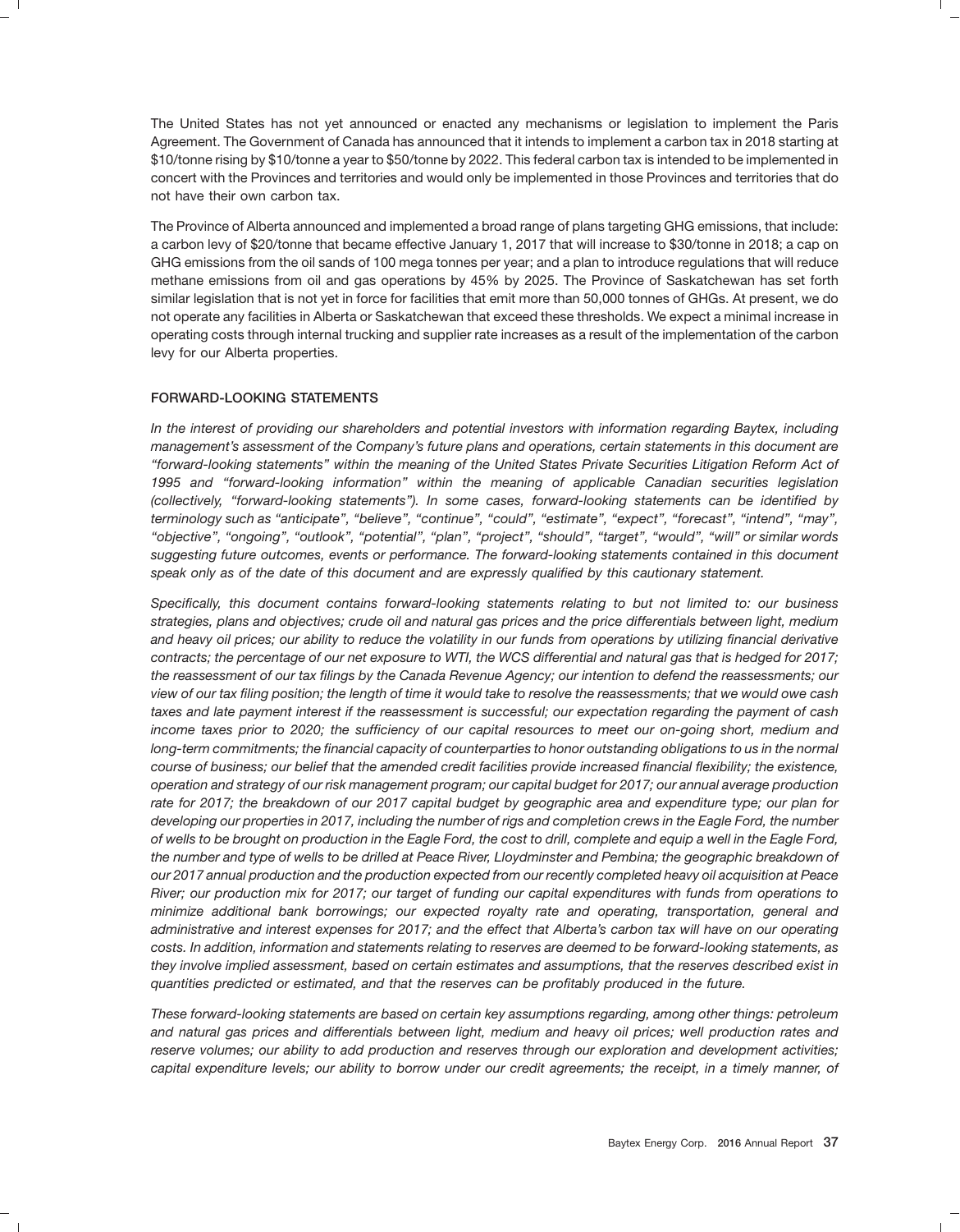The United States has not yet announced or enacted any mechanisms or legislation to implement the Paris Agreement. The Government of Canada has announced that it intends to implement a carbon tax in 2018 starting at \$10/tonne rising by \$10/tonne a year to \$50/tonne by 2022. This federal carbon tax is intended to be implemented in concert with the Provinces and territories and would only be implemented in those Provinces and territories that do not have their own carbon tax.

The Province of Alberta announced and implemented a broad range of plans targeting GHG emissions, that include: a carbon levy of \$20/tonne that became effective January 1, 2017 that will increase to \$30/tonne in 2018; a cap on GHG emissions from the oil sands of 100 mega tonnes per year; and a plan to introduce regulations that will reduce methane emissions from oil and gas operations by 45% by 2025. The Province of Saskatchewan has set forth similar legislation that is not yet in force for facilities that emit more than 50,000 tonnes of GHGs. At present, we do not operate any facilities in Alberta or Saskatchewan that exceed these thresholds. We expect a minimal increase in operating costs through internal trucking and supplier rate increases as a result of the implementation of the carbon levy for our Alberta properties.

## FORWARD-LOOKING STATEMENTS

*In the interest of providing our shareholders and potential investors with information regarding Baytex, including management's assessment of the Company's future plans and operations, certain statements in this document are "forward-looking statements" within the meaning of the United States Private Securities Litigation Reform Act of 1995 and "forward-looking information" within the meaning of applicable Canadian securities legislation (collectively, "forward-looking statements"). In some cases, forward-looking statements can be identified by terminology such as "anticipate", "believe", "continue", "could", "estimate", "expect", "forecast", "intend", "may", "objective", "ongoing", "outlook", "potential", "plan", "project", "should", "target", "would", "will" or similar words suggesting future outcomes, events or performance. The forward-looking statements contained in this document speak only as of the date of this document and are expressly qualified by this cautionary statement.*

*Specifically, this document contains forward-looking statements relating to but not limited to: our business strategies, plans and objectives; crude oil and natural gas prices and the price differentials between light, medium and heavy oil prices; our ability to reduce the volatility in our funds from operations by utilizing financial derivative contracts; the percentage of our net exposure to WTI, the WCS differential and natural gas that is hedged for 2017; the reassessment of our tax filings by the Canada Revenue Agency; our intention to defend the reassessments; our view of our tax filing position; the length of time it would take to resolve the reassessments; that we would owe cash taxes and late payment interest if the reassessment is successful; our expectation regarding the payment of cash income taxes prior to 2020; the sufficiency of our capital resources to meet our on-going short, medium and long-term commitments; the financial capacity of counterparties to honor outstanding obligations to us in the normal course of business; our belief that the amended credit facilities provide increased financial flexibility; the existence, operation and strategy of our risk management program; our capital budget for 2017; our annual average production rate for 2017; the breakdown of our 2017 capital budget by geographic area and expenditure type; our plan for developing our properties in 2017, including the number of rigs and completion crews in the Eagle Ford, the number of wells to be brought on production in the Eagle Ford, the cost to drill, complete and equip a well in the Eagle Ford, the number and type of wells to be drilled at Peace River, Lloydminster and Pembina; the geographic breakdown of our 2017 annual production and the production expected from our recently completed heavy oil acquisition at Peace River; our production mix for 2017; our target of funding our capital expenditures with funds from operations to minimize additional bank borrowings; our expected royalty rate and operating, transportation, general and administrative and interest expenses for 2017; and the effect that Alberta's carbon tax will have on our operating costs. In addition, information and statements relating to reserves are deemed to be forward-looking statements, as they involve implied assessment, based on certain estimates and assumptions, that the reserves described exist in quantities predicted or estimated, and that the reserves can be profitably produced in the future.*

*These forward-looking statements are based on certain key assumptions regarding, among other things: petroleum and natural gas prices and differentials between light, medium and heavy oil prices; well production rates and reserve volumes; our ability to add production and reserves through our exploration and development activities; capital expenditure levels; our ability to borrow under our credit agreements; the receipt, in a timely manner, of*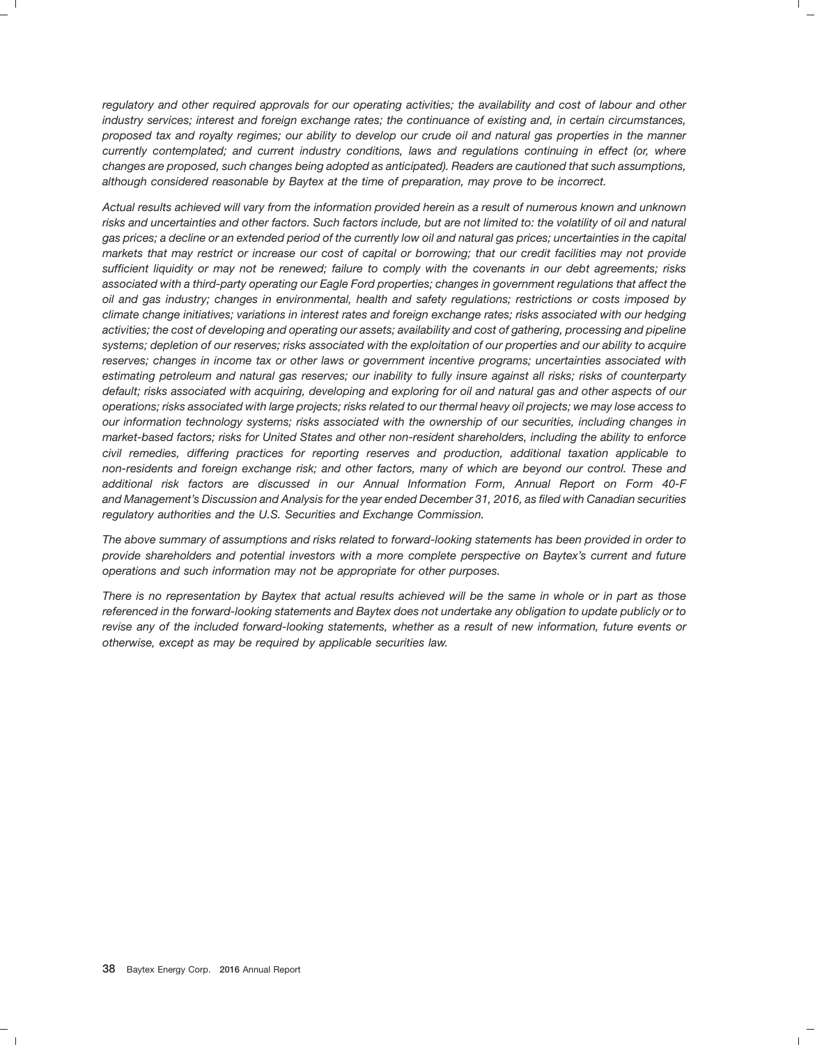*regulatory and other required approvals for our operating activities; the availability and cost of labour and other industry services; interest and foreign exchange rates; the continuance of existing and, in certain circumstances, proposed tax and royalty regimes; our ability to develop our crude oil and natural gas properties in the manner currently contemplated; and current industry conditions, laws and regulations continuing in effect (or, where changes are proposed, such changes being adopted as anticipated). Readers are cautioned that such assumptions, although considered reasonable by Baytex at the time of preparation, may prove to be incorrect.*

*Actual results achieved will vary from the information provided herein as a result of numerous known and unknown risks and uncertainties and other factors. Such factors include, but are not limited to: the volatility of oil and natural gas prices; a decline or an extended period of the currently low oil and natural gas prices; uncertainties in the capital markets that may restrict or increase our cost of capital or borrowing; that our credit facilities may not provide sufficient liquidity or may not be renewed; failure to comply with the covenants in our debt agreements; risks associated with a third-party operating our Eagle Ford properties; changes in government regulations that affect the oil and gas industry; changes in environmental, health and safety regulations; restrictions or costs imposed by climate change initiatives; variations in interest rates and foreign exchange rates; risks associated with our hedging activities; the cost of developing and operating our assets; availability and cost of gathering, processing and pipeline systems; depletion of our reserves; risks associated with the exploitation of our properties and our ability to acquire reserves; changes in income tax or other laws or government incentive programs; uncertainties associated with estimating petroleum and natural gas reserves; our inability to fully insure against all risks; risks of counterparty default; risks associated with acquiring, developing and exploring for oil and natural gas and other aspects of our operations; risks associated with large projects; risks related to our thermal heavy oil projects; we may lose access to our information technology systems; risks associated with the ownership of our securities, including changes in market-based factors; risks for United States and other non-resident shareholders, including the ability to enforce civil remedies, differing practices for reporting reserves and production, additional taxation applicable to non-residents and foreign exchange risk; and other factors, many of which are beyond our control. These and additional risk factors are discussed in our Annual Information Form, Annual Report on Form 40-F and Management's Discussion and Analysis for the year ended December 31, 2016, as filed with Canadian securities regulatory authorities and the U.S. Securities and Exchange Commission.*

*The above summary of assumptions and risks related to forward-looking statements has been provided in order to provide shareholders and potential investors with a more complete perspective on Baytex's current and future operations and such information may not be appropriate for other purposes.*

*There is no representation by Baytex that actual results achieved will be the same in whole or in part as those referenced in the forward-looking statements and Baytex does not undertake any obligation to update publicly or to revise any of the included forward-looking statements, whether as a result of new information, future events or otherwise, except as may be required by applicable securities law.*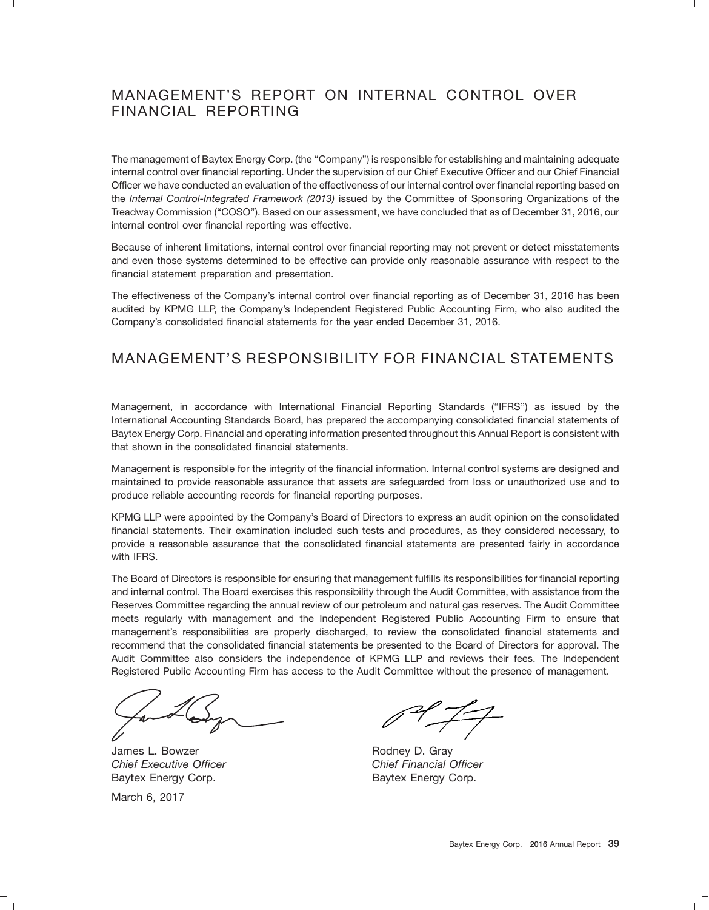# MANAGEMENT'S REPORT ON INTERNAL CONTROL OVER FINANCIAL REPORTING

The management of Baytex Energy Corp. (the "Company") is responsible for establishing and maintaining adequate internal control over financial reporting. Under the supervision of our Chief Executive Officer and our Chief Financial Officer we have conducted an evaluation of the effectiveness of our internal control over financial reporting based on the *Internal Control-Integrated Framework (2013)* issued by the Committee of Sponsoring Organizations of the Treadway Commission ("COSO"). Based on our assessment, we have concluded that as of December 31, 2016, our internal control over financial reporting was effective.

Because of inherent limitations, internal control over financial reporting may not prevent or detect misstatements and even those systems determined to be effective can provide only reasonable assurance with respect to the financial statement preparation and presentation.

The effectiveness of the Company's internal control over financial reporting as of December 31, 2016 has been audited by KPMG LLP, the Company's Independent Registered Public Accounting Firm, who also audited the Company's consolidated financial statements for the year ended December 31, 2016.

# MANAGEMENT'S RESPONSIBILITY FOR FINANCIAL STATEMENTS

Management, in accordance with International Financial Reporting Standards ("IFRS") as issued by the International Accounting Standards Board, has prepared the accompanying consolidated financial statements of Baytex Energy Corp. Financial and operating information presented throughout this Annual Report is consistent with that shown in the consolidated financial statements.

Management is responsible for the integrity of the financial information. Internal control systems are designed and maintained to provide reasonable assurance that assets are safeguarded from loss or unauthorized use and to produce reliable accounting records for financial reporting purposes.

KPMG LLP were appointed by the Company's Board of Directors to express an audit opinion on the consolidated financial statements. Their examination included such tests and procedures, as they considered necessary, to provide a reasonable assurance that the consolidated financial statements are presented fairly in accordance with IFRS.

The Board of Directors is responsible for ensuring that management fulfills its responsibilities for financial reporting and internal control. The Board exercises this responsibility through the Audit Committee, with assistance from the Reserves Committee regarding the annual review of our petroleum and natural gas reserves. The Audit Committee meets regularly with management and the Independent Registered Public Accounting Firm to ensure that management's responsibilities are properly discharged, to review the consolidated financial statements and recommend that the consolidated financial statements be presented to the Board of Directors for approval. The Audit Committee also considers the independence of KPMG LLP and reviews their fees. The Independent Registered Public Accounting Firm has access to the Audit Committee without the presence of management.

James L. Bowzer
*Chief Executive Officer*
Baytex Energy Corp.

Rodney D. Gray
*Chief Financial Officer*
Baytex Energy Corp.

March 6, 2017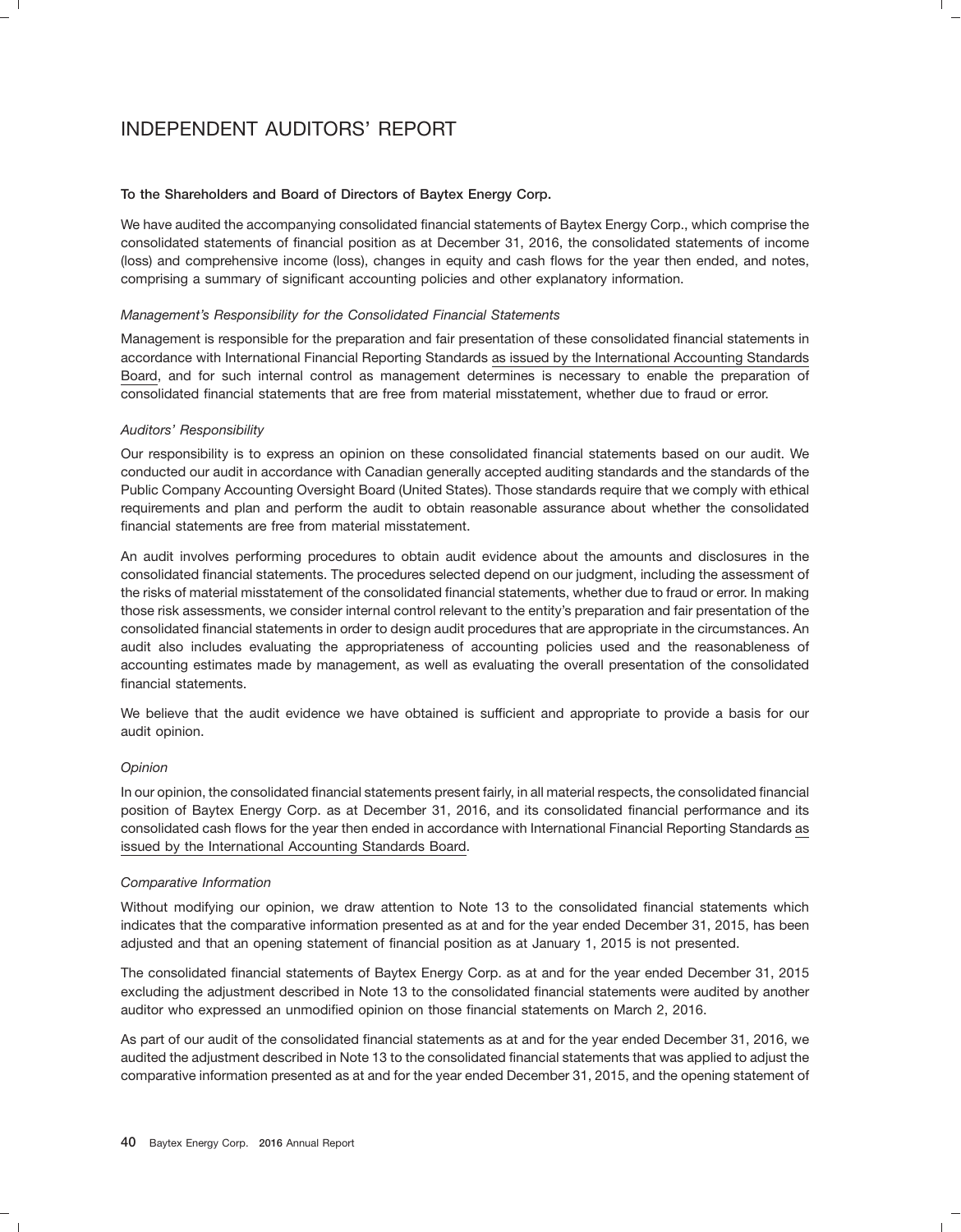# INDEPENDENT AUDITORS' REPORT

**To the Shareholders and Board of Directors of Baytex Energy Corp.**

We have audited the accompanying consolidated financial statements of Baytex Energy Corp., which comprise the consolidated statements of financial position as at December 31, 2016, the consolidated statements of income (loss) and comprehensive income (loss), changes in equity and cash flows for the year then ended, and notes, comprising a summary of significant accounting policies and other explanatory information.

*Management's Responsibility for the Consolidated Financial Statements*

Management is responsible for the preparation and fair presentation of these consolidated financial statements in accordance with International Financial Reporting Standards as issued by the International Accounting Standards Board, and for such internal control as management determines is necessary to enable the preparation of consolidated financial statements that are free from material misstatement, whether due to fraud or error.

*Auditors' Responsibility*

Our responsibility is to express an opinion on these consolidated financial statements based on our audit. We conducted our audit in accordance with Canadian generally accepted auditing standards and the standards of the Public Company Accounting Oversight Board (United States). Those standards require that we comply with ethical requirements and plan and perform the audit to obtain reasonable assurance about whether the consolidated financial statements are free from material misstatement.

An audit involves performing procedures to obtain audit evidence about the amounts and disclosures in the consolidated financial statements. The procedures selected depend on our judgment, including the assessment of the risks of material misstatement of the consolidated financial statements, whether due to fraud or error. In making those risk assessments, we consider internal control relevant to the entity's preparation and fair presentation of the consolidated financial statements in order to design audit procedures that are appropriate in the circumstances. An audit also includes evaluating the appropriateness of accounting policies used and the reasonableness of accounting estimates made by management, as well as evaluating the overall presentation of the consolidated financial statements.

We believe that the audit evidence we have obtained is sufficient and appropriate to provide a basis for our audit opinion.

*Opinion*

In our opinion, the consolidated financial statements present fairly, in all material respects, the consolidated financial position of Baytex Energy Corp. as at December 31, 2016, and its consolidated financial performance and its consolidated cash flows for the year then ended in accordance with International Financial Reporting Standards as issued by the International Accounting Standards Board.

*Comparative Information*

Without modifying our opinion, we draw attention to Note 13 to the consolidated financial statements which indicates that the comparative information presented as at and for the year ended December 31, 2015, has been adjusted and that an opening statement of financial position as at January 1, 2015 is not presented.

The consolidated financial statements of Baytex Energy Corp. as at and for the year ended December 31, 2015 excluding the adjustment described in Note 13 to the consolidated financial statements were audited by another auditor who expressed an unmodified opinion on those financial statements on March 2, 2016.

As part of our audit of the consolidated financial statements as at and for the year ended December 31, 2016, we audited the adjustment described in Note 13 to the consolidated financial statements that was applied to adjust the comparative information presented as at and for the year ended December 31, 2015, and the opening statement of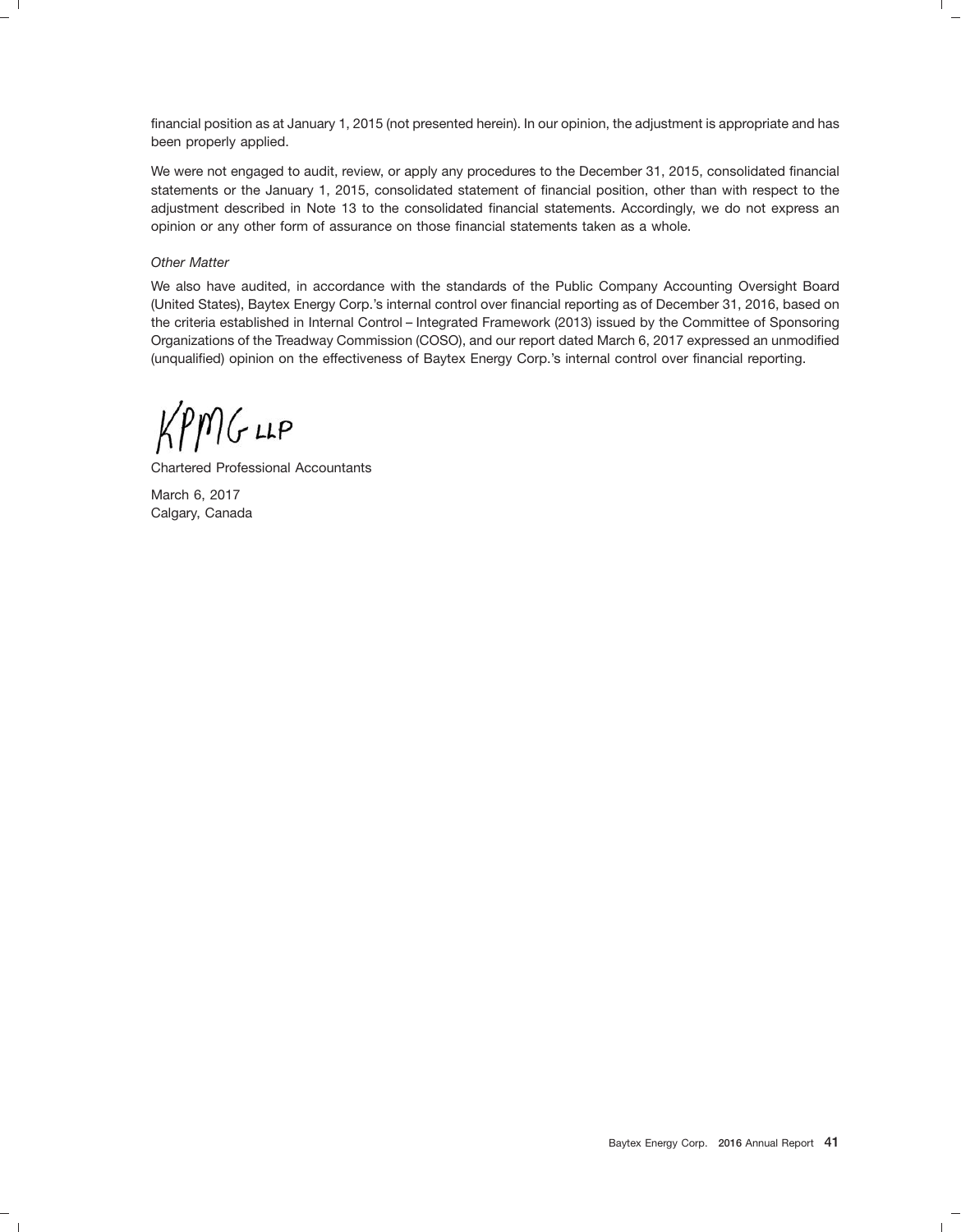financial position as at January 1, 2015 (not presented herein). In our opinion, the adjustment is appropriate and has been properly applied.

We were not engaged to audit, review, or apply any procedures to the December 31, 2015, consolidated financial statements or the January 1, 2015, consolidated statement of financial position, other than with respect to the adjustment described in Note 13 to the consolidated financial statements. Accordingly, we do not express an opinion or any other form of assurance on those financial statements taken as a whole.

*Other Matter*

We also have audited, in accordance with the standards of the Public Company Accounting Oversight Board (United States), Baytex Energy Corp.'s internal control over financial reporting as of December 31, 2016, based on the criteria established in Internal Control – Integrated Framework (2013) issued by the Committee of Sponsoring Organizations of the Treadway Commission (COSO), and our report dated March 6, 2017 expressed an unmodified (unqualified) opinion on the effectiveness of Baytex Energy Corp.'s internal control over financial reporting.

KPMG LLP

Chartered Professional Accountants

March 6, 2017
Calgary, Canada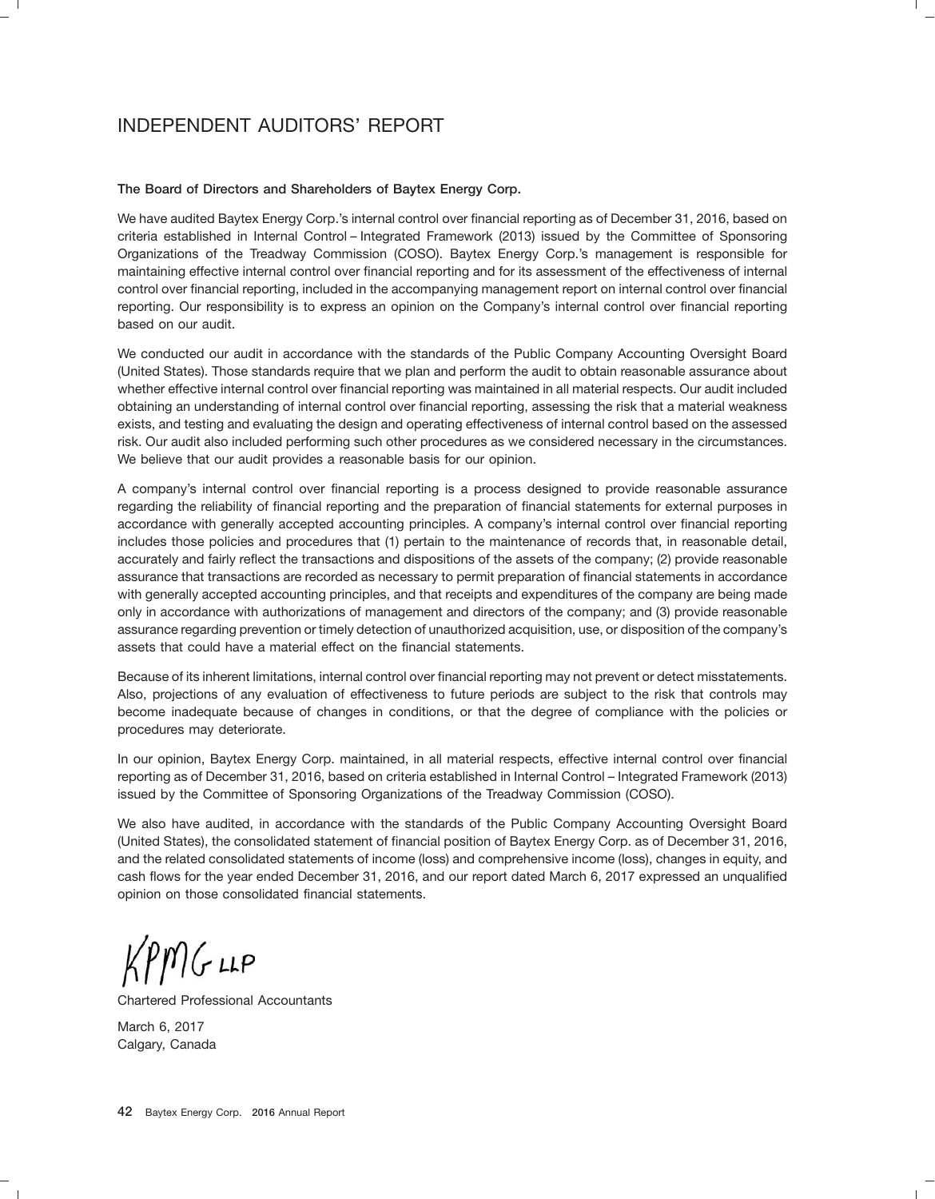# INDEPENDENT AUDITORS' REPORT

**The Board of Directors and Shareholders of Baytex Energy Corp.**

We have audited Baytex Energy Corp.'s internal control over financial reporting as of December 31, 2016, based on criteria established in Internal Control – Integrated Framework (2013) issued by the Committee of Sponsoring Organizations of the Treadway Commission (COSO). Baytex Energy Corp.'s management is responsible for maintaining effective internal control over financial reporting and for its assessment of the effectiveness of internal control over financial reporting, included in the accompanying management report on internal control over financial reporting. Our responsibility is to express an opinion on the Company's internal control over financial reporting based on our audit.

We conducted our audit in accordance with the standards of the Public Company Accounting Oversight Board (United States). Those standards require that we plan and perform the audit to obtain reasonable assurance about whether effective internal control over financial reporting was maintained in all material respects. Our audit included obtaining an understanding of internal control over financial reporting, assessing the risk that a material weakness exists, and testing and evaluating the design and operating effectiveness of internal control based on the assessed risk. Our audit also included performing such other procedures as we considered necessary in the circumstances. We believe that our audit provides a reasonable basis for our opinion.

A company's internal control over financial reporting is a process designed to provide reasonable assurance regarding the reliability of financial reporting and the preparation of financial statements for external purposes in accordance with generally accepted accounting principles. A company's internal control over financial reporting includes those policies and procedures that (1) pertain to the maintenance of records that, in reasonable detail, accurately and fairly reflect the transactions and dispositions of the assets of the company; (2) provide reasonable assurance that transactions are recorded as necessary to permit preparation of financial statements in accordance with generally accepted accounting principles, and that receipts and expenditures of the company are being made only in accordance with authorizations of management and directors of the company; and (3) provide reasonable assurance regarding prevention or timely detection of unauthorized acquisition, use, or disposition of the company's assets that could have a material effect on the financial statements.

Because of its inherent limitations, internal control over financial reporting may not prevent or detect misstatements. Also, projections of any evaluation of effectiveness to future periods are subject to the risk that controls may become inadequate because of changes in conditions, or that the degree of compliance with the policies or procedures may deteriorate.

In our opinion, Baytex Energy Corp. maintained, in all material respects, effective internal control over financial reporting as of December 31, 2016, based on criteria established in Internal Control – Integrated Framework (2013) issued by the Committee of Sponsoring Organizations of the Treadway Commission (COSO).

We also have audited, in accordance with the standards of the Public Company Accounting Oversight Board (United States), the consolidated statement of financial position of Baytex Energy Corp. as of December 31, 2016, and the related consolidated statements of income (loss) and comprehensive income (loss), changes in equity, and cash flows for the year ended December 31, 2016, and our report dated March 6, 2017 expressed an unqualified opinion on those consolidated financial statements.

KPMG LLP

Chartered Professional Accountants

March 6, 2017
Calgary, Canada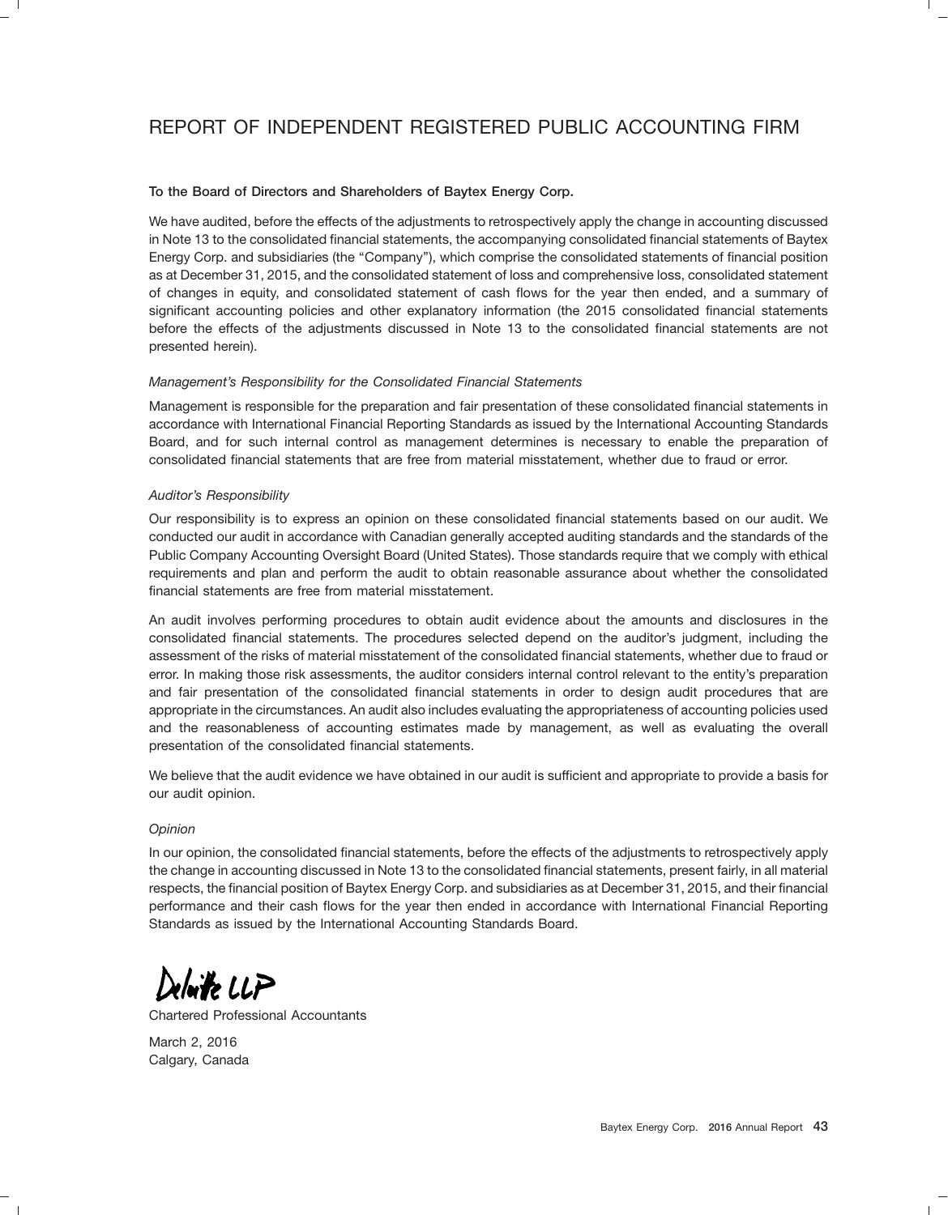# REPORT OF INDEPENDENT REGISTERED PUBLIC ACCOUNTING FIRM

**To the Board of Directors and Shareholders of Baytex Energy Corp.**

We have audited, before the effects of the adjustments to retrospectively apply the change in accounting discussed in Note 13 to the consolidated financial statements, the accompanying consolidated financial statements of Baytex Energy Corp. and subsidiaries (the "Company"), which comprise the consolidated statements of financial position as at December 31, 2015, and the consolidated statement of loss and comprehensive loss, consolidated statement of changes in equity, and consolidated statement of cash flows for the year then ended, and a summary of significant accounting policies and other explanatory information (the 2015 consolidated financial statements before the effects of the adjustments discussed in Note 13 to the consolidated financial statements are not presented herein).

*Management's Responsibility for the Consolidated Financial Statements*

Management is responsible for the preparation and fair presentation of these consolidated financial statements in accordance with International Financial Reporting Standards as issued by the International Accounting Standards Board, and for such internal control as management determines is necessary to enable the preparation of consolidated financial statements that are free from material misstatement, whether due to fraud or error.

*Auditor's Responsibility*

Our responsibility is to express an opinion on these consolidated financial statements based on our audit. We conducted our audit in accordance with Canadian generally accepted auditing standards and the standards of the Public Company Accounting Oversight Board (United States). Those standards require that we comply with ethical requirements and plan and perform the audit to obtain reasonable assurance about whether the consolidated financial statements are free from material misstatement.

An audit involves performing procedures to obtain audit evidence about the amounts and disclosures in the consolidated financial statements. The procedures selected depend on the auditor's judgment, including the assessment of the risks of material misstatement of the consolidated financial statements, whether due to fraud or error. In making those risk assessments, the auditor considers internal control relevant to the entity's preparation and fair presentation of the consolidated financial statements in order to design audit procedures that are appropriate in the circumstances. An audit also includes evaluating the appropriateness of accounting policies used and the reasonableness of accounting estimates made by management, as well as evaluating the overall presentation of the consolidated financial statements.

We believe that the audit evidence we have obtained in our audit is sufficient and appropriate to provide a basis for our audit opinion.

*Opinion*

In our opinion, the consolidated financial statements, before the effects of the adjustments to retrospectively apply the change in accounting discussed in Note 13 to the consolidated financial statements, present fairly, in all material respects, the financial position of Baytex Energy Corp. and subsidiaries as at December 31, 2015, and their financial performance and their cash flows for the year then ended in accordance with International Financial Reporting Standards as issued by the International Accounting Standards Board.

Deloitte LLP

Chartered Professional Accountants

March 2, 2016
Calgary, Canada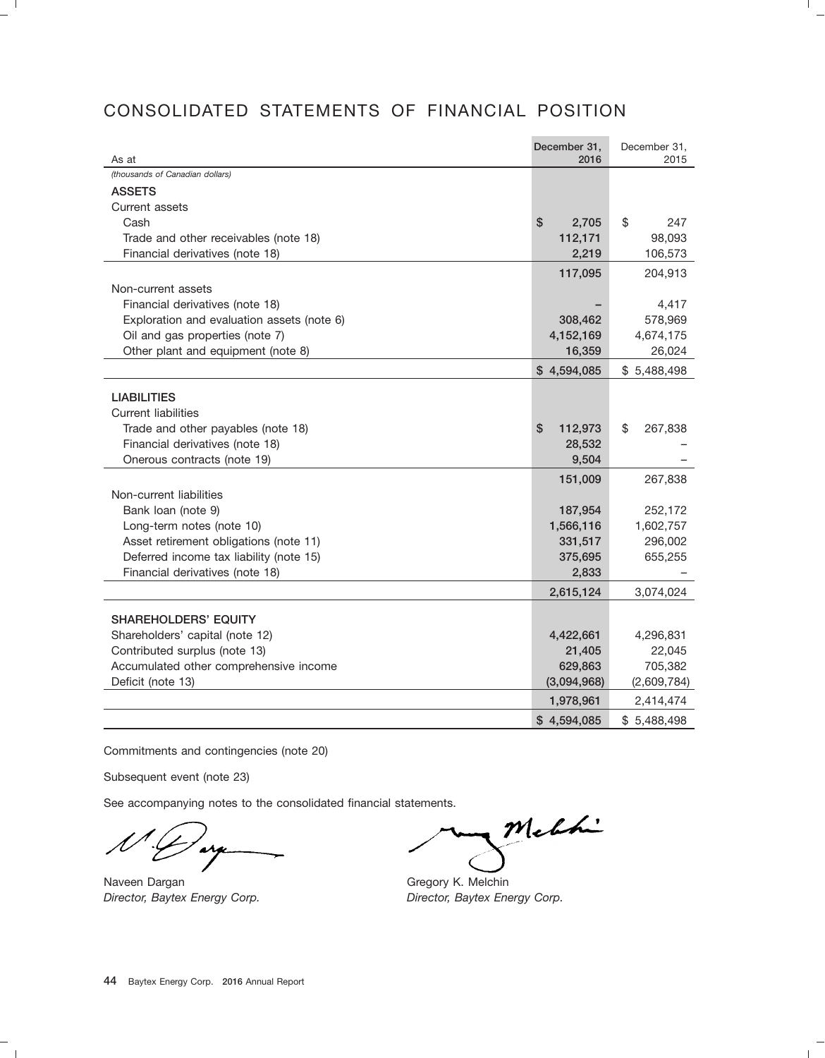# CONSOLIDATED STATEMENTS OF FINANCIAL POSITION

| As at | December 31, 2016 | December 31, 2015 |
|---|---|---|
| *(thousands of Canadian dollars)* | | |
| **ASSETS** | | |
| Current assets | | |
| Cash | $ 2,705 | $ 247 |
| Trade and other receivables (note 18) | 112,171 | 98,093 |
| Financial derivatives (note 18) | 2,219 | 106,573 |
| | 117,095 | 204,913 |
| Non-current assets | | |
| Financial derivatives (note 18) | – | 4,417 |
| Exploration and evaluation assets (note 6) | 308,462 | 578,969 |
| Oil and gas properties (note 7) | 4,152,169 | 4,674,175 |
| Other plant and equipment (note 8) | 16,359 | 26,024 |
| | $ 4,594,085 | $ 5,488,498 |
| **LIABILITIES** | | |
| Current liabilities | | |
| Trade and other payables (note 18) | $ 112,973 | $ 267,838 |
| Financial derivatives (note 18) | 28,532 | – |
| Onerous contracts (note 19) | 9,504 | – |
| | 151,009 | 267,838 |
| Non-current liabilities | | |
| Bank loan (note 9) | 187,954 | 252,172 |
| Long-term notes (note 10) | 1,566,116 | 1,602,757 |
| Asset retirement obligations (note 11) | 331,517 | 296,002 |
| Deferred income tax liability (note 15) | 375,695 | 655,255 |
| Financial derivatives (note 18) | 2,833 | – |
| | 2,615,124 | 3,074,024 |
| **SHAREHOLDERS' EQUITY** | | |
| Shareholders' capital (note 12) | 4,422,661 | 4,296,831 |
| Contributed surplus (note 13) | 21,405 | 22,045 |
| Accumulated other comprehensive income | 629,863 | 705,382 |
| Deficit (note 13) | (3,094,968) | (2,609,784) |
| | 1,978,961 | 2,414,474 |
| | $ 4,594,085 | $ 5,488,498 |

Commitments and contingencies (note 20)

Subsequent event (note 23)

See accompanying notes to the consolidated financial statements.

Naveen Dargan
*Director, Baytex Energy Corp.*

Gregory K. Melchin
*Director, Baytex Energy Corp.*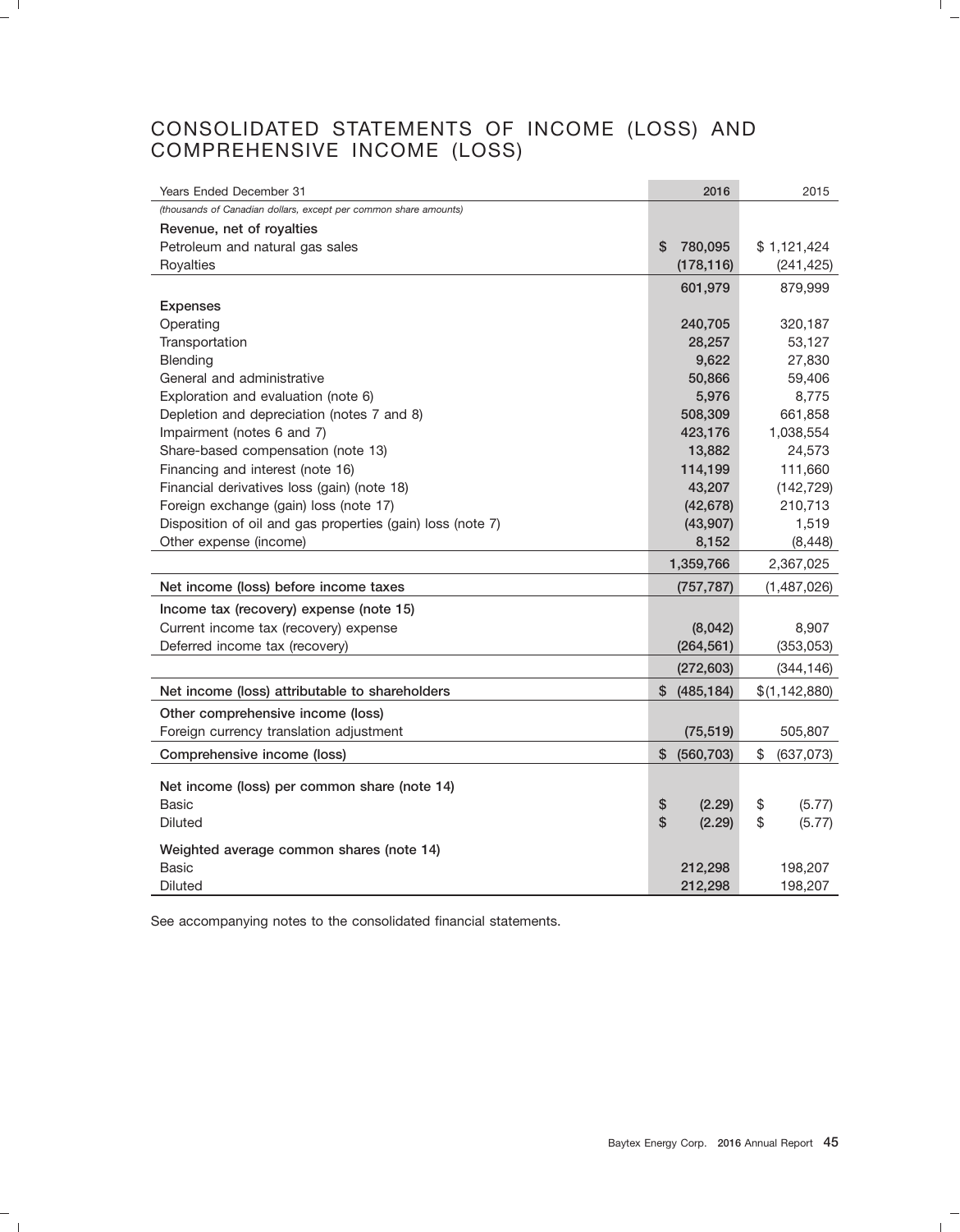# CONSOLIDATED STATEMENTS OF INCOME (LOSS) AND COMPREHENSIVE INCOME (LOSS)

| Years Ended December 31 | 2016 | 2015 |
|---|---|---|
| *(thousands of Canadian dollars, except per common share amounts)* | | |
| **Revenue, net of royalties** | | |
| Petroleum and natural gas sales | $ 780,095 | $ 1,121,424 |
| Royalties | (178,116) | (241,425) |
| | 601,979 | 879,999 |
| **Expenses** | | |
| Operating | 240,705 | 320,187 |
| Transportation | 28,257 | 53,127 |
| Blending | 9,622 | 27,830 |
| General and administrative | 50,866 | 59,406 |
| Exploration and evaluation (note 6) | 5,976 | 8,775 |
| Depletion and depreciation (notes 7 and 8) | 508,309 | 661,858 |
| Impairment (notes 6 and 7) | 423,176 | 1,038,554 |
| Share-based compensation (note 13) | 13,882 | 24,573 |
| Financing and interest (note 16) | 114,199 | 111,660 |
| Financial derivatives loss (gain) (note 18) | 43,207 | (142,729) |
| Foreign exchange (gain) loss (note 17) | (42,678) | 210,713 |
| Disposition of oil and gas properties (gain) loss (note 7) | (43,907) | 1,519 |
| Other expense (income) | 8,152 | (8,448) |
| | 1,359,766 | 2,367,025 |
| **Net income (loss) before income taxes** | (757,787) | (1,487,026) |
| **Income tax (recovery) expense (note 15)** | | |
| Current income tax (recovery) expense | (8,042) | 8,907 |
| Deferred income tax (recovery) | (264,561) | (353,053) |
| | (272,603) | (344,146) |
| **Net income (loss) attributable to shareholders** | $ (485,184) | $(1,142,880) |
| **Other comprehensive income (loss)** | | |
| Foreign currency translation adjustment | (75,519) | 505,807 |
| **Comprehensive income (loss)** | $ (560,703) | $ (637,073) |
| **Net income (loss) per common share (note 14)** | | |
| Basic | $ (2.29) | $ (5.77) |
| Diluted | $ (2.29) | $ (5.77) |
| **Weighted average common shares (note 14)** | | |
| Basic | 212,298 | 198,207 |
| Diluted | 212,298 | 198,207 |

See accompanying notes to the consolidated financial statements.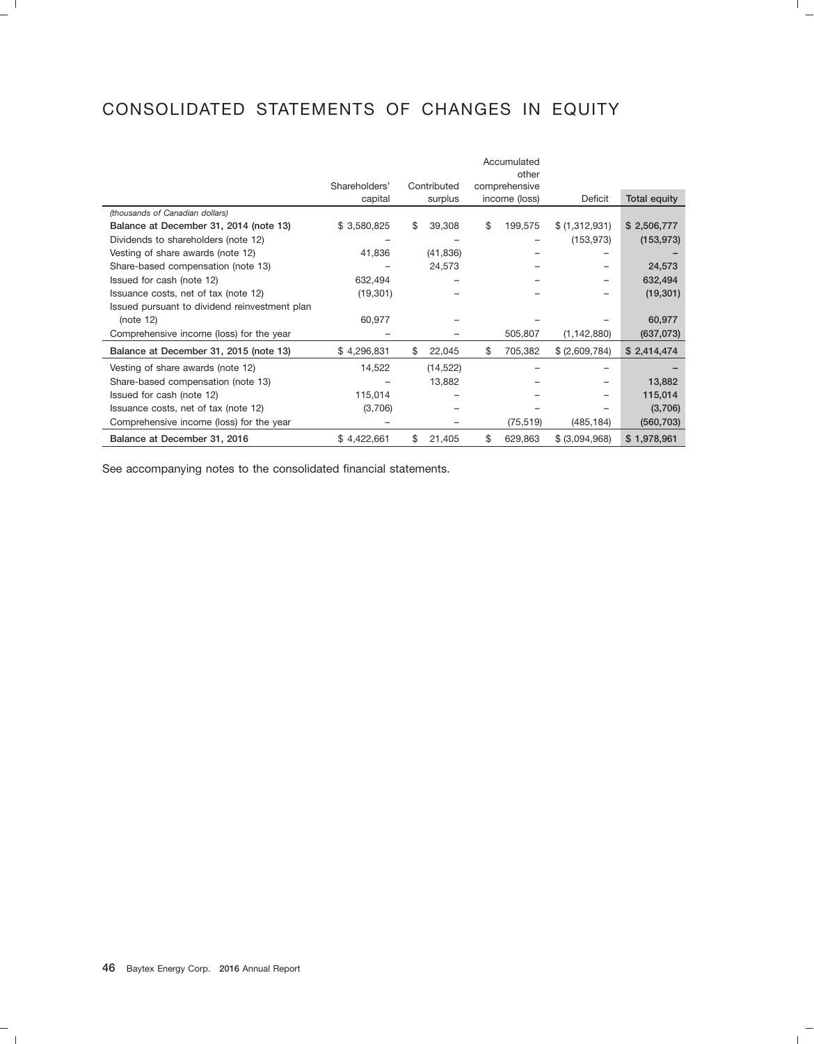# CONSOLIDATED STATEMENTS OF CHANGES IN EQUITY

| | Shareholders' capital | Contributed surplus | Accumulated other comprehensive income (loss) | Deficit | Total equity |
|---|---|---|---|---|---|
| *(thousands of Canadian dollars)* | | | | | |
| **Balance at December 31, 2014 (note 13)** | $ 3,580,825 | $ 39,308 | $ 199,575 | $ (1,312,931) | $ 2,506,777 |
| Dividends to shareholders (note 12) | – | – | – | (153,973) | (153,973) |
| Vesting of share awards (note 12) | 41,836 | (41,836) | – | – | – |
| Share-based compensation (note 13) | – | 24,573 | – | – | 24,573 |
| Issued for cash (note 12) | 632,494 | – | – | – | 632,494 |
| Issuance costs, net of tax (note 12) | (19,301) | – | – | – | (19,301) |
| Issued pursuant to dividend reinvestment plan (note 12) | 60,977 | – | – | – | 60,977 |
| Comprehensive income (loss) for the year | – | – | 505,807 | (1,142,880) | (637,073) |
| **Balance at December 31, 2015 (note 13)** | $ 4,296,831 | $ 22,045 | $ 705,382 | $ (2,609,784) | $ 2,414,474 |
| Vesting of share awards (note 12) | 14,522 | (14,522) | – | – | – |
| Share-based compensation (note 13) | – | 13,882 | – | – | 13,882 |
| Issued for cash (note 12) | 115,014 | – | – | – | 115,014 |
| Issuance costs, net of tax (note 12) | (3,706) | – | – | – | (3,706) |
| Comprehensive income (loss) for the year | – | – | (75,519) | (485,184) | (560,703) |
| **Balance at December 31, 2016** | $ 4,422,661 | $ 21,405 | $ 629,863 | $ (3,094,968) | $ 1,978,961 |

See accompanying notes to the consolidated financial statements.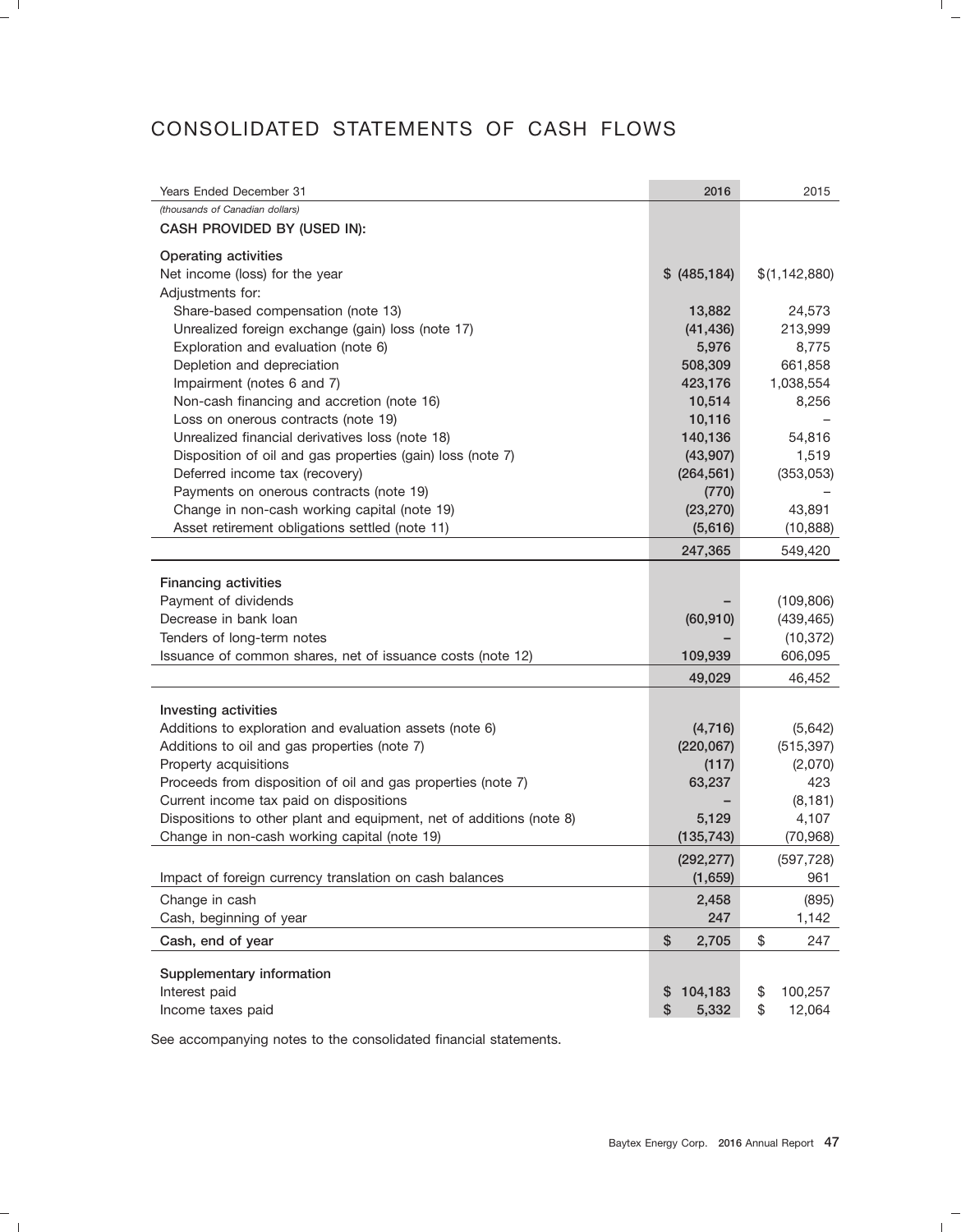# CONSOLIDATED STATEMENTS OF CASH FLOWS

| Years Ended December 31 | 2016 | 2015 |
|---|---|---|
| *(thousands of Canadian dollars)* | | |
| **CASH PROVIDED BY (USED IN):** | | |
| **Operating activities** | | |
| Net income (loss) for the year | $ (485,184) | $(1,142,880) |
| Adjustments for: | | |
| Share-based compensation (note 13) | 13,882 | 24,573 |
| Unrealized foreign exchange (gain) loss (note 17) | (41,436) | 213,999 |
| Exploration and evaluation (note 6) | 5,976 | 8,775 |
| Depletion and depreciation | 508,309 | 661,858 |
| Impairment (notes 6 and 7) | 423,176 | 1,038,554 |
| Non-cash financing and accretion (note 16) | 10,514 | 8,256 |
| Loss on onerous contracts (note 19) | 10,116 | – |
| Unrealized financial derivatives loss (note 18) | 140,136 | 54,816 |
| Disposition of oil and gas properties (gain) loss (note 7) | (43,907) | 1,519 |
| Deferred income tax (recovery) | (264,561) | (353,053) |
| Payments on onerous contracts (note 19) | (770) | – |
| Change in non-cash working capital (note 19) | (23,270) | 43,891 |
| Asset retirement obligations settled (note 11) | (5,616) | (10,888) |
| | 247,365 | 549,420 |
| **Financing activities** | | |
| Payment of dividends | – | (109,806) |
| Decrease in bank loan | (60,910) | (439,465) |
| Tenders of long-term notes | – | (10,372) |
| Issuance of common shares, net of issuance costs (note 12) | 109,939 | 606,095 |
| | 49,029 | 46,452 |
| **Investing activities** | | |
| Additions to exploration and evaluation assets (note 6) | (4,716) | (5,642) |
| Additions to oil and gas properties (note 7) | (220,067) | (515,397) |
| Property acquisitions | (117) | (2,070) |
| Proceeds from disposition of oil and gas properties (note 7) | 63,237 | 423 |
| Current income tax paid on dispositions | – | (8,181) |
| Dispositions to other plant and equipment, net of additions (note 8) | 5,129 | 4,107 |
| Change in non-cash working capital (note 19) | (135,743) | (70,968) |
| | (292,277) | (597,728) |
| Impact of foreign currency translation on cash balances | (1,659) | 961 |
| Change in cash | 2,458 | (895) |
| Cash, beginning of year | 247 | 1,142 |
| **Cash, end of year** | $ 2,705 | $ 247 |
| **Supplementary information** | | |
| Interest paid | $ 104,183 | $ 100,257 |
| Income taxes paid | $ 5,332 | $ 12,064 |

See accompanying notes to the consolidated financial statements.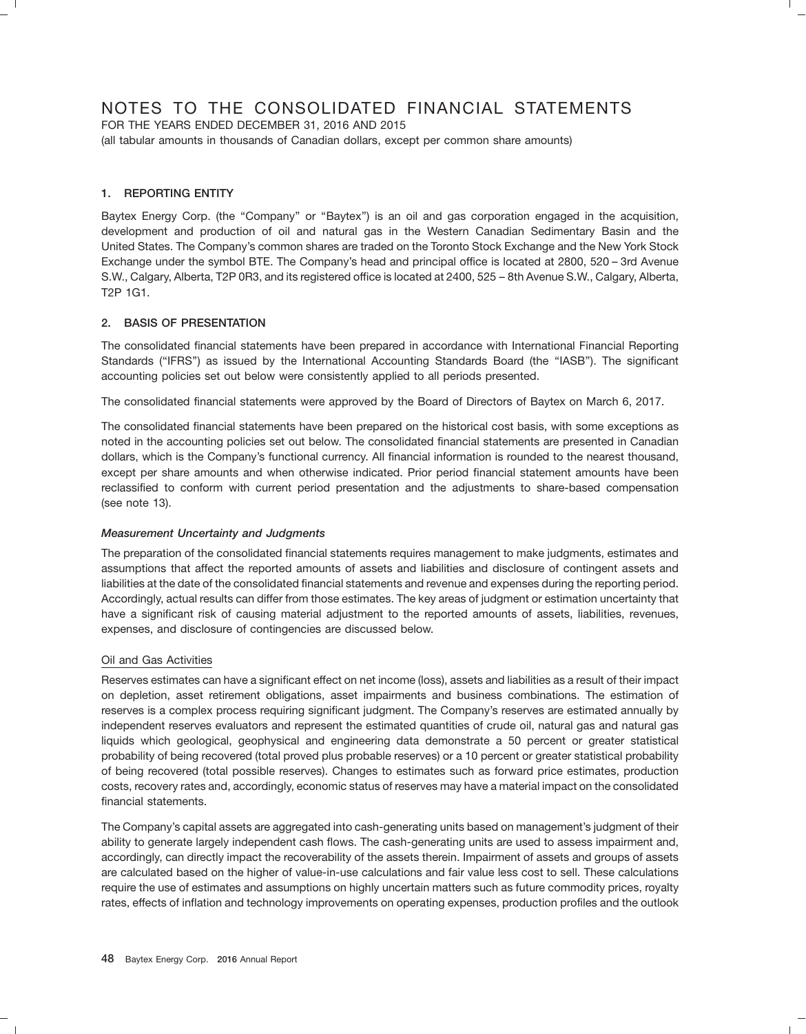# NOTES TO THE CONSOLIDATED FINANCIAL STATEMENTS

FOR THE YEARS ENDED DECEMBER 31, 2016 AND 2015

(all tabular amounts in thousands of Canadian dollars, except per common share amounts)

## 1. REPORTING ENTITY

Baytex Energy Corp. (the "Company" or "Baytex") is an oil and gas corporation engaged in the acquisition, development and production of oil and natural gas in the Western Canadian Sedimentary Basin and the United States. The Company's common shares are traded on the Toronto Stock Exchange and the New York Stock Exchange under the symbol BTE. The Company's head and principal office is located at 2800, 520 – 3rd Avenue S.W., Calgary, Alberta, T2P 0R3, and its registered office is located at 2400, 525 – 8th Avenue S.W., Calgary, Alberta, T2P 1G1.

## 2. BASIS OF PRESENTATION

The consolidated financial statements have been prepared in accordance with International Financial Reporting Standards ("IFRS") as issued by the International Accounting Standards Board (the "IASB"). The significant accounting policies set out below were consistently applied to all periods presented.

The consolidated financial statements were approved by the Board of Directors of Baytex on March 6, 2017.

The consolidated financial statements have been prepared on the historical cost basis, with some exceptions as noted in the accounting policies set out below. The consolidated financial statements are presented in Canadian dollars, which is the Company's functional currency. All financial information is rounded to the nearest thousand, except per share amounts and when otherwise indicated. Prior period financial statement amounts have been reclassified to conform with current period presentation and the adjustments to share-based compensation (see note 13).

### *Measurement Uncertainty and Judgments*

The preparation of the consolidated financial statements requires management to make judgments, estimates and assumptions that affect the reported amounts of assets and liabilities and disclosure of contingent assets and liabilities at the date of the consolidated financial statements and revenue and expenses during the reporting period. Accordingly, actual results can differ from those estimates. The key areas of judgment or estimation uncertainty that have a significant risk of causing material adjustment to the reported amounts of assets, liabilities, revenues, expenses, and disclosure of contingencies are discussed below.

#### Oil and Gas Activities

Reserves estimates can have a significant effect on net income (loss), assets and liabilities as a result of their impact on depletion, asset retirement obligations, asset impairments and business combinations. The estimation of reserves is a complex process requiring significant judgment. The Company's reserves are estimated annually by independent reserves evaluators and represent the estimated quantities of crude oil, natural gas and natural gas liquids which geological, geophysical and engineering data demonstrate a 50 percent or greater statistical probability of being recovered (total proved plus probable reserves) or a 10 percent or greater statistical probability of being recovered (total possible reserves). Changes to estimates such as forward price estimates, production costs, recovery rates and, accordingly, economic status of reserves may have a material impact on the consolidated financial statements.

The Company's capital assets are aggregated into cash-generating units based on management's judgment of their ability to generate largely independent cash flows. The cash-generating units are used to assess impairment and, accordingly, can directly impact the recoverability of the assets therein. Impairment of assets and groups of assets are calculated based on the higher of value-in-use calculations and fair value less cost to sell. These calculations require the use of estimates and assumptions on highly uncertain matters such as future commodity prices, royalty rates, effects of inflation and technology improvements on operating expenses, production profiles and the outlook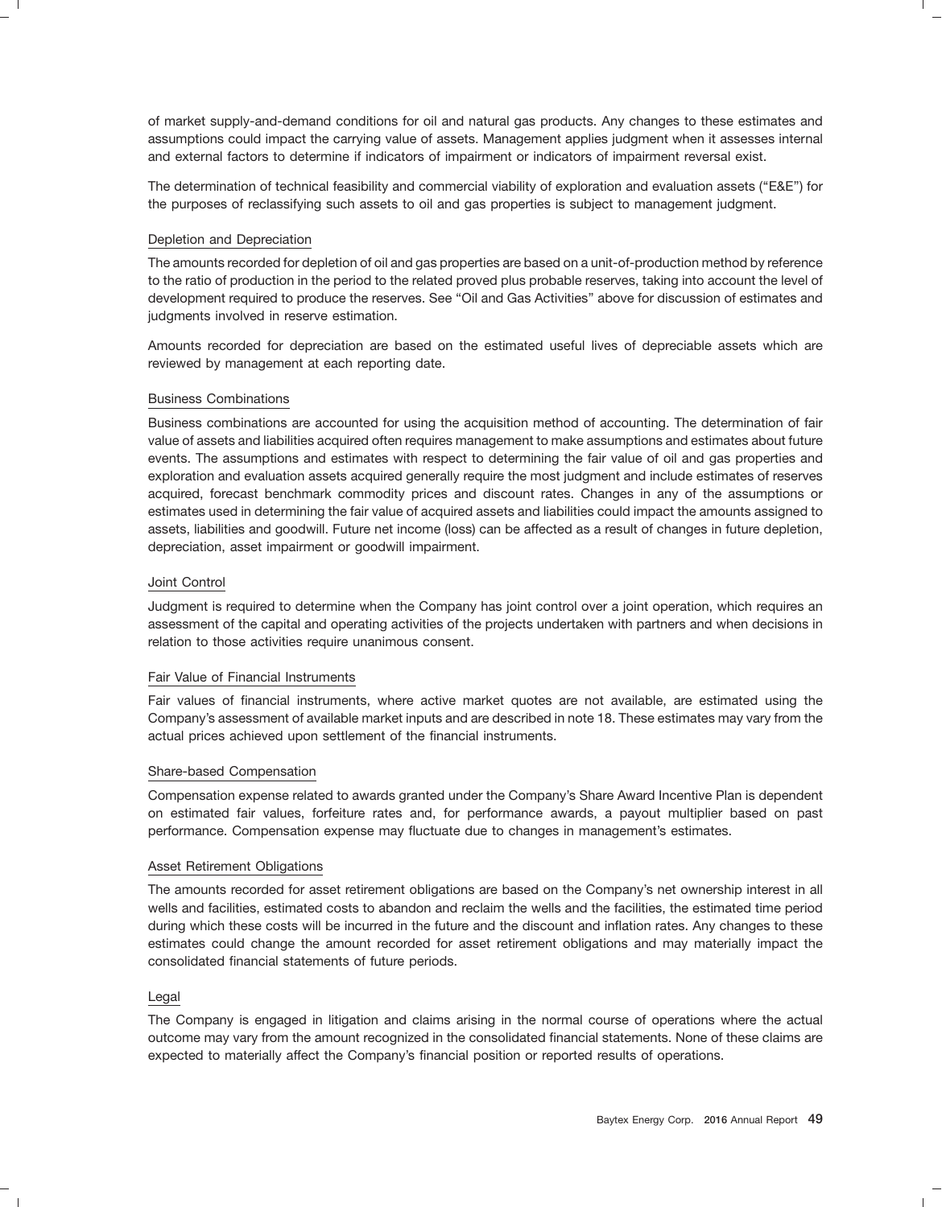of market supply-and-demand conditions for oil and natural gas products. Any changes to these estimates and assumptions could impact the carrying value of assets. Management applies judgment when it assesses internal and external factors to determine if indicators of impairment or indicators of impairment reversal exist.

The determination of technical feasibility and commercial viability of exploration and evaluation assets ("E&E") for the purposes of reclassifying such assets to oil and gas properties is subject to management judgment.

### Depletion and Depreciation

The amounts recorded for depletion of oil and gas properties are based on a unit-of-production method by reference to the ratio of production in the period to the related proved plus probable reserves, taking into account the level of development required to produce the reserves. See "Oil and Gas Activities" above for discussion of estimates and judgments involved in reserve estimation.

Amounts recorded for depreciation are based on the estimated useful lives of depreciable assets which are reviewed by management at each reporting date.

### Business Combinations

Business combinations are accounted for using the acquisition method of accounting. The determination of fair value of assets and liabilities acquired often requires management to make assumptions and estimates about future events. The assumptions and estimates with respect to determining the fair value of oil and gas properties and exploration and evaluation assets acquired generally require the most judgment and include estimates of reserves acquired, forecast benchmark commodity prices and discount rates. Changes in any of the assumptions or estimates used in determining the fair value of acquired assets and liabilities could impact the amounts assigned to assets, liabilities and goodwill. Future net income (loss) can be affected as a result of changes in future depletion, depreciation, asset impairment or goodwill impairment.

### Joint Control

Judgment is required to determine when the Company has joint control over a joint operation, which requires an assessment of the capital and operating activities of the projects undertaken with partners and when decisions in relation to those activities require unanimous consent.

### Fair Value of Financial Instruments

Fair values of financial instruments, where active market quotes are not available, are estimated using the Company's assessment of available market inputs and are described in note 18. These estimates may vary from the actual prices achieved upon settlement of the financial instruments.

### Share-based Compensation

Compensation expense related to awards granted under the Company's Share Award Incentive Plan is dependent on estimated fair values, forfeiture rates and, for performance awards, a payout multiplier based on past performance. Compensation expense may fluctuate due to changes in management's estimates.

### Asset Retirement Obligations

The amounts recorded for asset retirement obligations are based on the Company's net ownership interest in all wells and facilities, estimated costs to abandon and reclaim the wells and the facilities, the estimated time period during which these costs will be incurred in the future and the discount and inflation rates. Any changes to these estimates could change the amount recorded for asset retirement obligations and may materially impact the consolidated financial statements of future periods.

### Legal

The Company is engaged in litigation and claims arising in the normal course of operations where the actual outcome may vary from the amount recognized in the consolidated financial statements. None of these claims are expected to materially affect the Company's financial position or reported results of operations.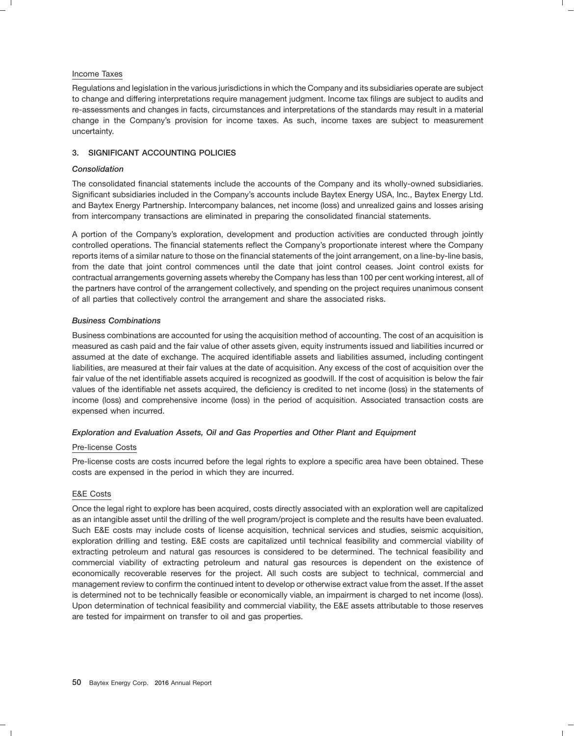Income Taxes

Regulations and legislation in the various jurisdictions in which the Company and its subsidiaries operate are subject to change and differing interpretations require management judgment. Income tax filings are subject to audits and re-assessments and changes in facts, circumstances and interpretations of the standards may result in a material change in the Company's provision for income taxes. As such, income taxes are subject to measurement uncertainty.

## 3. SIGNIFICANT ACCOUNTING POLICIES

### *Consolidation*

The consolidated financial statements include the accounts of the Company and its wholly-owned subsidiaries. Significant subsidiaries included in the Company's accounts include Baytex Energy USA, Inc., Baytex Energy Ltd. and Baytex Energy Partnership. Intercompany balances, net income (loss) and unrealized gains and losses arising from intercompany transactions are eliminated in preparing the consolidated financial statements.

A portion of the Company's exploration, development and production activities are conducted through jointly controlled operations. The financial statements reflect the Company's proportionate interest where the Company reports items of a similar nature to those on the financial statements of the joint arrangement, on a line-by-line basis, from the date that joint control commences until the date that joint control ceases. Joint control exists for contractual arrangements governing assets whereby the Company has less than 100 per cent working interest, all of the partners have control of the arrangement collectively, and spending on the project requires unanimous consent of all parties that collectively control the arrangement and share the associated risks.

### *Business Combinations*

Business combinations are accounted for using the acquisition method of accounting. The cost of an acquisition is measured as cash paid and the fair value of other assets given, equity instruments issued and liabilities incurred or assumed at the date of exchange. The acquired identifiable assets and liabilities assumed, including contingent liabilities, are measured at their fair values at the date of acquisition. Any excess of the cost of acquisition over the fair value of the net identifiable assets acquired is recognized as goodwill. If the cost of acquisition is below the fair values of the identifiable net assets acquired, the deficiency is credited to net income (loss) in the statements of income (loss) and comprehensive income (loss) in the period of acquisition. Associated transaction costs are expensed when incurred.

### *Exploration and Evaluation Assets, Oil and Gas Properties and Other Plant and Equipment*

Pre-license Costs

Pre-license costs are costs incurred before the legal rights to explore a specific area have been obtained. These costs are expensed in the period in which they are incurred.

E&E Costs

Once the legal right to explore has been acquired, costs directly associated with an exploration well are capitalized as an intangible asset until the drilling of the well program/project is complete and the results have been evaluated. Such E&E costs may include costs of license acquisition, technical services and studies, seismic acquisition, exploration drilling and testing. E&E costs are capitalized until technical feasibility and commercial viability of extracting petroleum and natural gas resources is considered to be determined. The technical feasibility and commercial viability of extracting petroleum and natural gas resources is dependent on the existence of economically recoverable reserves for the project. All such costs are subject to technical, commercial and management review to confirm the continued intent to develop or otherwise extract value from the asset. If the asset is determined not to be technically feasible or economically viable, an impairment is charged to net income (loss). Upon determination of technical feasibility and commercial viability, the E&E assets attributable to those reserves are tested for impairment on transfer to oil and gas properties.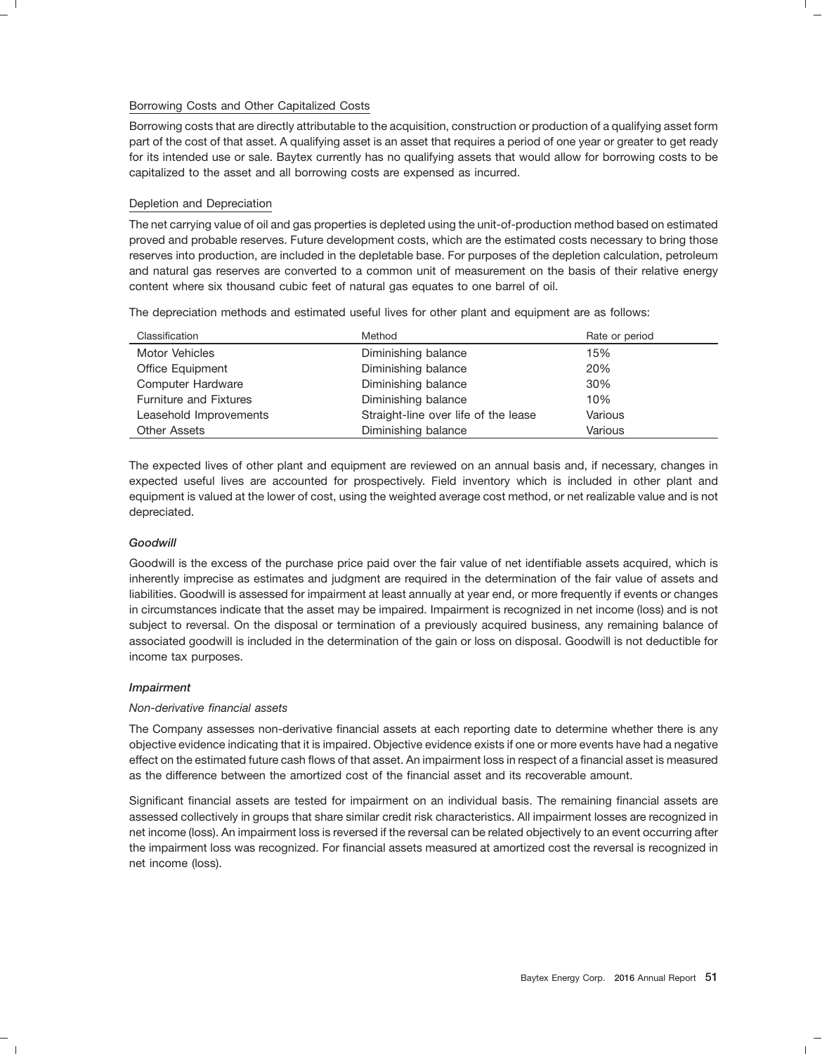Borrowing Costs and Other Capitalized Costs

Borrowing costs that are directly attributable to the acquisition, construction or production of a qualifying asset form part of the cost of that asset. A qualifying asset is an asset that requires a period of one year or greater to get ready for its intended use or sale. Baytex currently has no qualifying assets that would allow for borrowing costs to be capitalized to the asset and all borrowing costs are expensed as incurred.

Depletion and Depreciation

The net carrying value of oil and gas properties is depleted using the unit-of-production method based on estimated proved and probable reserves. Future development costs, which are the estimated costs necessary to bring those reserves into production, are included in the depletable base. For purposes of the depletion calculation, petroleum and natural gas reserves are converted to a common unit of measurement on the basis of their relative energy content where six thousand cubic feet of natural gas equates to one barrel of oil.

The depreciation methods and estimated useful lives for other plant and equipment are as follows:

| Classification | Method | Rate or period |
|---|---|---|
| Motor Vehicles | Diminishing balance | 15% |
| Office Equipment | Diminishing balance | 20% |
| Computer Hardware | Diminishing balance | 30% |
| Furniture and Fixtures | Diminishing balance | 10% |
| Leasehold Improvements | Straight-line over life of the lease | Various |
| Other Assets | Diminishing balance | Various |

The expected lives of other plant and equipment are reviewed on an annual basis and, if necessary, changes in expected useful lives are accounted for prospectively. Field inventory which is included in other plant and equipment is valued at the lower of cost, using the weighted average cost method, or net realizable value and is not depreciated.

***Goodwill***

Goodwill is the excess of the purchase price paid over the fair value of net identifiable assets acquired, which is inherently imprecise as estimates and judgment are required in the determination of the fair value of assets and liabilities. Goodwill is assessed for impairment at least annually at year end, or more frequently if events or changes in circumstances indicate that the asset may be impaired. Impairment is recognized in net income (loss) and is not subject to reversal. On the disposal or termination of a previously acquired business, any remaining balance of associated goodwill is included in the determination of the gain or loss on disposal. Goodwill is not deductible for income tax purposes.

***Impairment***

*Non-derivative financial assets*

The Company assesses non-derivative financial assets at each reporting date to determine whether there is any objective evidence indicating that it is impaired. Objective evidence exists if one or more events have had a negative effect on the estimated future cash flows of that asset. An impairment loss in respect of a financial asset is measured as the difference between the amortized cost of the financial asset and its recoverable amount.

Significant financial assets are tested for impairment on an individual basis. The remaining financial assets are assessed collectively in groups that share similar credit risk characteristics. All impairment losses are recognized in net income (loss). An impairment loss is reversed if the reversal can be related objectively to an event occurring after the impairment loss was recognized. For financial assets measured at amortized cost the reversal is recognized in net income (loss).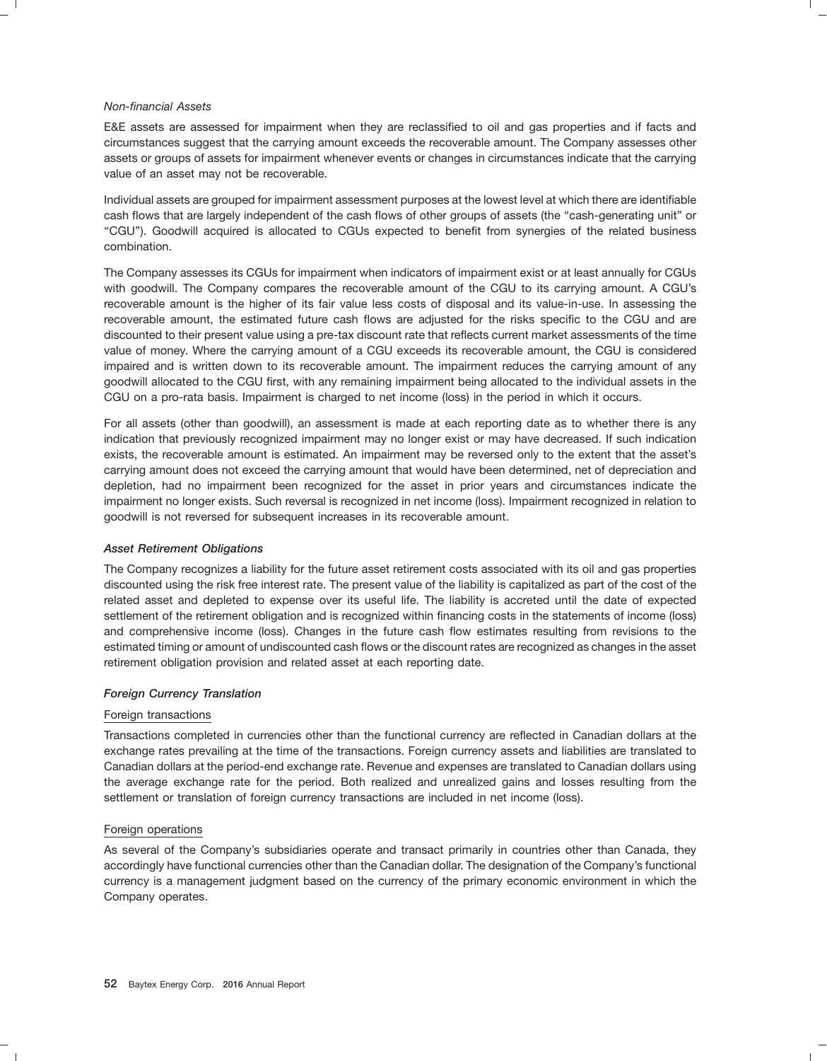*Non-financial Assets*

E&E assets are assessed for impairment when they are reclassified to oil and gas properties and if facts and circumstances suggest that the carrying amount exceeds the recoverable amount. The Company assesses other assets or groups of assets for impairment whenever events or changes in circumstances indicate that the carrying value of an asset may not be recoverable.

Individual assets are grouped for impairment assessment purposes at the lowest level at which there are identifiable cash flows that are largely independent of the cash flows of other groups of assets (the "cash-generating unit" or "CGU"). Goodwill acquired is allocated to CGUs expected to benefit from synergies of the related business combination.

The Company assesses its CGUs for impairment when indicators of impairment exist or at least annually for CGUs with goodwill. The Company compares the recoverable amount of the CGU to its carrying amount. A CGU's recoverable amount is the higher of its fair value less costs of disposal and its value-in-use. In assessing the recoverable amount, the estimated future cash flows are adjusted for the risks specific to the CGU and are discounted to their present value using a pre-tax discount rate that reflects current market assessments of the time value of money. Where the carrying amount of a CGU exceeds its recoverable amount, the CGU is considered impaired and is written down to its recoverable amount. The impairment reduces the carrying amount of any goodwill allocated to the CGU first, with any remaining impairment being allocated to the individual assets in the CGU on a pro-rata basis. Impairment is charged to net income (loss) in the period in which it occurs.

For all assets (other than goodwill), an assessment is made at each reporting date as to whether there is any indication that previously recognized impairment may no longer exist or may have decreased. If such indication exists, the recoverable amount is estimated. An impairment may be reversed only to the extent that the asset's carrying amount does not exceed the carrying amount that would have been determined, net of depreciation and depletion, had no impairment been recognized for the asset in prior years and circumstances indicate the impairment no longer exists. Such reversal is recognized in net income (loss). Impairment recognized in relation to goodwill is not reversed for subsequent increases in its recoverable amount.

### *Asset Retirement Obligations*

The Company recognizes a liability for the future asset retirement costs associated with its oil and gas properties discounted using the risk free interest rate. The present value of the liability is capitalized as part of the cost of the related asset and depleted to expense over its useful life. The liability is accreted until the date of expected settlement of the retirement obligation and is recognized within financing costs in the statements of income (loss) and comprehensive income (loss). Changes in the future cash flow estimates resulting from revisions to the estimated timing or amount of undiscounted cash flows or the discount rates are recognized as changes in the asset retirement obligation provision and related asset at each reporting date.

### *Foreign Currency Translation*

Foreign transactions

Transactions completed in currencies other than the functional currency are reflected in Canadian dollars at the exchange rates prevailing at the time of the transactions. Foreign currency assets and liabilities are translated to Canadian dollars at the period-end exchange rate. Revenue and expenses are translated to Canadian dollars using the average exchange rate for the period. Both realized and unrealized gains and losses resulting from the settlement or translation of foreign currency transactions are included in net income (loss).

Foreign operations

As several of the Company's subsidiaries operate and transact primarily in countries other than Canada, they accordingly have functional currencies other than the Canadian dollar. The designation of the Company's functional currency is a management judgment based on the currency of the primary economic environment in which the Company operates.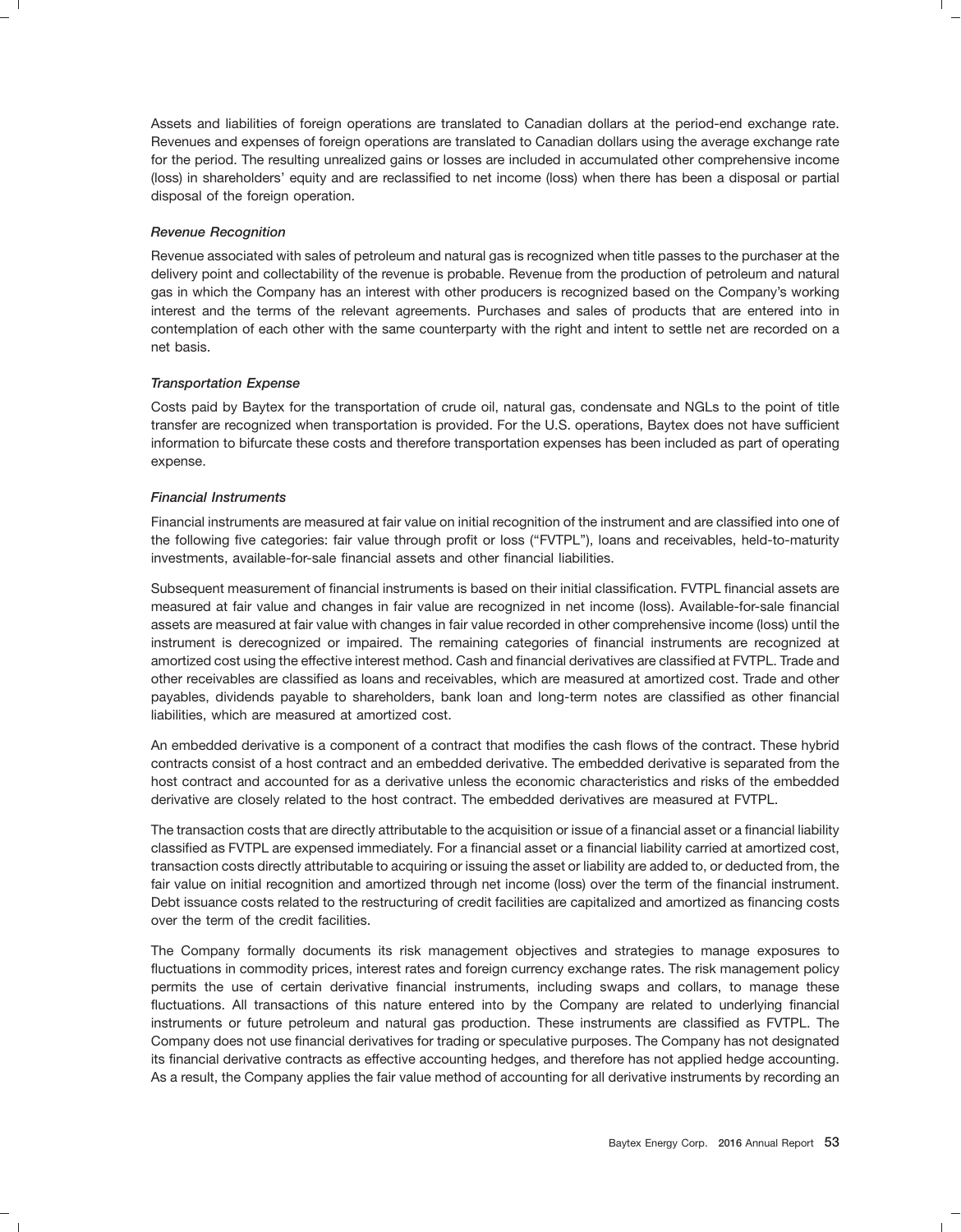Assets and liabilities of foreign operations are translated to Canadian dollars at the period-end exchange rate. Revenues and expenses of foreign operations are translated to Canadian dollars using the average exchange rate for the period. The resulting unrealized gains or losses are included in accumulated other comprehensive income (loss) in shareholders' equity and are reclassified to net income (loss) when there has been a disposal or partial disposal of the foreign operation.

### *Revenue Recognition*

Revenue associated with sales of petroleum and natural gas is recognized when title passes to the purchaser at the delivery point and collectability of the revenue is probable. Revenue from the production of petroleum and natural gas in which the Company has an interest with other producers is recognized based on the Company's working interest and the terms of the relevant agreements. Purchases and sales of products that are entered into in contemplation of each other with the same counterparty with the right and intent to settle net are recorded on a net basis.

### *Transportation Expense*

Costs paid by Baytex for the transportation of crude oil, natural gas, condensate and NGLs to the point of title transfer are recognized when transportation is provided. For the U.S. operations, Baytex does not have sufficient information to bifurcate these costs and therefore transportation expenses has been included as part of operating expense.

### *Financial Instruments*

Financial instruments are measured at fair value on initial recognition of the instrument and are classified into one of the following five categories: fair value through profit or loss ("FVTPL"), loans and receivables, held-to-maturity investments, available-for-sale financial assets and other financial liabilities.

Subsequent measurement of financial instruments is based on their initial classification. FVTPL financial assets are measured at fair value and changes in fair value are recognized in net income (loss). Available-for-sale financial assets are measured at fair value with changes in fair value recorded in other comprehensive income (loss) until the instrument is derecognized or impaired. The remaining categories of financial instruments are recognized at amortized cost using the effective interest method. Cash and financial derivatives are classified at FVTPL. Trade and other receivables are classified as loans and receivables, which are measured at amortized cost. Trade and other payables, dividends payable to shareholders, bank loan and long-term notes are classified as other financial liabilities, which are measured at amortized cost.

An embedded derivative is a component of a contract that modifies the cash flows of the contract. These hybrid contracts consist of a host contract and an embedded derivative. The embedded derivative is separated from the host contract and accounted for as a derivative unless the economic characteristics and risks of the embedded derivative are closely related to the host contract. The embedded derivatives are measured at FVTPL.

The transaction costs that are directly attributable to the acquisition or issue of a financial asset or a financial liability classified as FVTPL are expensed immediately. For a financial asset or a financial liability carried at amortized cost, transaction costs directly attributable to acquiring or issuing the asset or liability are added to, or deducted from, the fair value on initial recognition and amortized through net income (loss) over the term of the financial instrument. Debt issuance costs related to the restructuring of credit facilities are capitalized and amortized as financing costs over the term of the credit facilities.

The Company formally documents its risk management objectives and strategies to manage exposures to fluctuations in commodity prices, interest rates and foreign currency exchange rates. The risk management policy permits the use of certain derivative financial instruments, including swaps and collars, to manage these fluctuations. All transactions of this nature entered into by the Company are related to underlying financial instruments or future petroleum and natural gas production. These instruments are classified as FVTPL. The Company does not use financial derivatives for trading or speculative purposes. The Company has not designated its financial derivative contracts as effective accounting hedges, and therefore has not applied hedge accounting. As a result, the Company applies the fair value method of accounting for all derivative instruments by recording an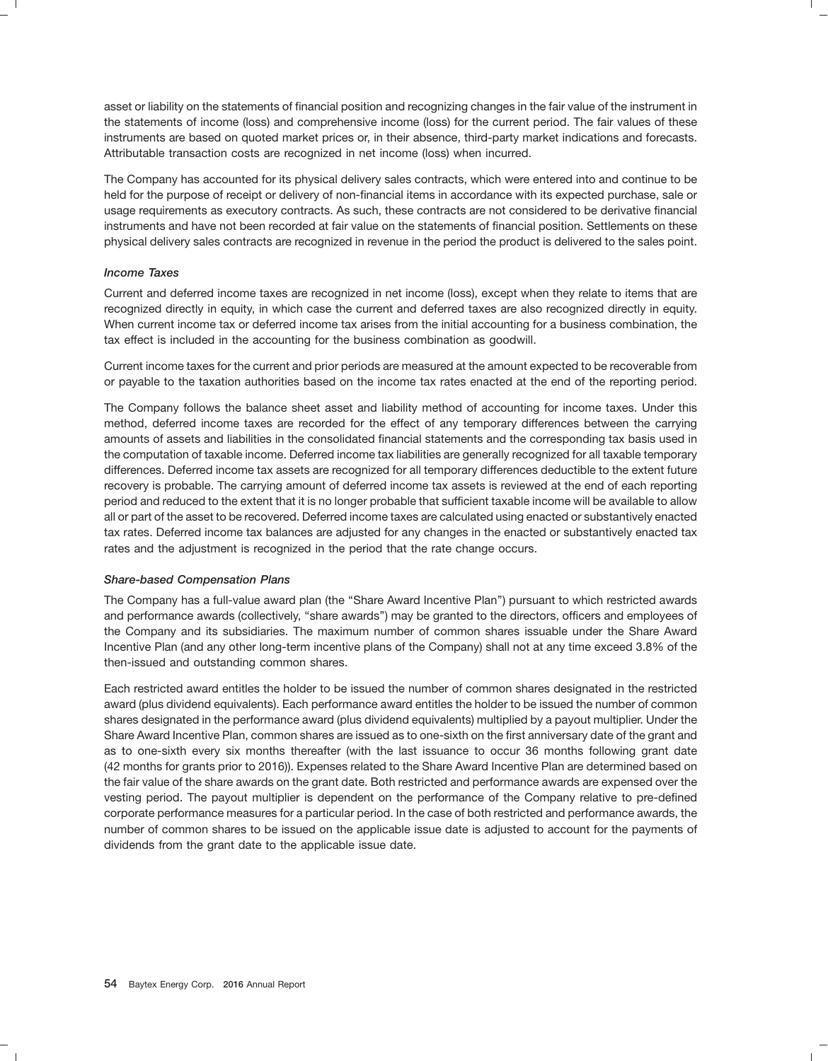asset or liability on the statements of financial position and recognizing changes in the fair value of the instrument in the statements of income (loss) and comprehensive income (loss) for the current period. The fair values of these instruments are based on quoted market prices or, in their absence, third-party market indications and forecasts. Attributable transaction costs are recognized in net income (loss) when incurred.

The Company has accounted for its physical delivery sales contracts, which were entered into and continue to be held for the purpose of receipt or delivery of non-financial items in accordance with its expected purchase, sale or usage requirements as executory contracts. As such, these contracts are not considered to be derivative financial instruments and have not been recorded at fair value on the statements of financial position. Settlements on these physical delivery sales contracts are recognized in revenue in the period the product is delivered to the sales point.

### *Income Taxes*

Current and deferred income taxes are recognized in net income (loss), except when they relate to items that are recognized directly in equity, in which case the current and deferred taxes are also recognized directly in equity. When current income tax or deferred income tax arises from the initial accounting for a business combination, the tax effect is included in the accounting for the business combination as goodwill.

Current income taxes for the current and prior periods are measured at the amount expected to be recoverable from or payable to the taxation authorities based on the income tax rates enacted at the end of the reporting period.

The Company follows the balance sheet asset and liability method of accounting for income taxes. Under this method, deferred income taxes are recorded for the effect of any temporary differences between the carrying amounts of assets and liabilities in the consolidated financial statements and the corresponding tax basis used in the computation of taxable income. Deferred income tax liabilities are generally recognized for all taxable temporary differences. Deferred income tax assets are recognized for all temporary differences deductible to the extent future recovery is probable. The carrying amount of deferred income tax assets is reviewed at the end of each reporting period and reduced to the extent that it is no longer probable that sufficient taxable income will be available to allow all or part of the asset to be recovered. Deferred income taxes are calculated using enacted or substantively enacted tax rates. Deferred income tax balances are adjusted for any changes in the enacted or substantively enacted tax rates and the adjustment is recognized in the period that the rate change occurs.

### *Share-based Compensation Plans*

The Company has a full-value award plan (the "Share Award Incentive Plan") pursuant to which restricted awards and performance awards (collectively, "share awards") may be granted to the directors, officers and employees of the Company and its subsidiaries. The maximum number of common shares issuable under the Share Award Incentive Plan (and any other long-term incentive plans of the Company) shall not at any time exceed 3.8% of the then-issued and outstanding common shares.

Each restricted award entitles the holder to be issued the number of common shares designated in the restricted award (plus dividend equivalents). Each performance award entitles the holder to be issued the number of common shares designated in the performance award (plus dividend equivalents) multiplied by a payout multiplier. Under the Share Award Incentive Plan, common shares are issued as to one-sixth on the first anniversary date of the grant and as to one-sixth every six months thereafter (with the last issuance to occur 36 months following grant date (42 months for grants prior to 2016)). Expenses related to the Share Award Incentive Plan are determined based on the fair value of the share awards on the grant date. Both restricted and performance awards are expensed over the vesting period. The payout multiplier is dependent on the performance of the Company relative to pre-defined corporate performance measures for a particular period. In the case of both restricted and performance awards, the number of common shares to be issued on the applicable issue date is adjusted to account for the payments of dividends from the grant date to the applicable issue date.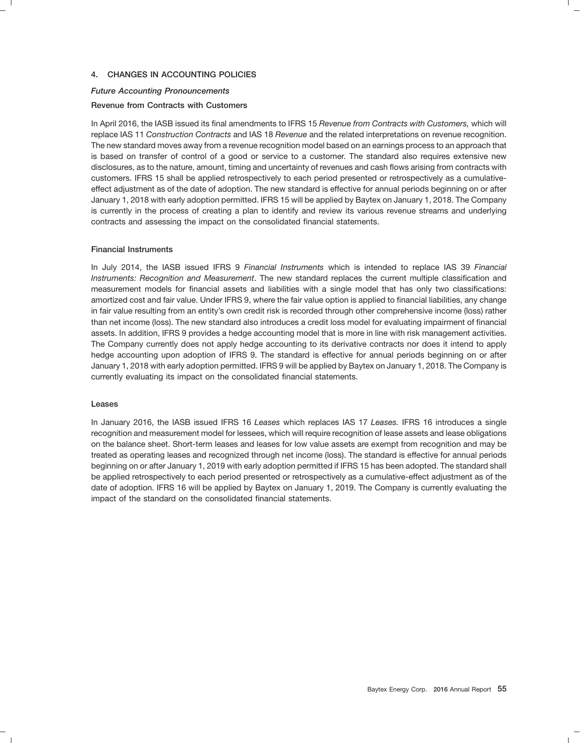## 4. CHANGES IN ACCOUNTING POLICIES

### *Future Accounting Pronouncements*

#### Revenue from Contracts with Customers

In April 2016, the IASB issued its final amendments to IFRS 15 *Revenue from Contracts with Customers,* which will replace IAS 11 *Construction Contracts* and IAS 18 *Revenue* and the related interpretations on revenue recognition. The new standard moves away from a revenue recognition model based on an earnings process to an approach that is based on transfer of control of a good or service to a customer. The standard also requires extensive new disclosures, as to the nature, amount, timing and uncertainty of revenues and cash flows arising from contracts with customers. IFRS 15 shall be applied retrospectively to each period presented or retrospectively as a cumulative-effect adjustment as of the date of adoption. The new standard is effective for annual periods beginning on or after January 1, 2018 with early adoption permitted. IFRS 15 will be applied by Baytex on January 1, 2018. The Company is currently in the process of creating a plan to identify and review its various revenue streams and underlying contracts and assessing the impact on the consolidated financial statements.

#### Financial Instruments

In July 2014, the IASB issued IFRS 9 *Financial Instruments* which is intended to replace IAS 39 *Financial Instruments: Recognition and Measurement*. The new standard replaces the current multiple classification and measurement models for financial assets and liabilities with a single model that has only two classifications: amortized cost and fair value. Under IFRS 9, where the fair value option is applied to financial liabilities, any change in fair value resulting from an entity's own credit risk is recorded through other comprehensive income (loss) rather than net income (loss). The new standard also introduces a credit loss model for evaluating impairment of financial assets. In addition, IFRS 9 provides a hedge accounting model that is more in line with risk management activities. The Company currently does not apply hedge accounting to its derivative contracts nor does it intend to apply hedge accounting upon adoption of IFRS 9. The standard is effective for annual periods beginning on or after January 1, 2018 with early adoption permitted. IFRS 9 will be applied by Baytex on January 1, 2018. The Company is currently evaluating its impact on the consolidated financial statements.

#### Leases

In January 2016, the IASB issued IFRS 16 *Leases* which replaces IAS 17 *Leases.* IFRS 16 introduces a single recognition and measurement model for lessees, which will require recognition of lease assets and lease obligations on the balance sheet. Short-term leases and leases for low value assets are exempt from recognition and may be treated as operating leases and recognized through net income (loss). The standard is effective for annual periods beginning on or after January 1, 2019 with early adoption permitted if IFRS 15 has been adopted. The standard shall be applied retrospectively to each period presented or retrospectively as a cumulative-effect adjustment as of the date of adoption. IFRS 16 will be applied by Baytex on January 1, 2019. The Company is currently evaluating the impact of the standard on the consolidated financial statements.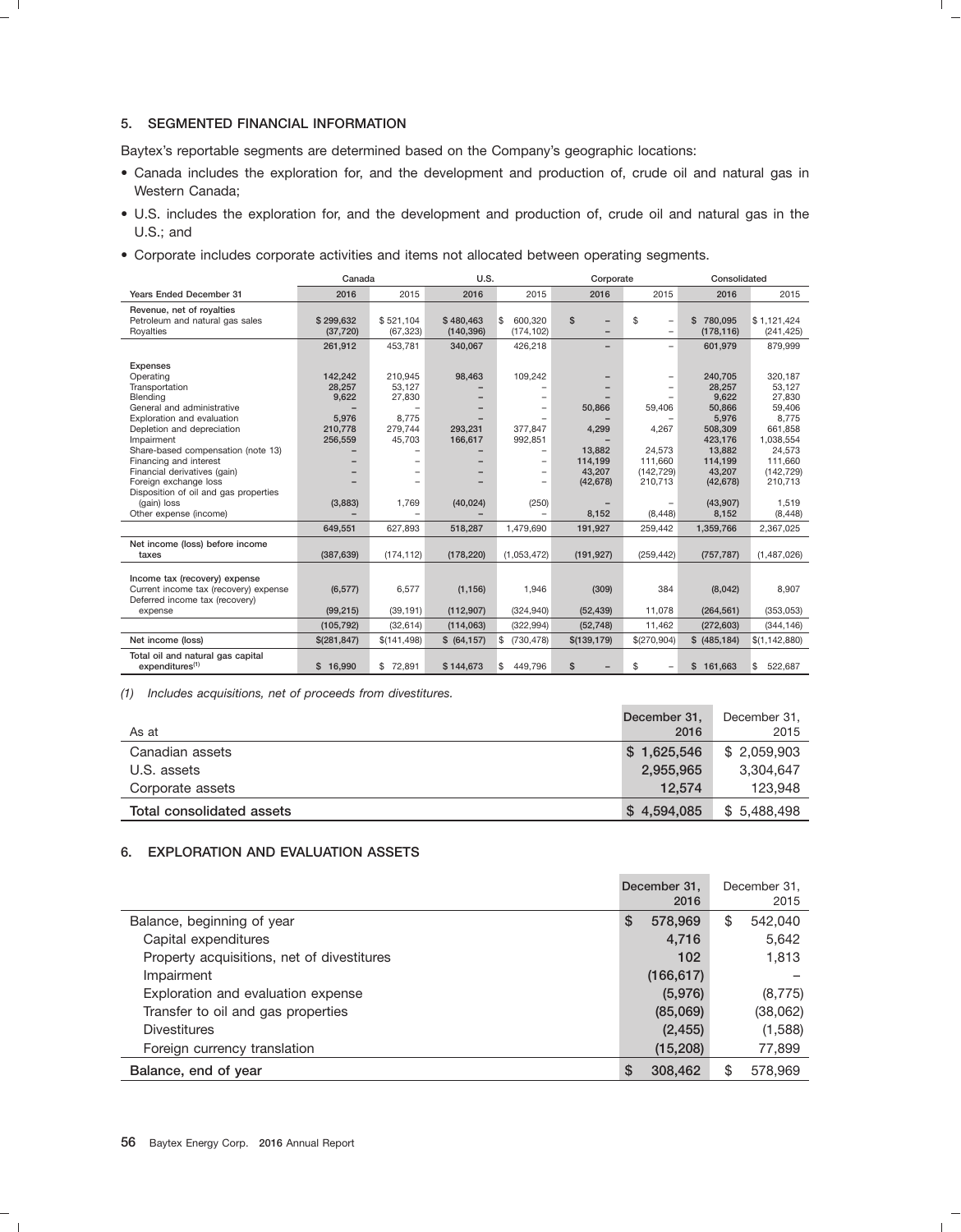## 5. SEGMENTED FINANCIAL INFORMATION

Baytex's reportable segments are determined based on the Company's geographic locations:

- Canada includes the exploration for, and the development and production of, crude oil and natural gas in Western Canada;
- U.S. includes the exploration for, and the development and production of, crude oil and natural gas in the U.S.; and
- Corporate includes corporate activities and items not allocated between operating segments.

| | Canada | | U.S. | | Corporate | | Consolidated | |
|---|---|---|---|---|---|---|---|---|
| **Years Ended December 31** | **2016** | **2015** | **2016** | **2015** | **2016** | **2015** | **2016** | **2015** |
| **Revenue, net of royalties** | | | | | | | | |
| Petroleum and natural gas sales | $ 299,632 | $ 521,104 | $ 480,463 | $ 600,320 | $ – | $ – | $ 780,095 | $ 1,121,424 |
| Royalties | (37,720) | (67,323) | (140,396) | (174,102) | – | – | (178,116) | (241,425) |
| | 261,912 | 453,781 | 340,067 | 426,218 | – | – | 601,979 | 879,999 |
| **Expenses** | | | | | | | | |
| Operating | 142,242 | 210,945 | 98,463 | 109,242 | – | – | 240,705 | 320,187 |
| Transportation | 28,257 | 53,127 | – | – | – | – | 28,257 | 53,127 |
| Blending | 9,622 | 27,830 | – | – | – | – | 9,622 | 27,830 |
| General and administrative | – | – | – | – | 50,866 | 59,406 | 50,866 | 59,406 |
| Exploration and evaluation | 5,976 | 8,775 | – | – | – | – | 5,976 | 8,775 |
| Depletion and depreciation | 210,778 | 279,744 | 293,231 | 377,847 | 4,299 | 4,267 | 508,309 | 661,858 |
| Impairment | 256,559 | 45,703 | 166,617 | 992,851 | – | – | 423,176 | 1,038,554 |
| Share-based compensation (note 13) | – | – | – | – | 13,882 | 24,573 | 13,882 | 24,573 |
| Financing and interest | – | – | – | – | 114,199 | 111,660 | 114,199 | 111,660 |
| Financial derivatives (gain) | – | – | – | – | 43,207 | (142,729) | 43,207 | (142,729) |
| Foreign exchange loss | – | – | – | – | (42,678) | 210,713 | (42,678) | 210,713 |
| Disposition of oil and gas properties (gain) loss | (3,883) | 1,769 | (40,024) | (250) | – | – | (43,907) | 1,519 |
| Other expense (income) | – | – | – | – | 8,152 | (8,448) | 8,152 | (8,448) |
| | 649,551 | 627,893 | 518,287 | 1,479,690 | 191,927 | 259,442 | 1,359,766 | 2,367,025 |
| **Net income (loss) before income taxes** | (387,639) | (174,112) | (178,220) | (1,053,472) | (191,927) | (259,442) | (757,787) | (1,487,026) |
| **Income tax (recovery) expense** | | | | | | | | |
| Current income tax (recovery) expense | (6,577) | 6,577 | (1,156) | 1,946 | (309) | 384 | (8,042) | 8,907 |
| Deferred income tax (recovery) expense | (99,215) | (39,191) | (112,907) | (324,940) | (52,439) | 11,078 | (264,561) | (353,053) |
| | (105,792) | (32,614) | (114,063) | (322,994) | (52,748) | 11,462 | (272,603) | (344,146) |
| **Net income (loss)** | $(281,847) | $(141,498) | $ (64,157) | $ (730,478) | $(139,179) | $(270,904) | $ (485,184) | $(1,142,880) |
| **Total oil and natural gas capital expenditures**[(1)] | $ 16,990 | $ 72,891 | $ 144,673 | $ 449,796 | $ – | $ – | $ 161,663 | $ 522,687 |

*(1) Includes acquisitions, net of proceeds from divestitures.*

| As at | December 31, 2016 | December 31, 2015 |
|---|---|---|
| Canadian assets | $ 1,625,546 | $ 2,059,903 |
| U.S. assets | 2,955,965 | 3,304,647 |
| Corporate assets | 12,574 | 123,948 |
| **Total consolidated assets** | $ 4,594,085 | $ 5,488,498 |

## 6. EXPLORATION AND EVALUATION ASSETS

| | December 31, 2016 | December 31, 2015 |
|---|---|---|
| Balance, beginning of year | $ 578,969 | $ 542,040 |
| Capital expenditures | 4,716 | 5,642 |
| Property acquisitions, net of divestitures | 102 | 1,813 |
| Impairment | (166,617) | – |
| Exploration and evaluation expense | (5,976) | (8,775) |
| Transfer to oil and gas properties | (85,069) | (38,062) |
| Divestitures | (2,455) | (1,588) |
| Foreign currency translation | (15,208) | 77,899 |
| **Balance, end of year** | $ 308,462 | $ 578,969 |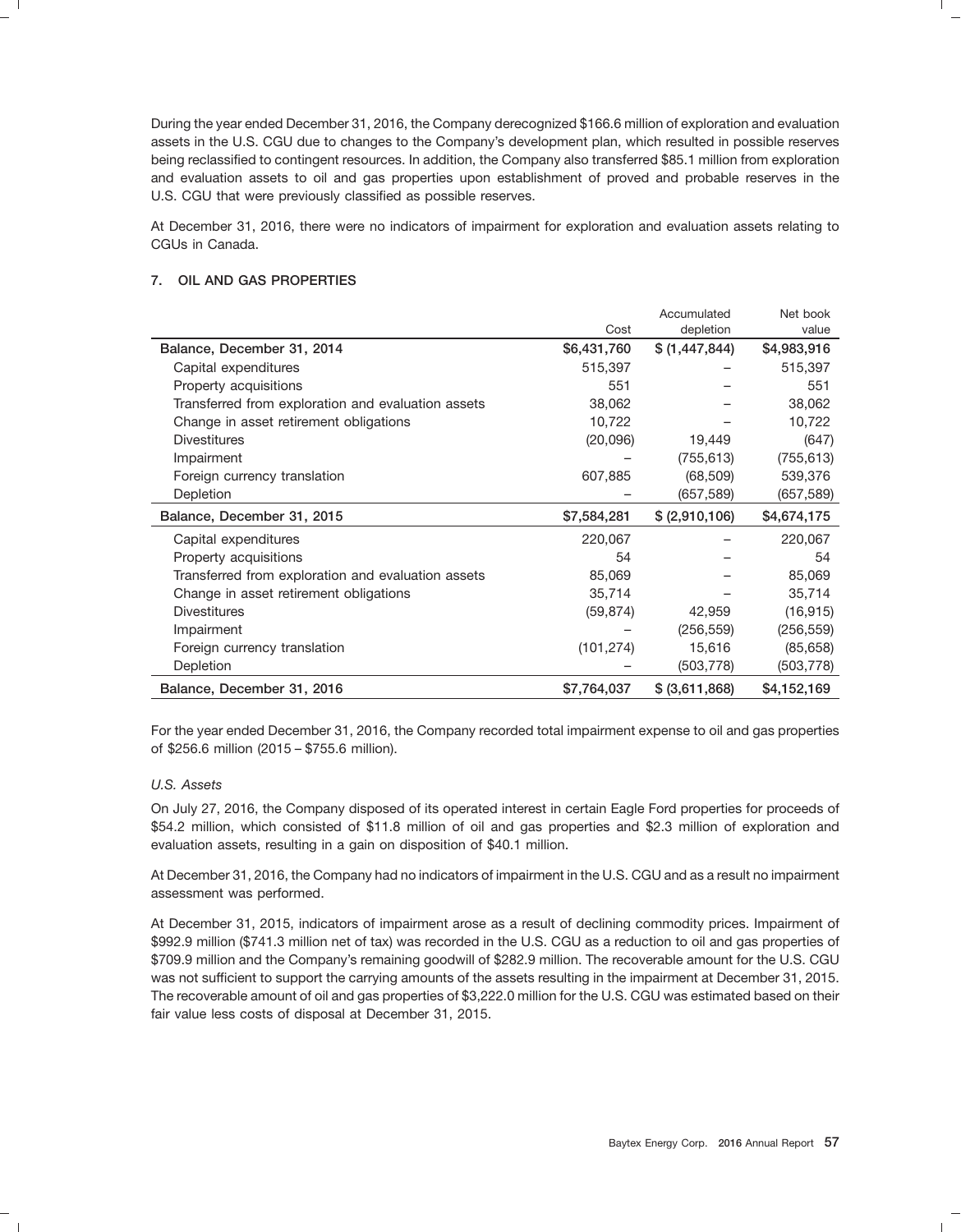During the year ended December 31, 2016, the Company derecognized $166.6 million of exploration and evaluation assets in the U.S. CGU due to changes to the Company's development plan, which resulted in possible reserves being reclassified to contingent resources. In addition, the Company also transferred $85.1 million from exploration and evaluation assets to oil and gas properties upon establishment of proved and probable reserves in the U.S. CGU that were previously classified as possible reserves.

At December 31, 2016, there were no indicators of impairment for exploration and evaluation assets relating to CGUs in Canada.

## 7. OIL AND GAS PROPERTIES

| | Cost | Accumulated depletion | Net book value |
|---|---|---|---|
| **Balance, December 31, 2014** | $6,431,760 | $ (1,447,844) | $4,983,916 |
| Capital expenditures | 515,397 | – | 515,397 |
| Property acquisitions | 551 | – | 551 |
| Transferred from exploration and evaluation assets | 38,062 | – | 38,062 |
| Change in asset retirement obligations | 10,722 | – | 10,722 |
| Divestitures | (20,096) | 19,449 | (647) |
| Impairment | – | (755,613) | (755,613) |
| Foreign currency translation | 607,885 | (68,509) | 539,376 |
| Depletion | – | (657,589) | (657,589) |
| **Balance, December 31, 2015** | $7,584,281 | $ (2,910,106) | $4,674,175 |
| Capital expenditures | 220,067 | – | 220,067 |
| Property acquisitions | 54 | – | 54 |
| Transferred from exploration and evaluation assets | 85,069 | – | 85,069 |
| Change in asset retirement obligations | 35,714 | – | 35,714 |
| Divestitures | (59,874) | 42,959 | (16,915) |
| Impairment | – | (256,559) | (256,559) |
| Foreign currency translation | (101,274) | 15,616 | (85,658) |
| Depletion | – | (503,778) | (503,778) |
| **Balance, December 31, 2016** | $7,764,037 | $ (3,611,868) | $4,152,169 |

For the year ended December 31, 2016, the Company recorded total impairment expense to oil and gas properties of $256.6 million (2015 – $755.6 million).

*U.S. Assets*

On July 27, 2016, the Company disposed of its operated interest in certain Eagle Ford properties for proceeds of $54.2 million, which consisted of $11.8 million of oil and gas properties and $2.3 million of exploration and evaluation assets, resulting in a gain on disposition of $40.1 million.

At December 31, 2016, the Company had no indicators of impairment in the U.S. CGU and as a result no impairment assessment was performed.

At December 31, 2015, indicators of impairment arose as a result of declining commodity prices. Impairment of $992.9 million ($741.3 million net of tax) was recorded in the U.S. CGU as a reduction to oil and gas properties of $709.9 million and the Company's remaining goodwill of $282.9 million. The recoverable amount for the U.S. CGU was not sufficient to support the carrying amounts of the assets resulting in the impairment at December 31, 2015. The recoverable amount of oil and gas properties of $3,222.0 million for the U.S. CGU was estimated based on their fair value less costs of disposal at December 31, 2015.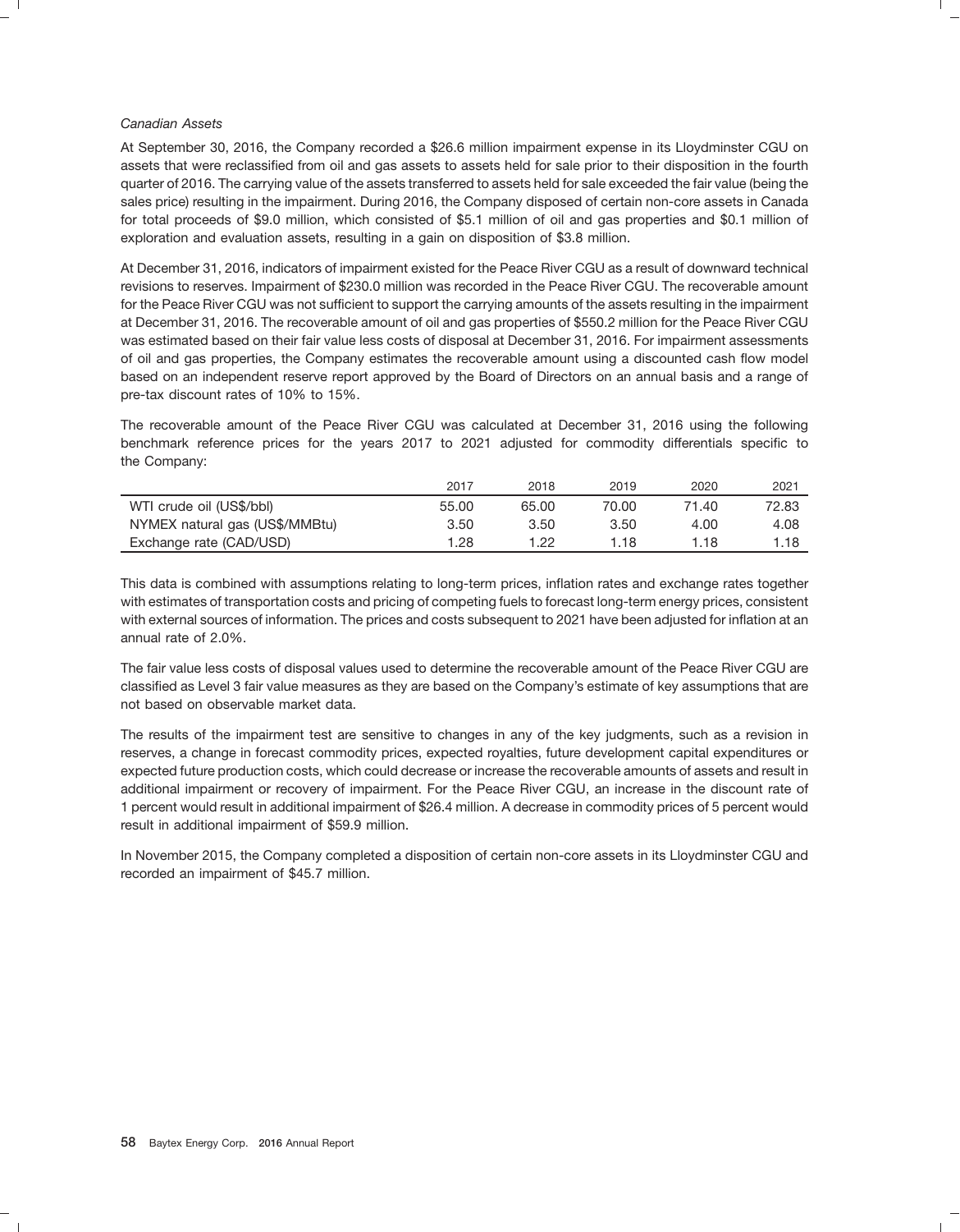*Canadian Assets*

At September 30, 2016, the Company recorded a $26.6 million impairment expense in its Lloydminster CGU on assets that were reclassified from oil and gas assets to assets held for sale prior to their disposition in the fourth quarter of 2016. The carrying value of the assets transferred to assets held for sale exceeded the fair value (being the sales price) resulting in the impairment. During 2016, the Company disposed of certain non-core assets in Canada for total proceeds of $9.0 million, which consisted of $5.1 million of oil and gas properties and $0.1 million of exploration and evaluation assets, resulting in a gain on disposition of $3.8 million.

At December 31, 2016, indicators of impairment existed for the Peace River CGU as a result of downward technical revisions to reserves. Impairment of $230.0 million was recorded in the Peace River CGU. The recoverable amount for the Peace River CGU was not sufficient to support the carrying amounts of the assets resulting in the impairment at December 31, 2016. The recoverable amount of oil and gas properties of $550.2 million for the Peace River CGU was estimated based on their fair value less costs of disposal at December 31, 2016. For impairment assessments of oil and gas properties, the Company estimates the recoverable amount using a discounted cash flow model based on an independent reserve report approved by the Board of Directors on an annual basis and a range of pre-tax discount rates of 10% to 15%.

The recoverable amount of the Peace River CGU was calculated at December 31, 2016 using the following benchmark reference prices for the years 2017 to 2021 adjusted for commodity differentials specific to the Company:

| | 2017 | 2018 | 2019 | 2020 | 2021 |
|---|---|---|---|---|---|
| WTI crude oil (US$/bbl) | 55.00 | 65.00 | 70.00 | 71.40 | 72.83 |
| NYMEX natural gas (US$/MMBtu) | 3.50 | 3.50 | 3.50 | 4.00 | 4.08 |
| Exchange rate (CAD/USD) | 1.28 | 1.22 | 1.18 | 1.18 | 1.18 |

This data is combined with assumptions relating to long-term prices, inflation rates and exchange rates together with estimates of transportation costs and pricing of competing fuels to forecast long-term energy prices, consistent with external sources of information. The prices and costs subsequent to 2021 have been adjusted for inflation at an annual rate of 2.0%.

The fair value less costs of disposal values used to determine the recoverable amount of the Peace River CGU are classified as Level 3 fair value measures as they are based on the Company's estimate of key assumptions that are not based on observable market data.

The results of the impairment test are sensitive to changes in any of the key judgments, such as a revision in reserves, a change in forecast commodity prices, expected royalties, future development capital expenditures or expected future production costs, which could decrease or increase the recoverable amounts of assets and result in additional impairment or recovery of impairment. For the Peace River CGU, an increase in the discount rate of 1 percent would result in additional impairment of $26.4 million. A decrease in commodity prices of 5 percent would result in additional impairment of $59.9 million.

In November 2015, the Company completed a disposition of certain non-core assets in its Lloydminster CGU and recorded an impairment of $45.7 million.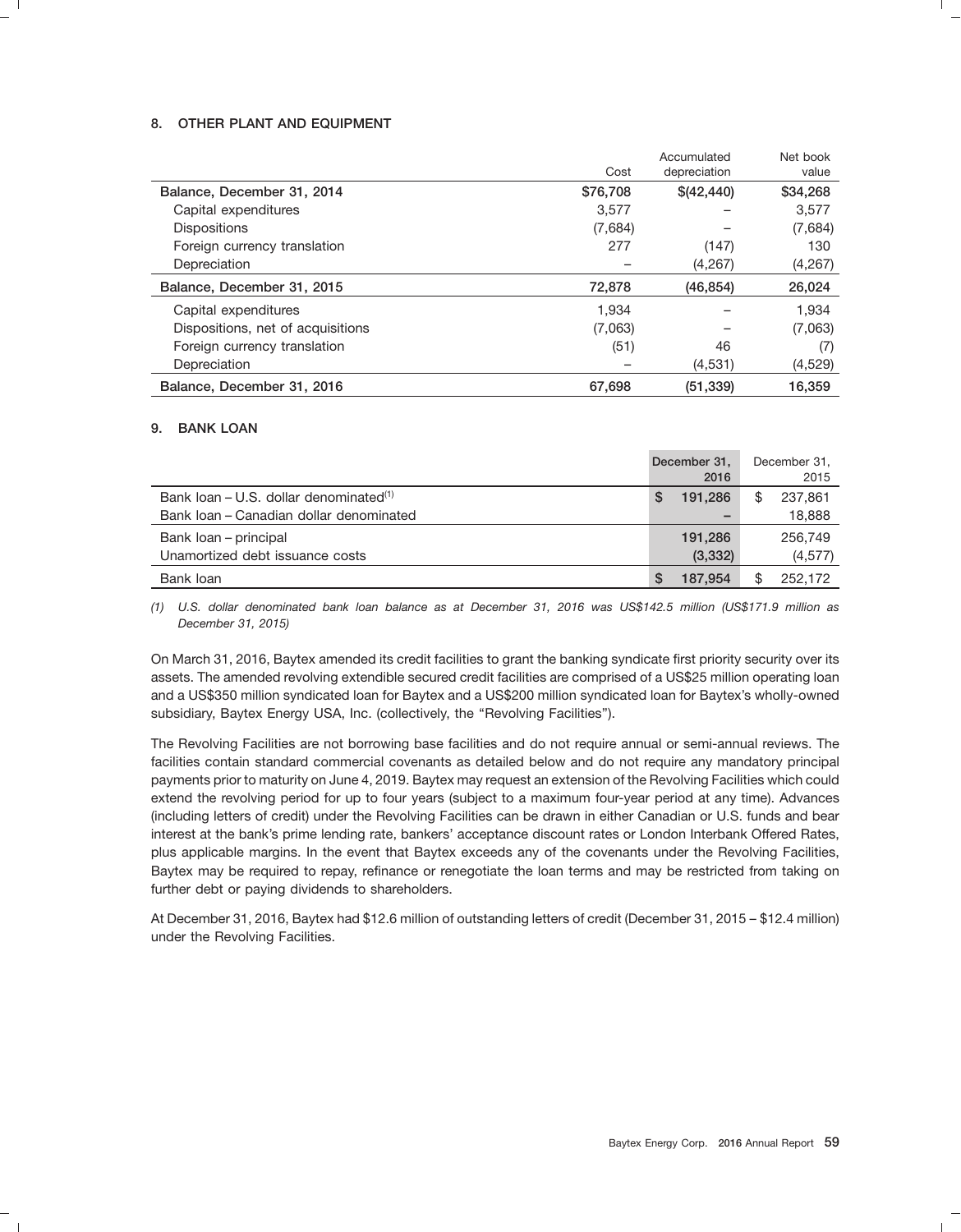## 8. OTHER PLANT AND EQUIPMENT

| | Cost | Accumulated depreciation | Net book value |
|---|---|---|---|
| Balance, December 31, 2014 | $76,708 | $(42,440) | $34,268 |
| Capital expenditures | 3,577 | – | 3,577 |
| Dispositions | (7,684) | – | (7,684) |
| Foreign currency translation | 277 | (147) | 130 |
| Depreciation | – | (4,267) | (4,267) |
| Balance, December 31, 2015 | 72,878 | (46,854) | 26,024 |
| Capital expenditures | 1,934 | – | 1,934 |
| Dispositions, net of acquisitions | (7,063) | – | (7,063) |
| Foreign currency translation | (51) | 46 | (7) |
| Depreciation | – | (4,531) | (4,529) |
| Balance, December 31, 2016 | 67,698 | (51,339) | 16,359 |

## 9. BANK LOAN

| | December 31, 2016 | December 31, 2015 |
|---|---|---|
| Bank loan – U.S. dollar denominated[1] | $ 191,286 | $ 237,861 |
| Bank loan – Canadian dollar denominated | – | 18,888 |
| Bank loan – principal | 191,286 | 256,749 |
| Unamortized debt issuance costs | (3,332) | (4,577) |
| Bank loan | $ 187,954 | $ 252,172 |

*(1) U.S. dollar denominated bank loan balance as at December 31, 2016 was US$142.5 million (US$171.9 million as December 31, 2015)*

On March 31, 2016, Baytex amended its credit facilities to grant the banking syndicate first priority security over its assets. The amended revolving extendible secured credit facilities are comprised of a US$25 million operating loan and a US$350 million syndicated loan for Baytex and a US$200 million syndicated loan for Baytex's wholly-owned subsidiary, Baytex Energy USA, Inc. (collectively, the "Revolving Facilities").

The Revolving Facilities are not borrowing base facilities and do not require annual or semi-annual reviews. The facilities contain standard commercial covenants as detailed below and do not require any mandatory principal payments prior to maturity on June 4, 2019. Baytex may request an extension of the Revolving Facilities which could extend the revolving period for up to four years (subject to a maximum four-year period at any time). Advances (including letters of credit) under the Revolving Facilities can be drawn in either Canadian or U.S. funds and bear interest at the bank's prime lending rate, bankers' acceptance discount rates or London Interbank Offered Rates, plus applicable margins. In the event that Baytex exceeds any of the covenants under the Revolving Facilities, Baytex may be required to repay, refinance or renegotiate the loan terms and may be restricted from taking on further debt or paying dividends to shareholders.

At December 31, 2016, Baytex had $12.6 million of outstanding letters of credit (December 31, 2015 – $12.4 million) under the Revolving Facilities.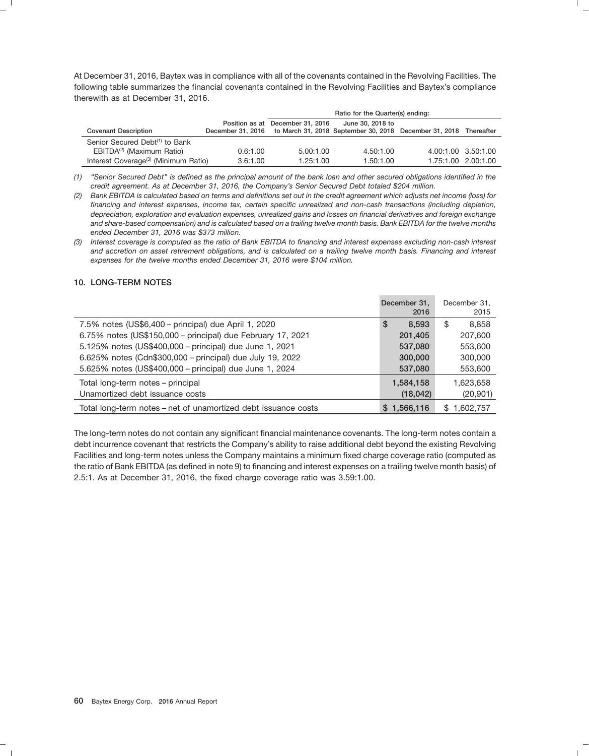At December 31, 2016, Baytex was in compliance with all of the covenants contained in the Revolving Facilities. The following table summarizes the financial covenants contained in the Revolving Facilities and Baytex's compliance therewith as at December 31, 2016.

| | | Ratio for the Quarter(s) ending: | | | |
|---|---|---|---|---|---|
| Covenant Description | Position as at December 31, 2016 | December 31, 2016 to March 31, 2018 | June 30, 2018 to September 30, 2018 | December 31, 2018 | Thereafter |
| Senior Secured Debt[(1)] to Bank EBITDA[(2)] (Maximum Ratio) | 0.6:1.00 | 5.00:1.00 | 4.50:1.00 | 4.00:1.00 | 3.50:1.00 |
| Interest Coverage[(3)] (Minimum Ratio) | 3.6:1.00 | 1.25:1.00 | 1.50:1.00 | 1.75:1.00 | 2.00:1.00 |

*(1) "Senior Secured Debt" is defined as the principal amount of the bank loan and other secured obligations identified in the credit agreement. As at December 31, 2016, the Company's Senior Secured Debt totaled $204 million.*

*(2) Bank EBITDA is calculated based on terms and definitions set out in the credit agreement which adjusts net income (loss) for financing and interest expenses, income tax, certain specific unrealized and non-cash transactions (including depletion, depreciation, exploration and evaluation expenses, unrealized gains and losses on financial derivatives and foreign exchange and share-based compensation) and is calculated based on a trailing twelve month basis. Bank EBITDA for the twelve months ended December 31, 2016 was $373 million.*

*(3) Interest coverage is computed as the ratio of Bank EBITDA to financing and interest expenses excluding non-cash interest and accretion on asset retirement obligations, and is calculated on a trailing twelve month basis. Financing and interest expenses for the twelve months ended December 31, 2016 were $104 million.*

## 10. LONG-TERM NOTES

| | December 31, 2016 | December 31, 2015 |
|---|---|---|
| 7.5% notes (US$6,400 – principal) due April 1, 2020 | $ 8,593 | $ 8,858 |
| 6.75% notes (US$150,000 – principal) due February 17, 2021 | 201,405 | 207,600 |
| 5.125% notes (US$400,000 – principal) due June 1, 2021 | 537,080 | 553,600 |
| 6.625% notes (Cdn$300,000 – principal) due July 19, 2022 | 300,000 | 300,000 |
| 5.625% notes (US$400,000 – principal) due June 1, 2024 | 537,080 | 553,600 |
| Total long-term notes – principal | 1,584,158 | 1,623,658 |
| Unamortized debt issuance costs | (18,042) | (20,901) |
| Total long-term notes – net of unamortized debt issuance costs | $ 1,566,116 | $ 1,602,757 |

The long-term notes do not contain any significant financial maintenance covenants. The long-term notes contain a debt incurrence covenant that restricts the Company's ability to raise additional debt beyond the existing Revolving Facilities and long-term notes unless the Company maintains a minimum fixed charge coverage ratio (computed as the ratio of Bank EBITDA (as defined in note 9) to financing and interest expenses on a trailing twelve month basis) of 2.5:1. As at December 31, 2016, the fixed charge coverage ratio was 3.59:1.00.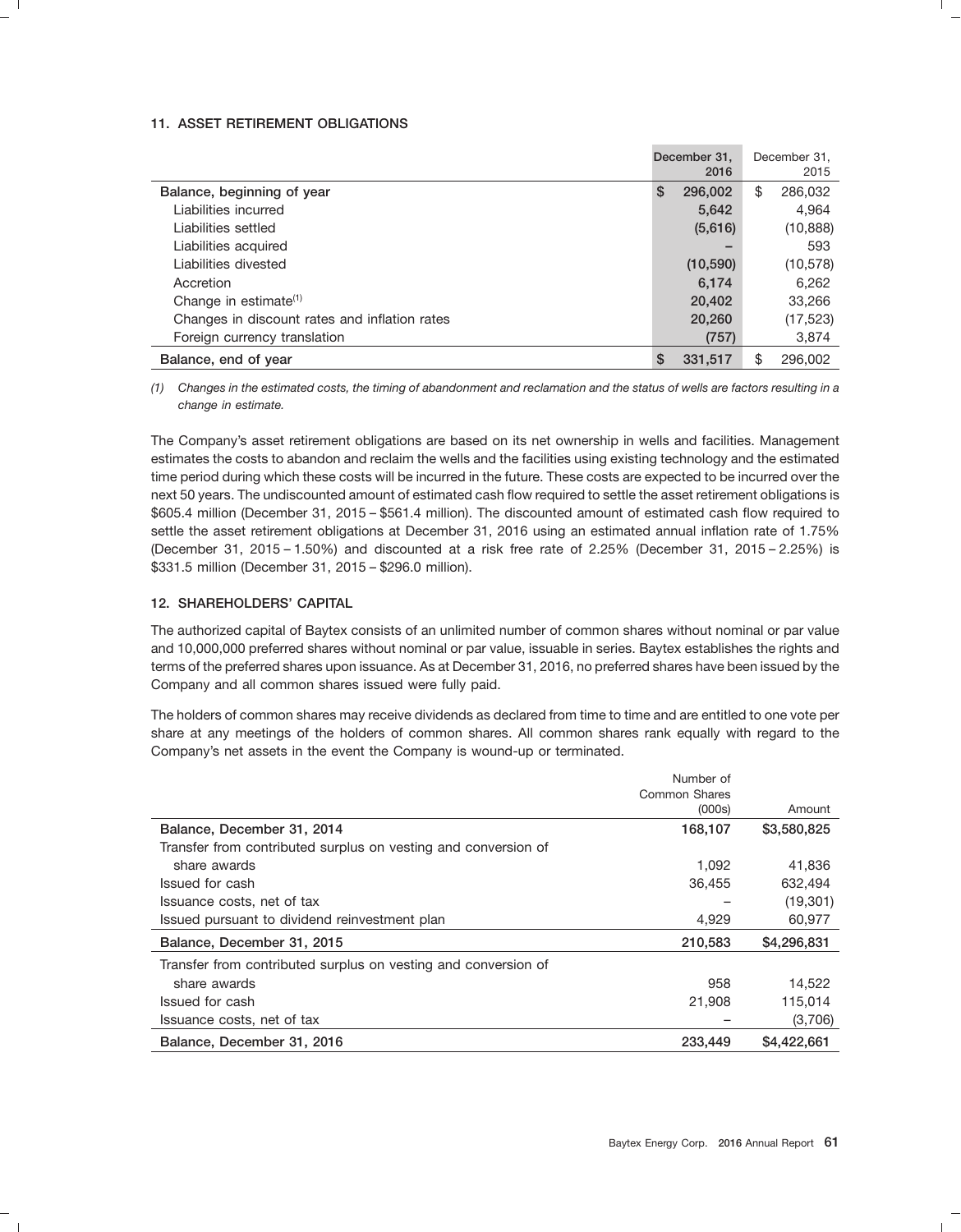### 11. ASSET RETIREMENT OBLIGATIONS

| | December 31, 2016 | December 31, 2015 |
|---|---|---|
| **Balance, beginning of year** | $ 296,002 | $ 286,032 |
| Liabilities incurred | 5,642 | 4,964 |
| Liabilities settled | (5,616) | (10,888) |
| Liabilities acquired | – | 593 |
| Liabilities divested | (10,590) | (10,578) |
| Accretion | 6,174 | 6,262 |
| Change in estimate[(1)] | 20,402 | 33,266 |
| Changes in discount rates and inflation rates | 20,260 | (17,523) |
| Foreign currency translation | (757) | 3,874 |
| **Balance, end of year** | $ 331,517 | $ 296,002 |

*(1) Changes in the estimated costs, the timing of abandonment and reclamation and the status of wells are factors resulting in a change in estimate.*

The Company's asset retirement obligations are based on its net ownership in wells and facilities. Management estimates the costs to abandon and reclaim the wells and the facilities using existing technology and the estimated time period during which these costs will be incurred in the future. These costs are expected to be incurred over the next 50 years. The undiscounted amount of estimated cash flow required to settle the asset retirement obligations is $605.4 million (December 31, 2015 – $561.4 million). The discounted amount of estimated cash flow required to settle the asset retirement obligations at December 31, 2016 using an estimated annual inflation rate of 1.75% (December 31, 2015 – 1.50%) and discounted at a risk free rate of 2.25% (December 31, 2015 – 2.25%) is $331.5 million (December 31, 2015 – $296.0 million).

### 12. SHAREHOLDERS' CAPITAL

The authorized capital of Baytex consists of an unlimited number of common shares without nominal or par value and 10,000,000 preferred shares without nominal or par value, issuable in series. Baytex establishes the rights and terms of the preferred shares upon issuance. As at December 31, 2016, no preferred shares have been issued by the Company and all common shares issued were fully paid.

The holders of common shares may receive dividends as declared from time to time and are entitled to one vote per share at any meetings of the holders of common shares. All common shares rank equally with regard to the Company's net assets in the event the Company is wound-up or terminated.

| | Number of Common Shares (000s) | Amount |
|---|---|---|
| **Balance, December 31, 2014** | 168,107 | $3,580,825 |
| Transfer from contributed surplus on vesting and conversion of share awards | 1,092 | 41,836 |
| Issued for cash | 36,455 | 632,494 |
| Issuance costs, net of tax | – | (19,301) |
| Issued pursuant to dividend reinvestment plan | 4,929 | 60,977 |
| **Balance, December 31, 2015** | 210,583 | $4,296,831 |
| Transfer from contributed surplus on vesting and conversion of share awards | 958 | 14,522 |
| Issued for cash | 21,908 | 115,014 |
| Issuance costs, net of tax | – | (3,706) |
| **Balance, December 31, 2016** | 233,449 | $4,422,661 |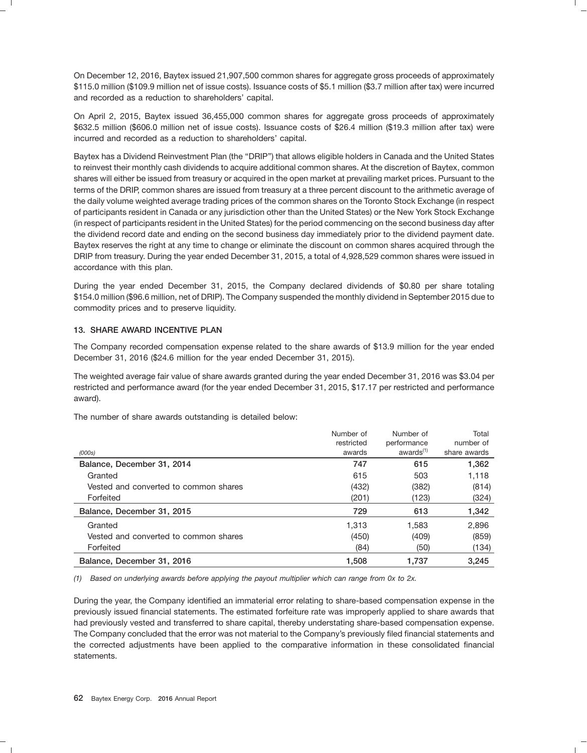On December 12, 2016, Baytex issued 21,907,500 common shares for aggregate gross proceeds of approximately $115.0 million ($109.9 million net of issue costs). Issuance costs of $5.1 million ($3.7 million after tax) were incurred and recorded as a reduction to shareholders' capital.

On April 2, 2015, Baytex issued 36,455,000 common shares for aggregate gross proceeds of approximately $632.5 million ($606.0 million net of issue costs). Issuance costs of $26.4 million ($19.3 million after tax) were incurred and recorded as a reduction to shareholders' capital.

Baytex has a Dividend Reinvestment Plan (the "DRIP") that allows eligible holders in Canada and the United States to reinvest their monthly cash dividends to acquire additional common shares. At the discretion of Baytex, common shares will either be issued from treasury or acquired in the open market at prevailing market prices. Pursuant to the terms of the DRIP, common shares are issued from treasury at a three percent discount to the arithmetic average of the daily volume weighted average trading prices of the common shares on the Toronto Stock Exchange (in respect of participants resident in Canada or any jurisdiction other than the United States) or the New York Stock Exchange (in respect of participants resident in the United States) for the period commencing on the second business day after the dividend record date and ending on the second business day immediately prior to the dividend payment date. Baytex reserves the right at any time to change or eliminate the discount on common shares acquired through the DRIP from treasury. During the year ended December 31, 2015, a total of 4,928,529 common shares were issued in accordance with this plan.

During the year ended December 31, 2015, the Company declared dividends of $0.80 per share totaling $154.0 million ($96.6 million, net of DRIP). The Company suspended the monthly dividend in September 2015 due to commodity prices and to preserve liquidity.

## 13. SHARE AWARD INCENTIVE PLAN

The Company recorded compensation expense related to the share awards of $13.9 million for the year ended December 31, 2016 ($24.6 million for the year ended December 31, 2015).

The weighted average fair value of share awards granted during the year ended December 31, 2016 was $3.04 per restricted and performance award (for the year ended December 31, 2015, $17.17 per restricted and performance award).

The number of share awards outstanding is detailed below:

| *(000s)* | Number of restricted awards | Number of performance awards[(1)] | Total number of share awards |
|---|---|---|---|
| **Balance, December 31, 2014** | **747** | **615** | **1,362** |
| Granted | 615 | 503 | 1,118 |
| Vested and converted to common shares | (432) | (382) | (814) |
| Forfeited | (201) | (123) | (324) |
| **Balance, December 31, 2015** | **729** | **613** | **1,342** |
| Granted | 1,313 | 1,583 | 2,896 |
| Vested and converted to common shares | (450) | (409) | (859) |
| Forfeited | (84) | (50) | (134) |
| **Balance, December 31, 2016** | **1,508** | **1,737** | **3,245** |

*(1) Based on underlying awards before applying the payout multiplier which can range from 0x to 2x.*

During the year, the Company identified an immaterial error relating to share-based compensation expense in the previously issued financial statements. The estimated forfeiture rate was improperly applied to share awards that had previously vested and transferred to share capital, thereby understating share-based compensation expense. The Company concluded that the error was not material to the Company's previously filed financial statements and the corrected adjustments have been applied to the comparative information in these consolidated financial statements.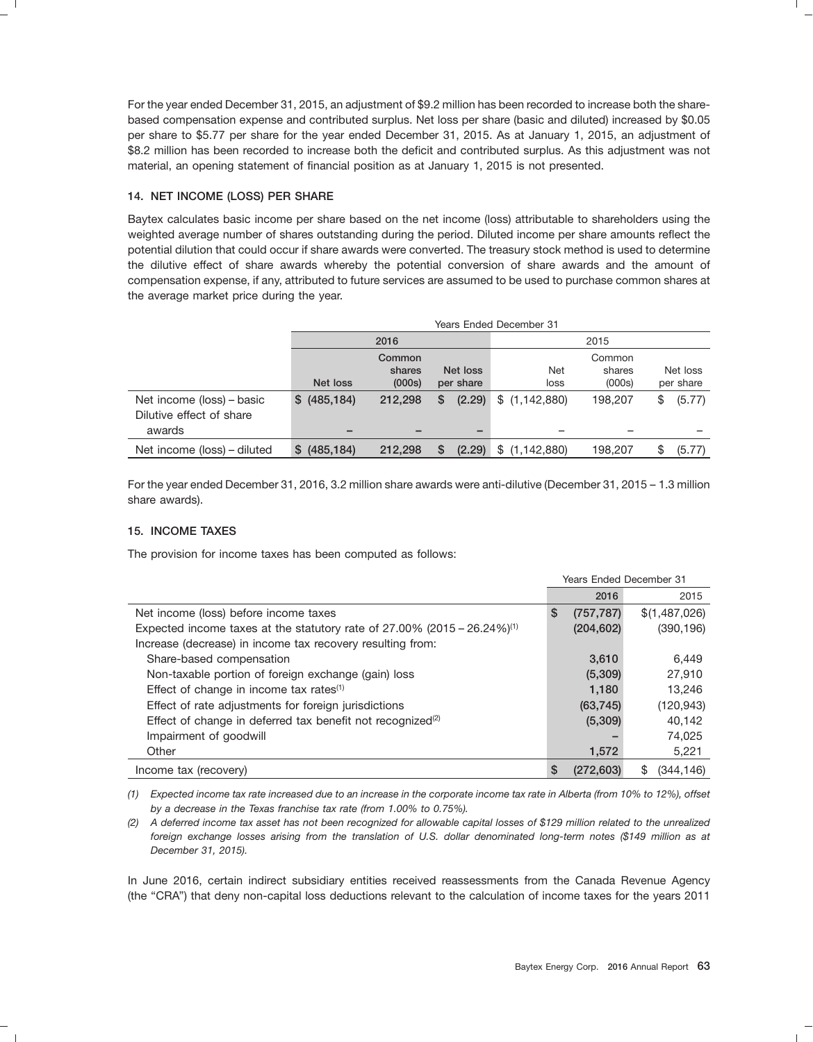For the year ended December 31, 2015, an adjustment of $9.2 million has been recorded to increase both the share-based compensation expense and contributed surplus. Net loss per share (basic and diluted) increased by $0.05 per share to $5.77 per share for the year ended December 31, 2015. As at January 1, 2015, an adjustment of $8.2 million has been recorded to increase both the deficit and contributed surplus. As this adjustment was not material, an opening statement of financial position as at January 1, 2015 is not presented.

## 14. NET INCOME (LOSS) PER SHARE

Baytex calculates basic income per share based on the net income (loss) attributable to shareholders using the weighted average number of shares outstanding during the period. Diluted income per share amounts reflect the potential dilution that could occur if share awards were converted. The treasury stock method is used to determine the dilutive effect of share awards whereby the potential conversion of share awards and the amount of compensation expense, if any, attributed to future services are assumed to be used to purchase common shares at the average market price during the year.

| | Years Ended December 31 | | | | | |
|---|---|---|---|---|---|---|
| | 2016 | | | 2015 | | |
| | Net loss | Common shares (000s) | Net loss per share | Net loss | Common shares (000s) | Net loss per share |
| Net income (loss) – basic | $ (485,184) | 212,298 | $ (2.29) | $ (1,142,880) | 198,207 | $ (5.77) |
| Dilutive effect of share awards | – | – | – | – | – | – |
| Net income (loss) – diluted | $ (485,184) | 212,298 | $ (2.29) | $ (1,142,880) | 198,207 | $ (5.77) |

For the year ended December 31, 2016, 3.2 million share awards were anti-dilutive (December 31, 2015 – 1.3 million share awards).

## 15. INCOME TAXES

The provision for income taxes has been computed as follows:

| | Years Ended December 31 | |
|---|---|---|
| | 2016 | 2015 |
| Net income (loss) before income taxes | $ (757,787) | $(1,487,026) |
| Expected income taxes at the statutory rate of 27.00% (2015 – 26.24%)[(1)] | (204,602) | (390,196) |
| Increase (decrease) in income tax recovery resulting from: | | |
| Share-based compensation | 3,610 | 6,449 |
| Non-taxable portion of foreign exchange (gain) loss | (5,309) | 27,910 |
| Effect of change in income tax rates[(1)] | 1,180 | 13,246 |
| Effect of rate adjustments for foreign jurisdictions | (63,745) | (120,943) |
| Effect of change in deferred tax benefit not recognized[(2)] | (5,309) | 40,142 |
| Impairment of goodwill | – | 74,025 |
| Other | 1,572 | 5,221 |
| Income tax (recovery) | $ (272,603) | $ (344,146) |

*(1) Expected income tax rate increased due to an increase in the corporate income tax rate in Alberta (from 10% to 12%), offset by a decrease in the Texas franchise tax rate (from 1.00% to 0.75%).*

*(2) A deferred income tax asset has not been recognized for allowable capital losses of $129 million related to the unrealized foreign exchange losses arising from the translation of U.S. dollar denominated long-term notes ($149 million as at December 31, 2015).*

In June 2016, certain indirect subsidiary entities received reassessments from the Canada Revenue Agency (the "CRA") that deny non-capital loss deductions relevant to the calculation of income taxes for the years 2011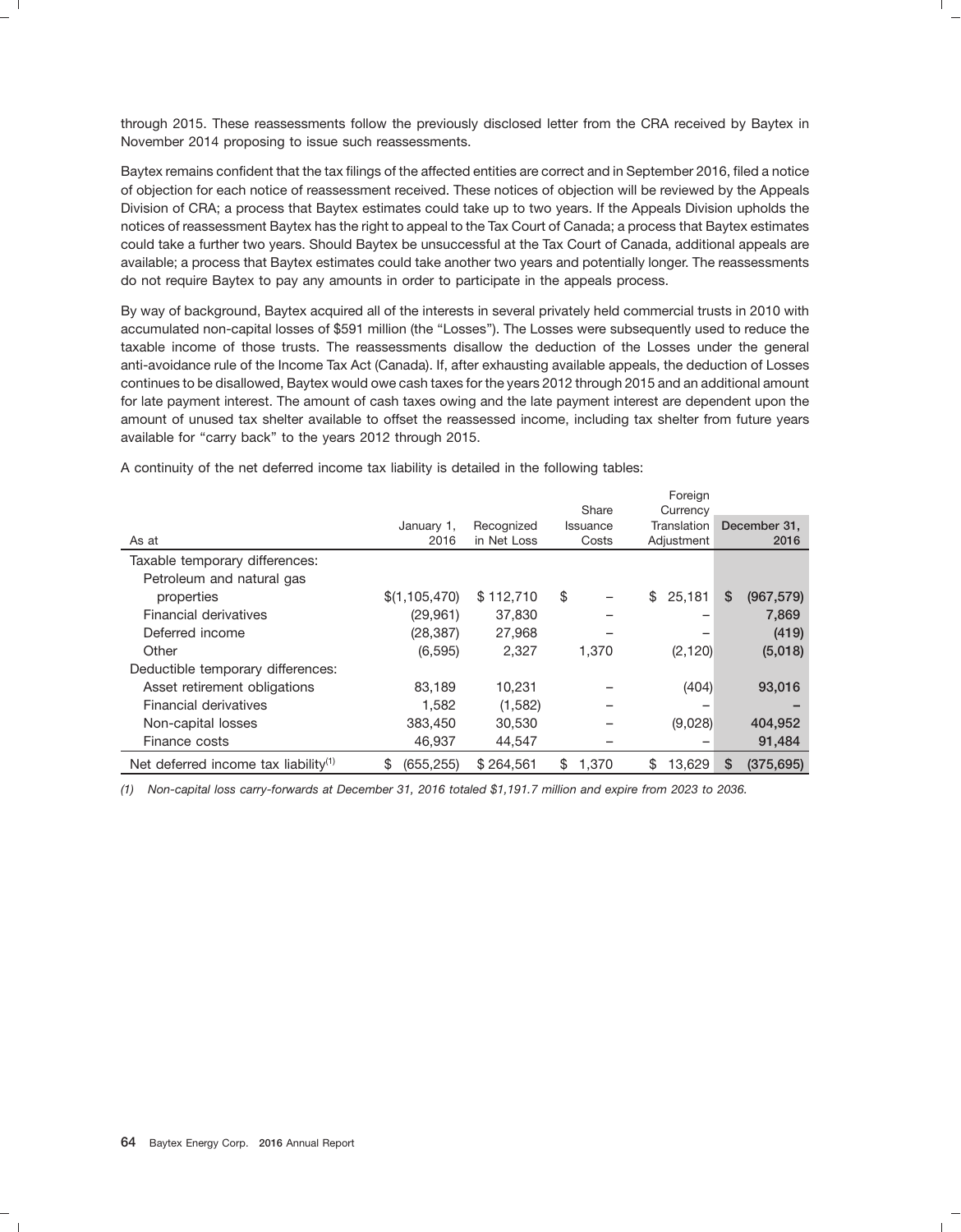through 2015. These reassessments follow the previously disclosed letter from the CRA received by Baytex in November 2014 proposing to issue such reassessments.

Baytex remains confident that the tax filings of the affected entities are correct and in September 2016, filed a notice of objection for each notice of reassessment received. These notices of objection will be reviewed by the Appeals Division of CRA; a process that Baytex estimates could take up to two years. If the Appeals Division upholds the notices of reassessment Baytex has the right to appeal to the Tax Court of Canada; a process that Baytex estimates could take a further two years. Should Baytex be unsuccessful at the Tax Court of Canada, additional appeals are available; a process that Baytex estimates could take another two years and potentially longer. The reassessments do not require Baytex to pay any amounts in order to participate in the appeals process.

By way of background, Baytex acquired all of the interests in several privately held commercial trusts in 2010 with accumulated non-capital losses of $591 million (the "Losses"). The Losses were subsequently used to reduce the taxable income of those trusts. The reassessments disallow the deduction of the Losses under the general anti-avoidance rule of the Income Tax Act (Canada). If, after exhausting available appeals, the deduction of Losses continues to be disallowed, Baytex would owe cash taxes for the years 2012 through 2015 and an additional amount for late payment interest. The amount of cash taxes owing and the late payment interest are dependent upon the amount of unused tax shelter available to offset the reassessed income, including tax shelter from future years available for "carry back" to the years 2012 through 2015.

A continuity of the net deferred income tax liability is detailed in the following tables:

| As at | January 1, 2016 | Recognized in Net Loss | Share Issuance Costs | Foreign Currency Translation Adjustment | December 31, 2016 |
|---|---|---|---|---|---|
| Taxable temporary differences: | | | | | |
| Petroleum and natural gas properties | $(1,105,470) | $ 112,710 | $ – | $ 25,181 | $ (967,579) |
| Financial derivatives | (29,961) | 37,830 | – | – | 7,869 |
| Deferred income | (28,387) | 27,968 | – | – | (419) |
| Other | (6,595) | 2,327 | 1,370 | (2,120) | (5,018) |
| Deductible temporary differences: | | | | | |
| Asset retirement obligations | 83,189 | 10,231 | – | (404) | 93,016 |
| Financial derivatives | 1,582 | (1,582) | – | – | – |
| Non-capital losses | 383,450 | 30,530 | – | (9,028) | 404,952 |
| Finance costs | 46,937 | 44,547 | – | – | 91,484 |
| Net deferred income tax liability[(1)] | $ (655,255) | $ 264,561 | $ 1,370 | $ 13,629 | $ (375,695) |

*(1) Non-capital loss carry-forwards at December 31, 2016 totaled $1,191.7 million and expire from 2023 to 2036.*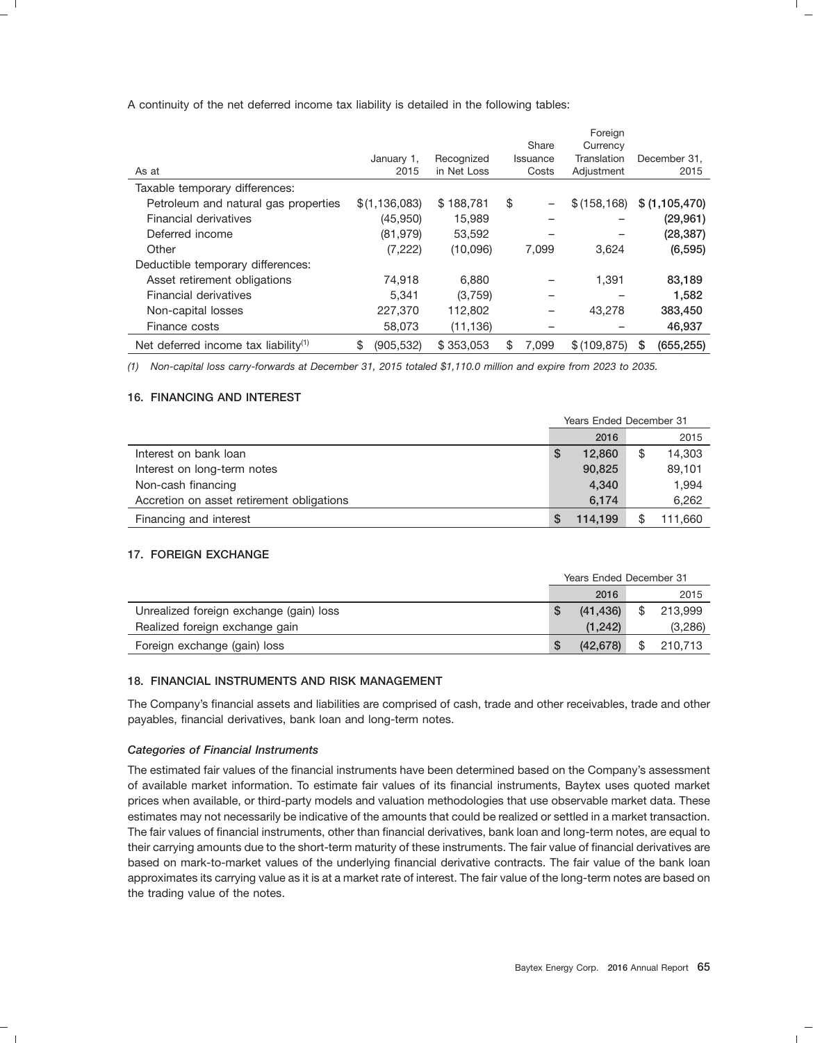A continuity of the net deferred income tax liability is detailed in the following tables:

| As at | January 1, 2015 | Recognized in Net Loss | Share Issuance Costs | Foreign Currency Translation Adjustment | December 31, 2015 |
|---|---|---|---|---|---|
| Taxable temporary differences: | | | | | |
| Petroleum and natural gas properties | $(1,136,083) | $ 188,781 | $ – | $ (158,168) | $ (1,105,470) |
| Financial derivatives | (45,950) | 15,989 | – | – | (29,961) |
| Deferred income | (81,979) | 53,592 | – | – | (28,387) |
| Other | (7,222) | (10,096) | 7,099 | 3,624 | (6,595) |
| Deductible temporary differences: | | | | | |
| Asset retirement obligations | 74,918 | 6,880 | – | 1,391 | 83,189 |
| Financial derivatives | 5,341 | (3,759) | – | – | 1,582 |
| Non-capital losses | 227,370 | 112,802 | – | 43,278 | 383,450 |
| Finance costs | 58,073 | (11,136) | – | – | 46,937 |
| Net deferred income tax liability[1] | $ (905,532) | $ 353,053 | $ 7,099 | $ (109,875) | $ (655,255) |

*(1) Non-capital loss carry-forwards at December 31, 2015 totaled $1,110.0 million and expire from 2023 to 2035.*

## 16. FINANCING AND INTEREST

| | Years Ended December 31 2016 | Years Ended December 31 2015 |
|---|---|---|
| Interest on bank loan | $ 12,860 | $ 14,303 |
| Interest on long-term notes | 90,825 | 89,101 |
| Non-cash financing | 4,340 | 1,994 |
| Accretion on asset retirement obligations | 6,174 | 6,262 |
| Financing and interest | $ 114,199 | $ 111,660 |

## 17. FOREIGN EXCHANGE

| | Years Ended December 31 2016 | Years Ended December 31 2015 |
|---|---|---|
| Unrealized foreign exchange (gain) loss | $ (41,436) | $ 213,999 |
| Realized foreign exchange gain | (1,242) | (3,286) |
| Foreign exchange (gain) loss | $ (42,678) | $ 210,713 |

## 18. FINANCIAL INSTRUMENTS AND RISK MANAGEMENT

The Company's financial assets and liabilities are comprised of cash, trade and other receivables, trade and other payables, financial derivatives, bank loan and long-term notes.

### *Categories of Financial Instruments*

The estimated fair values of the financial instruments have been determined based on the Company's assessment of available market information. To estimate fair values of its financial instruments, Baytex uses quoted market prices when available, or third-party models and valuation methodologies that use observable market data. These estimates may not necessarily be indicative of the amounts that could be realized or settled in a market transaction. The fair values of financial instruments, other than financial derivatives, bank loan and long-term notes, are equal to their carrying amounts due to the short-term maturity of these instruments. The fair value of financial derivatives are based on mark-to-market values of the underlying financial derivative contracts. The fair value of the bank loan approximates its carrying value as it is at a market rate of interest. The fair value of the long-term notes are based on the trading value of the notes.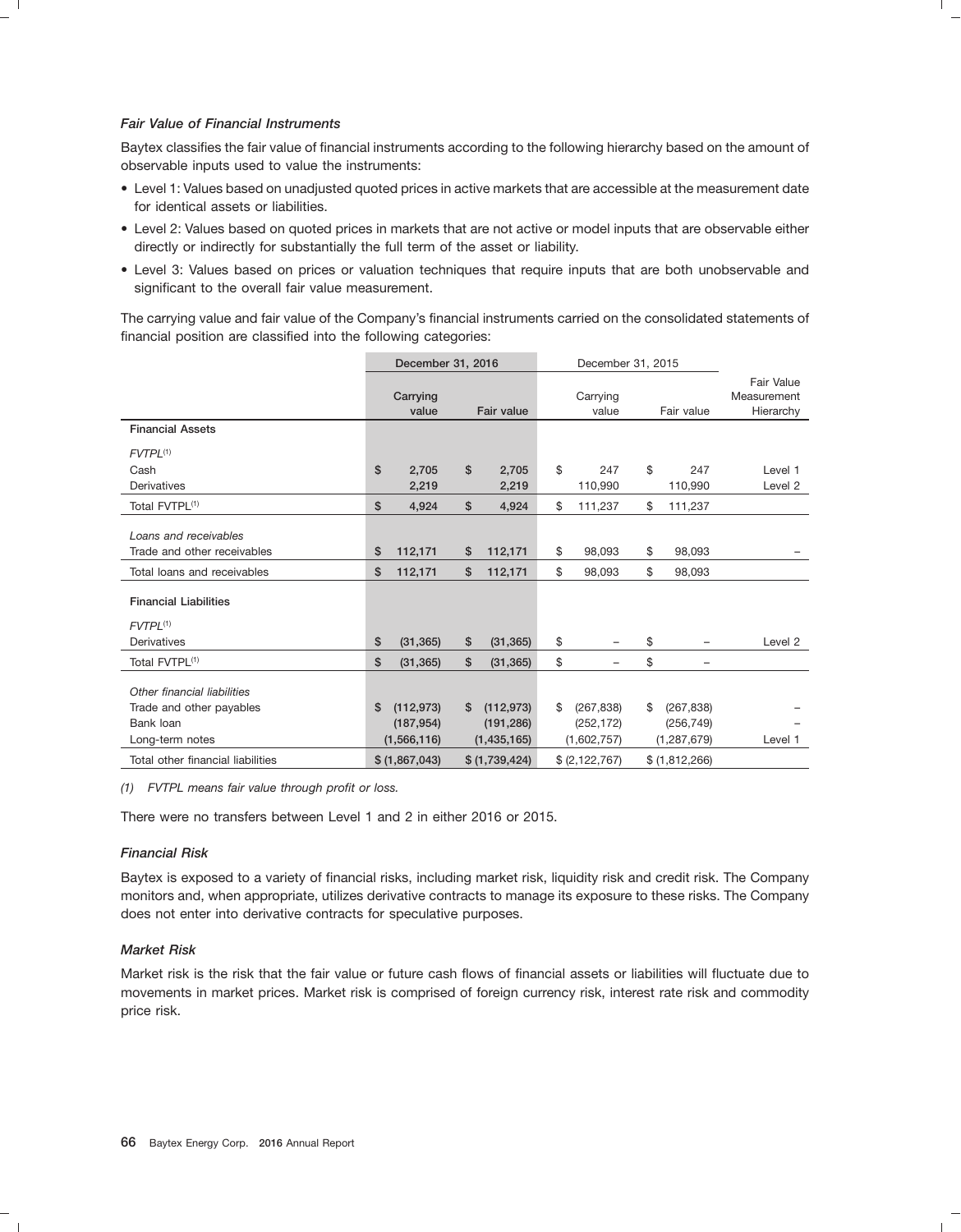### *Fair Value of Financial Instruments*

Baytex classifies the fair value of financial instruments according to the following hierarchy based on the amount of observable inputs used to value the instruments:

- Level 1: Values based on unadjusted quoted prices in active markets that are accessible at the measurement date for identical assets or liabilities.
- Level 2: Values based on quoted prices in markets that are not active or model inputs that are observable either directly or indirectly for substantially the full term of the asset or liability.
- Level 3: Values based on prices or valuation techniques that require inputs that are both unobservable and significant to the overall fair value measurement.

The carrying value and fair value of the Company's financial instruments carried on the consolidated statements of financial position are classified into the following categories:

| | December 31, 2016 | | December 31, 2015 | | |
|---|---|---|---|---|---|
| | Carrying value | Fair value | Carrying value | Fair value | Fair Value Measurement Hierarchy |
| **Financial Assets** | | | | | |
| *FVTPL*[1] | | | | | |
| Cash | $ 2,705 | $ 2,705 | $ 247 | $ 247 | Level 1 |
| Derivatives | 2,219 | 2,219 | 110,990 | 110,990 | Level 2 |
| Total FVTPL[1] | $ 4,924 | $ 4,924 | $ 111,237 | $ 111,237 | |
| *Loans and receivables* | | | | | |
| Trade and other receivables | $ 112,171 | $ 112,171 | $ 98,093 | $ 98,093 | – |
| Total loans and receivables | $ 112,171 | $ 112,171 | $ 98,093 | $ 98,093 | |
| **Financial Liabilities** | | | | | |
| *FVTPL*[1] | | | | | |
| Derivatives | $ (31,365) | $ (31,365) | $ – | $ – | Level 2 |
| Total FVTPL[1] | $ (31,365) | $ (31,365) | $ – | $ – | |
| *Other financial liabilities* | | | | | |
| Trade and other payables | $ (112,973) | $ (112,973) | $ (267,838) | $ (267,838) | – |
| Bank loan | (187,954) | (191,286) | (252,172) | (256,749) | – |
| Long-term notes | (1,566,116) | (1,435,165) | (1,602,757) | (1,287,679) | Level 1 |
| Total other financial liabilities | $ (1,867,043) | $ (1,739,424) | $ (2,122,767) | $ (1,812,266) | |

*(1) FVTPL means fair value through profit or loss.*

There were no transfers between Level 1 and 2 in either 2016 or 2015.

### *Financial Risk*

Baytex is exposed to a variety of financial risks, including market risk, liquidity risk and credit risk. The Company monitors and, when appropriate, utilizes derivative contracts to manage its exposure to these risks. The Company does not enter into derivative contracts for speculative purposes.

### *Market Risk*

Market risk is the risk that the fair value or future cash flows of financial assets or liabilities will fluctuate due to movements in market prices. Market risk is comprised of foreign currency risk, interest rate risk and commodity price risk.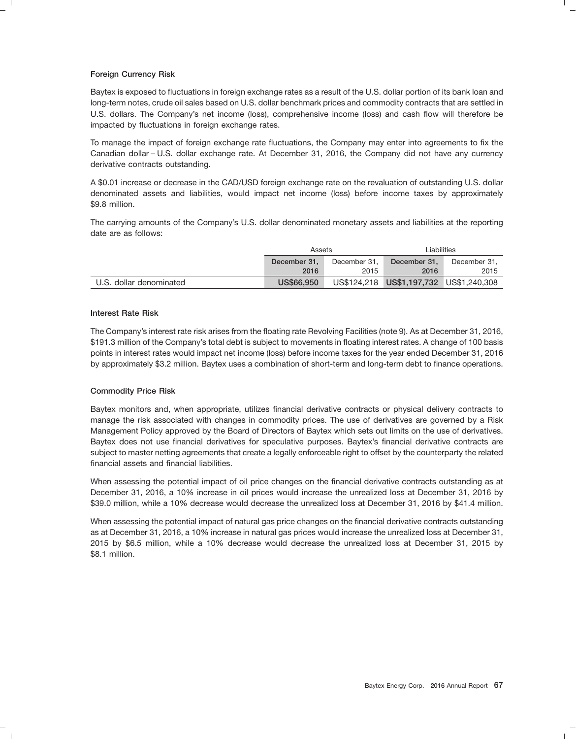### Foreign Currency Risk

Baytex is exposed to fluctuations in foreign exchange rates as a result of the U.S. dollar portion of its bank loan and long-term notes, crude oil sales based on U.S. dollar benchmark prices and commodity contracts that are settled in U.S. dollars. The Company's net income (loss), comprehensive income (loss) and cash flow will therefore be impacted by fluctuations in foreign exchange rates.

To manage the impact of foreign exchange rate fluctuations, the Company may enter into agreements to fix the Canadian dollar – U.S. dollar exchange rate. At December 31, 2016, the Company did not have any currency derivative contracts outstanding.

A $0.01 increase or decrease in the CAD/USD foreign exchange rate on the revaluation of outstanding U.S. dollar denominated assets and liabilities, would impact net income (loss) before income taxes by approximately $9.8 million.

The carrying amounts of the Company's U.S. dollar denominated monetary assets and liabilities at the reporting date are as follows:

| | Assets | | Liabilities | |
|---|---|---|---|---|
| | **December 31, 2016** | December 31, 2015 | **December 31, 2016** | December 31, 2015 |
| U.S. dollar denominated | **US$66,950** | US$124,218 | **US$1,197,732** | US$1,240,308 |

### Interest Rate Risk

The Company's interest rate risk arises from the floating rate Revolving Facilities (note 9). As at December 31, 2016, $191.3 million of the Company's total debt is subject to movements in floating interest rates. A change of 100 basis points in interest rates would impact net income (loss) before income taxes for the year ended December 31, 2016 by approximately $3.2 million. Baytex uses a combination of short-term and long-term debt to finance operations.

### Commodity Price Risk

Baytex monitors and, when appropriate, utilizes financial derivative contracts or physical delivery contracts to manage the risk associated with changes in commodity prices. The use of derivatives are governed by a Risk Management Policy approved by the Board of Directors of Baytex which sets out limits on the use of derivatives. Baytex does not use financial derivatives for speculative purposes. Baytex's financial derivative contracts are subject to master netting agreements that create a legally enforceable right to offset by the counterparty the related financial assets and financial liabilities.

When assessing the potential impact of oil price changes on the financial derivative contracts outstanding as at December 31, 2016, a 10% increase in oil prices would increase the unrealized loss at December 31, 2016 by $39.0 million, while a 10% decrease would decrease the unrealized loss at December 31, 2016 by $41.4 million.

When assessing the potential impact of natural gas price changes on the financial derivative contracts outstanding as at December 31, 2016, a 10% increase in natural gas prices would increase the unrealized loss at December 31, 2015 by $6.5 million, while a 10% decrease would decrease the unrealized loss at December 31, 2015 by $8.1 million.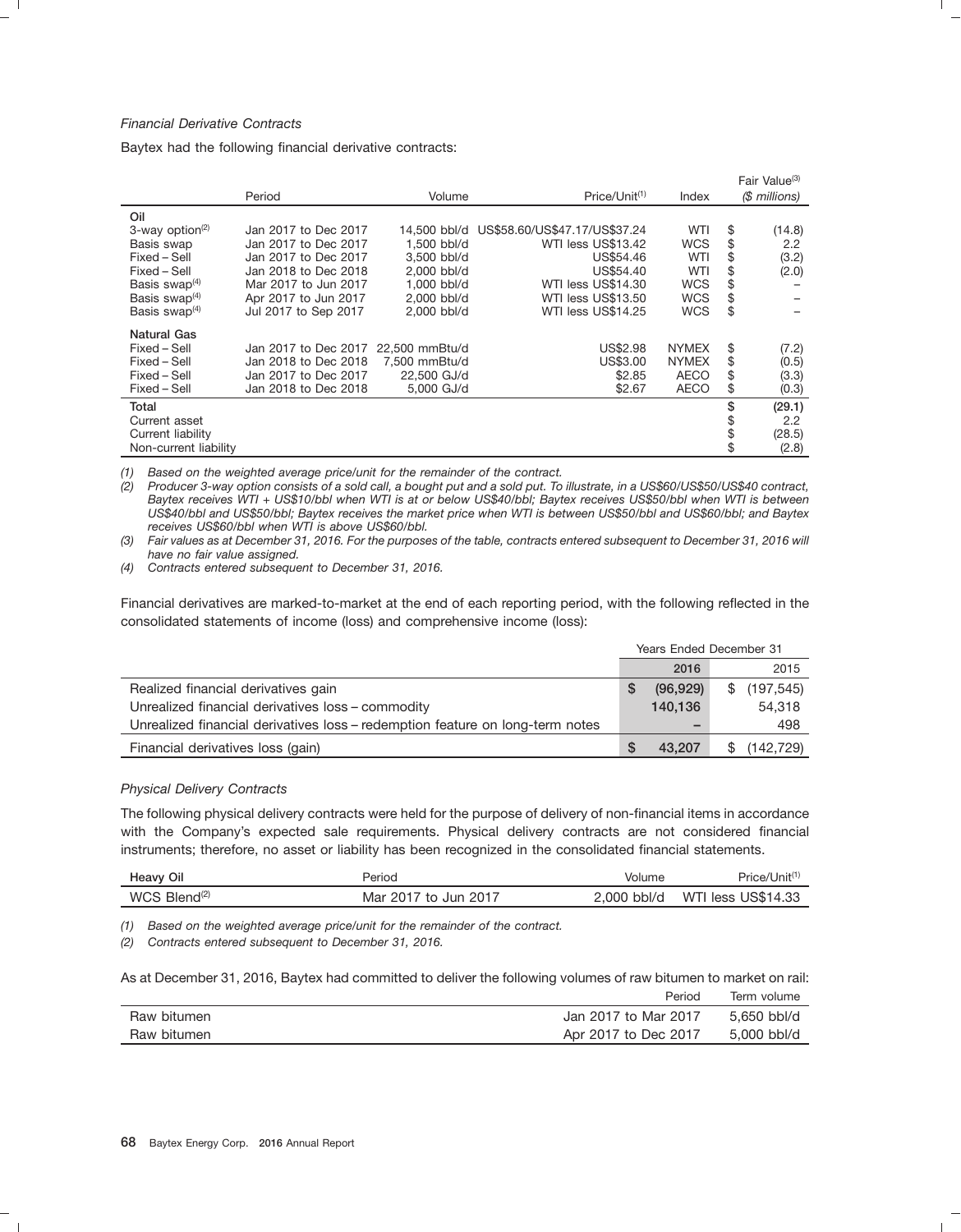*Financial Derivative Contracts*

Baytex had the following financial derivative contracts:

| | Period | Volume | Price/Unit[(1)] | Index | Fair Value[(3)] *($ millions)* |
|---|---|---|---|---|---|
| **Oil** | | | | | |
| 3-way option[(2)] | Jan 2017 to Dec 2017 | 14,500 bbl/d | US$58.60/US$47.17/US$37.24 | WTI | $ (14.8) |
| Basis swap | Jan 2017 to Dec 2017 | 1,500 bbl/d | WTI less US$13.42 | WCS | $ 2.2 |
| Fixed – Sell | Jan 2017 to Dec 2017 | 3,500 bbl/d | US$54.46 | WTI | $ (3.2) |
| Fixed – Sell | Jan 2018 to Dec 2018 | 2,000 bbl/d | US$54.40 | WTI | $ (2.0) |
| Basis swap[(4)] | Mar 2017 to Jun 2017 | 1,000 bbl/d | WTI less US$14.30 | WCS | $ – |
| Basis swap[(4)] | Apr 2017 to Jun 2017 | 2,000 bbl/d | WTI less US$13.50 | WCS | $ – |
| Basis swap[(4)] | Jul 2017 to Sep 2017 | 2,000 bbl/d | WTI less US$14.25 | WCS | $ – |
| **Natural Gas** | | | | | |
| Fixed – Sell | Jan 2017 to Dec 2017 | 22,500 mmBtu/d | US$2.98 | NYMEX | $ (7.2) |
| Fixed – Sell | Jan 2018 to Dec 2018 | 7,500 mmBtu/d | US$3.00 | NYMEX | $ (0.5) |
| Fixed – Sell | Jan 2017 to Dec 2017 | 22,500 GJ/d | $2.85 | AECO | $ (3.3) |
| Fixed – Sell | Jan 2018 to Dec 2018 | 5,000 GJ/d | $2.67 | AECO | $ (0.3) |
| **Total** | | | | | $ **(29.1)** |
| Current asset | | | | | $ 2.2 |
| Current liability | | | | | $ (28.5) |
| Non-current liability | | | | | $ (2.8) |

*(1) Based on the weighted average price/unit for the remainder of the contract.*

*(2) Producer 3-way option consists of a sold call, a bought put and a sold put. To illustrate, in a US$60/US$50/US$40 contract, Baytex receives WTI + US$10/bbl when WTI is at or below US$40/bbl; Baytex receives US$50/bbl when WTI is between US$40/bbl and US$50/bbl; Baytex receives the market price when WTI is between US$50/bbl and US$60/bbl; and Baytex receives US$60/bbl when WTI is above US$60/bbl.*

*(3) Fair values as at December 31, 2016. For the purposes of the table, contracts entered subsequent to December 31, 2016 will have no fair value assigned.*

*(4) Contracts entered subsequent to December 31, 2016.*

Financial derivatives are marked-to-market at the end of each reporting period, with the following reflected in the consolidated statements of income (loss) and comprehensive income (loss):

| | Years Ended December 31 | |
|---|---|---|
| | **2016** | 2015 |
| Realized financial derivatives gain | $ (96,929) | $ (197,545) |
| Unrealized financial derivatives loss – commodity | 140,136 | 54,318 |
| Unrealized financial derivatives loss – redemption feature on long-term notes | – | 498 |
| Financial derivatives loss (gain) | $ 43,207 | $ (142,729) |

*Physical Delivery Contracts*

The following physical delivery contracts were held for the purpose of delivery of non-financial items in accordance with the Company's expected sale requirements. Physical delivery contracts are not considered financial instruments; therefore, no asset or liability has been recognized in the consolidated financial statements.

| Heavy Oil | Period | Volume | Price/Unit[(1)] |
|---|---|---|---|
| WCS Blend[(2)] | Mar 2017 to Jun 2017 | 2,000 bbl/d | WTI less US$14.33 |

*(1) Based on the weighted average price/unit for the remainder of the contract.*

*(2) Contracts entered subsequent to December 31, 2016.*

As at December 31, 2016, Baytex had committed to deliver the following volumes of raw bitumen to market on rail:

| | Period | Term volume |
|---|---|---|
| Raw bitumen | Jan 2017 to Mar 2017 | 5,650 bbl/d |
| Raw bitumen | Apr 2017 to Dec 2017 | 5,000 bbl/d |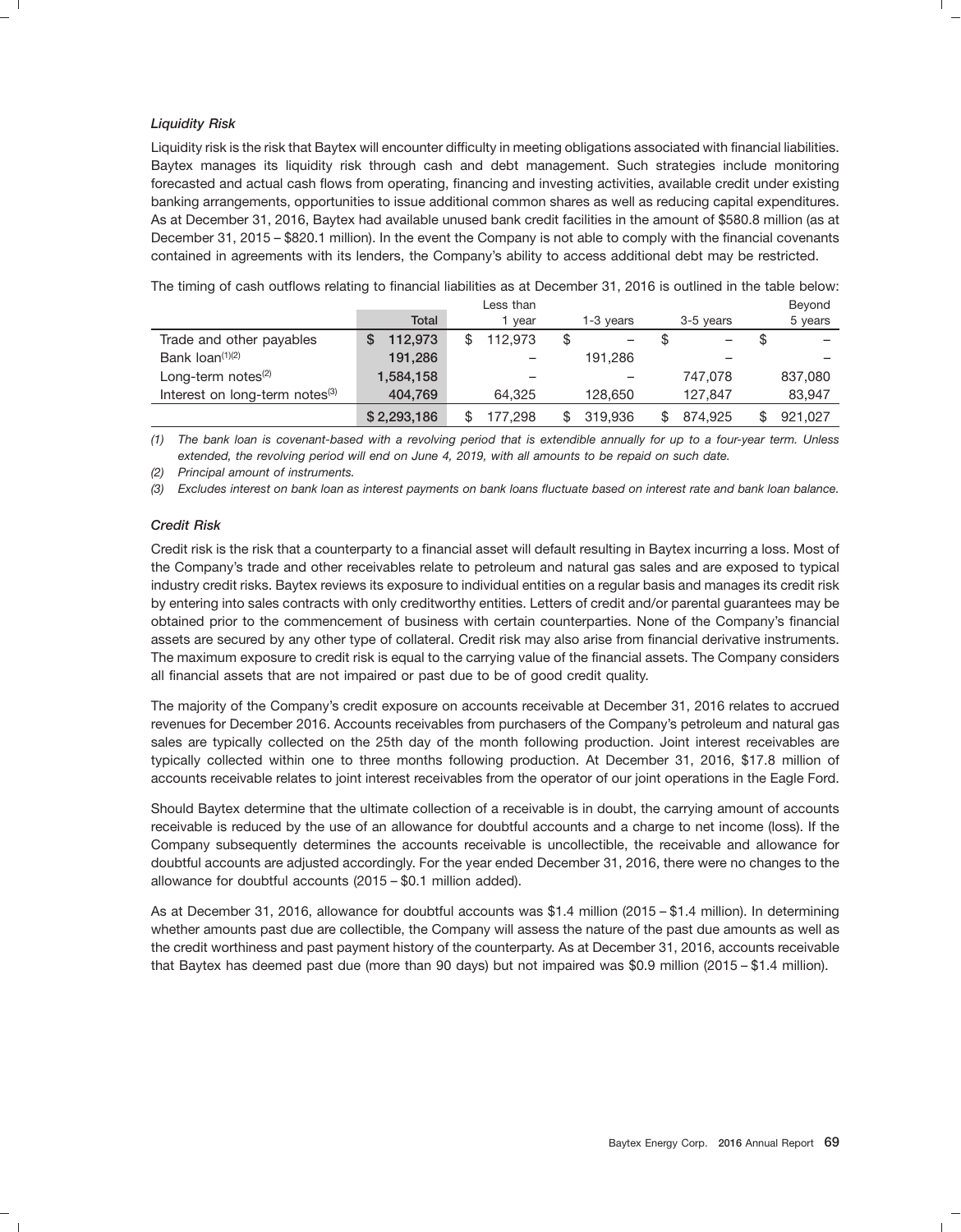### *Liquidity Risk*

Liquidity risk is the risk that Baytex will encounter difficulty in meeting obligations associated with financial liabilities. Baytex manages its liquidity risk through cash and debt management. Such strategies include monitoring forecasted and actual cash flows from operating, financing and investing activities, available credit under existing banking arrangements, opportunities to issue additional common shares as well as reducing capital expenditures. As at December 31, 2016, Baytex had available unused bank credit facilities in the amount of $580.8 million (as at December 31, 2015 – $820.1 million). In the event the Company is not able to comply with the financial covenants contained in agreements with its lenders, the Company's ability to access additional debt may be restricted.

The timing of cash outflows relating to financial liabilities as at December 31, 2016 is outlined in the table below:

| | Total | Less than 1 year | 1-3 years | 3-5 years | Beyond 5 years |
|---|---|---|---|---|---|
| Trade and other payables | $ 112,973 | $ 112,973 | $ – | $ – | $ – |
| Bank loan[(1)(2)] | 191,286 | – | 191,286 | – | – |
| Long-term notes[(2)] | 1,584,158 | – | – | 747,078 | 837,080 |
| Interest on long-term notes[(3)] | 404,769 | 64,325 | 128,650 | 127,847 | 83,947 |
| | $ 2,293,186 | $ 177,298 | $ 319,936 | $ 874,925 | $ 921,027 |

*(1) The bank loan is covenant-based with a revolving period that is extendible annually for up to a four-year term. Unless extended, the revolving period will end on June 4, 2019, with all amounts to be repaid on such date.*

*(2) Principal amount of instruments.*

*(3) Excludes interest on bank loan as interest payments on bank loans fluctuate based on interest rate and bank loan balance.*

### *Credit Risk*

Credit risk is the risk that a counterparty to a financial asset will default resulting in Baytex incurring a loss. Most of the Company's trade and other receivables relate to petroleum and natural gas sales and are exposed to typical industry credit risks. Baytex reviews its exposure to individual entities on a regular basis and manages its credit risk by entering into sales contracts with only creditworthy entities. Letters of credit and/or parental guarantees may be obtained prior to the commencement of business with certain counterparties. None of the Company's financial assets are secured by any other type of collateral. Credit risk may also arise from financial derivative instruments. The maximum exposure to credit risk is equal to the carrying value of the financial assets. The Company considers all financial assets that are not impaired or past due to be of good credit quality.

The majority of the Company's credit exposure on accounts receivable at December 31, 2016 relates to accrued revenues for December 2016. Accounts receivables from purchasers of the Company's petroleum and natural gas sales are typically collected on the 25th day of the month following production. Joint interest receivables are typically collected within one to three months following production. At December 31, 2016, $17.8 million of accounts receivable relates to joint interest receivables from the operator of our joint operations in the Eagle Ford.

Should Baytex determine that the ultimate collection of a receivable is in doubt, the carrying amount of accounts receivable is reduced by the use of an allowance for doubtful accounts and a charge to net income (loss). If the Company subsequently determines the accounts receivable is uncollectible, the receivable and allowance for doubtful accounts are adjusted accordingly. For the year ended December 31, 2016, there were no changes to the allowance for doubtful accounts (2015 – $0.1 million added).

As at December 31, 2016, allowance for doubtful accounts was $1.4 million (2015 – $1.4 million). In determining whether amounts past due are collectible, the Company will assess the nature of the past due amounts as well as the credit worthiness and past payment history of the counterparty. As at December 31, 2016, accounts receivable that Baytex has deemed past due (more than 90 days) but not impaired was $0.9 million (2015 – $1.4 million).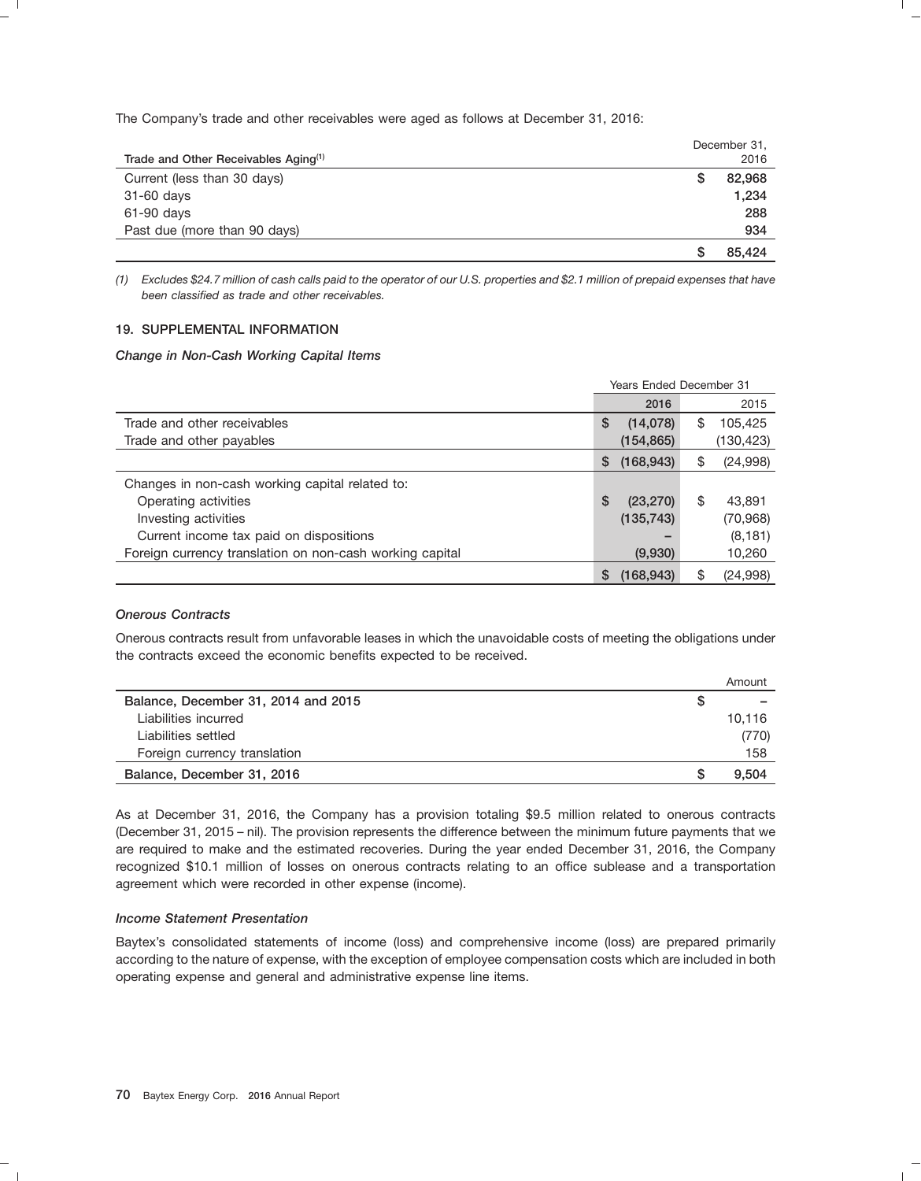The Company's trade and other receivables were aged as follows at December 31, 2016:

| Trade and Other Receivables Aging[(1)] | December 31, 2016 |
|---|---|
| Current (less than 30 days) | $ 82,968 |
| 31-60 days | 1,234 |
| 61-90 days | 288 |
| Past due (more than 90 days) | 934 |
| | $ 85,424 |

*(1) Excludes $24.7 million of cash calls paid to the operator of our U.S. properties and $2.1 million of prepaid expenses that have been classified as trade and other receivables.*

## 19. SUPPLEMENTAL INFORMATION

### *Change in Non-Cash Working Capital Items*

| | Years Ended December 31 | |
|---|---|---|
| | 2016 | 2015 |
| Trade and other receivables | $ (14,078) | $ 105,425 |
| Trade and other payables | (154,865) | (130,423) |
| | $ (168,943) | $ (24,998) |
| Changes in non-cash working capital related to: | | |
| Operating activities | $ (23,270) | $ 43,891 |
| Investing activities | (135,743) | (70,968) |
| Current income tax paid on dispositions | – | (8,181) |
| Foreign currency translation on non-cash working capital | (9,930) | 10,260 |
| | $ (168,943) | $ (24,998) |

### *Onerous Contracts*

Onerous contracts result from unfavorable leases in which the unavoidable costs of meeting the obligations under the contracts exceed the economic benefits expected to be received.

| | Amount |
|---|---|
| **Balance, December 31, 2014 and 2015** | $ – |
| Liabilities incurred | 10,116 |
| Liabilities settled | (770) |
| Foreign currency translation | 158 |
| **Balance, December 31, 2016** | $ 9,504 |

As at December 31, 2016, the Company has a provision totaling $9.5 million related to onerous contracts (December 31, 2015 – nil). The provision represents the difference between the minimum future payments that we are required to make and the estimated recoveries. During the year ended December 31, 2016, the Company recognized $10.1 million of losses on onerous contracts relating to an office sublease and a transportation agreement which were recorded in other expense (income).

### *Income Statement Presentation*

Baytex's consolidated statements of income (loss) and comprehensive income (loss) are prepared primarily according to the nature of expense, with the exception of employee compensation costs which are included in both operating expense and general and administrative expense line items.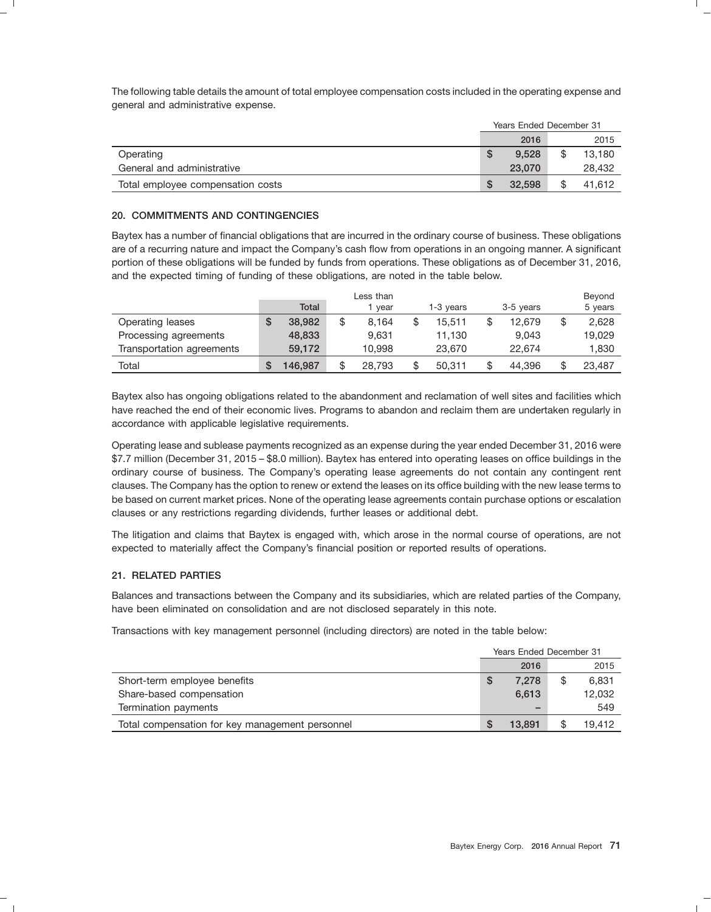The following table details the amount of total employee compensation costs included in the operating expense and general and administrative expense.

| | Years Ended December 31 | |
|---|---|---|
| | 2016 | 2015 |
| Operating | $ 9,528 | $ 13,180 |
| General and administrative | 23,070 | 28,432 |
| Total employee compensation costs | $ 32,598 | $ 41,612 |

### 20. COMMITMENTS AND CONTINGENCIES

Baytex has a number of financial obligations that are incurred in the ordinary course of business. These obligations are of a recurring nature and impact the Company's cash flow from operations in an ongoing manner. A significant portion of these obligations will be funded by funds from operations. These obligations as of December 31, 2016, and the expected timing of funding of these obligations, are noted in the table below.

| | Total | Less than 1 year | 1-3 years | 3-5 years | Beyond 5 years |
|---|---|---|---|---|---|
| Operating leases | $ 38,982 | $ 8,164 | $ 15,511 | $ 12,679 | $ 2,628 |
| Processing agreements | 48,833 | 9,631 | 11,130 | 9,043 | 19,029 |
| Transportation agreements | 59,172 | 10,998 | 23,670 | 22,674 | 1,830 |
| Total | $ 146,987 | $ 28,793 | $ 50,311 | $ 44,396 | $ 23,487 |

Baytex also has ongoing obligations related to the abandonment and reclamation of well sites and facilities which have reached the end of their economic lives. Programs to abandon and reclaim them are undertaken regularly in accordance with applicable legislative requirements.

Operating lease and sublease payments recognized as an expense during the year ended December 31, 2016 were $7.7 million (December 31, 2015 – $8.0 million). Baytex has entered into operating leases on office buildings in the ordinary course of business. The Company's operating lease agreements do not contain any contingent rent clauses. The Company has the option to renew or extend the leases on its office building with the new lease terms to be based on current market prices. None of the operating lease agreements contain purchase options or escalation clauses or any restrictions regarding dividends, further leases or additional debt.

The litigation and claims that Baytex is engaged with, which arose in the normal course of operations, are not expected to materially affect the Company's financial position or reported results of operations.

### 21. RELATED PARTIES

Balances and transactions between the Company and its subsidiaries, which are related parties of the Company, have been eliminated on consolidation and are not disclosed separately in this note.

Transactions with key management personnel (including directors) are noted in the table below:

| | Years Ended December 31 | |
|---|---|---|
| | 2016 | 2015 |
| Short-term employee benefits | $ 7,278 | $ 6,831 |
| Share-based compensation | 6,613 | 12,032 |
| Termination payments | – | 549 |
| Total compensation for key management personnel | $ 13,891 | $ 19,412 |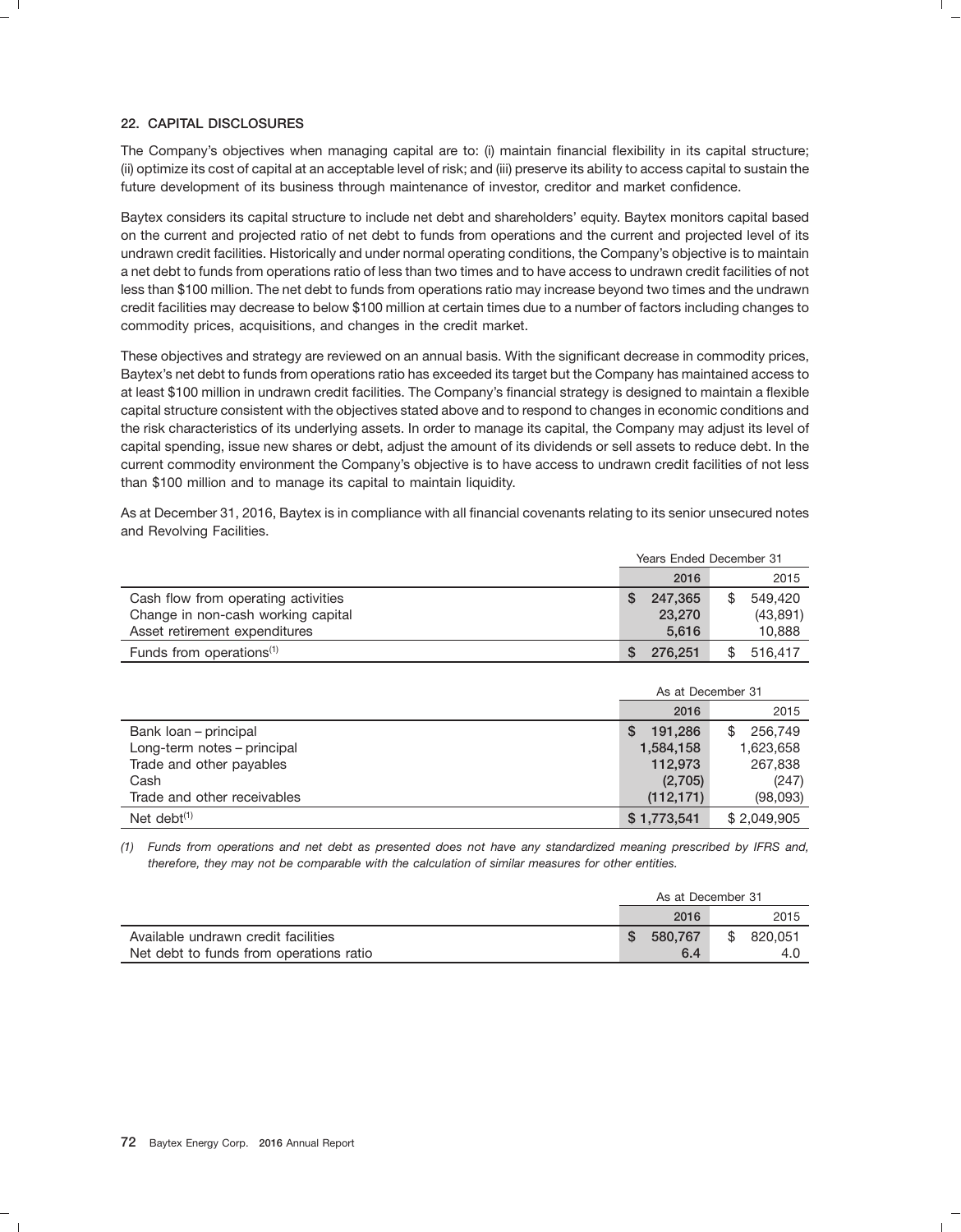## 22. CAPITAL DISCLOSURES

The Company's objectives when managing capital are to: (i) maintain financial flexibility in its capital structure; (ii) optimize its cost of capital at an acceptable level of risk; and (iii) preserve its ability to access capital to sustain the future development of its business through maintenance of investor, creditor and market confidence.

Baytex considers its capital structure to include net debt and shareholders' equity. Baytex monitors capital based on the current and projected ratio of net debt to funds from operations and the current and projected level of its undrawn credit facilities. Historically and under normal operating conditions, the Company's objective is to maintain a net debt to funds from operations ratio of less than two times and to have access to undrawn credit facilities of not less than $100 million. The net debt to funds from operations ratio may increase beyond two times and the undrawn credit facilities may decrease to below $100 million at certain times due to a number of factors including changes to commodity prices, acquisitions, and changes in the credit market.

These objectives and strategy are reviewed on an annual basis. With the significant decrease in commodity prices, Baytex's net debt to funds from operations ratio has exceeded its target but the Company has maintained access to at least $100 million in undrawn credit facilities. The Company's financial strategy is designed to maintain a flexible capital structure consistent with the objectives stated above and to respond to changes in economic conditions and the risk characteristics of its underlying assets. In order to manage its capital, the Company may adjust its level of capital spending, issue new shares or debt, adjust the amount of its dividends or sell assets to reduce debt. In the current commodity environment the Company's objective is to have access to undrawn credit facilities of not less than $100 million and to manage its capital to maintain liquidity.

As at December 31, 2016, Baytex is in compliance with all financial covenants relating to its senior unsecured notes and Revolving Facilities.

| | Years Ended December 31 | |
|---|---|---|
| | **2016** | 2015 |
| Cash flow from operating activities | **$ 247,365** | $ 549,420 |
| Change in non-cash working capital | **23,270** | (43,891) |
| Asset retirement expenditures | **5,616** | 10,888 |
| Funds from operations(1) | **$ 276,251** | $ 516,417 |

| | As at December 31 | |
|---|---|---|
| | **2016** | 2015 |
| Bank loan – principal | **$ 191,286** | $ 256,749 |
| Long-term notes – principal | **1,584,158** | 1,623,658 |
| Trade and other payables | **112,973** | 267,838 |
| Cash | **(2,705)** | (247) |
| Trade and other receivables | **(112,171)** | (98,093) |
| Net debt(1) | **$ 1,773,541** | $ 2,049,905 |

*(1) Funds from operations and net debt as presented does not have any standardized meaning prescribed by IFRS and, therefore, they may not be comparable with the calculation of similar measures for other entities.*

| | As at December 31 | |
|---|---|---|
| | **2016** | 2015 |
| Available undrawn credit facilities | **$ 580,767** | $ 820,051 |
| Net debt to funds from operations ratio | **6.4** | 4.0 |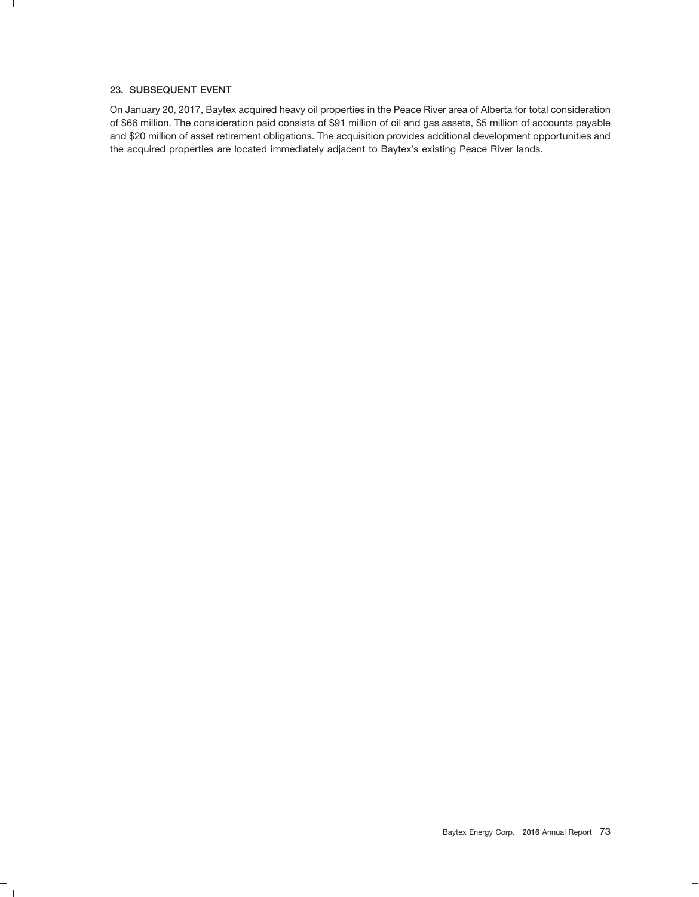## 23. SUBSEQUENT EVENT

On January 20, 2017, Baytex acquired heavy oil properties in the Peace River area of Alberta for total consideration of $66 million. The consideration paid consists of $91 million of oil and gas assets, $5 million of accounts payable and $20 million of asset retirement obligations. The acquisition provides additional development opportunities and the acquired properties are located immediately adjacent to Baytex's existing Peace River lands.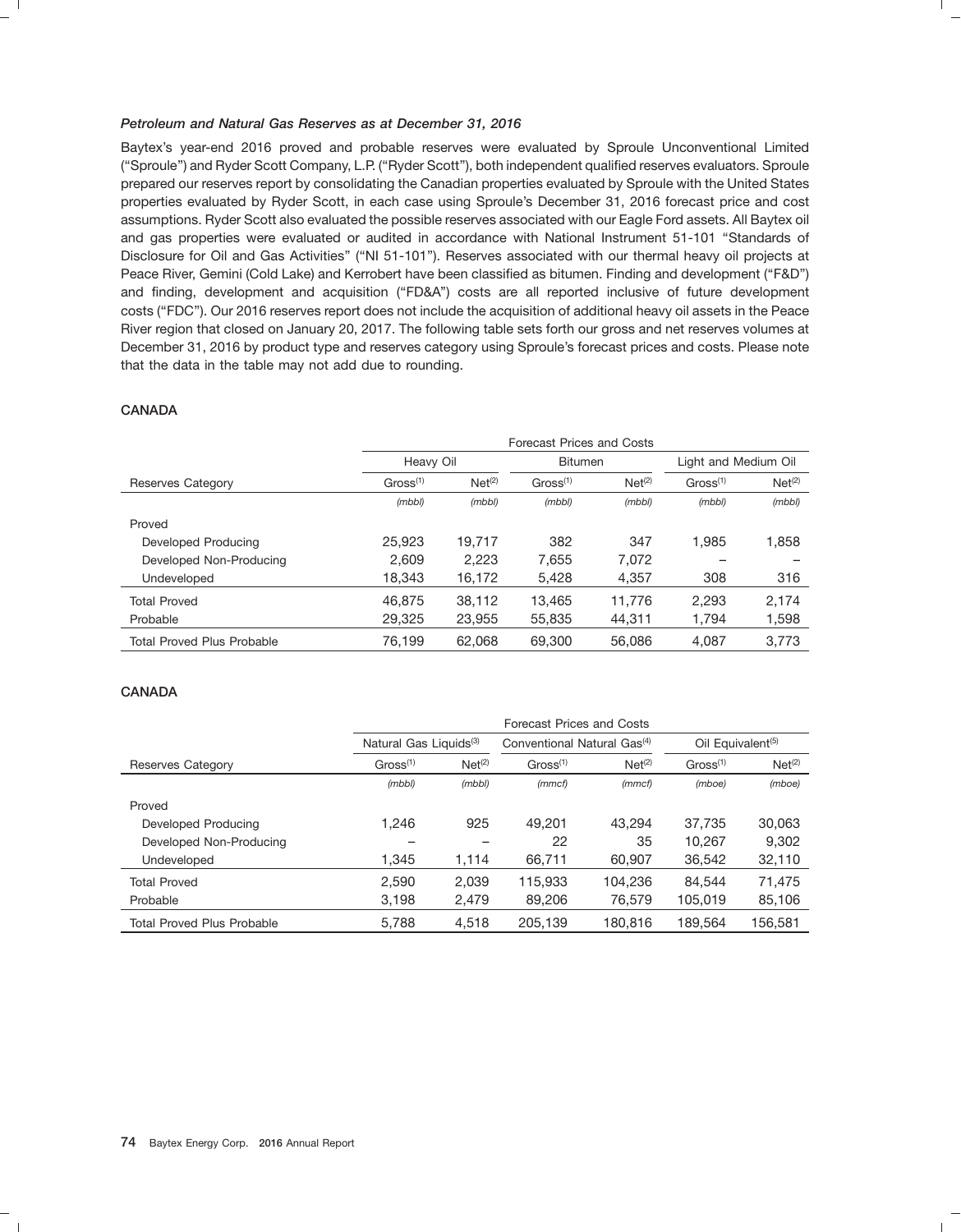### *Petroleum and Natural Gas Reserves as at December 31, 2016*

Baytex's year-end 2016 proved and probable reserves were evaluated by Sproule Unconventional Limited ("Sproule") and Ryder Scott Company, L.P. ("Ryder Scott"), both independent qualified reserves evaluators. Sproule prepared our reserves report by consolidating the Canadian properties evaluated by Sproule with the United States properties evaluated by Ryder Scott, in each case using Sproule's December 31, 2016 forecast price and cost assumptions. Ryder Scott also evaluated the possible reserves associated with our Eagle Ford assets. All Baytex oil and gas properties were evaluated or audited in accordance with National Instrument 51-101 "Standards of Disclosure for Oil and Gas Activities" ("NI 51-101"). Reserves associated with our thermal heavy oil projects at Peace River, Gemini (Cold Lake) and Kerrobert have been classified as bitumen. Finding and development ("F&D") and finding, development and acquisition ("FD&A") costs are all reported inclusive of future development costs ("FDC"). Our 2016 reserves report does not include the acquisition of additional heavy oil assets in the Peace River region that closed on January 20, 2017. The following table sets forth our gross and net reserves volumes at December 31, 2016 by product type and reserves category using Sproule's forecast prices and costs. Please note that the data in the table may not add due to rounding.

**CANADA**

| | Forecast Prices and Costs | | | | | |
|---|---|---|---|---|---|---|
| | Heavy Oil | | Bitumen | | Light and Medium Oil | |
| Reserves Category | Gross[1] | Net[2] | Gross[1] | Net[2] | Gross[1] | Net[2] |
| | *(mbbl)* | *(mbbl)* | *(mbbl)* | *(mbbl)* | *(mbbl)* | *(mbbl)* |
| Proved | | | | | | |
| Developed Producing | 25,923 | 19,717 | 382 | 347 | 1,985 | 1,858 |
| Developed Non-Producing | 2,609 | 2,223 | 7,655 | 7,072 | – | – |
| Undeveloped | 18,343 | 16,172 | 5,428 | 4,357 | 308 | 316 |
| Total Proved | 46,875 | 38,112 | 13,465 | 11,776 | 2,293 | 2,174 |
| Probable | 29,325 | 23,955 | 55,835 | 44,311 | 1,794 | 1,598 |
| Total Proved Plus Probable | 76,199 | 62,068 | 69,300 | 56,086 | 4,087 | 3,773 |

**CANADA**

| | Forecast Prices and Costs | | | | | |
|---|---|---|---|---|---|---|
| | Natural Gas Liquids[3] | | Conventional Natural Gas[4] | | Oil Equivalent[5] | |
| Reserves Category | Gross[1] | Net[2] | Gross[1] | Net[2] | Gross[1] | Net[2] |
| | *(mbbl)* | *(mbbl)* | *(mmcf)* | *(mmcf)* | *(mboe)* | *(mboe)* |
| Proved | | | | | | |
| Developed Producing | 1,246 | 925 | 49,201 | 43,294 | 37,735 | 30,063 |
| Developed Non-Producing | – | – | 22 | 35 | 10,267 | 9,302 |
| Undeveloped | 1,345 | 1,114 | 66,711 | 60,907 | 36,542 | 32,110 |
| Total Proved | 2,590 | 2,039 | 115,933 | 104,236 | 84,544 | 71,475 |
| Probable | 3,198 | 2,479 | 89,206 | 76,579 | 105,019 | 85,106 |
| Total Proved Plus Probable | 5,788 | 4,518 | 205,139 | 180,816 | 189,564 | 156,581 |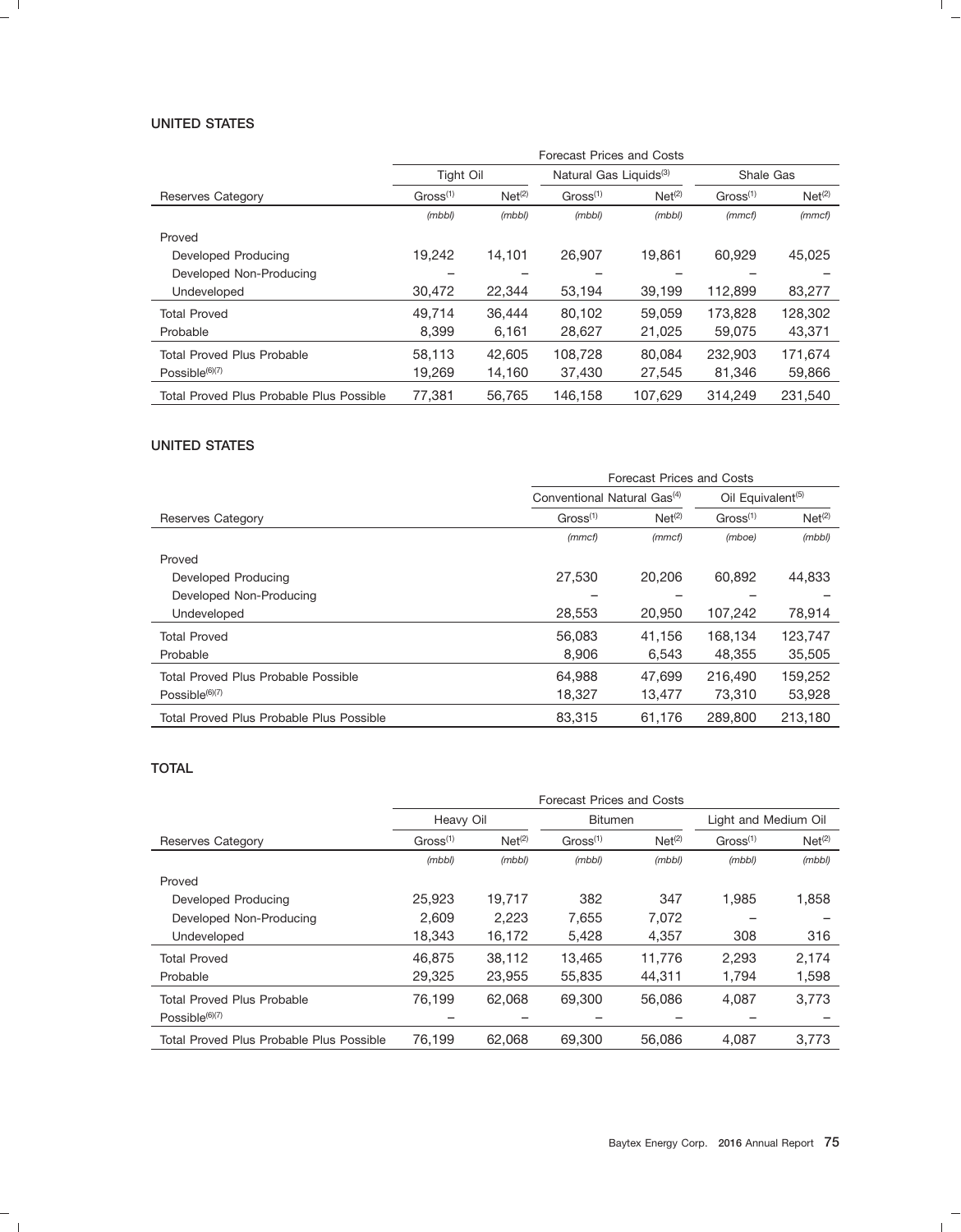**UNITED STATES**

| Reserves Category | Forecast Prices and Costs | | | | | |
|---|---|---|---|---|---|---|
| | Tight Oil | | Natural Gas Liquids[(3)] | | Shale Gas | |
| | Gross[(1)] | Net[(2)] | Gross[(1)] | Net[(2)] | Gross[(1)] | Net[(2)] |
| | *(mbbl)* | *(mbbl)* | *(mbbl)* | *(mbbl)* | *(mmcf)* | *(mmcf)* |
| Proved | | | | | | |
| Developed Producing | 19,242 | 14,101 | 26,907 | 19,861 | 60,929 | 45,025 |
| Developed Non-Producing | – | – | – | – | – | – |
| Undeveloped | 30,472 | 22,344 | 53,194 | 39,199 | 112,899 | 83,277 |
| Total Proved | 49,714 | 36,444 | 80,102 | 59,059 | 173,828 | 128,302 |
| Probable | 8,399 | 6,161 | 28,627 | 21,025 | 59,075 | 43,371 |
| Total Proved Plus Probable | 58,113 | 42,605 | 108,728 | 80,084 | 232,903 | 171,674 |
| Possible[(6)(7)] | 19,269 | 14,160 | 37,430 | 27,545 | 81,346 | 59,866 |
| Total Proved Plus Probable Plus Possible | 77,381 | 56,765 | 146,158 | 107,629 | 314,249 | 231,540 |

**UNITED STATES**

| Reserves Category | Forecast Prices and Costs | | | |
|---|---|---|---|---|
| | Conventional Natural Gas[(4)] | | Oil Equivalent[(5)] | |
| | Gross[(1)] | Net[(2)] | Gross[(1)] | Net[(2)] |
| | *(mmcf)* | *(mmcf)* | *(mboe)* | *(mbbl)* |
| Proved | | | | |
| Developed Producing | 27,530 | 20,206 | 60,892 | 44,833 |
| Developed Non-Producing | – | – | – | – |
| Undeveloped | 28,553 | 20,950 | 107,242 | 78,914 |
| Total Proved | 56,083 | 41,156 | 168,134 | 123,747 |
| Probable | 8,906 | 6,543 | 48,355 | 35,505 |
| Total Proved Plus Probable Possible | 64,988 | 47,699 | 216,490 | 159,252 |
| Possible[(6)(7)] | 18,327 | 13,477 | 73,310 | 53,928 |
| Total Proved Plus Probable Plus Possible | 83,315 | 61,176 | 289,800 | 213,180 |

**TOTAL**

| Reserves Category | Forecast Prices and Costs | | | | | |
|---|---|---|---|---|---|---|
| | Heavy Oil | | Bitumen | | Light and Medium Oil | |
| | Gross[(1)] | Net[(2)] | Gross[(1)] | Net[(2)] | Gross[(1)] | Net[(2)] |
| | *(mbbl)* | *(mbbl)* | *(mbbl)* | *(mbbl)* | *(mbbl)* | *(mbbl)* |
| Proved | | | | | | |
| Developed Producing | 25,923 | 19,717 | 382 | 347 | 1,985 | 1,858 |
| Developed Non-Producing | 2,609 | 2,223 | 7,655 | 7,072 | – | – |
| Undeveloped | 18,343 | 16,172 | 5,428 | 4,357 | 308 | 316 |
| Total Proved | 46,875 | 38,112 | 13,465 | 11,776 | 2,293 | 2,174 |
| Probable | 29,325 | 23,955 | 55,835 | 44,311 | 1,794 | 1,598 |
| Total Proved Plus Probable | 76,199 | 62,068 | 69,300 | 56,086 | 4,087 | 3,773 |
| Possible[(6)(7)] | – | – | – | – | – | – |
| Total Proved Plus Probable Plus Possible | 76,199 | 62,068 | 69,300 | 56,086 | 4,087 | 3,773 |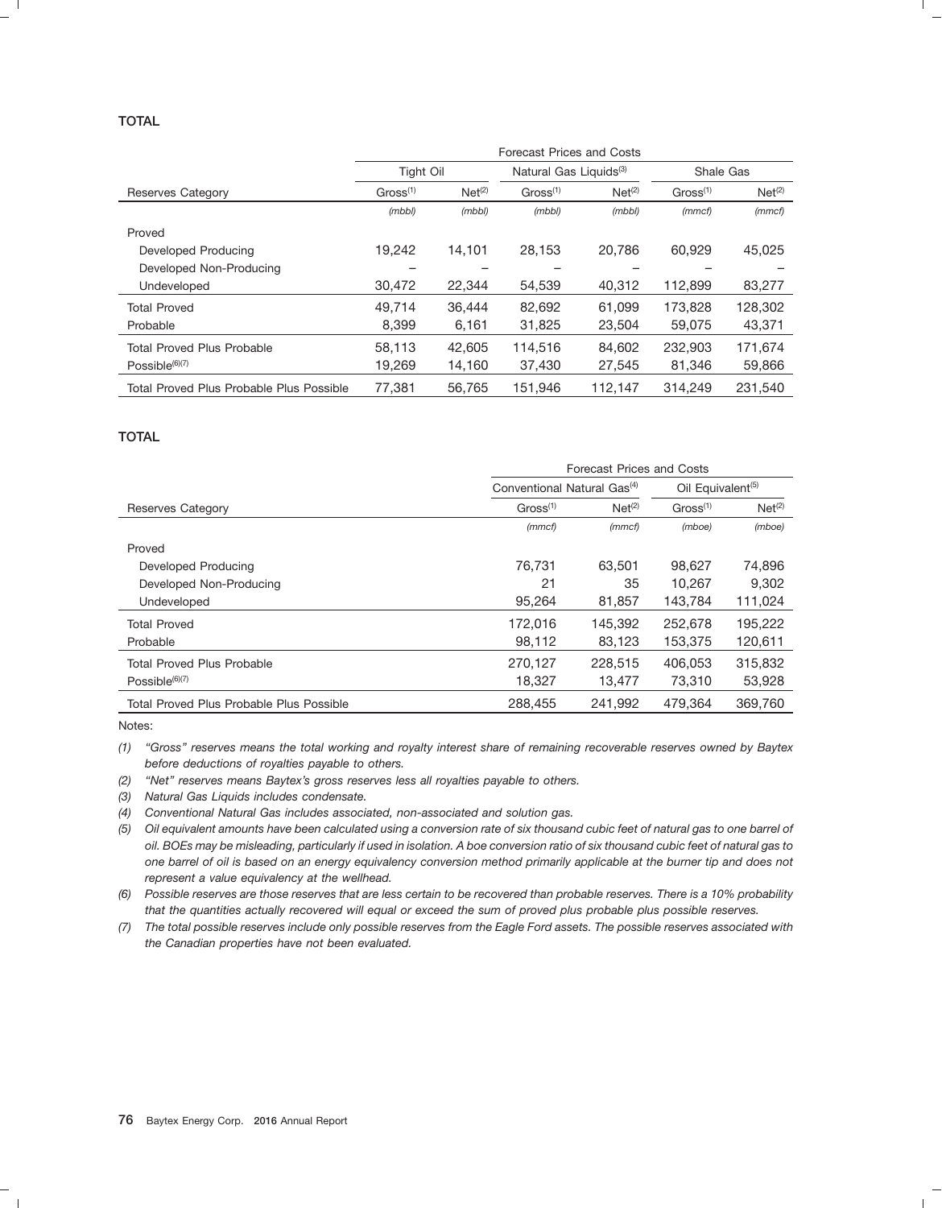**TOTAL**

| | Forecast Prices and Costs | | | | | |
|---|---|---|---|---|---|---|
| | Tight Oil | | Natural Gas Liquids[(3)] | | Shale Gas | |
| Reserves Category | Gross[(1)] | Net[(2)] | Gross[(1)] | Net[(2)] | Gross[(1)] | Net[(2)] |
| | *(mbbl)* | *(mbbl)* | *(mbbl)* | *(mbbl)* | *(mmcf)* | *(mmcf)* |
| Proved | | | | | | |
| Developed Producing | 19,242 | 14,101 | 28,153 | 20,786 | 60,929 | 45,025 |
| Developed Non-Producing | – | – | – | – | – | – |
| Undeveloped | 30,472 | 22,344 | 54,539 | 40,312 | 112,899 | 83,277 |
| Total Proved | 49,714 | 36,444 | 82,692 | 61,099 | 173,828 | 128,302 |
| Probable | 8,399 | 6,161 | 31,825 | 23,504 | 59,075 | 43,371 |
| Total Proved Plus Probable | 58,113 | 42,605 | 114,516 | 84,602 | 232,903 | 171,674 |
| Possible[(6)(7)] | 19,269 | 14,160 | 37,430 | 27,545 | 81,346 | 59,866 |
| Total Proved Plus Probable Plus Possible | 77,381 | 56,765 | 151,946 | 112,147 | 314,249 | 231,540 |

**TOTAL**

| | Forecast Prices and Costs | | | |
|---|---|---|---|---|
| | Conventional Natural Gas[(4)] | | Oil Equivalent[(5)] | |
| Reserves Category | Gross[(1)] | Net[(2)] | Gross[(1)] | Net[(2)] |
| | *(mmcf)* | *(mmcf)* | *(mboe)* | *(mboe)* |
| Proved | | | | |
| Developed Producing | 76,731 | 63,501 | 98,627 | 74,896 |
| Developed Non-Producing | 21 | 35 | 10,267 | 9,302 |
| Undeveloped | 95,264 | 81,857 | 143,784 | 111,024 |
| Total Proved | 172,016 | 145,392 | 252,678 | 195,222 |
| Probable | 98,112 | 83,123 | 153,375 | 120,611 |
| Total Proved Plus Probable | 270,127 | 228,515 | 406,053 | 315,832 |
| Possible[(6)(7)] | 18,327 | 13,477 | 73,310 | 53,928 |
| Total Proved Plus Probable Plus Possible | 288,455 | 241,992 | 479,364 | 369,760 |

Notes:

*(1) "Gross" reserves means the total working and royalty interest share of remaining recoverable reserves owned by Baytex before deductions of royalties payable to others.*

*(2) "Net" reserves means Baytex's gross reserves less all royalties payable to others.*

*(3) Natural Gas Liquids includes condensate.*

*(4) Conventional Natural Gas includes associated, non-associated and solution gas.*

*(5) Oil equivalent amounts have been calculated using a conversion rate of six thousand cubic feet of natural gas to one barrel of oil. BOEs may be misleading, particularly if used in isolation. A boe conversion ratio of six thousand cubic feet of natural gas to one barrel of oil is based on an energy equivalency conversion method primarily applicable at the burner tip and does not represent a value equivalency at the wellhead.*

*(6) Possible reserves are those reserves that are less certain to be recovered than probable reserves. There is a 10% probability that the quantities actually recovered will equal or exceed the sum of proved plus probable plus possible reserves.*

*(7) The total possible reserves include only possible reserves from the Eagle Ford assets. The possible reserves associated with the Canadian properties have not been evaluated.*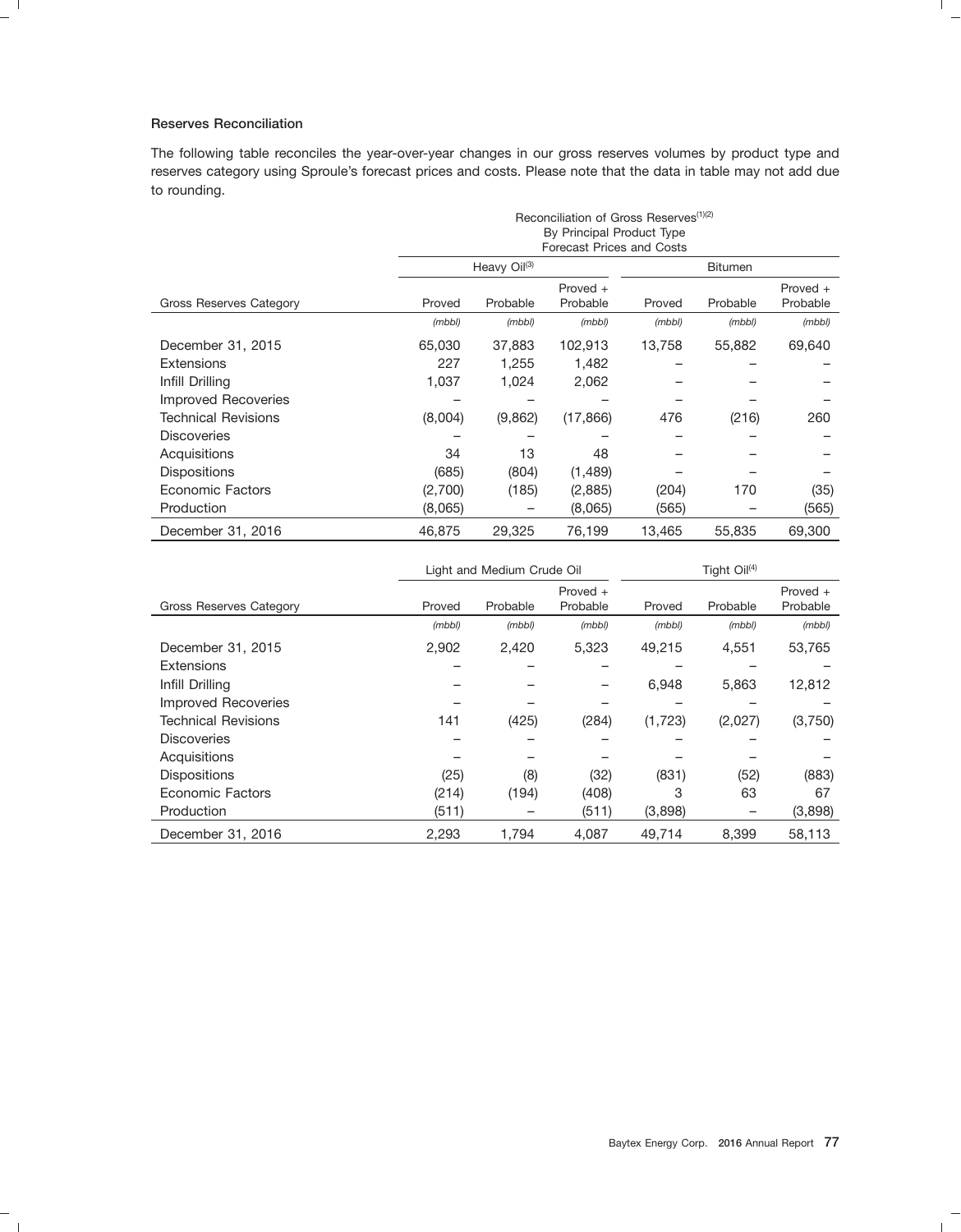### Reserves Reconciliation

The following table reconciles the year-over-year changes in our gross reserves volumes by product type and reserves category using Sproule's forecast prices and costs. Please note that the data in table may not add due to rounding.

Reconciliation of Gross Reserves[(1)(2)]
By Principal Product Type
Forecast Prices and Costs

| Gross Reserves Category | Heavy Oil[(3)] | | | Bitumen | | |
|---|---|---|---|---|---|---|
| | Proved | Probable | Proved + Probable | Proved | Probable | Proved + Probable |
| | *(mbbl)* | *(mbbl)* | *(mbbl)* | *(mbbl)* | *(mbbl)* | *(mbbl)* |
| December 31, 2015 | 65,030 | 37,883 | 102,913 | 13,758 | 55,882 | 69,640 |
| Extensions | 227 | 1,255 | 1,482 | – | – | – |
| Infill Drilling | 1,037 | 1,024 | 2,062 | – | – | – |
| Improved Recoveries | – | – | – | – | – | – |
| Technical Revisions | (8,004) | (9,862) | (17,866) | 476 | (216) | 260 |
| Discoveries | – | – | – | – | – | – |
| Acquisitions | 34 | 13 | 48 | – | – | – |
| Dispositions | (685) | (804) | (1,489) | – | – | – |
| Economic Factors | (2,700) | (185) | (2,885) | (204) | 170 | (35) |
| Production | (8,065) | – | (8,065) | (565) | – | (565) |
| December 31, 2016 | 46,875 | 29,325 | 76,199 | 13,465 | 55,835 | 69,300 |

| Gross Reserves Category | Light and Medium Crude Oil | | | Tight Oil[(4)] | | |
|---|---|---|---|---|---|---|
| | Proved | Probable | Proved + Probable | Proved | Probable | Proved + Probable |
| | *(mbbl)* | *(mbbl)* | *(mbbl)* | *(mbbl)* | *(mbbl)* | *(mbbl)* |
| December 31, 2015 | 2,902 | 2,420 | 5,323 | 49,215 | 4,551 | 53,765 |
| Extensions | – | – | – | – | – | – |
| Infill Drilling | – | – | – | 6,948 | 5,863 | 12,812 |
| Improved Recoveries | – | – | – | – | – | – |
| Technical Revisions | 141 | (425) | (284) | (1,723) | (2,027) | (3,750) |
| Discoveries | – | – | – | – | – | – |
| Acquisitions | – | – | – | – | – | – |
| Dispositions | (25) | (8) | (32) | (831) | (52) | (883) |
| Economic Factors | (214) | (194) | (408) | 3 | 63 | 67 |
| Production | (511) | – | (511) | (3,898) | – | (3,898) |
| December 31, 2016 | 2,293 | 1,794 | 4,087 | 49,714 | 8,399 | 58,113 |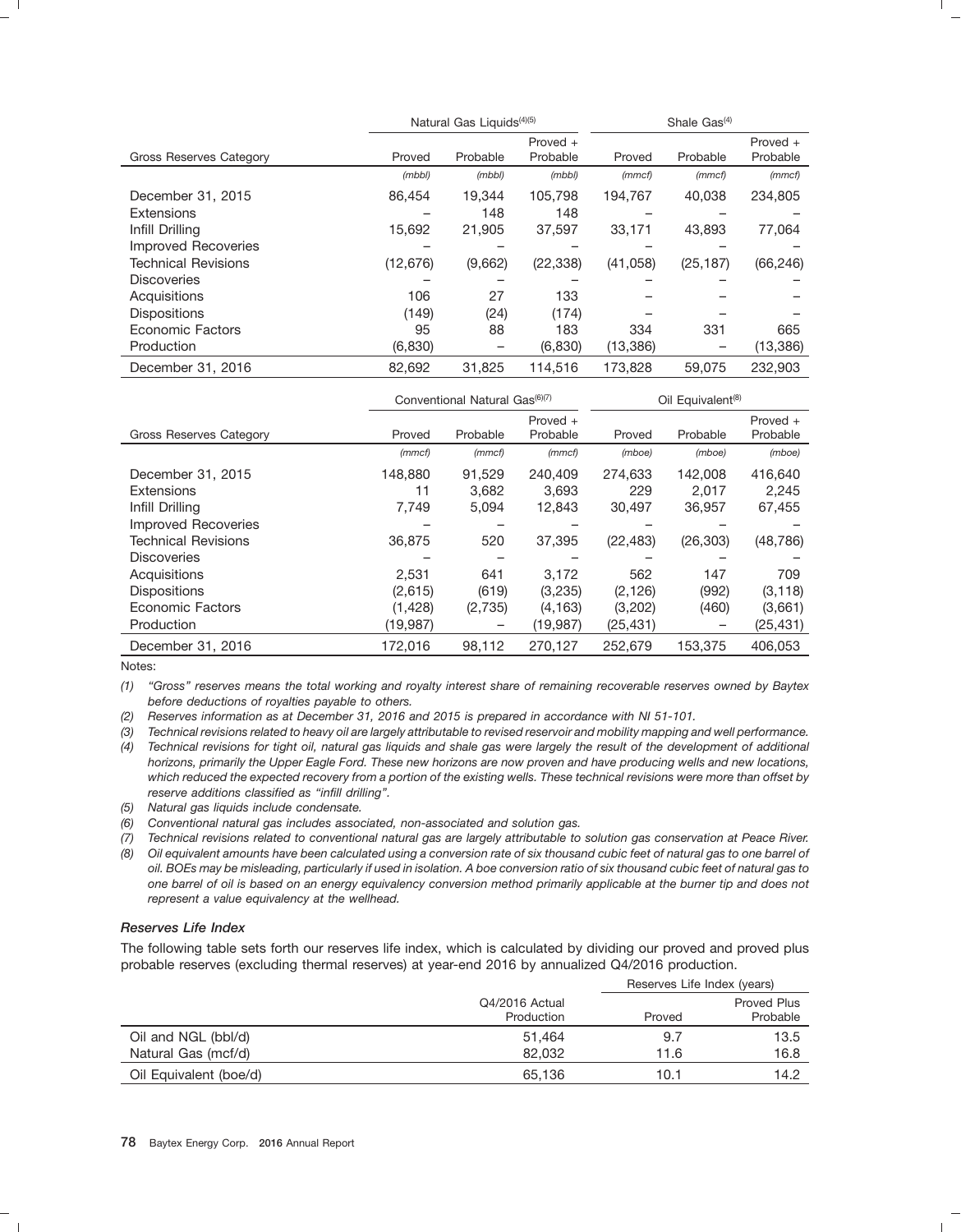| Gross Reserves Category | Natural Gas Liquids[(4)(5)] | | | Shale Gas[(4)] | | |
|---|---|---|---|---|---|---|
| | Proved | Probable | Proved + Probable | Proved | Probable | Proved + Probable |
| | *(mbbl)* | *(mbbl)* | *(mbbl)* | *(mmcf)* | *(mmcf)* | *(mmcf)* |
| December 31, 2015 | 86,454 | 19,344 | 105,798 | 194,767 | 40,038 | 234,805 |
| Extensions | – | 148 | 148 | – | – | – |
| Infill Drilling | 15,692 | 21,905 | 37,597 | 33,171 | 43,893 | 77,064 |
| Improved Recoveries | – | – | – | – | – | – |
| Technical Revisions | (12,676) | (9,662) | (22,338) | (41,058) | (25,187) | (66,246) |
| Discoveries | – | – | – | – | – | – |
| Acquisitions | 106 | 27 | 133 | – | – | – |
| Dispositions | (149) | (24) | (174) | – | – | – |
| Economic Factors | 95 | 88 | 183 | 334 | 331 | 665 |
| Production | (6,830) | – | (6,830) | (13,386) | – | (13,386) |
| December 31, 2016 | 82,692 | 31,825 | 114,516 | 173,828 | 59,075 | 232,903 |

| Gross Reserves Category | Conventional Natural Gas[(6)(7)] | | | Oil Equivalent[(8)] | | |
|---|---|---|---|---|---|---|
| | Proved | Probable | Proved + Probable | Proved | Probable | Proved + Probable |
| | *(mmcf)* | *(mmcf)* | *(mmcf)* | *(mboe)* | *(mboe)* | *(mboe)* |
| December 31, 2015 | 148,880 | 91,529 | 240,409 | 274,633 | 142,008 | 416,640 |
| Extensions | 11 | 3,682 | 3,693 | 229 | 2,017 | 2,245 |
| Infill Drilling | 7,749 | 5,094 | 12,843 | 30,497 | 36,957 | 67,455 |
| Improved Recoveries | – | – | – | – | – | – |
| Technical Revisions | 36,875 | 520 | 37,395 | (22,483) | (26,303) | (48,786) |
| Discoveries | – | – | – | – | – | – |
| Acquisitions | 2,531 | 641 | 3,172 | 562 | 147 | 709 |
| Dispositions | (2,615) | (619) | (3,235) | (2,126) | (992) | (3,118) |
| Economic Factors | (1,428) | (2,735) | (4,163) | (3,202) | (460) | (3,661) |
| Production | (19,987) | – | (19,987) | (25,431) | – | (25,431) |
| December 31, 2016 | 172,016 | 98,112 | 270,127 | 252,679 | 153,375 | 406,053 |

Notes:

(1) *"Gross" reserves means the total working and royalty interest share of remaining recoverable reserves owned by Baytex before deductions of royalties payable to others.*

(2) *Reserves information as at December 31, 2016 and 2015 is prepared in accordance with NI 51-101.*

(3) *Technical revisions related to heavy oil are largely attributable to revised reservoir and mobility mapping and well performance.*

(4) *Technical revisions for tight oil, natural gas liquids and shale gas were largely the result of the development of additional horizons, primarily the Upper Eagle Ford. These new horizons are now proven and have producing wells and new locations, which reduced the expected recovery from a portion of the existing wells. These technical revisions were more than offset by reserve additions classified as "infill drilling".*

(5) *Natural gas liquids include condensate.*

(6) *Conventional natural gas includes associated, non-associated and solution gas.*

(7) *Technical revisions related to conventional natural gas are largely attributable to solution gas conservation at Peace River.*

(8) *Oil equivalent amounts have been calculated using a conversion rate of six thousand cubic feet of natural gas to one barrel of oil. BOEs may be misleading, particularly if used in isolation. A boe conversion ratio of six thousand cubic feet of natural gas to one barrel of oil is based on an energy equivalency conversion method primarily applicable at the burner tip and does not represent a value equivalency at the wellhead.*

### *Reserves Life Index*

The following table sets forth our reserves life index, which is calculated by dividing our proved and proved plus probable reserves (excluding thermal reserves) at year-end 2016 by annualized Q4/2016 production.

| | Q4/2016 Actual Production | Reserves Life Index (years) | |
|---|---|---|---|
| | | Proved | Proved Plus Probable |
| Oil and NGL (bbl/d) | 51,464 | 9.7 | 13.5 |
| Natural Gas (mcf/d) | 82,032 | 11.6 | 16.8 |
| Oil Equivalent (boe/d) | 65,136 | 10.1 | 14.2 |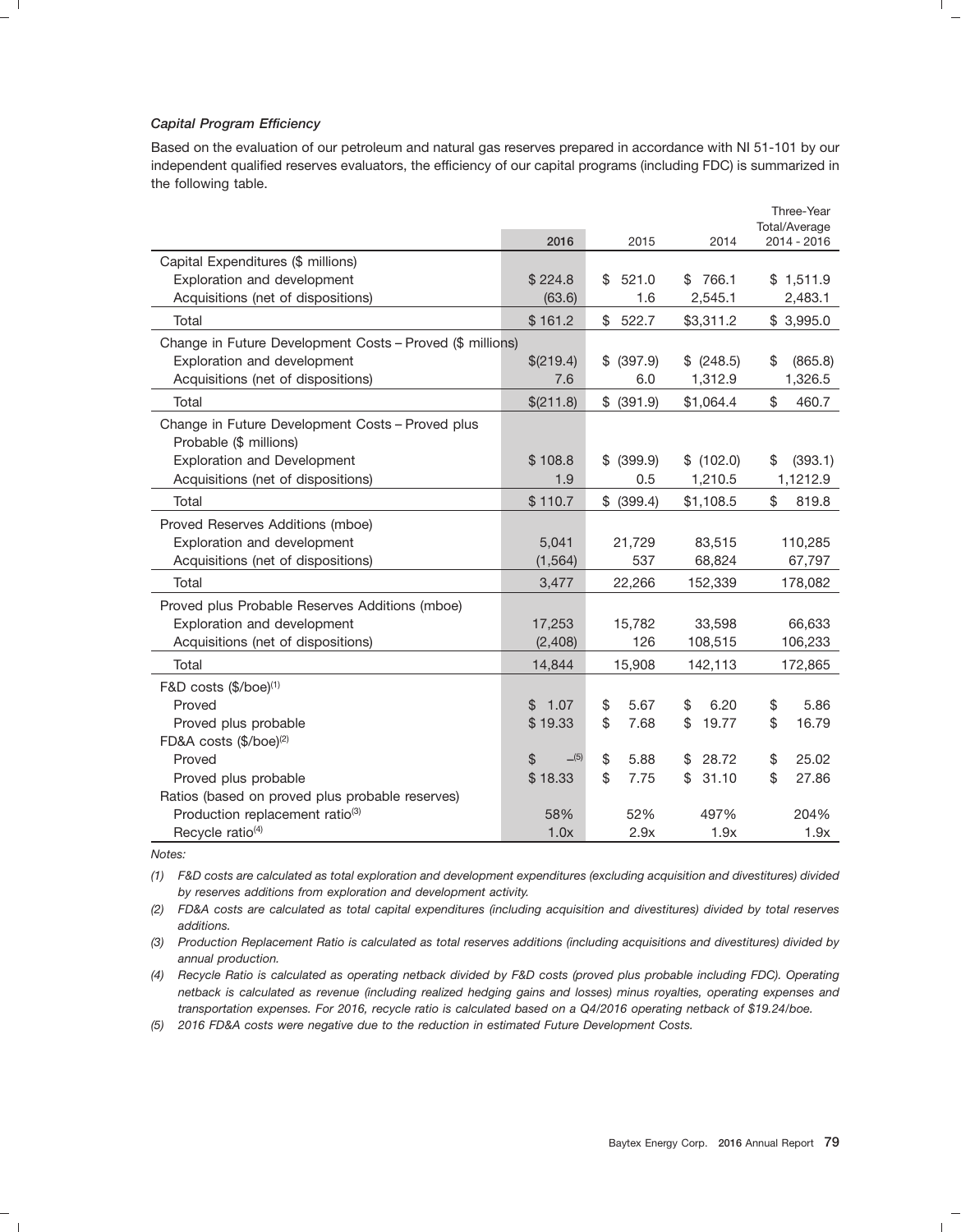### *Capital Program Efficiency*

Based on the evaluation of our petroleum and natural gas reserves prepared in accordance with NI 51-101 by our independent qualified reserves evaluators, the efficiency of our capital programs (including FDC) is summarized in the following table.

| | 2016 | 2015 | 2014 | Three-Year Total/Average 2014 - 2016 |
|---|---|---|---|---|
| Capital Expenditures ($ millions) | | | | |
| Exploration and development | $ 224.8 | $ 521.0 | $ 766.1 | $ 1,511.9 |
| Acquisitions (net of dispositions) | (63.6) | 1.6 | 2,545.1 | 2,483.1 |
| Total | $ 161.2 | $ 522.7 | $3,311.2 | $ 3,995.0 |
| Change in Future Development Costs – Proved ($ millions) | | | | |
| Exploration and development | $(219.4) | $ (397.9) | $ (248.5) | $ (865.8) |
| Acquisitions (net of dispositions) | 7.6 | 6.0 | 1,312.9 | 1,326.5 |
| Total | $(211.8) | $ (391.9) | $1,064.4 | $ 460.7 |
| Change in Future Development Costs – Proved plus Probable ($ millions) | | | | |
| Exploration and Development | $ 108.8 | $ (399.9) | $ (102.0) | $ (393.1) |
| Acquisitions (net of dispositions) | 1.9 | 0.5 | 1,210.5 | 1,1212.9 |
| Total | $ 110.7 | $ (399.4) | $1,108.5 | $ 819.8 |
| Proved Reserves Additions (mboe) | | | | |
| Exploration and development | 5,041 | 21,729 | 83,515 | 110,285 |
| Acquisitions (net of dispositions) | (1,564) | 537 | 68,824 | 67,797 |
| Total | 3,477 | 22,266 | 152,339 | 178,082 |
| Proved plus Probable Reserves Additions (mboe) | | | | |
| Exploration and development | 17,253 | 15,782 | 33,598 | 66,633 |
| Acquisitions (net of dispositions) | (2,408) | 126 | 108,515 | 106,233 |
| Total | 14,844 | 15,908 | 142,113 | 172,865 |
| F&D costs ($/boe)(1) | | | | |
| Proved | $ 1.07 | $ 5.67 | $ 6.20 | $ 5.86 |
| Proved plus probable | $ 19.33 | $ 7.68 | $ 19.77 | $ 16.79 |
| FD&A costs ($/boe)(2) | | | | |
| Proved | $ –(5) | $ 5.88 | $ 28.72 | $ 25.02 |
| Proved plus probable | $ 18.33 | $ 7.75 | $ 31.10 | $ 27.86 |
| Ratios (based on proved plus probable reserves) | | | | |
| Production replacement ratio(3) | 58% | 52% | 497% | 204% |
| Recycle ratio(4) | 1.0x | 2.9x | 1.9x | 1.9x |

*Notes:*

*(1) F&D costs are calculated as total exploration and development expenditures (excluding acquisition and divestitures) divided by reserves additions from exploration and development activity.*

*(2) FD&A costs are calculated as total capital expenditures (including acquisition and divestitures) divided by total reserves additions.*

*(3) Production Replacement Ratio is calculated as total reserves additions (including acquisitions and divestitures) divided by annual production.*

*(4) Recycle Ratio is calculated as operating netback divided by F&D costs (proved plus probable including FDC). Operating netback is calculated as revenue (including realized hedging gains and losses) minus royalties, operating expenses and transportation expenses. For 2016, recycle ratio is calculated based on a Q4/2016 operating netback of $19.24/boe.*

*(5) 2016 FD&A costs were negative due to the reduction in estimated Future Development Costs.*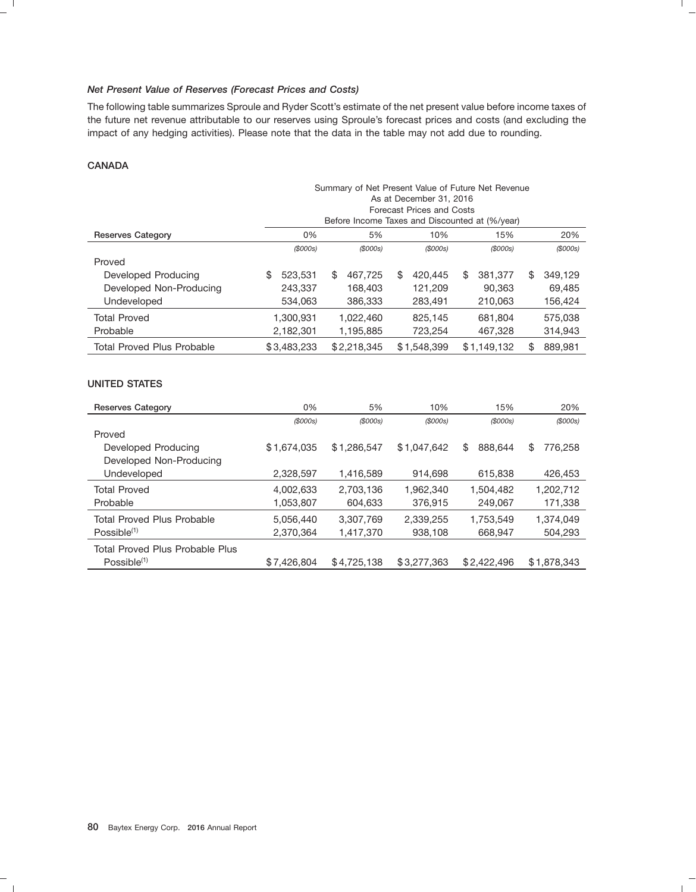### *Net Present Value of Reserves (Forecast Prices and Costs)*

The following table summarizes Sproule and Ryder Scott's estimate of the net present value before income taxes of the future net revenue attributable to our reserves using Sproule's forecast prices and costs (and excluding the impact of any hedging activities). Please note that the data in the table may not add due to rounding.

**CANADA**

| | Summary of Net Present Value of Future Net Revenue As at December 31, 2016 Forecast Prices and Costs Before Income Taxes and Discounted at (%/year) | | | | |
|---|---|---|---|---|---|
| **Reserves Category** | 0% | 5% | 10% | 15% | 20% |
| | *($000s)* | *($000s)* | *($000s)* | *($000s)* | *($000s)* |
| Proved | | | | | |
| Developed Producing | $ 523,531 | $ 467,725 | $ 420,445 | $ 381,377 | $ 349,129 |
| Developed Non-Producing | 243,337 | 168,403 | 121,209 | 90,363 | 69,485 |
| Undeveloped | 534,063 | 386,333 | 283,491 | 210,063 | 156,424 |
| Total Proved | 1,300,931 | 1,022,460 | 825,145 | 681,804 | 575,038 |
| Probable | 2,182,301 | 1,195,885 | 723,254 | 467,328 | 314,943 |
| Total Proved Plus Probable | $3,483,233 | $2,218,345 | $1,548,399 | $1,149,132 | $ 889,981 |

**UNITED STATES**

| **Reserves Category** | 0% | 5% | 10% | 15% | 20% |
|---|---|---|---|---|---|
| | *($000s)* | *($000s)* | *($000s)* | *($000s)* | *($000s)* |
| Proved | | | | | |
| Developed Producing | $1,674,035 | $1,286,547 | $1,047,642 | $ 888,644 | $ 776,258 |
| Developed Non-Producing | | | | | |
| Undeveloped | 2,328,597 | 1,416,589 | 914,698 | 615,838 | 426,453 |
| Total Proved | 4,002,633 | 2,703,136 | 1,962,340 | 1,504,482 | 1,202,712 |
| Probable | 1,053,807 | 604,633 | 376,915 | 249,067 | 171,338 |
| Total Proved Plus Probable | 5,056,440 | 3,307,769 | 2,339,255 | 1,753,549 | 1,374,049 |
| Possible[1] | 2,370,364 | 1,417,370 | 938,108 | 668,947 | 504,293 |
| Total Proved Plus Probable Plus Possible[1] | $7,426,804 | $4,725,138 | $3,277,363 | $2,422,496 | $1,878,343 |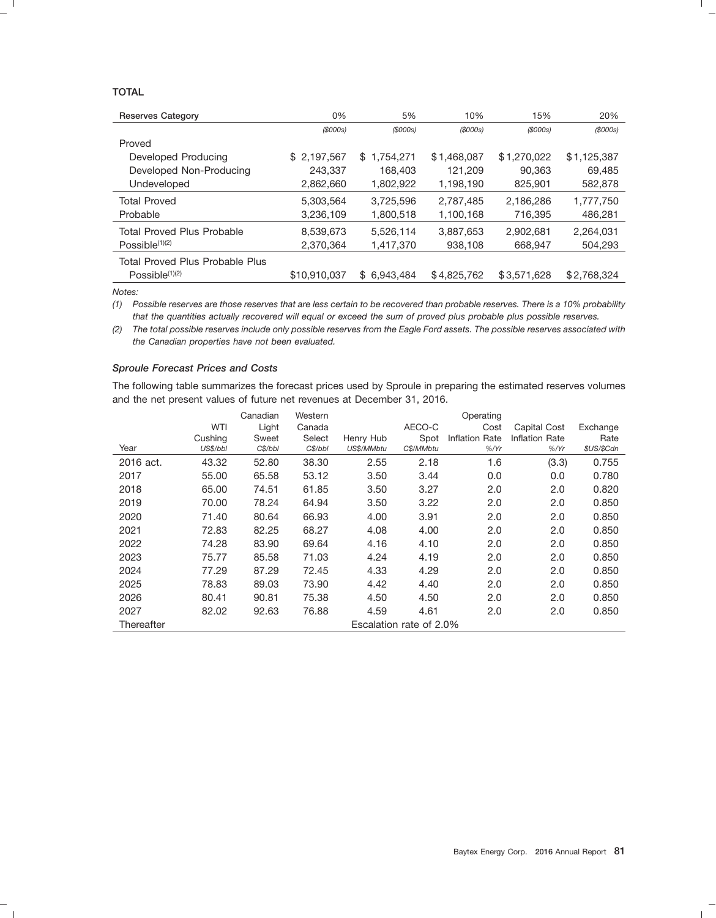**TOTAL**

| Reserves Category | 0% | 5% | 10% | 15% | 20% |
|---|---|---|---|---|---|
| | *($000s)* | *($000s)* | *($000s)* | *($000s)* | *($000s)* |
| Proved | | | | | |
| Developed Producing | $ 2,197,567 | $ 1,754,271 | $1,468,087 | $1,270,022 | $1,125,387 |
| Developed Non-Producing | 243,337 | 168,403 | 121,209 | 90,363 | 69,485 |
| Undeveloped | 2,862,660 | 1,802,922 | 1,198,190 | 825,901 | 582,878 |
| Total Proved | 5,303,564 | 3,725,596 | 2,787,485 | 2,186,286 | 1,777,750 |
| Probable | 3,236,109 | 1,800,518 | 1,100,168 | 716,395 | 486,281 |
| Total Proved Plus Probable | 8,539,673 | 5,526,114 | 3,887,653 | 2,902,681 | 2,264,031 |
| Possible[(1)(2)] | 2,370,364 | 1,417,370 | 938,108 | 668,947 | 504,293 |
| Total Proved Plus Probable Plus Possible[(1)(2)] | $10,910,037 | $ 6,943,484 | $4,825,762 | $3,571,628 | $2,768,324 |

*Notes:*

*(1) Possible reserves are those reserves that are less certain to be recovered than probable reserves. There is a 10% probability that the quantities actually recovered will equal or exceed the sum of proved plus probable plus possible reserves.*

*(2) The total possible reserves include only possible reserves from the Eagle Ford assets. The possible reserves associated with the Canadian properties have not been evaluated.*

### *Sproule Forecast Prices and Costs*

The following table summarizes the forecast prices used by Sproule in preparing the estimated reserves volumes and the net present values of future net revenues at December 31, 2016.

| Year | WTI Cushing *US$/bbl* | Canadian Light Sweet *C$/bbl* | Western Canada Select *C$/bbl* | Henry Hub *US$/MMbtu* | AECO-C Spot *C$/MMbtu* | Operating Cost Inflation Rate *%/Yr* | Capital Cost Inflation Rate *%/Yr* | Exchange Rate *$US/$Cdn* |
|---|---|---|---|---|---|---|---|---|
| 2016 act. | 43.32 | 52.80 | 38.30 | 2.55 | 2.18 | 1.6 | (3.3) | 0.755 |
| 2017 | 55.00 | 65.58 | 53.12 | 3.50 | 3.44 | 0.0 | 0.0 | 0.780 |
| 2018 | 65.00 | 74.51 | 61.85 | 3.50 | 3.27 | 2.0 | 2.0 | 0.820 |
| 2019 | 70.00 | 78.24 | 64.94 | 3.50 | 3.22 | 2.0 | 2.0 | 0.850 |
| 2020 | 71.40 | 80.64 | 66.93 | 4.00 | 3.91 | 2.0 | 2.0 | 0.850 |
| 2021 | 72.83 | 82.25 | 68.27 | 4.08 | 4.00 | 2.0 | 2.0 | 0.850 |
| 2022 | 74.28 | 83.90 | 69.64 | 4.16 | 4.10 | 2.0 | 2.0 | 0.850 |
| 2023 | 75.77 | 85.58 | 71.03 | 4.24 | 4.19 | 2.0 | 2.0 | 0.850 |
| 2024 | 77.29 | 87.29 | 72.45 | 4.33 | 4.29 | 2.0 | 2.0 | 0.850 |
| 2025 | 78.83 | 89.03 | 73.90 | 4.42 | 4.40 | 2.0 | 2.0 | 0.850 |
| 2026 | 80.41 | 90.81 | 75.38 | 4.50 | 4.50 | 2.0 | 2.0 | 0.850 |
| 2027 | 82.02 | 92.63 | 76.88 | 4.59 | 4.61 | 2.0 | 2.0 | 0.850 |
| Thereafter | Escalation rate of 2.0% | | | | | | | |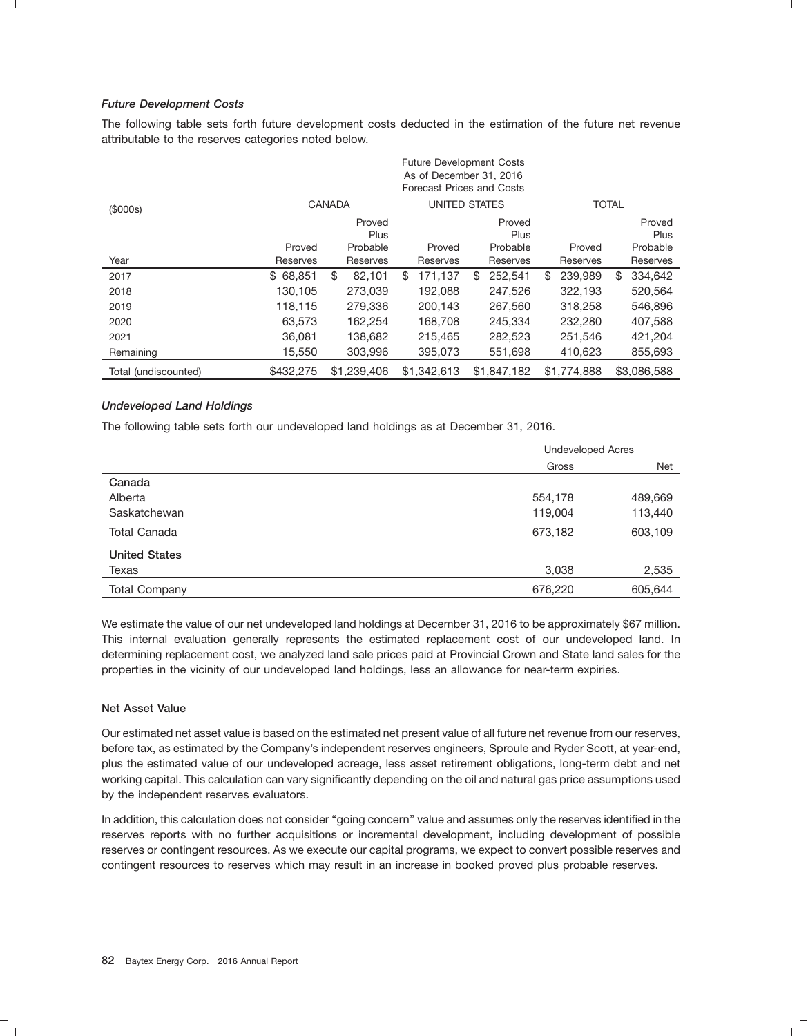### *Future Development Costs*

The following table sets forth future development costs deducted in the estimation of the future net revenue attributable to the reserves categories noted below.

| ($000s) | Future Development Costs As of December 31, 2016 Forecast Prices and Costs | | | | | |
|---|---|---|---|---|---|---|
| | CANADA | | UNITED STATES | | TOTAL | |
| Year | Proved Reserves | Proved Plus Probable Reserves | Proved Reserves | Proved Plus Probable Reserves | Proved Reserves | Proved Plus Probable Reserves |
| 2017 | $ 68,851 | $ 82,101 | $ 171,137 | $ 252,541 | $ 239,989 | $ 334,642 |
| 2018 | 130,105 | 273,039 | 192,088 | 247,526 | 322,193 | 520,564 |
| 2019 | 118,115 | 279,336 | 200,143 | 267,560 | 318,258 | 546,896 |
| 2020 | 63,573 | 162,254 | 168,708 | 245,334 | 232,280 | 407,588 |
| 2021 | 36,081 | 138,682 | 215,465 | 282,523 | 251,546 | 421,204 |
| Remaining | 15,550 | 303,996 | 395,073 | 551,698 | 410,623 | 855,693 |
| Total (undiscounted) | $432,275 | $1,239,406 | $1,342,613 | $1,847,182 | $1,774,888 | $3,086,588 |

### *Undeveloped Land Holdings*

The following table sets forth our undeveloped land holdings as at December 31, 2016.

| | Undeveloped Acres | |
|---|---|---|
| | Gross | Net |
| **Canada** | | |
| Alberta | 554,178 | 489,669 |
| Saskatchewan | 119,004 | 113,440 |
| Total Canada | 673,182 | 603,109 |
| **United States** | | |
| Texas | 3,038 | 2,535 |
| Total Company | 676,220 | 605,644 |

We estimate the value of our net undeveloped land holdings at December 31, 2016 to be approximately $67 million. This internal evaluation generally represents the estimated replacement cost of our undeveloped land. In determining replacement cost, we analyzed land sale prices paid at Provincial Crown and State land sales for the properties in the vicinity of our undeveloped land holdings, less an allowance for near-term expiries.

### Net Asset Value

Our estimated net asset value is based on the estimated net present value of all future net revenue from our reserves, before tax, as estimated by the Company's independent reserves engineers, Sproule and Ryder Scott, at year-end, plus the estimated value of our undeveloped acreage, less asset retirement obligations, long-term debt and net working capital. This calculation can vary significantly depending on the oil and natural gas price assumptions used by the independent reserves evaluators.

In addition, this calculation does not consider "going concern" value and assumes only the reserves identified in the reserves reports with no further acquisitions or incremental development, including development of possible reserves or contingent resources. As we execute our capital programs, we expect to convert possible reserves and contingent resources to reserves which may result in an increase in booked proved plus probable reserves.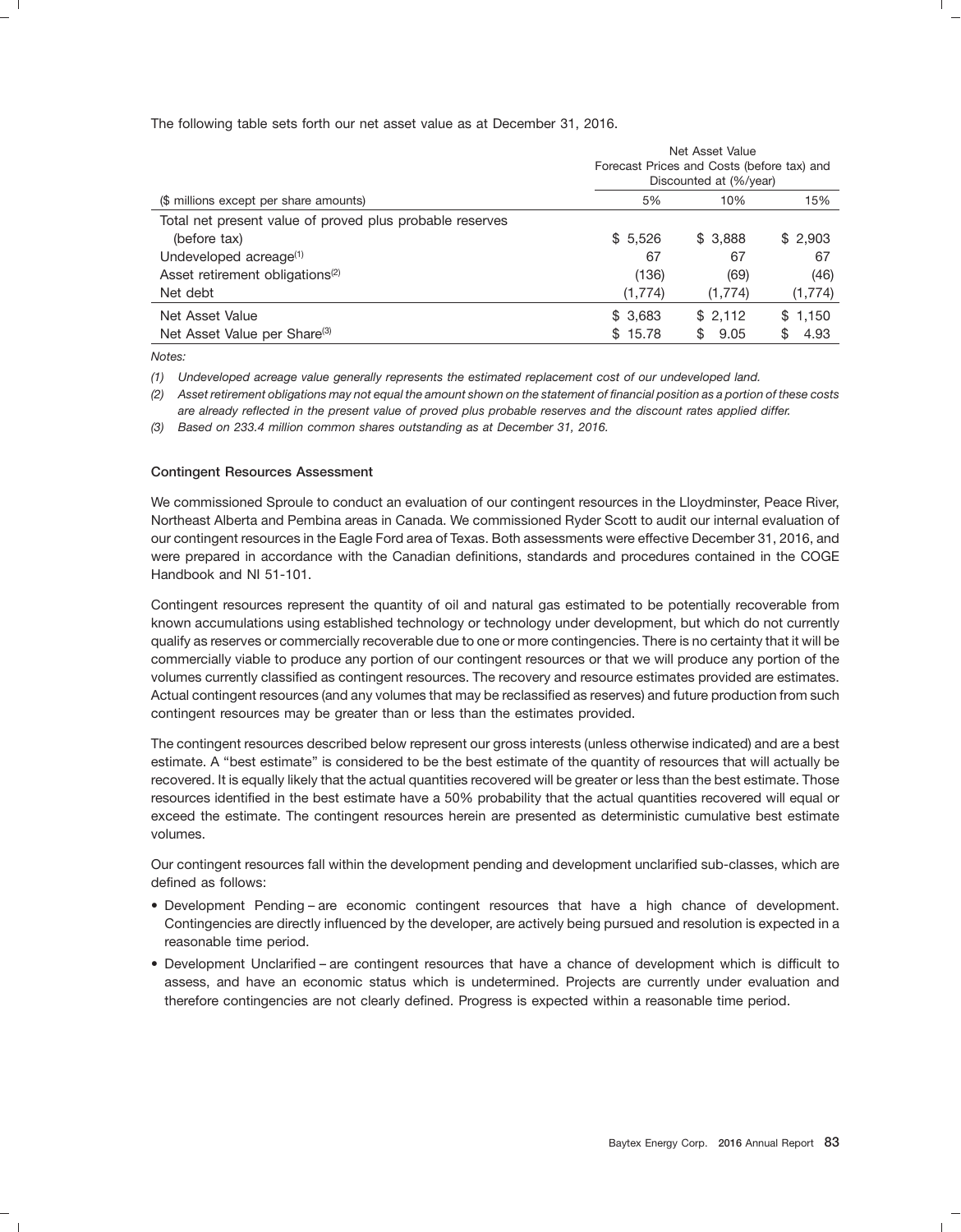The following table sets forth our net asset value as at December 31, 2016.

| | Net Asset Value Forecast Prices and Costs (before tax) and Discounted at (%/year) | | |
|---|---|---|---|
| ($ millions except per share amounts) | 5% | 10% | 15% |
| Total net present value of proved plus probable reserves (before tax) | $ 5,526 | $ 3,888 | $ 2,903 |
| Undeveloped acreage[(1)] | 67 | 67 | 67 |
| Asset retirement obligations[(2)] | (136) | (69) | (46) |
| Net debt | (1,774) | (1,774) | (1,774) |
| Net Asset Value | $ 3,683 | $ 2,112 | $ 1,150 |
| Net Asset Value per Share[(3)] | $ 15.78 | $ 9.05 | $ 4.93 |

*Notes:*

*(1) Undeveloped acreage value generally represents the estimated replacement cost of our undeveloped land.*

*(2) Asset retirement obligations may not equal the amount shown on the statement of financial position as a portion of these costs are already reflected in the present value of proved plus probable reserves and the discount rates applied differ.*

*(3) Based on 233.4 million common shares outstanding as at December 31, 2016.*

### Contingent Resources Assessment

We commissioned Sproule to conduct an evaluation of our contingent resources in the Lloydminster, Peace River, Northeast Alberta and Pembina areas in Canada. We commissioned Ryder Scott to audit our internal evaluation of our contingent resources in the Eagle Ford area of Texas. Both assessments were effective December 31, 2016, and were prepared in accordance with the Canadian definitions, standards and procedures contained in the COGE Handbook and NI 51-101.

Contingent resources represent the quantity of oil and natural gas estimated to be potentially recoverable from known accumulations using established technology or technology under development, but which do not currently qualify as reserves or commercially recoverable due to one or more contingencies. There is no certainty that it will be commercially viable to produce any portion of our contingent resources or that we will produce any portion of the volumes currently classified as contingent resources. The recovery and resource estimates provided are estimates. Actual contingent resources (and any volumes that may be reclassified as reserves) and future production from such contingent resources may be greater than or less than the estimates provided.

The contingent resources described below represent our gross interests (unless otherwise indicated) and are a best estimate. A "best estimate" is considered to be the best estimate of the quantity of resources that will actually be recovered. It is equally likely that the actual quantities recovered will be greater or less than the best estimate. Those resources identified in the best estimate have a 50% probability that the actual quantities recovered will equal or exceed the estimate. The contingent resources herein are presented as deterministic cumulative best estimate volumes.

Our contingent resources fall within the development pending and development unclarified sub-classes, which are defined as follows:

- Development Pending – are economic contingent resources that have a high chance of development. Contingencies are directly influenced by the developer, are actively being pursued and resolution is expected in a reasonable time period.
- Development Unclarified – are contingent resources that have a chance of development which is difficult to assess, and have an economic status which is undetermined. Projects are currently under evaluation and therefore contingencies are not clearly defined. Progress is expected within a reasonable time period.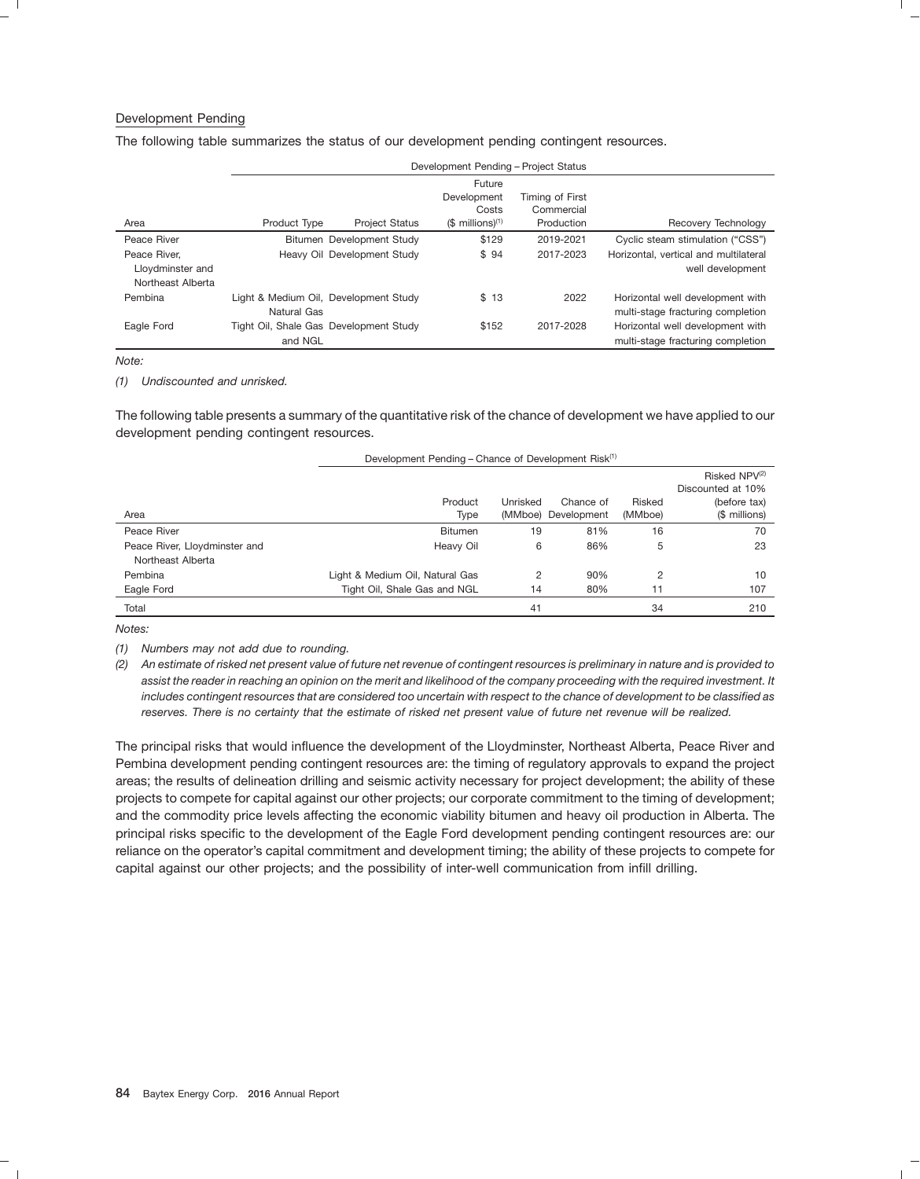### Development Pending

The following table summarizes the status of our development pending contingent resources.

| | Development Pending – Project Status | | | | |
|---|---|---|---|---|---|
| Area | Product Type | Project Status | Future Development Costs ($ millions)[(1)] | Timing of First Commercial Production | Recovery Technology |
| Peace River | Bitumen | Development Study | $129 | 2019-2021 | Cyclic steam stimulation ("CSS") |
| Peace River, Lloydminster and Northeast Alberta | Heavy Oil | Development Study | $ 94 | 2017-2023 | Horizontal, vertical and multilateral well development |
| Pembina | Light & Medium Oil, Natural Gas | Development Study | $ 13 | 2022 | Horizontal well development with multi-stage fracturing completion |
| Eagle Ford | Tight Oil, Shale Gas and NGL | Development Study | $152 | 2017-2028 | Horizontal well development with multi-stage fracturing completion |

*Note:*

*(1) Undiscounted and unrisked.*

The following table presents a summary of the quantitative risk of the chance of development we have applied to our development pending contingent resources.

| | Development Pending – Chance of Development Risk[(1)] | | | | |
|---|---|---|---|---|---|
| Area | Product Type | Unrisked (MMboe) | Chance of Development | Risked (MMboe) | Risked NPV[(2)] Discounted at 10% (before tax) ($ millions) |
| Peace River | Bitumen | 19 | 81% | 16 | 70 |
| Peace River, Lloydminster and Northeast Alberta | Heavy Oil | 6 | 86% | 5 | 23 |
| Pembina | Light & Medium Oil, Natural Gas | 2 | 90% | 2 | 10 |
| Eagle Ford | Tight Oil, Shale Gas and NGL | 14 | 80% | 11 | 107 |
| Total | | 41 | | 34 | 210 |

*Notes:*

*(1) Numbers may not add due to rounding.*

*(2) An estimate of risked net present value of future net revenue of contingent resources is preliminary in nature and is provided to assist the reader in reaching an opinion on the merit and likelihood of the company proceeding with the required investment. It includes contingent resources that are considered too uncertain with respect to the chance of development to be classified as reserves. There is no certainty that the estimate of risked net present value of future net revenue will be realized.*

The principal risks that would influence the development of the Lloydminster, Northeast Alberta, Peace River and Pembina development pending contingent resources are: the timing of regulatory approvals to expand the project areas; the results of delineation drilling and seismic activity necessary for project development; the ability of these projects to compete for capital against our other projects; our corporate commitment to the timing of development; and the commodity price levels affecting the economic viability bitumen and heavy oil production in Alberta. The principal risks specific to the development of the Eagle Ford development pending contingent resources are: our reliance on the operator's capital commitment and development timing; the ability of these projects to compete for capital against our other projects; and the possibility of inter-well communication from infill drilling.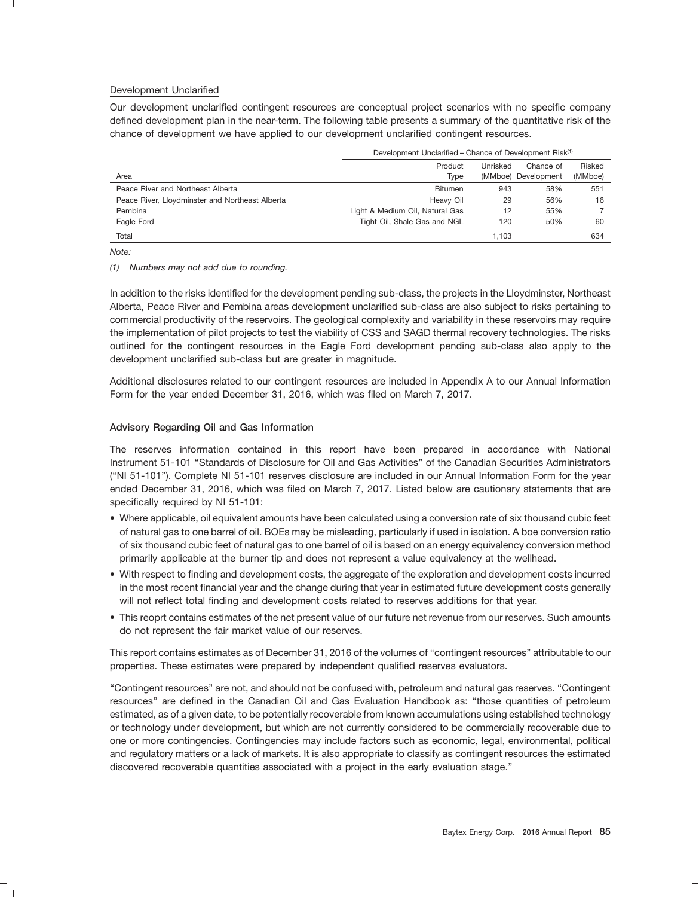### Development Unclarified

Our development unclarified contingent resources are conceptual project scenarios with no specific company defined development plan in the near-term. The following table presents a summary of the quantitative risk of the chance of development we have applied to our development unclarified contingent resources.

| | Development Unclarified – Chance of Development Risk[(1)] | | | |
|---|---|---|---|---|
| Area | Product Type | Unrisked (MMboe) | Chance of Development | Risked (MMboe) |
| Peace River and Northeast Alberta | Bitumen | 943 | 58% | 551 |
| Peace River, Lloydminster and Northeast Alberta | Heavy Oil | 29 | 56% | 16 |
| Pembina | Light & Medium Oil, Natural Gas | 12 | 55% | 7 |
| Eagle Ford | Tight Oil, Shale Gas and NGL | 120 | 50% | 60 |
| Total | | 1,103 | | 634 |

*Note:*

*(1) Numbers may not add due to rounding.*

In addition to the risks identified for the development pending sub-class, the projects in the Lloydminster, Northeast Alberta, Peace River and Pembina areas development unclarified sub-class are also subject to risks pertaining to commercial productivity of the reservoirs. The geological complexity and variability in these reservoirs may require the implementation of pilot projects to test the viability of CSS and SAGD thermal recovery technologies. The risks outlined for the contingent resources in the Eagle Ford development pending sub-class also apply to the development unclarified sub-class but are greater in magnitude.

Additional disclosures related to our contingent resources are included in Appendix A to our Annual Information Form for the year ended December 31, 2016, which was filed on March 7, 2017.

### Advisory Regarding Oil and Gas Information

The reserves information contained in this report have been prepared in accordance with National Instrument 51-101 "Standards of Disclosure for Oil and Gas Activities" of the Canadian Securities Administrators ("NI 51-101"). Complete NI 51-101 reserves disclosure are included in our Annual Information Form for the year ended December 31, 2016, which was filed on March 7, 2017. Listed below are cautionary statements that are specifically required by NI 51-101:

- Where applicable, oil equivalent amounts have been calculated using a conversion rate of six thousand cubic feet of natural gas to one barrel of oil. BOEs may be misleading, particularly if used in isolation. A boe conversion ratio of six thousand cubic feet of natural gas to one barrel of oil is based on an energy equivalency conversion method primarily applicable at the burner tip and does not represent a value equivalency at the wellhead.
- With respect to finding and development costs, the aggregate of the exploration and development costs incurred in the most recent financial year and the change during that year in estimated future development costs generally will not reflect total finding and development costs related to reserves additions for that year.
- This reoprt contains estimates of the net present value of our future net revenue from our reserves. Such amounts do not represent the fair market value of our reserves.

This report contains estimates as of December 31, 2016 of the volumes of "contingent resources" attributable to our properties. These estimates were prepared by independent qualified reserves evaluators.

"Contingent resources" are not, and should not be confused with, petroleum and natural gas reserves. "Contingent resources" are defined in the Canadian Oil and Gas Evaluation Handbook as: "those quantities of petroleum estimated, as of a given date, to be potentially recoverable from known accumulations using established technology or technology under development, but which are not currently considered to be commercially recoverable due to one or more contingencies. Contingencies may include factors such as economic, legal, environmental, political and regulatory matters or a lack of markets. It is also appropriate to classify as contingent resources the estimated discovered recoverable quantities associated with a project in the early evaluation stage."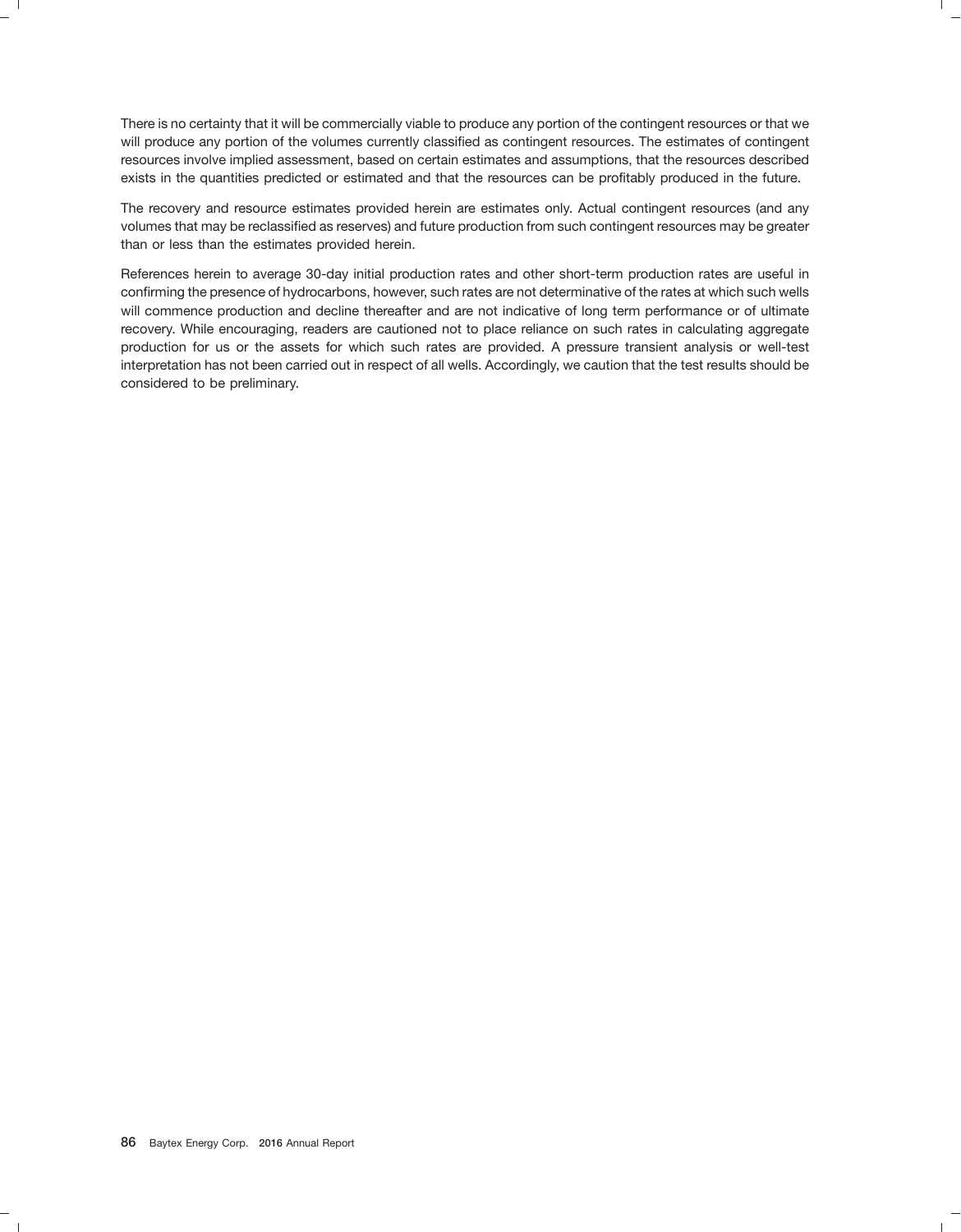There is no certainty that it will be commercially viable to produce any portion of the contingent resources or that we will produce any portion of the volumes currently classified as contingent resources. The estimates of contingent resources involve implied assessment, based on certain estimates and assumptions, that the resources described exists in the quantities predicted or estimated and that the resources can be profitably produced in the future.

The recovery and resource estimates provided herein are estimates only. Actual contingent resources (and any volumes that may be reclassified as reserves) and future production from such contingent resources may be greater than or less than the estimates provided herein.

References herein to average 30-day initial production rates and other short-term production rates are useful in confirming the presence of hydrocarbons, however, such rates are not determinative of the rates at which such wells will commence production and decline thereafter and are not indicative of long term performance or of ultimate recovery. While encouraging, readers are cautioned not to place reliance on such rates in calculating aggregate production for us or the assets for which such rates are provided. A pressure transient analysis or well-test interpretation has not been carried out in respect of all wells. Accordingly, we caution that the test results should be considered to be preliminary.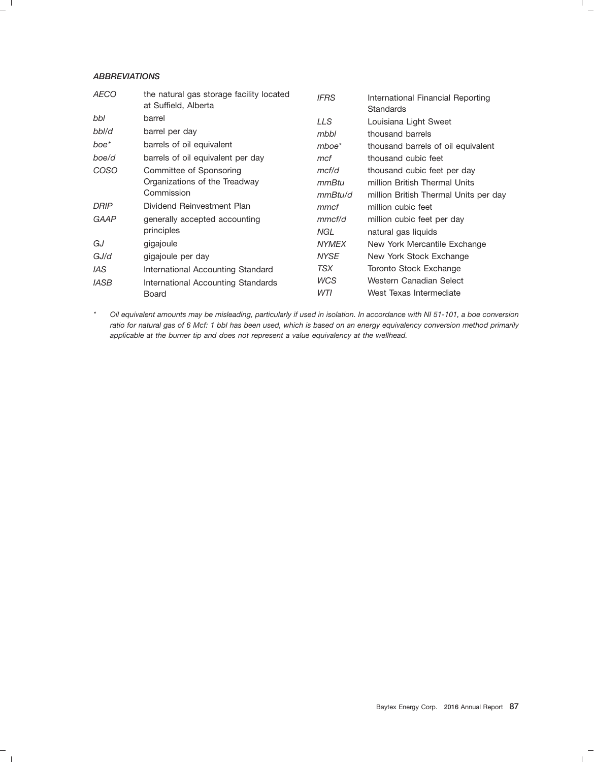### *ABBREVIATIONS*

| | |
|---|---|
| *AECO* | the natural gas storage facility located at Suffield, Alberta |
| *bbl* | barrel |
| *bbl/d* | barrel per day |
| *boe** | barrels of oil equivalent |
| *boe/d* | barrels of oil equivalent per day |
| *COSO* | Committee of Sponsoring Organizations of the Treadway Commission |
| *DRIP* | Dividend Reinvestment Plan |
| *GAAP* | generally accepted accounting principles |
| *GJ* | gigajoule |
| *GJ/d* | gigajoule per day |
| *IAS* | International Accounting Standard |
| *IASB* | International Accounting Standards Board |
| *IFRS* | International Financial Reporting Standards |
| *LLS* | Louisiana Light Sweet |
| *mbbl* | thousand barrels |
| *mboe** | thousand barrels of oil equivalent |
| *mcf* | thousand cubic feet |
| *mcf/d* | thousand cubic feet per day |
| *mmBtu* | million British Thermal Units |
| *mmBtu/d* | million British Thermal Units per day |
| *mmcf* | million cubic feet |
| *mmcf/d* | million cubic feet per day |
| *NGL* | natural gas liquids |
| *NYMEX* | New York Mercantile Exchange |
| *NYSE* | New York Stock Exchange |
| *TSX* | Toronto Stock Exchange |
| *WCS* | Western Canadian Select |
| *WTI* | West Texas Intermediate |

\* *Oil equivalent amounts may be misleading, particularly if used in isolation. In accordance with NI 51-101, a boe conversion ratio for natural gas of 6 Mcf: 1 bbl has been used, which is based on an energy equivalency conversion method primarily applicable at the burner tip and does not represent a value equivalency at the wellhead.*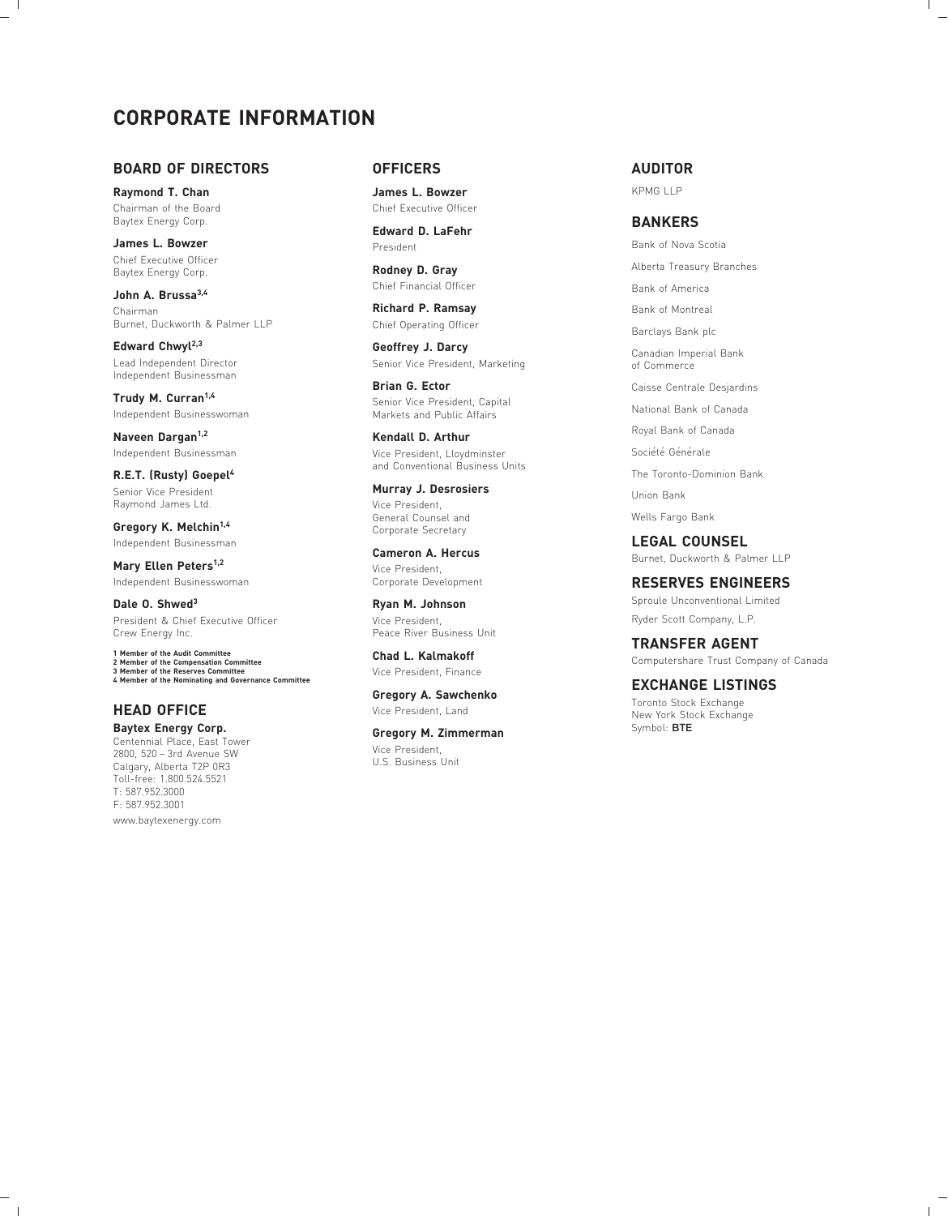# CORPORATE INFORMATION

## BOARD OF DIRECTORS

**Raymond T. Chan**
Chairman of the Board
Baytex Energy Corp.

**James L. Bowzer**
Chief Executive Officer
Baytex Energy Corp.

**John A. Brussa[3,4]**
Chairman
Burnet, Duckworth & Palmer LLP

**Edward Chwyl[2,3]**
Lead Independent Director
Independent Businessman

**Trudy M. Curran[1,4]**
Independent Businesswoman

**Naveen Dargan[1,2]**
Independent Businessman

**R.E.T. (Rusty) Goepel[4]**
Senior Vice President
Raymond James Ltd.

**Gregory K. Melchin[1,4]**
Independent Businessman

**Mary Ellen Peters[1,2]**
Independent Businesswoman

**Dale O. Shwed[3]**
President & Chief Executive Officer
Crew Energy Inc.

1 Member of the Audit Committee
2 Member of the Compensation Committee
3 Member of the Reserves Committee
4 Member of the Nominating and Governance Committee

## HEAD OFFICE

**Baytex Energy Corp.**
Centennial Place, East Tower
2800, 520 – 3rd Avenue SW
Calgary, Alberta T2P 0R3
Toll-free: 1.800.524.5521
T: 587.952.3000
F: 587.952.3001
www.baytexenergy.com

## OFFICERS

**James L. Bowzer**
Chief Executive Officer

**Edward D. LaFehr**
President

**Rodney D. Gray**
Chief Financial Officer

**Richard P. Ramsay**
Chief Operating Officer

**Geoffrey J. Darcy**
Senior Vice President, Marketing

**Brian G. Ector**
Senior Vice President, Capital Markets and Public Affairs

**Kendall D. Arthur**
Vice President, Lloydminster and Conventional Business Units

**Murray J. Desrosiers**
Vice President,
General Counsel and Corporate Secretary

**Cameron A. Hercus**
Vice President,
Corporate Development

**Ryan M. Johnson**
Vice President,
Peace River Business Unit

**Chad L. Kalmakoff**
Vice President, Finance

**Gregory A. Sawchenko**
Vice President, Land

**Gregory M. Zimmerman**
Vice President,
U.S. Business Unit

## AUDITOR

KPMG LLP

## BANKERS

Bank of Nova Scotia

Alberta Treasury Branches

Bank of America

Bank of Montreal

Barclays Bank plc

Canadian Imperial Bank of Commerce

Caisse Centrale Desjardins

National Bank of Canada

Royal Bank of Canada

Société Générale

The Toronto-Dominion Bank

Union Bank

Wells Fargo Bank

## LEGAL COUNSEL

Burnet, Duckworth & Palmer LLP

## RESERVES ENGINEERS

Sproule Unconventional Limited

Ryder Scott Company, L.P.

## TRANSFER AGENT

Computershare Trust Company of Canada

## EXCHANGE LISTINGS

Toronto Stock Exchange
New York Stock Exchange
Symbol: **BTE**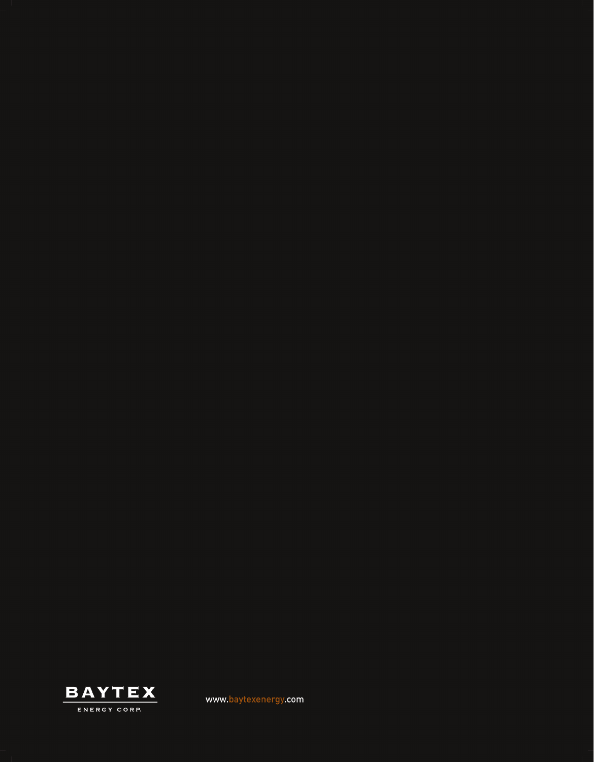BAYTEX

ENERGY CORP.

www.baytexenergy.com